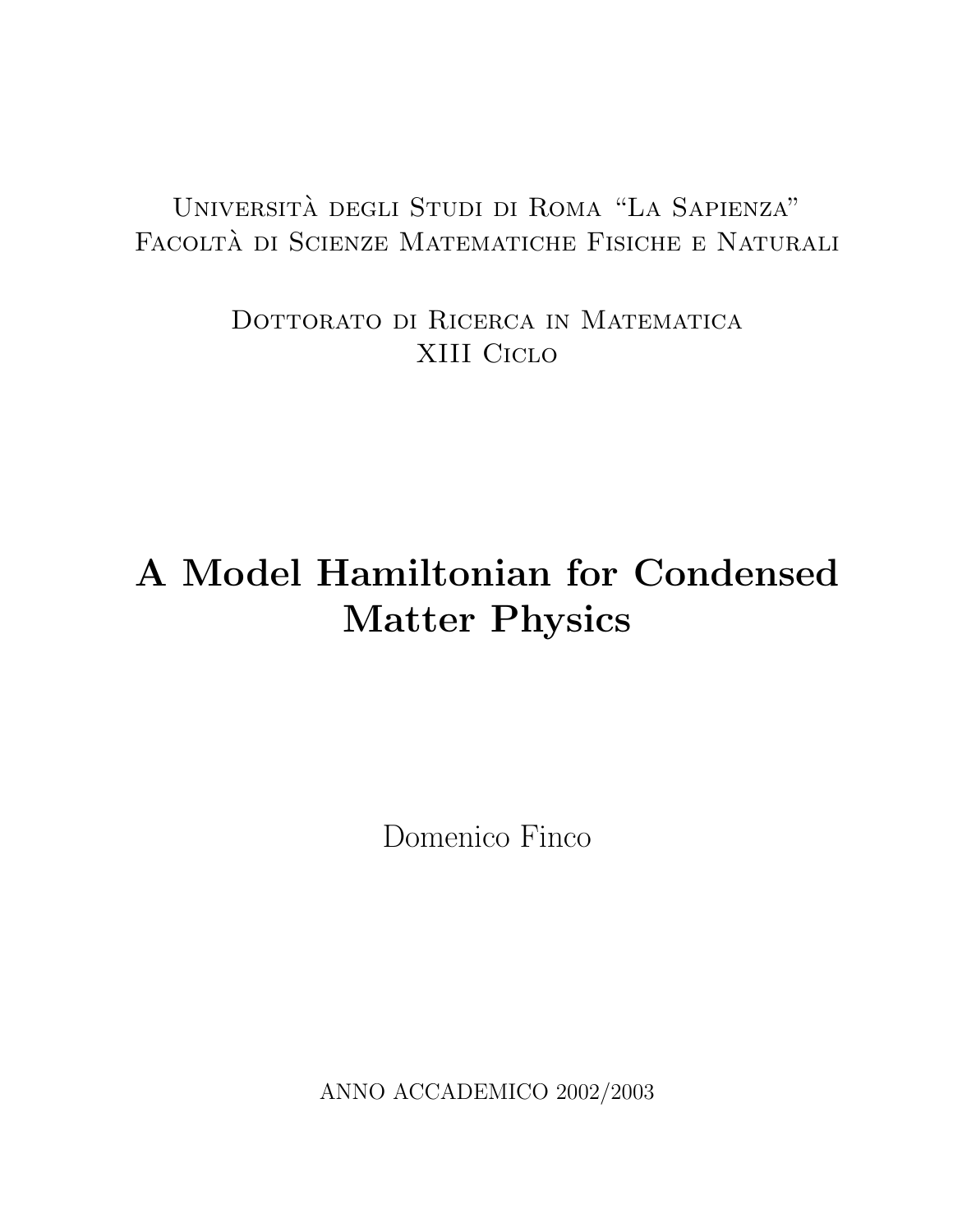Università degli Studi di Roma "La Sapienza"
Facoltà di Scienze Matematiche Fisiche e Naturali

Dottorato di Ricerca in Matematica
XIII Ciclo

# A Model Hamiltonian for Condensed Matter Physics

Domenico Finco

ANNO ACCADEMICO 2002/2003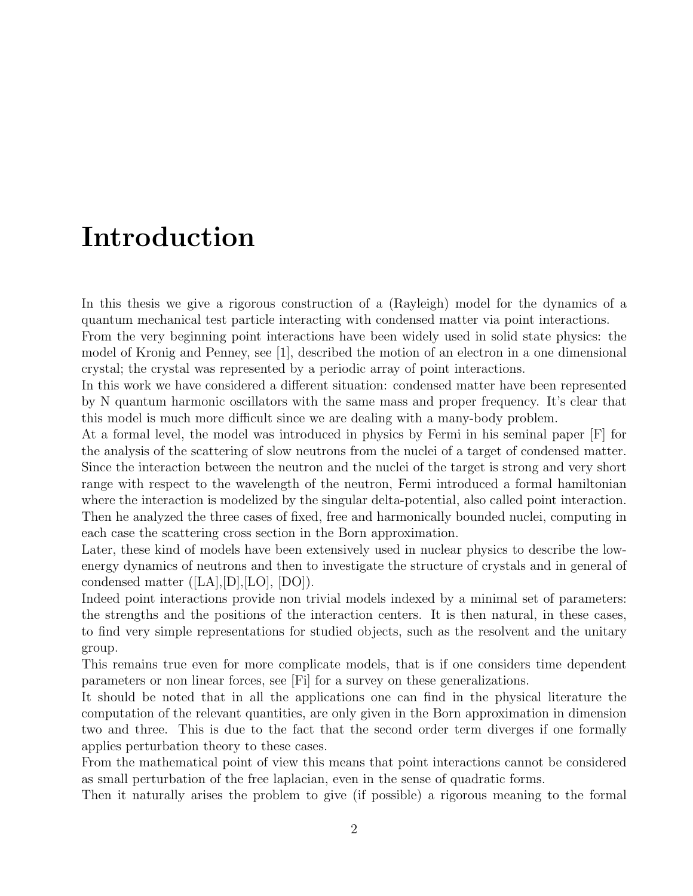# Introduction

In this thesis we give a rigorous construction of a (Rayleigh) model for the dynamics of a quantum mechanical test particle interacting with condensed matter via point interactions.
From the very beginning point interactions have been widely used in solid state physics: the model of Kronig and Penney, see [1], described the motion of an electron in a one dimensional crystal; the crystal was represented by a periodic array of point interactions.
In this work we have considered a different situation: condensed matter have been represented by N quantum harmonic oscillators with the same mass and proper frequency. It's clear that this model is much more difficult since we are dealing with a many-body problem.
At a formal level, the model was introduced in physics by Fermi in his seminal paper [F] for the analysis of the scattering of slow neutrons from the nuclei of a target of condensed matter. Since the interaction between the neutron and the nuclei of the target is strong and very short range with respect to the wavelength of the neutron, Fermi introduced a formal hamiltonian where the interaction is modelized by the singular delta-potential, also called point interaction. Then he analyzed the three cases of fixed, free and harmonically bounded nuclei, computing in each case the scattering cross section in the Born approximation.
Later, these kind of models have been extensively used in nuclear physics to describe the low-energy dynamics of neutrons and then to investigate the structure of crystals and in general of condensed matter ([LA],[D],[LO], [DO]).
Indeed point interactions provide non trivial models indexed by a minimal set of parameters: the strengths and the positions of the interaction centers. It is then natural, in these cases, to find very simple representations for studied objects, such as the resolvent and the unitary group.
This remains true even for more complicate models, that is if one considers time dependent parameters or non linear forces, see [Fi] for a survey on these generalizations.
It should be noted that in all the applications one can find in the physical literature the computation of the relevant quantities, are only given in the Born approximation in dimension two and three. This is due to the fact that the second order term diverges if one formally applies perturbation theory to these cases.
From the mathematical point of view this means that point interactions cannot be considered as small perturbation of the free laplacian, even in the sense of quadratic forms.
Then it naturally arises the problem to give (if possible) a rigorous meaning to the formal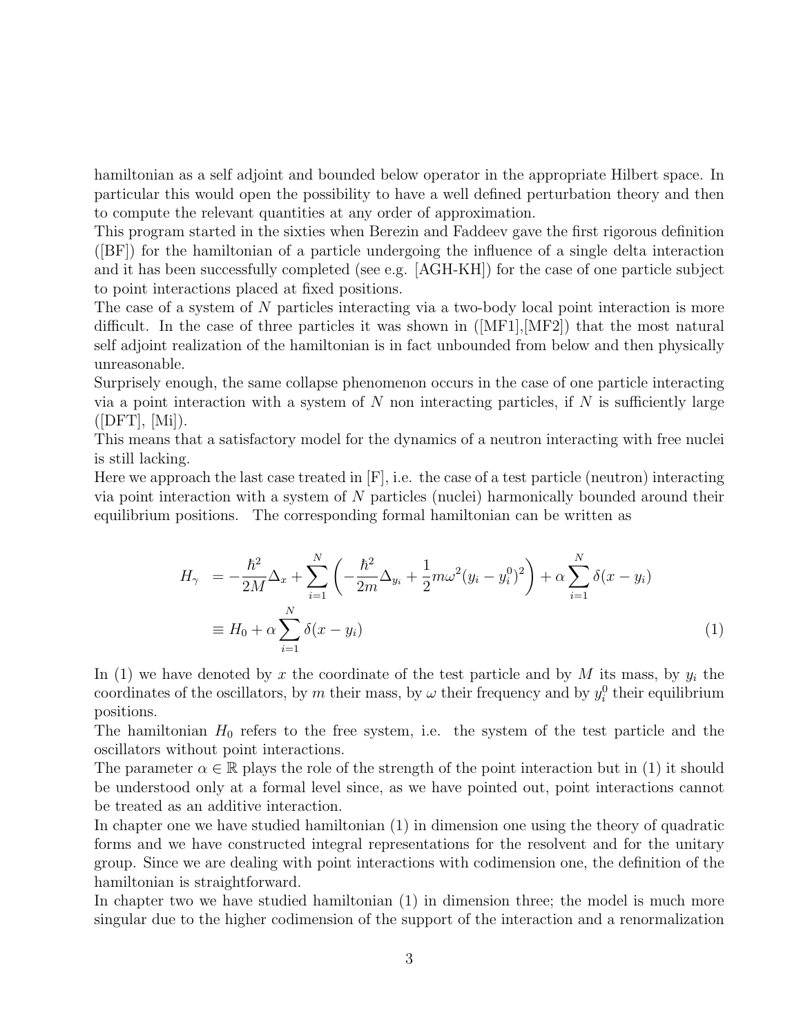hamiltonian as a self adjoint and bounded below operator in the appropriate Hilbert space. In particular this would open the possibility to have a well defined perturbation theory and then to compute the relevant quantities at any order of approximation.
This program started in the sixties when Berezin and Faddeev gave the first rigorous definition ([BF]) for the hamiltonian of a particle undergoing the influence of a single delta interaction and it has been successfully completed (see e.g. [AGH-KH]) for the case of one particle subject to point interactions placed at fixed positions.
The case of a system of $N$ particles interacting via a two-body local point interaction is more difficult. In the case of three particles it was shown in ([MF1],[MF2]) that the most natural self adjoint realization of the hamiltonian is in fact unbounded from below and then physically unreasonable.
Surprisely enough, the same collapse phenomenon occurs in the case of one particle interacting via a point interaction with a system of $N$ non interacting particles, if $N$ is sufficiently large ([DFT], [Mi]).
This means that a satisfactory model for the dynamics of a neutron interacting with free nuclei is still lacking.
Here we approach the last case treated in [F], i.e. the case of a test particle (neutron) interacting via point interaction with a system of $N$ particles (nuclei) harmonically bounded around their equilibrium positions. The corresponding formal hamiltonian can be written as

$$
\begin{aligned}
H_\gamma &= -\frac{\hbar^2}{2M}\Delta_x + \sum_{i=1}^{N}\left(-\frac{\hbar^2}{2m}\Delta_{y_i} + \frac{1}{2}m\omega^2(y_i - y_i^0)^2\right) + \alpha\sum_{i=1}^{N}\delta(x - y_i) \\
&\equiv H_0 + \alpha\sum_{i=1}^{N}\delta(x - y_i) \qquad (1)
\end{aligned}
$$

In (1) we have denoted by $x$ the coordinate of the test particle and by $M$ its mass, by $y_i$ the coordinates of the oscillators, by $m$ their mass, by $\omega$ their frequency and by $y_i^0$ their equilibrium positions.
The hamiltonian $H_0$ refers to the free system, i.e. the system of the test particle and the oscillators without point interactions.
The parameter $\alpha \in \mathbb{R}$ plays the role of the strength of the point interaction but in (1) it should be understood only at a formal level since, as we have pointed out, point interactions cannot be treated as an additive interaction.
In chapter one we have studied hamiltonian (1) in dimension one using the theory of quadratic forms and we have constructed integral representations for the resolvent and for the unitary group. Since we are dealing with point interactions with codimension one, the definition of the hamiltonian is straightforward.
In chapter two we have studied hamiltonian (1) in dimension three; the model is much more singular due to the higher codimension of the support of the interaction and a renormalization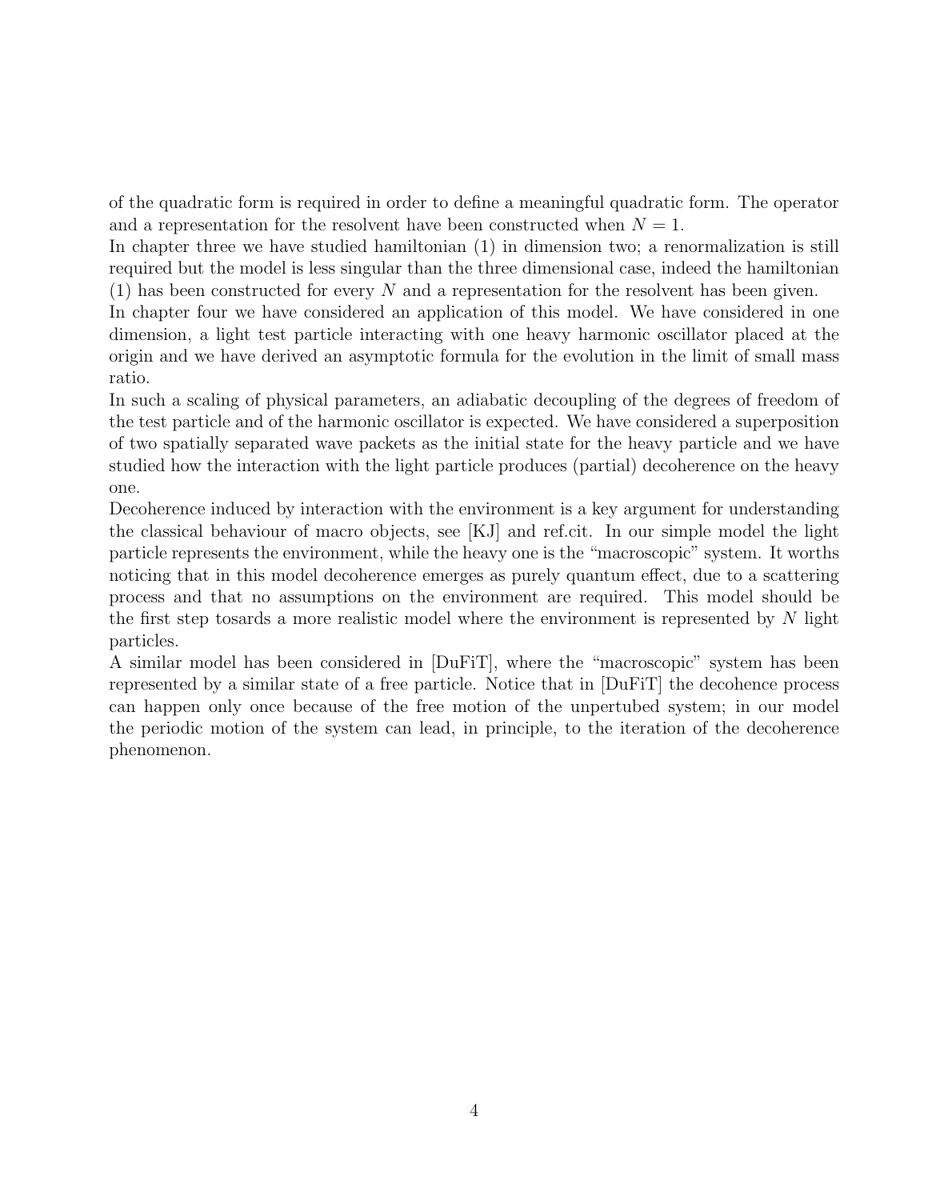of the quadratic form is required in order to define a meaningful quadratic form. The operator and a representation for the resolvent have been constructed when $N = 1$.

In chapter three we have studied hamiltonian (1) in dimension two; a renormalization is still required but the model is less singular than the three dimensional case, indeed the hamiltonian (1) has been constructed for every $N$ and a representation for the resolvent has been given.

In chapter four we have considered an application of this model. We have considered in one dimension, a light test particle interacting with one heavy harmonic oscillator placed at the origin and we have derived an asymptotic formula for the evolution in the limit of small mass ratio.

In such a scaling of physical parameters, an adiabatic decoupling of the degrees of freedom of the test particle and of the harmonic oscillator is expected. We have considered a superposition of two spatially separated wave packets as the initial state for the heavy particle and we have studied how the interaction with the light particle produces (partial) decoherence on the heavy one.

Decoherence induced by interaction with the environment is a key argument for understanding the classical behaviour of macro objects, see [KJ] and ref.cit. In our simple model the light particle represents the environment, while the heavy one is the "macroscopic" system. It worths noticing that in this model decoherence emerges as purely quantum effect, due to a scattering process and that no assumptions on the environment are required. This model should be the first step tosards a more realistic model where the environment is represented by $N$ light particles.

A similar model has been considered in [DuFiT], where the "macroscopic" system has been represented by a similar state of a free particle. Notice that in [DuFiT] the decohence process can happen only once because of the free motion of the unpertubed system; in our model the periodic motion of the system can lead, in principle, to the iteration of the decoherence phenomenon.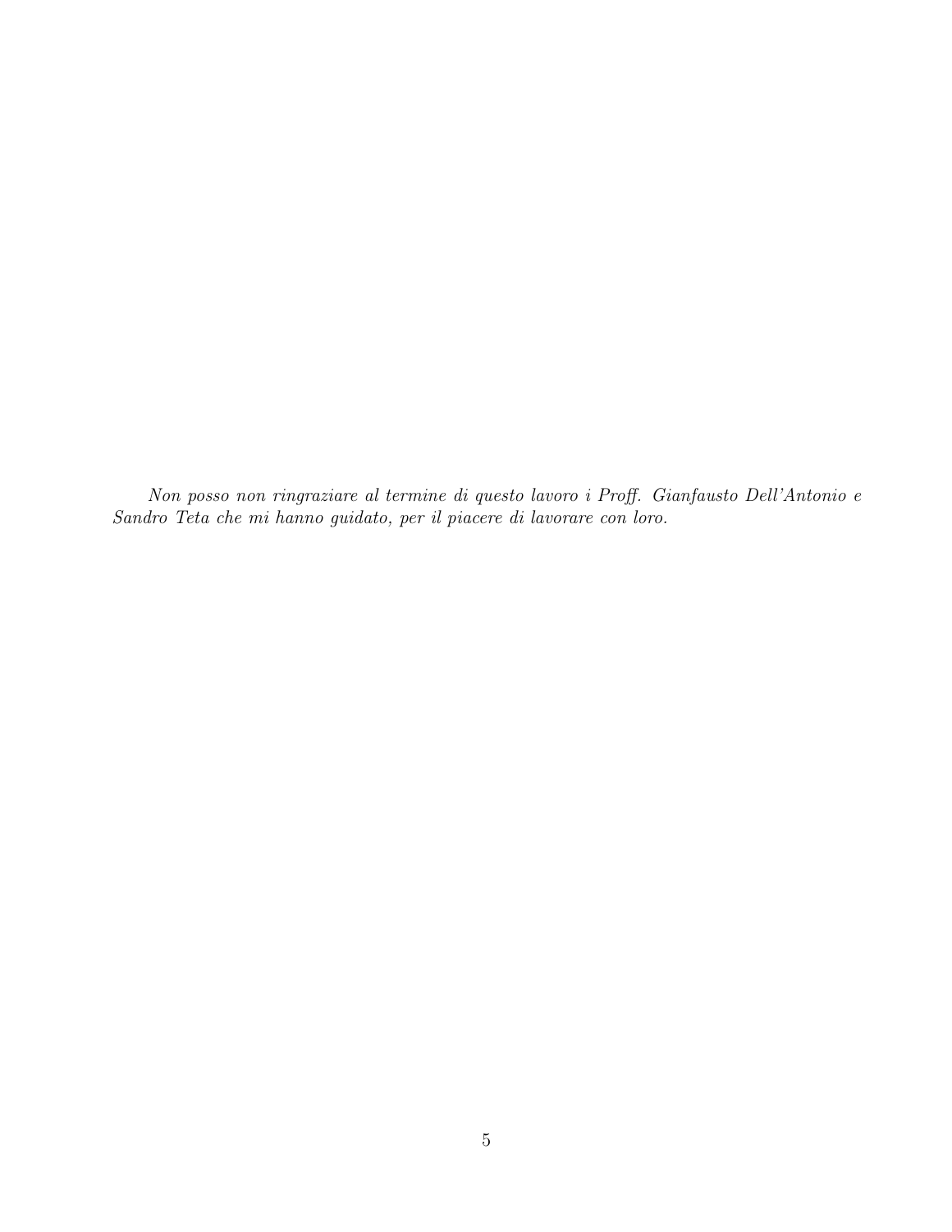*Non posso non ringraziare al termine di questo lavoro i Proff. Gianfausto Dell'Antonio e Sandro Teta che mi hanno guidato, per il piacere di lavorare con loro.*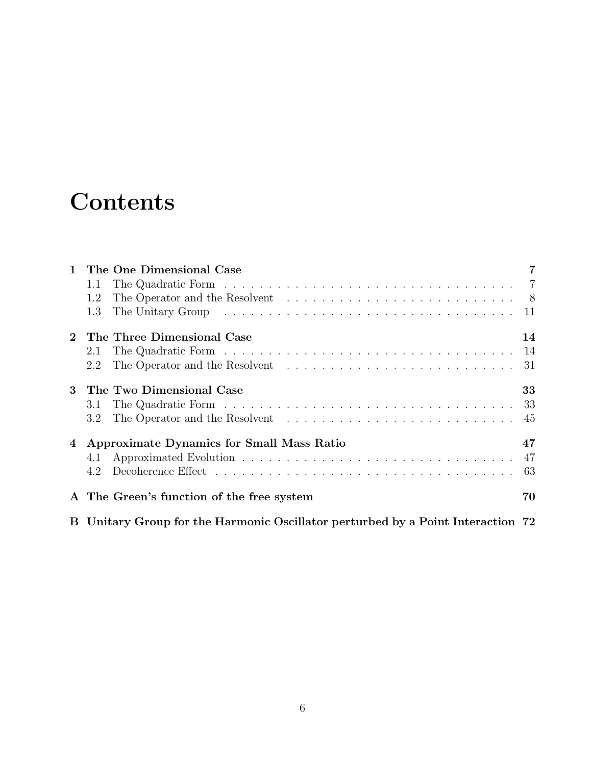# Contents

**1 The One Dimensional Case** **7**

1.1 The Quadratic Form . . . . . . . . . . . . . . . . . . . . . . . . . . . . . . . . . . 7

1.2 The Operator and the Resolvent . . . . . . . . . . . . . . . . . . . . . . . . . . . 8

1.3 The Unitary Group . . . . . . . . . . . . . . . . . . . . . . . . . . . . . . . . . . 11

**2 The Three Dimensional Case** **14**

2.1 The Quadratic Form . . . . . . . . . . . . . . . . . . . . . . . . . . . . . . . . . . 14

2.2 The Operator and the Resolvent . . . . . . . . . . . . . . . . . . . . . . . . . . . 31

**3 The Two Dimensional Case** **33**

3.1 The Quadratic Form . . . . . . . . . . . . . . . . . . . . . . . . . . . . . . . . . . 33

3.2 The Operator and the Resolvent . . . . . . . . . . . . . . . . . . . . . . . . . . . 45

**4 Approximate Dynamics for Small Mass Ratio** **47**

4.1 Approximated Evolution . . . . . . . . . . . . . . . . . . . . . . . . . . . . . . . . 47

4.2 Decoherence Effect . . . . . . . . . . . . . . . . . . . . . . . . . . . . . . . . . . . 63

**A The Green's function of the free system** **70**

**B Unitary Group for the Harmonic Oscillator perturbed by a Point Interaction** **72**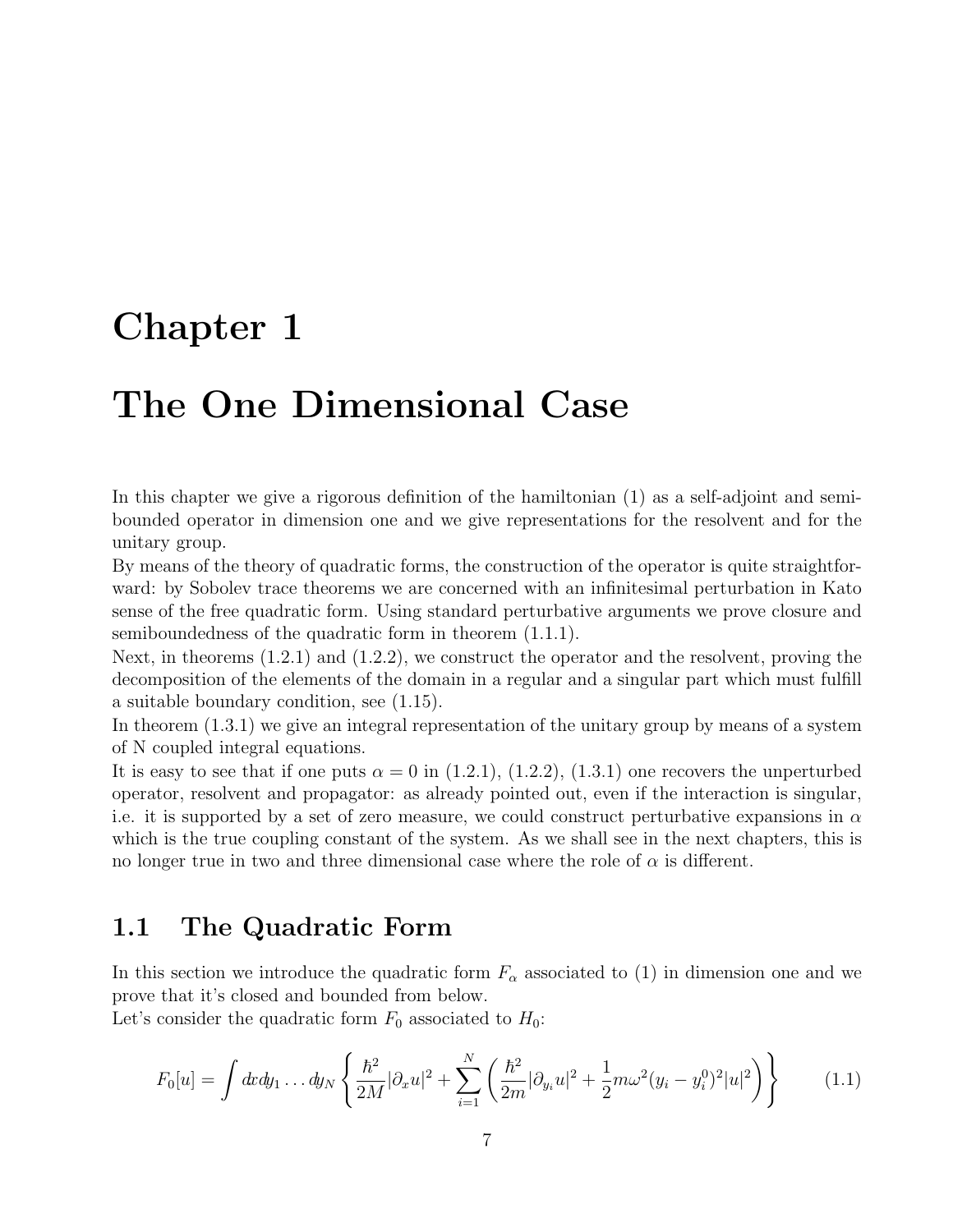# Chapter 1

# The One Dimensional Case

In this chapter we give a rigorous definition of the hamiltonian (1) as a self-adjoint and semi-bounded operator in dimension one and we give representations for the resolvent and for the unitary group.
By means of the theory of quadratic forms, the construction of the operator is quite straightforward: by Sobolev trace theorems we are concerned with an infinitesimal perturbation in Kato sense of the free quadratic form. Using standard perturbative arguments we prove closure and semiboundedness of the quadratic form in theorem (1.1.1).
Next, in theorems (1.2.1) and (1.2.2), we construct the operator and the resolvent, proving the decomposition of the elements of the domain in a regular and a singular part which must fulfill a suitable boundary condition, see (1.15).
In theorem (1.3.1) we give an integral representation of the unitary group by means of a system of N coupled integral equations.
It is easy to see that if one puts $\alpha = 0$ in (1.2.1), (1.2.2), (1.3.1) one recovers the unperturbed operator, resolvent and propagator: as already pointed out, even if the interaction is singular, i.e. it is supported by a set of zero measure, we could construct perturbative expansions in $\alpha$ which is the true coupling constant of the system. As we shall see in the next chapters, this is no longer true in two and three dimensional case where the role of $\alpha$ is different.

## 1.1 The Quadratic Form

In this section we introduce the quadratic form $F_\alpha$ associated to (1) in dimension one and we prove that it's closed and bounded from below.
Let's consider the quadratic form $F_0$ associated to $H_0$:

$$F_0[u] = \int dx dy_1 \dots dy_N \left\{ \frac{\hbar^2}{2M} |\partial_x u|^2 + \sum_{i=1}^{N} \left( \frac{\hbar^2}{2m} |\partial_{y_i} u|^2 + \frac{1}{2} m\omega^2 (y_i - y_i^0)^2 |u|^2 \right) \right\} \tag{1.1}$$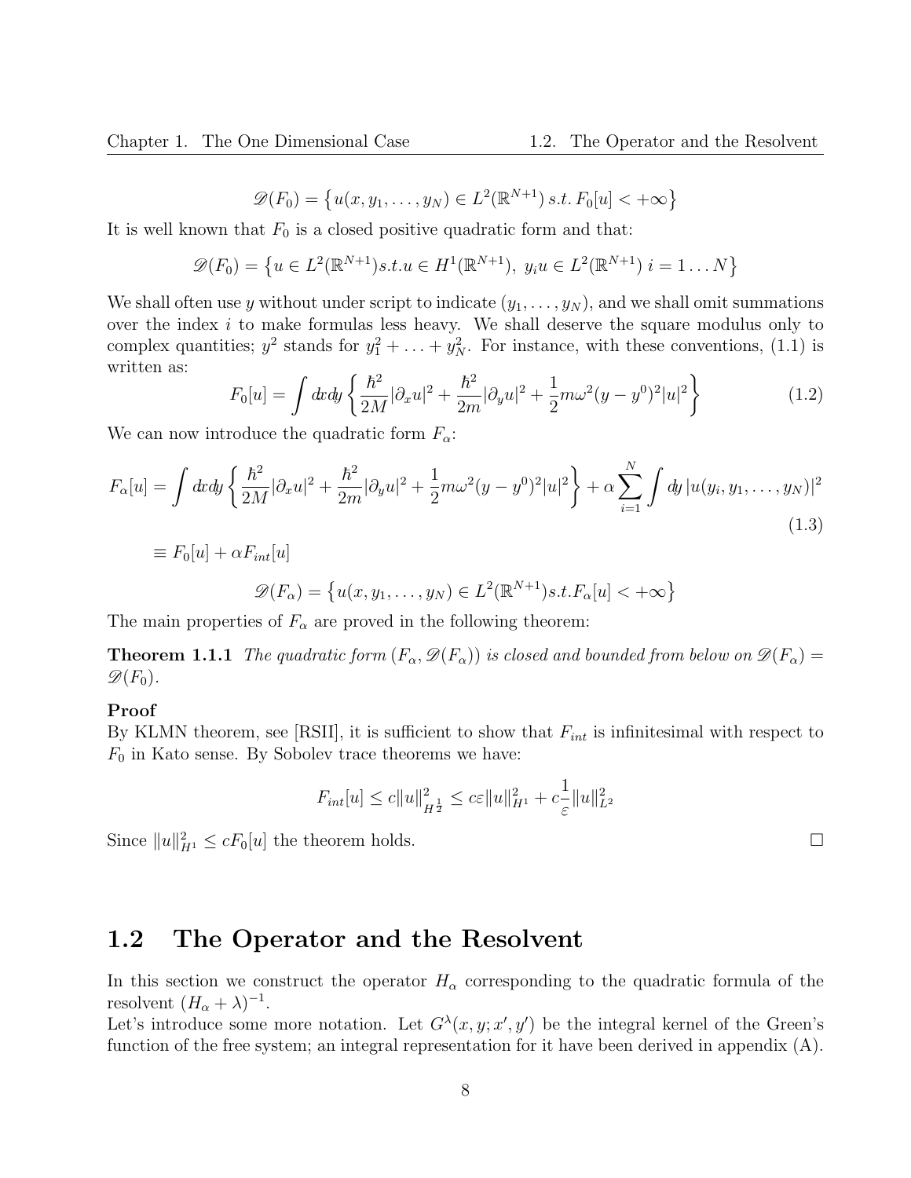$$\mathscr{D}(F_0) = \left\{ u(x, y_1, \ldots, y_N) \in L^2(\mathbb{R}^{N+1}) \; s.t. \; F_0[u] < +\infty \right\}$$

It is well known that $F_0$ is a closed positive quadratic form and that:

$$\mathscr{D}(F_0) = \left\{ u \in L^2(\mathbb{R}^{N+1}) s.t. u \in H^1(\mathbb{R}^{N+1}), \; y_i u \in L^2(\mathbb{R}^{N+1}) \; i = 1 \ldots N \right\}$$

We shall often use $y$ without under script to indicate $(y_1, \ldots, y_N)$, and we shall omit summations over the index $i$ to make formulas less heavy. We shall deserve the square modulus only to complex quantities; $y^2$ stands for $y_1^2 + \ldots + y_N^2$. For instance, with these conventions, (1.1) is written as:

$$F_0[u] = \int dxdy \left\{ \frac{\hbar^2}{2M} |\partial_x u|^2 + \frac{\hbar^2}{2m} |\partial_y u|^2 + \frac{1}{2} m\omega^2 (y - y^0)^2 |u|^2 \right\} \tag{1.2}$$

We can now introduce the quadratic form $F_\alpha$:

$$F_\alpha[u] = \int dxdy \left\{ \frac{\hbar^2}{2M} |\partial_x u|^2 + \frac{\hbar^2}{2m} |\partial_y u|^2 + \frac{1}{2} m\omega^2 (y - y^0)^2 |u|^2 \right\} + \alpha \sum_{i=1}^{N} \int dy \, |u(y_i, y_1, \ldots, y_N)|^2 \tag{1.3}$$

$$\equiv F_0[u] + \alpha F_{int}[u]$$

$$\mathscr{D}(F_\alpha) = \left\{ u(x, y_1, \ldots, y_N) \in L^2(\mathbb{R}^{N+1}) s.t. F_\alpha[u] < +\infty \right\}$$

The main properties of $F_\alpha$ are proved in the following theorem:

**Theorem 1.1.1** *The quadratic form $(F_\alpha, \mathscr{D}(F_\alpha))$ is closed and bounded from below on $\mathscr{D}(F_\alpha) = \mathscr{D}(F_0)$.*

**Proof**

By KLMN theorem, see [RSII], it is sufficient to show that $F_{int}$ is infinitesimal with respect to $F_0$ in Kato sense. By Sobolev trace theorems we have:

$$F_{int}[u] \leq c\|u\|^2_{H^{\frac{1}{2}}} \leq c\varepsilon \|u\|^2_{H^1} + c\frac{1}{\varepsilon} \|u\|^2_{L^2}$$

Since $\|u\|^2_{H^1} \leq cF_0[u]$ the theorem holds. □

## 1.2 The Operator and the Resolvent

In this section we construct the operator $H_\alpha$ corresponding to the quadratic formula of the resolvent $(H_\alpha + \lambda)^{-1}$.

Let's introduce some more notation. Let $G^\lambda(x, y; x', y')$ be the integral kernel of the Green's function of the free system; an integral representation for it have been derived in appendix (A).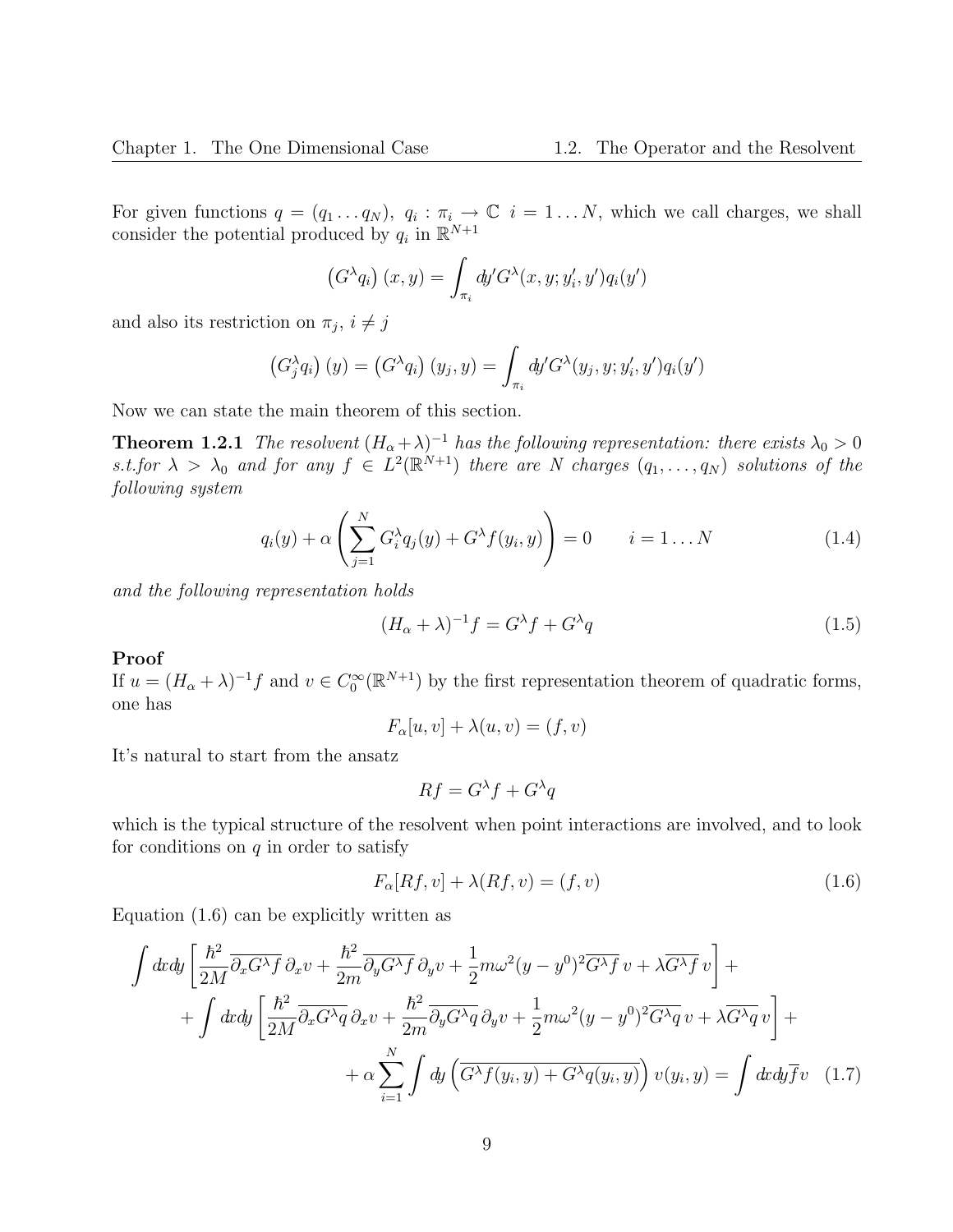For given functions $q = (q_1 \dots q_N)$, $q_i : \pi_i \to \mathbb{C}$ $i = 1 \dots N$, which we call charges, we shall consider the potential produced by $q_i$ in $\mathbb{R}^{N+1}$

$$\left(G^\lambda q_i\right)(x,y) = \int_{\pi_i} dy' G^\lambda(x,y;y'_i,y')q_i(y')$$

and also its restriction on $\pi_j$, $i \neq j$

$$\left(G^\lambda_j q_i\right)(y) = \left(G^\lambda q_i\right)(y_j,y) = \int_{\pi_i} dy' G^\lambda(y_j,y;y'_i,y')q_i(y')$$

Now we can state the main theorem of this section.

**Theorem 1.2.1** *The resolvent $(H_\alpha + \lambda)^{-1}$ has the following representation: there exists $\lambda_0 > 0$ s.t.for $\lambda > \lambda_0$ and for any $f \in L^2(\mathbb{R}^{N+1})$ there are $N$ charges $(q_1, \dots, q_N)$ solutions of the following system*

$$q_i(y) + \alpha \left( \sum_{j=1}^{N} G^\lambda_i q_j(y) + G^\lambda f(y_i, y) \right) = 0 \qquad i = 1 \dots N \tag{1.4}$$

*and the following representation holds*

$$(H_\alpha + \lambda)^{-1} f = G^\lambda f + G^\lambda q \tag{1.5}$$

**Proof**
If $u = (H_\alpha + \lambda)^{-1} f$ and $v \in C_0^\infty(\mathbb{R}^{N+1})$ by the first representation theorem of quadratic forms, one has

$$F_\alpha[u,v] + \lambda(u,v) = (f,v)$$

It's natural to start from the ansatz

$$Rf = G^\lambda f + G^\lambda q$$

which is the typical structure of the resolvent when point interactions are involved, and to look for conditions on $q$ in order to satisfy

$$F_\alpha[Rf,v] + \lambda(Rf,v) = (f,v) \tag{1.6}$$

Equation (1.6) can be explicitly written as

$$\begin{aligned}
&\int dx dy \left[ \frac{\hbar^2}{2M} \overline{\partial_x G^\lambda f}\, \partial_x v + \frac{\hbar^2}{2m} \overline{\partial_y G^\lambda f}\, \partial_y v + \frac{1}{2} m\omega^2 (y - y^0)^2 \overline{G^\lambda f}\, v + \lambda \overline{G^\lambda f}\, v \right] + \\
&+ \int dx dy \left[ \frac{\hbar^2}{2M} \overline{\partial_x G^\lambda q}\, \partial_x v + \frac{\hbar^2}{2m} \overline{\partial_y G^\lambda q}\, \partial_y v + \frac{1}{2} m\omega^2 (y - y^0)^2 \overline{G^\lambda q}\, v + \lambda \overline{G^\lambda q}\, v \right] + \\
&+ \alpha \sum_{i=1}^{N} \int dy \left( \overline{G^\lambda f(y_i,y) + G^\lambda q(y_i,y)} \right) v(y_i,y) = \int dx dy \overline{f} v
\end{aligned} \tag{1.7}$$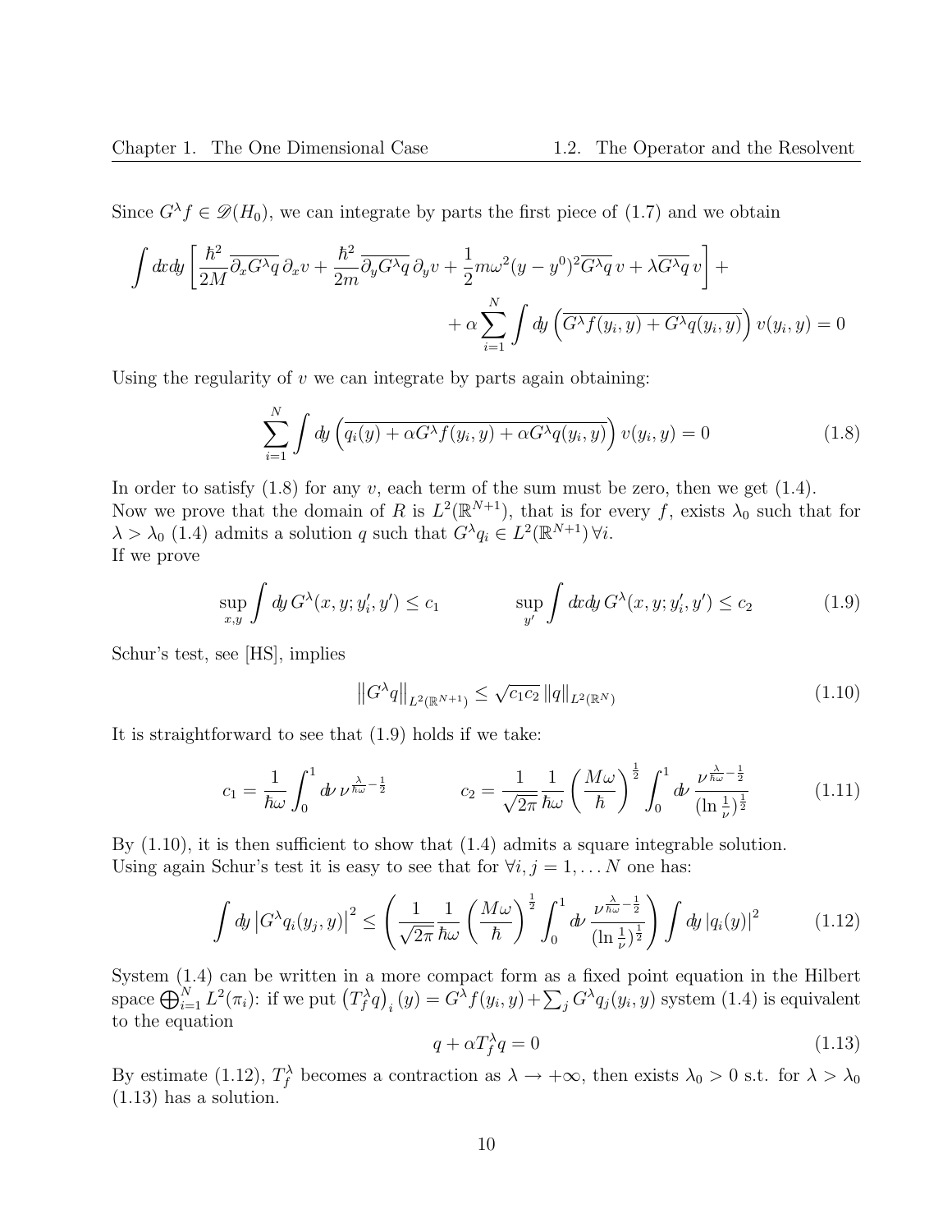Since $G^\lambda f \in \mathscr{D}(H_0)$, we can integrate by parts the first piece of (1.7) and we obtain

$$\int dxdy \left[ \frac{\hbar^2}{2M} \overline{\partial_x G^\lambda q}\, \partial_x v + \frac{\hbar^2}{2m} \overline{\partial_y G^\lambda q}\, \partial_y v + \frac{1}{2} m\omega^2 (y-y^0)^2 \overline{G^\lambda q}\, v + \lambda \overline{G^\lambda q}\, v \right] +$$
$$+ \alpha \sum_{i=1}^{N} \int dy \left( \overline{G^\lambda f(y_i, y) + G^\lambda q(y_i, y)} \right) v(y_i, y) = 0$$

Using the regularity of $v$ we can integrate by parts again obtaining:

$$\sum_{i=1}^{N} \int dy \left( \overline{q_i(y) + \alpha G^\lambda f(y_i, y) + \alpha G^\lambda q(y_i, y)} \right) v(y_i, y) = 0 \tag{1.8}$$

In order to satisfy (1.8) for any $v$, each term of the sum must be zero, then we get (1.4).
Now we prove that the domain of $R$ is $L^2(\mathbb{R}^{N+1})$, that is for every $f$, exists $\lambda_0$ such that for $\lambda > \lambda_0$ (1.4) admits a solution $q$ such that $G^\lambda q_i \in L^2(\mathbb{R}^{N+1})\, \forall i$.
If we prove

$$\sup_{x,y} \int dy\, G^\lambda(x, y; y_i', y') \le c_1 \qquad\qquad \sup_{y'} \int dxdy\, G^\lambda(x, y; y_i', y') \le c_2 \tag{1.9}$$

Schur's test, see [HS], implies

$$\left\| G^\lambda q \right\|_{L^2(\mathbb{R}^{N+1})} \le \sqrt{c_1 c_2}\, \|q\|_{L^2(\mathbb{R}^N)} \tag{1.10}$$

It is straightforward to see that (1.9) holds if we take:

$$c_1 = \frac{1}{\hbar\omega} \int_0^1 d\nu\, \nu^{\frac{\lambda}{\hbar\omega} - \frac{1}{2}} \qquad\qquad c_2 = \frac{1}{\sqrt{2\pi}} \frac{1}{\hbar\omega} \left( \frac{M\omega}{\hbar} \right)^{\frac{1}{2}} \int_0^1 d\nu\, \frac{\nu^{\frac{\lambda}{\hbar\omega} - \frac{1}{2}}}{(\ln \frac{1}{\nu})^{\frac{1}{2}}} \tag{1.11}$$

By (1.10), it is then sufficient to show that (1.4) admits a square integrable solution.
Using again Schur's test it is easy to see that for $\forall i, j = 1, \dots N$ one has:

$$\int dy \left| G^\lambda q_i(y_j, y) \right|^2 \le \left( \frac{1}{\sqrt{2\pi}} \frac{1}{\hbar\omega} \left( \frac{M\omega}{\hbar} \right)^{\frac{1}{2}} \int_0^1 d\nu\, \frac{\nu^{\frac{\lambda}{\hbar\omega} - \frac{1}{2}}}{(\ln \frac{1}{\nu})^{\frac{1}{2}}} \right) \int dy \left| q_i(y) \right|^2 \tag{1.12}$$

System (1.4) can be written in a more compact form as a fixed point equation in the Hilbert space $\bigoplus_{i=1}^N L^2(\pi_i)$: if we put $\left(T_f^\lambda q\right)_i(y) = G^\lambda f(y_i, y) + \sum_j G^\lambda q_j(y_i, y)$ system (1.4) is equivalent to the equation

$$q + \alpha T_f^\lambda q = 0 \tag{1.13}$$

By estimate (1.12), $T_f^\lambda$ becomes a contraction as $\lambda \to +\infty$, then exists $\lambda_0 > 0$ s.t. for $\lambda > \lambda_0$ (1.13) has a solution.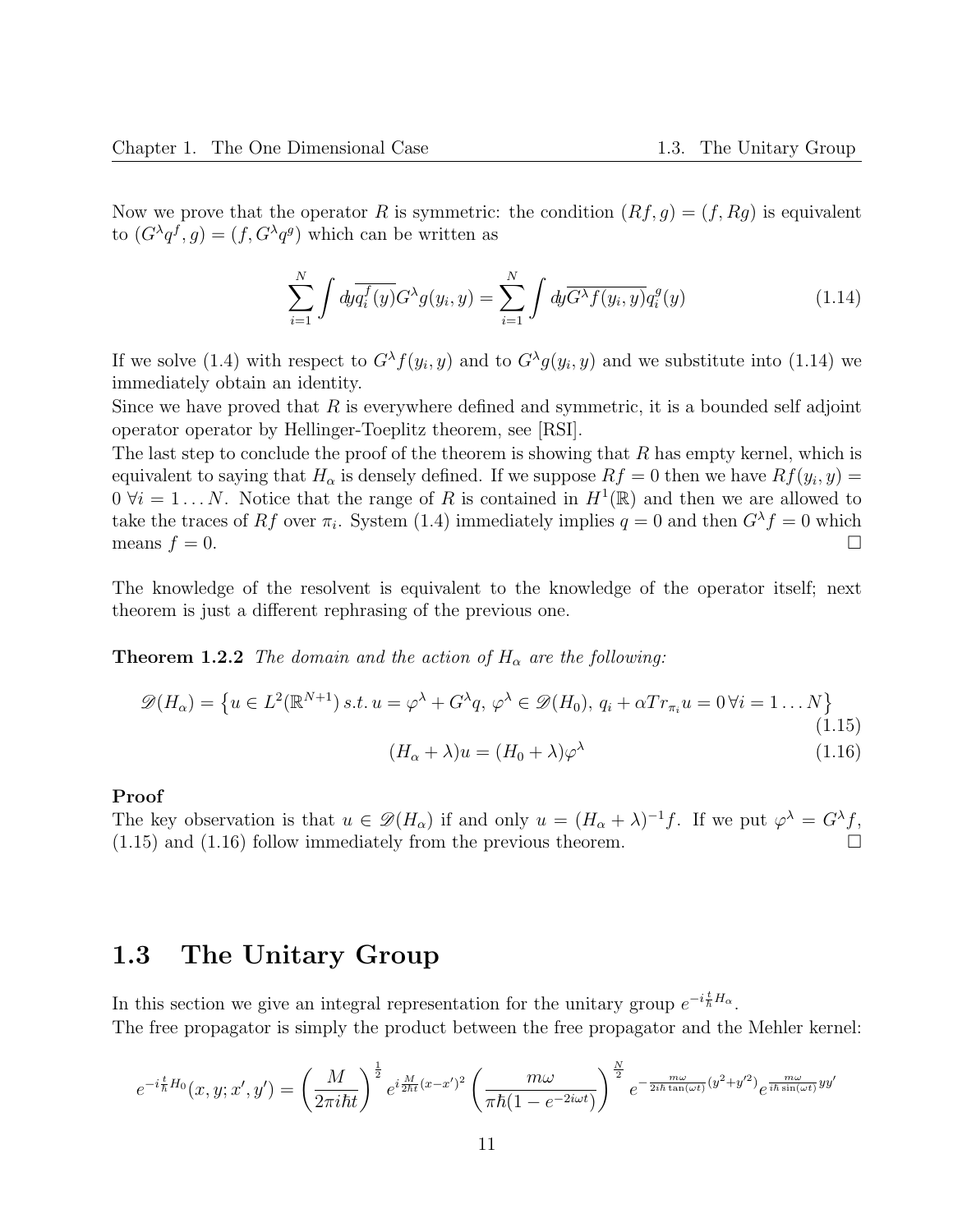Now we prove that the operator $R$ is symmetric: the condition $(Rf, g) = (f, Rg)$ is equivalent to $(G^\lambda q^f, g) = (f, G^\lambda q^g)$ which can be written as

$$\sum_{i=1}^{N} \int dy \overline{q_i^f(y)} G^\lambda g(y_i, y) = \sum_{i=1}^{N} \int dy \overline{G^\lambda f(y_i, y)} q_i^g(y) \tag{1.14}$$

If we solve (1.4) with respect to $G^\lambda f(y_i, y)$ and to $G^\lambda g(y_i, y)$ and we substitute into (1.14) we immediately obtain an identity.
Since we have proved that $R$ is everywhere defined and symmetric, it is a bounded self adjoint operator operator by Hellinger-Toeplitz theorem, see [RSI].
The last step to conclude the proof of the theorem is showing that $R$ has empty kernel, which is equivalent to saying that $H_\alpha$ is densely defined. If we suppose $Rf = 0$ then we have $Rf(y_i, y) = 0 \; \forall i = 1 \dots N$. Notice that the range of $R$ is contained in $H^1(\mathbb{R})$ and then we are allowed to take the traces of $Rf$ over $\pi_i$. System (1.4) immediately implies $q = 0$ and then $G^\lambda f = 0$ which means $f = 0$. □

The knowledge of the resolvent is equivalent to the knowledge of the operator itself; next theorem is just a different rephrasing of the previous one.

**Theorem 1.2.2** *The domain and the action of $H_\alpha$ are the following:*

$$\mathscr{D}(H_\alpha) = \left\{ u \in L^2(\mathbb{R}^{N+1}) \; s.t. \; u = \varphi^\lambda + G^\lambda q, \; \varphi^\lambda \in \mathscr{D}(H_0), \; q_i + \alpha Tr_{\pi_i} u = 0 \, \forall i = 1 \dots N \right\} \tag{1.15}$$

$$(H_\alpha + \lambda) u = (H_0 + \lambda) \varphi^\lambda \tag{1.16}$$

**Proof**
The key observation is that $u \in \mathscr{D}(H_\alpha)$ if and only $u = (H_\alpha + \lambda)^{-1} f$. If we put $\varphi^\lambda = G^\lambda f$, (1.15) and (1.16) follow immediately from the previous theorem. □

## 1.3 The Unitary Group

In this section we give an integral representation for the unitary group $e^{-i\frac{t}{\hbar}H_\alpha}$.
The free propagator is simply the product between the free propagator and the Mehler kernel:

$$e^{-i\frac{t}{\hbar}H_0}(x, y; x', y') = \left( \frac{M}{2\pi i \hbar t} \right)^{\frac{1}{2}} e^{i\frac{M}{2\hbar t}(x-x')^2} \left( \frac{m\omega}{\pi\hbar(1 - e^{-2i\omega t})} \right)^{\frac{N}{2}} e^{-\frac{m\omega}{2i\hbar \tan(\omega t)}(y^2 + y'^2)} e^{\frac{m\omega}{i\hbar \sin(\omega t)} y y'}$$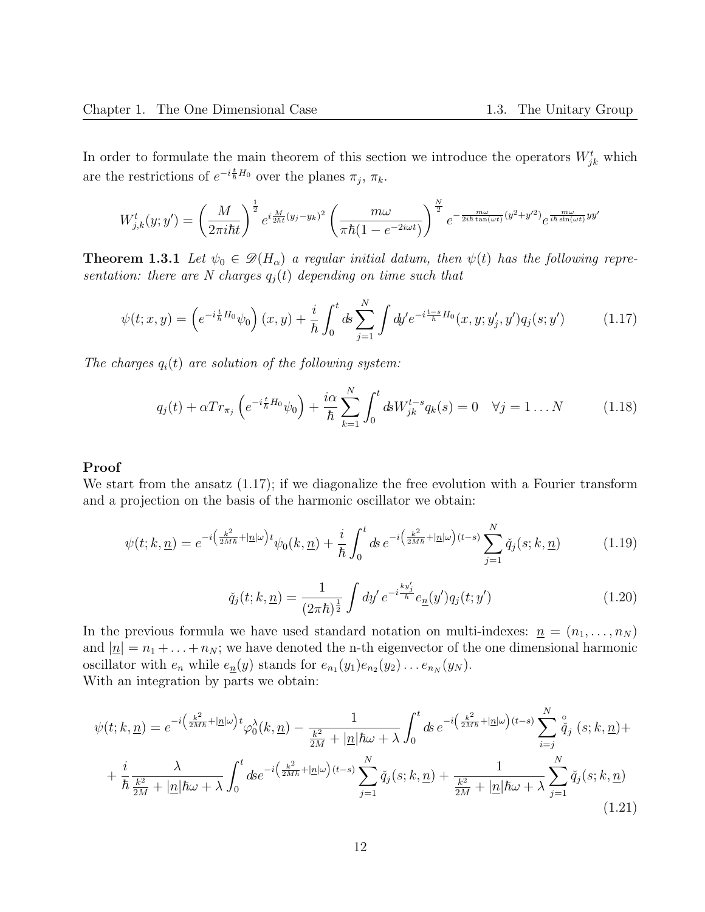In order to formulate the main theorem of this section we introduce the operators $W^t_{jk}$ which are the restrictions of $e^{-i\frac{t}{\hbar}H_0}$ over the planes $\pi_j$, $\pi_k$.

$$
W^t_{j,k}(y;y') = \left(\frac{M}{2\pi i\hbar t}\right)^{\frac{1}{2}} e^{i\frac{M}{2\hbar t}(y_j-y_k)^2} \left(\frac{m\omega}{\pi\hbar(1-e^{-2i\omega t})}\right)^{\frac{N}{2}} e^{-\frac{m\omega}{2i\hbar\tan(\omega t)}(y^2+y'^2)} e^{\frac{m\omega}{i\hbar\sin(\omega t)}yy'}
$$

**Theorem 1.3.1** *Let $\psi_0 \in \mathscr{D}(H_\alpha)$ a regular initial datum, then $\psi(t)$ has the following representation: there are $N$ charges $q_j(t)$ depending on time such that*

$$
\psi(t;x,y) = \left(e^{-i\frac{t}{\hbar}H_0}\psi_0\right)(x,y) + \frac{i}{\hbar}\int_0^t ds \sum_{j=1}^N \int dy' e^{-i\frac{t-s}{\hbar}H_0}(x,y;y'_j,y')q_j(s;y') \tag{1.17}
$$

*The charges $q_i(t)$ are solution of the following system:*

$$
q_j(t) + \alpha Tr_{\pi_j}\left(e^{-i\frac{t}{\hbar}H_0}\psi_0\right) + \frac{i\alpha}{\hbar}\sum_{k=1}^N \int_0^t ds W^{t-s}_{jk} q_k(s) = 0 \quad \forall j = 1\dots N \tag{1.18}
$$

**Proof**
We start from the ansatz (1.17); if we diagonalize the free evolution with a Fourier transform and a projection on the basis of the harmonic oscillator we obtain:

$$
\psi(t;k,\underline{n}) = e^{-i\left(\frac{k^2}{2M\hbar}+|\underline{n}|\omega\right)t}\psi_0(k,\underline{n}) + \frac{i}{\hbar}\int_0^t ds\, e^{-i\left(\frac{k^2}{2M\hbar}+|\underline{n}|\omega\right)(t-s)}\sum_{j=1}^N \check{q}_j(s;k,\underline{n}) \tag{1.19}
$$

$$
\check{q}_j(t;k,\underline{n}) = \frac{1}{(2\pi\hbar)^{\frac{1}{2}}}\int dy'\, e^{-i\frac{ky'_j}{\hbar}} e_{\underline{n}}(y')q_j(t;y') \tag{1.20}
$$

In the previous formula we have used standard notation on multi-indexes: $\underline{n} = (n_1,\dots,n_N)$ and $|\underline{n}| = n_1 + \dots + n_N$; we have denoted the n-th eigenvector of the one dimensional harmonic oscillator with $e_n$ while $e_{\underline{n}}(y)$ stands for $e_{n_1}(y_1)e_{n_2}(y_2)\dots e_{n_N}(y_N)$.
With an integration by parts we obtain:

$$
\begin{aligned}
\psi(t;k,\underline{n}) = {} & e^{-i\left(\frac{k^2}{2M\hbar}+|\underline{n}|\omega\right)t}\varphi_0^\lambda(k,\underline{n}) - \frac{1}{\frac{k^2}{2M}+|\underline{n}|\hbar\omega+\lambda}\int_0^t ds\, e^{-i\left(\frac{k^2}{2M\hbar}+|\underline{n}|\omega\right)(t-s)}\sum_{i=j}^N \overset{\circ}{\check{q}}_j(s;k,\underline{n}) + \\
& + \frac{i}{\hbar}\frac{\lambda}{\frac{k^2}{2M}+|\underline{n}|\hbar\omega+\lambda}\int_0^t ds e^{-i\left(\frac{k^2}{2M\hbar}+|\underline{n}|\omega\right)(t-s)}\sum_{j=1}^N \check{q}_j(s;k,\underline{n}) + \frac{1}{\frac{k^2}{2M}+|\underline{n}|\hbar\omega+\lambda}\sum_{j=1}^N \check{q}_j(s;k,\underline{n})
\end{aligned} \tag{1.21}
$$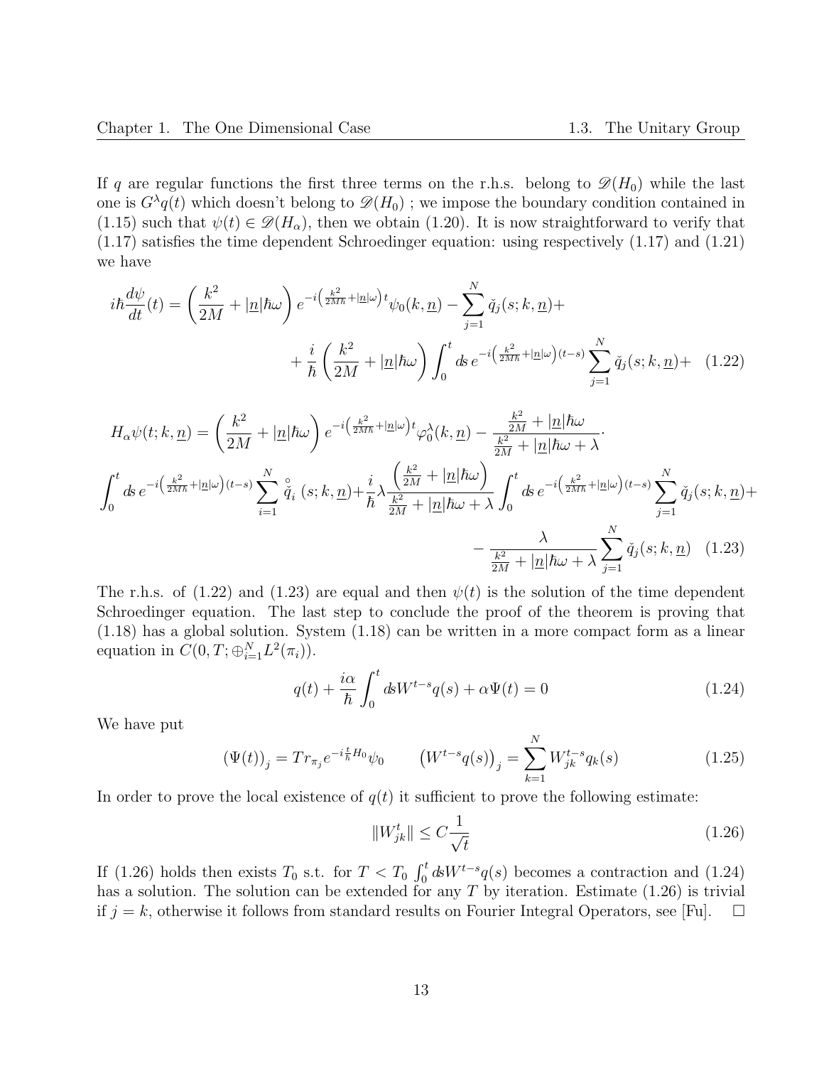If $q$ are regular functions the first three terms on the r.h.s. belong to $\mathscr{D}(H_0)$ while the last one is $G^\lambda q(t)$ which doesn't belong to $\mathscr{D}(H_0)$ ; we impose the boundary condition contained in (1.15) such that $\psi(t) \in \mathscr{D}(H_\alpha)$, then we obtain (1.20). It is now straightforward to verify that (1.17) satisfies the time dependent Schroedinger equation: using respectively (1.17) and (1.21) we have

$$
\begin{aligned}
i\hbar \frac{d\psi}{dt}(t) = \left(\frac{k^2}{2M} + |\underline{n}|\hbar\omega\right) e^{-i\left(\frac{k^2}{2M\hbar}+|\underline{n}|\omega\right)t}\psi_0(k,\underline{n}) - \sum_{j=1}^{N} \check{q}_j(s;k,\underline{n}) + \\
+ \frac{i}{\hbar}\left(\frac{k^2}{2M} + |\underline{n}|\hbar\omega\right)\int_0^t ds\, e^{-i\left(\frac{k^2}{2M\hbar}+|\underline{n}|\omega\right)(t-s)} \sum_{j=1}^{N} \check{q}_j(s;k,\underline{n}) + \quad (1.22)
\end{aligned}
$$

$$
\begin{aligned}
H_\alpha \psi(t;k,\underline{n}) = \left(\frac{k^2}{2M} + |\underline{n}|\hbar\omega\right) e^{-i\left(\frac{k^2}{2M\hbar}+|\underline{n}|\omega\right)t}\varphi_0^\lambda(k,\underline{n}) - \frac{\frac{k^2}{2M}+|\underline{n}|\hbar\omega}{\frac{k^2}{2M}+|\underline{n}|\hbar\omega+\lambda}\cdot \\
\int_0^t ds\, e^{-i\left(\frac{k^2}{2M\hbar}+|\underline{n}|\omega\right)(t-s)} \sum_{i=1}^{N} \overset{\circ}{\check{q}}_i(s;k,\underline{n}) + \frac{i}{\hbar}\lambda \frac{\left(\frac{k^2}{2M}+|\underline{n}|\hbar\omega\right)}{\frac{k^2}{2M}+|\underline{n}|\hbar\omega+\lambda}\int_0^t ds\, e^{-i\left(\frac{k^2}{2M\hbar}+|\underline{n}|\omega\right)(t-s)} \sum_{j=1}^{N} \check{q}_j(s;k,\underline{n}) + \\
- \frac{\lambda}{\frac{k^2}{2M}+|\underline{n}|\hbar\omega+\lambda}\sum_{j=1}^{N} \check{q}_j(s;k,\underline{n}) \quad (1.23)
\end{aligned}
$$

The r.h.s. of (1.22) and (1.23) are equal and then $\psi(t)$ is the solution of the time dependent Schroedinger equation. The last step to conclude the proof of the theorem is proving that (1.18) has a global solution. System (1.18) can be written in a more compact form as a linear equation in $C(0,T;\oplus_{i=1}^N L^2(\pi_i))$.

$$
q(t) + \frac{i\alpha}{\hbar}\int_0^t ds W^{t-s} q(s) + \alpha \Psi(t) = 0 \tag{1.24}
$$

We have put

$$
\left(\Psi(t)\right)_j = Tr_{\pi_j} e^{-i\frac{t}{\hbar}H_0}\psi_0 \qquad \left(W^{t-s}q(s)\right)_j = \sum_{k=1}^{N} W_{jk}^{t-s} q_k(s) \tag{1.25}
$$

In order to prove the local existence of $q(t)$ it sufficient to prove the following estimate:

$$
\|W_{jk}^t\| \leq C\frac{1}{\sqrt{t}} \tag{1.26}
$$

If (1.26) holds then exists $T_0$ s.t. for $T < T_0$ $\int_0^t ds W^{t-s} q(s)$ becomes a contraction and (1.24) has a solution. The solution can be extended for any $T$ by iteration. Estimate (1.26) is trivial if $j = k$, otherwise it follows from standard results on Fourier Integral Operators, see [Fu]. $\square$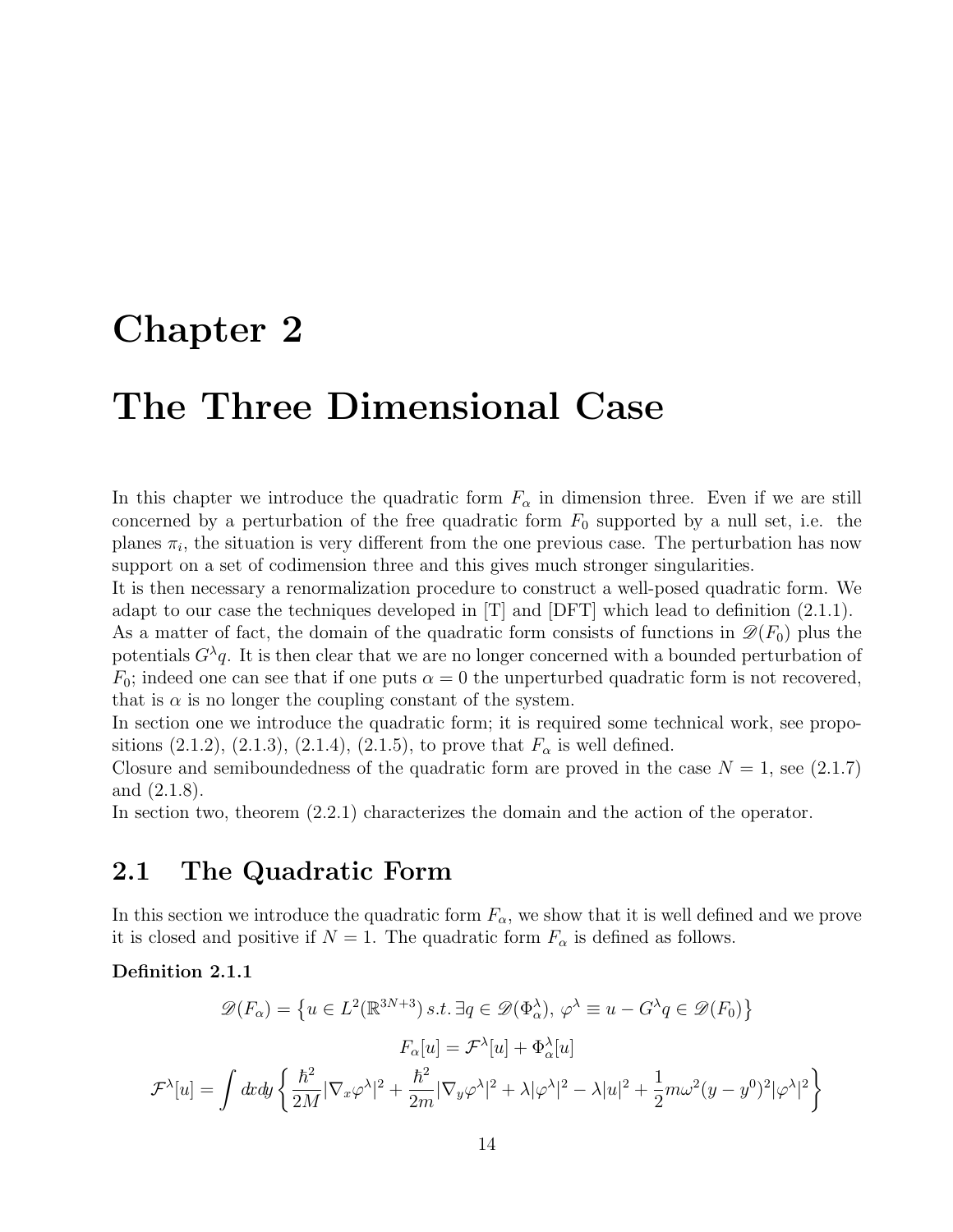# Chapter 2

# The Three Dimensional Case

In this chapter we introduce the quadratic form $F_\alpha$ in dimension three. Even if we are still concerned by a perturbation of the free quadratic form $F_0$ supported by a null set, i.e. the planes $\pi_i$, the situation is very different from the one previous case. The perturbation has now support on a set of codimension three and this gives much stronger singularities.
It is then necessary a renormalization procedure to construct a well-posed quadratic form. We adapt to our case the techniques developed in [T] and [DFT] which lead to definition (2.1.1).
As a matter of fact, the domain of the quadratic form consists of functions in $\mathscr{D}(F_0)$ plus the potentials $G^\lambda q$. It is then clear that we are no longer concerned with a bounded perturbation of $F_0$; indeed one can see that if one puts $\alpha = 0$ the unperturbed quadratic form is not recovered, that is $\alpha$ is no longer the coupling constant of the system.
In section one we introduce the quadratic form; it is required some technical work, see propositions (2.1.2), (2.1.3), (2.1.4), (2.1.5), to prove that $F_\alpha$ is well defined.
Closure and semiboundedness of the quadratic form are proved in the case $N = 1$, see (2.1.7) and (2.1.8).
In section two, theorem (2.2.1) characterizes the domain and the action of the operator.

## 2.1 The Quadratic Form

In this section we introduce the quadratic form $F_\alpha$, we show that it is well defined and we prove it is closed and positive if $N = 1$. The quadratic form $F_\alpha$ is defined as follows.

**Definition 2.1.1**

$$\mathscr{D}(F_\alpha) = \left\{ u \in L^2(\mathbb{R}^{3N+3}) \, s.t. \, \exists q \in \mathscr{D}(\Phi_\alpha^\lambda), \, \varphi^\lambda \equiv u - G^\lambda q \in \mathscr{D}(F_0) \right\}$$

$$F_\alpha[u] = \mathcal{F}^\lambda[u] + \Phi_\alpha^\lambda[u]$$

$$\mathcal{F}^\lambda[u] = \int dx dy \left\{ \frac{\hbar^2}{2M} |\nabla_x \varphi^\lambda|^2 + \frac{\hbar^2}{2m} |\nabla_y \varphi^\lambda|^2 + \lambda |\varphi^\lambda|^2 - \lambda |u|^2 + \frac{1}{2} m\omega^2 (y - y^0)^2 |\varphi^\lambda|^2 \right\}$$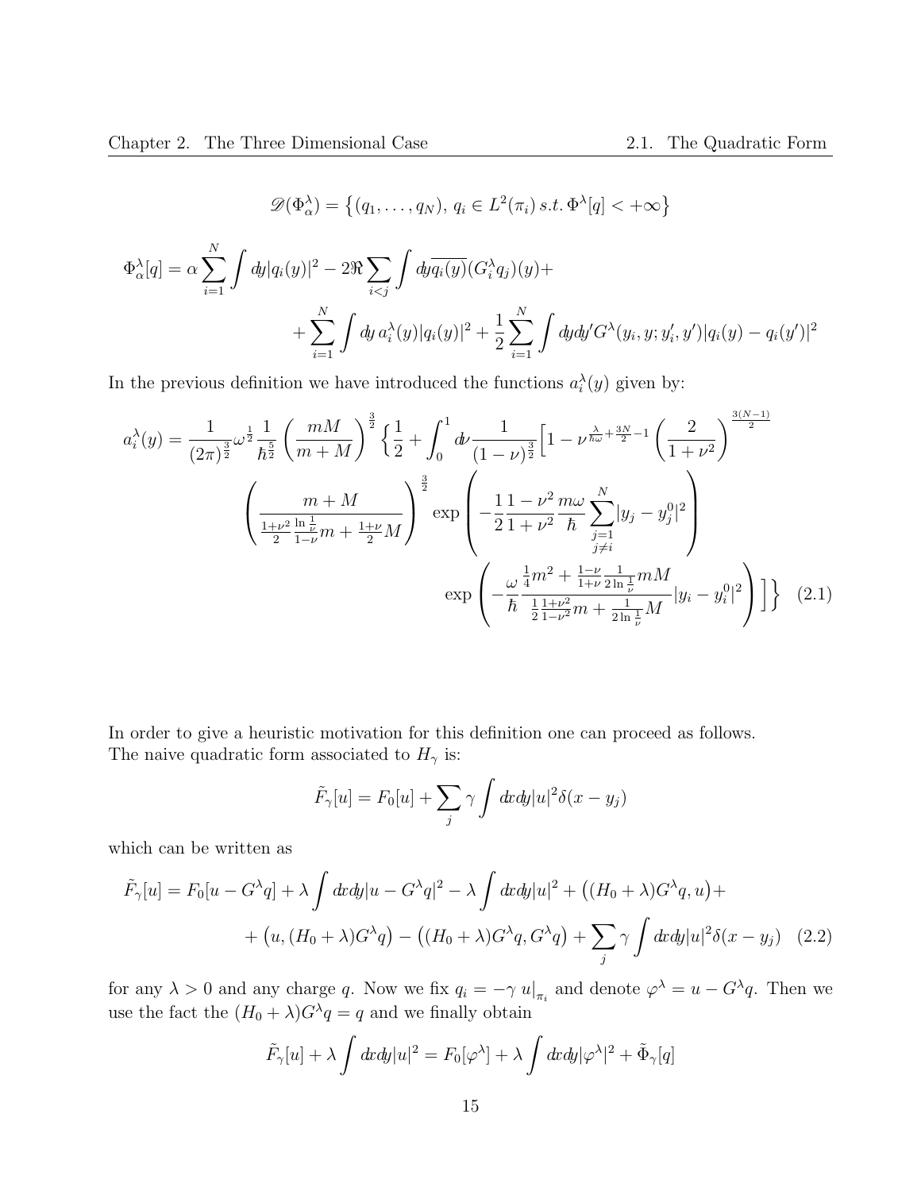$$\mathscr{D}(\Phi^\lambda_\alpha) = \left\{(q_1, \ldots, q_N),\ q_i \in L^2(\pi_i)\ s.t.\ \Phi^\lambda[q] < +\infty\right\}$$

$$\Phi^\lambda_\alpha[q] = \alpha \sum_{i=1}^N \int dy |q_i(y)|^2 - 2\Re \sum_{i<j} \int dy \overline{q_i(y)} (G^\lambda_i q_j)(y) + \\ + \sum_{i=1}^N \int dy\, a^\lambda_i(y) |q_i(y)|^2 + \frac{1}{2} \sum_{i=1}^N \int dy dy' G^\lambda(y_i, y; y'_i, y') |q_i(y) - q_i(y')|^2$$

In the previous definition we have introduced the functions $a^\lambda_i(y)$ given by:

$$a^\lambda_i(y) = \frac{1}{(2\pi)^{\frac{3}{2}}} \omega^{\frac{1}{2}} \frac{1}{\hbar^{\frac{5}{2}}} \left(\frac{mM}{m+M}\right)^{\frac{3}{2}} \Bigg\{ \frac{1}{2} + \int_0^1 d\nu \frac{1}{(1-\nu)^{\frac{3}{2}}} \Bigg[ 1 - \nu^{\frac{\lambda}{\hbar\omega} + \frac{3N}{2} - 1} \left(\frac{2}{1+\nu^2}\right)^{\frac{3(N-1)}{2}} \\ \left(\frac{m+M}{\frac{1+\nu^2}{2} \frac{\ln\frac{1}{\nu}}{1-\nu} m + \frac{1+\nu}{2} M}\right)^{\frac{3}{2}} \exp\left(-\frac{1}{2} \frac{1-\nu^2}{1+\nu^2} \frac{m\omega}{\hbar} \sum_{\substack{j=1 \\ j\neq i}}^N |y_j - y^0_j|^2\right) \\ \exp\left(-\frac{\omega}{\hbar} \frac{\frac{1}{4} m^2 + \frac{1-\nu}{1+\nu} \frac{1}{2\ln\frac{1}{\nu}} mM}{\frac{1}{2} \frac{1+\nu^2}{1-\nu^2} m + \frac{1}{2\ln\frac{1}{\nu}} M} |y_i - y^0_i|^2\right) \Bigg] \Bigg\} \quad (2.1)$$

In order to give a heuristic motivation for this definition one can proceed as follows. The naive quadratic form associated to $H_\gamma$ is:

$$\tilde{F}_\gamma[u] = F_0[u] + \sum_j \gamma \int dx dy |u|^2 \delta(x - y_j)$$

which can be written as

$$\tilde{F}_\gamma[u] = F_0[u - G^\lambda q] + \lambda \int dx dy |u - G^\lambda q|^2 - \lambda \int dx dy |u|^2 + \big((H_0 + \lambda) G^\lambda q, u\big) + \\ + \big(u, (H_0 + \lambda) G^\lambda q\big) - \big((H_0 + \lambda) G^\lambda q, G^\lambda q\big) + \sum_j \gamma \int dx dy |u|^2 \delta(x - y_j) \quad (2.2)$$

for any $\lambda > 0$ and any charge $q$. Now we fix $q_i = -\gamma\, u\big|_{\pi_i}$ and denote $\varphi^\lambda = u - G^\lambda q$. Then we use the fact the $(H_0 + \lambda) G^\lambda q = q$ and we finally obtain

$$\tilde{F}_\gamma[u] + \lambda \int dx dy |u|^2 = F_0[\varphi^\lambda] + \lambda \int dx dy |\varphi^\lambda|^2 + \tilde{\Phi}_\gamma[q]$$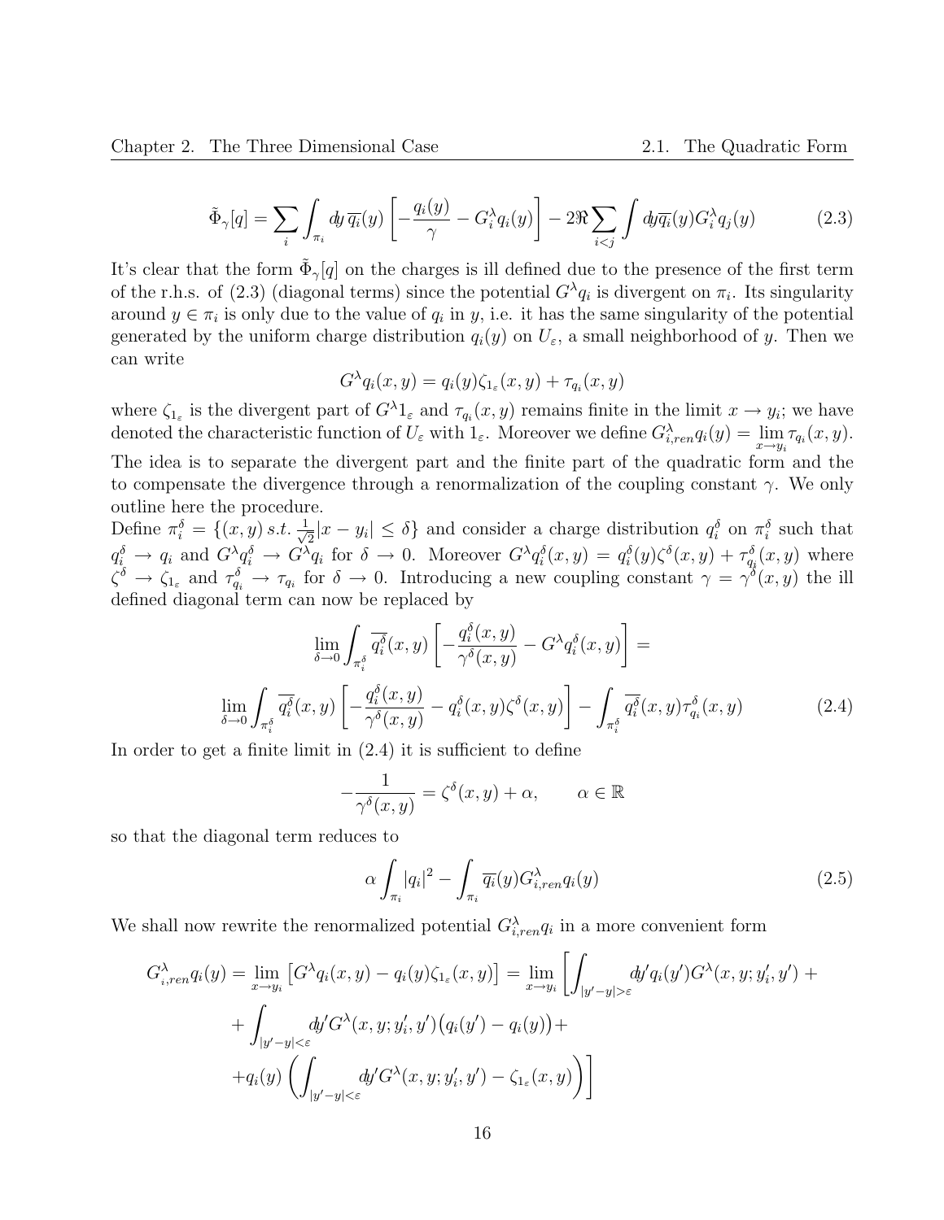$$\tilde{\Phi}_\gamma[q] = \sum_i \int_{\pi_i} dy\, \overline{q_i}(y) \left[ -\frac{q_i(y)}{\gamma} - G_i^\lambda q_i(y) \right] - 2\Re \sum_{i<j} \int dy \overline{q_i}(y) G_i^\lambda q_j(y) \tag{2.3}$$

It's clear that the form $\tilde{\Phi}_\gamma[q]$ on the charges is ill defined due to the presence of the first term of the r.h.s. of (2.3) (diagonal terms) since the potential $G^\lambda q_i$ is divergent on $\pi_i$. Its singularity around $y \in \pi_i$ is only due to the value of $q_i$ in $y$, i.e. it has the same singularity of the potential generated by the uniform charge distribution $q_i(y)$ on $U_\varepsilon$, a small neighborhood of $y$. Then we can write

$$G^\lambda q_i(x, y) = q_i(y) \zeta_{1_\varepsilon}(x, y) + \tau_{q_i}(x, y)$$

where $\zeta_{1_\varepsilon}$ is the divergent part of $G^\lambda 1_\varepsilon$ and $\tau_{q_i}(x, y)$ remains finite in the limit $x \to y_i$; we have denoted the characteristic function of $U_\varepsilon$ with $1_\varepsilon$. Moreover we define $G^\lambda_{i,ren} q_i(y) = \lim_{x \to y_i} \tau_{q_i}(x, y)$. The idea is to separate the divergent part and the finite part of the quadratic form and the to compensate the divergence through a renormalization of the coupling constant $\gamma$. We only outline here the procedure.

Define $\pi_i^\delta = \{(x, y)\ s.t.\ \frac{1}{\sqrt{2}}|x - y_i| \leq \delta\}$ and consider a charge distribution $q_i^\delta$ on $\pi_i^\delta$ such that $q_i^\delta \to q_i$ and $G^\lambda q_i^\delta \to G^\lambda q_i$ for $\delta \to 0$. Moreover $G^\lambda q_i^\delta(x, y) = q_i^\delta(y) \zeta^\delta(x, y) + \tau^\delta_{q_i}(x, y)$ where $\zeta^\delta \to \zeta_{1_\varepsilon}$ and $\tau^\delta_{q_i} \to \tau_{q_i}$ for $\delta \to 0$. Introducing a new coupling constant $\gamma = \gamma^\delta(x, y)$ the ill defined diagonal term can now be replaced by

$$\lim_{\delta \to 0} \int_{\pi_i^\delta} \overline{q_i^\delta}(x, y) \left[ -\frac{q_i^\delta(x, y)}{\gamma^\delta(x, y)} - G^\lambda q_i^\delta(x, y) \right] =$$

$$\lim_{\delta \to 0} \int_{\pi_i^\delta} \overline{q_i^\delta}(x, y) \left[ -\frac{q_i^\delta(x, y)}{\gamma^\delta(x, y)} - q_i^\delta(x, y) \zeta^\delta(x, y) \right] - \int_{\pi_i^\delta} \overline{q_i^\delta}(x, y) \tau^\delta_{q_i}(x, y) \tag{2.4}$$

In order to get a finite limit in (2.4) it is sufficient to define

$$-\frac{1}{\gamma^\delta(x, y)} = \zeta^\delta(x, y) + \alpha, \qquad \alpha \in \mathbb{R}$$

so that the diagonal term reduces to

$$\alpha \int_{\pi_i} |q_i|^2 - \int_{\pi_i} \overline{q_i}(y) G^\lambda_{i,ren} q_i(y) \tag{2.5}$$

We shall now rewrite the renormalized potential $G^\lambda_{i,ren} q_i$ in a more convenient form

$$\begin{aligned}
G^\lambda_{i,ren} q_i(y) = \lim_{x \to y_i} \left[ G^\lambda q_i(x, y) - q_i(y) \zeta_{1_\varepsilon}(x, y) \right] = \lim_{x \to y_i} \Bigg[ \int_{|y'-y| > \varepsilon} dy' q_i(y') G^\lambda(x, y; y_i', y') + \\
+ \int_{|y'-y| < \varepsilon} dy' G^\lambda(x, y; y_i', y') \big( q_i(y') - q_i(y) \big) + \\
+ q_i(y) \left( \int_{|y'-y| < \varepsilon} dy' G^\lambda(x, y; y_i', y') - \zeta_{1_\varepsilon}(x, y) \right) \Bigg]
\end{aligned}$$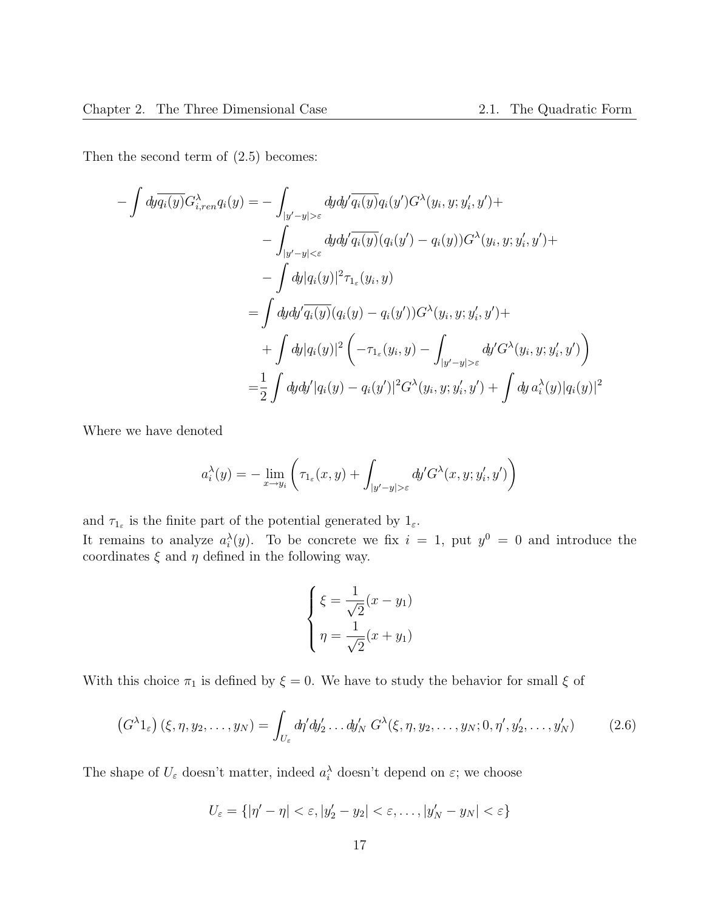Then the second term of (2.5) becomes:

$$
\begin{aligned}
-\int dy\overline{q_i(y)}G^{\lambda}_{i,ren}q_i(y) =& -\int_{|y'-y|>\varepsilon} dydy'\overline{q_i(y)}q_i(y')G^{\lambda}(y_i,y;y_i',y')+\\
&-\int_{|y'-y|<\varepsilon} dydy'\overline{q_i(y)}(q_i(y')-q_i(y))G^{\lambda}(y_i,y;y_i',y')+\\
&-\int dy|q_i(y)|^2\tau_{1_\varepsilon}(y_i,y)\\
=&\int dydy'\overline{q_i(y)}(q_i(y)-q_i(y'))G^{\lambda}(y_i,y;y_i',y')+\\
&+\int dy|q_i(y)|^2\left(-\tau_{1_\varepsilon}(y_i,y)-\int_{|y'-y|>\varepsilon}dy'G^{\lambda}(y_i,y;y_i',y')\right)\\
=&\frac{1}{2}\int dydy'|q_i(y)-q_i(y')|^2G^{\lambda}(y_i,y;y_i',y')+\int dy\, a_i^{\lambda}(y)|q_i(y)|^2
\end{aligned}
$$

Where we have denoted

$$
a_i^{\lambda}(y) = -\lim_{x\to y_i}\left(\tau_{1_\varepsilon}(x,y)+\int_{|y'-y|>\varepsilon}dy'G^{\lambda}(x,y;y_i',y')\right)
$$

and $\tau_{1_\varepsilon}$ is the finite part of the potential generated by $1_\varepsilon$.
It remains to analyze $a_i^{\lambda}(y)$. To be concrete we fix $i=1$, put $y^0=0$ and introduce the coordinates $\xi$ and $\eta$ defined in the following way.

$$
\begin{cases}
\xi = \dfrac{1}{\sqrt{2}}(x-y_1)\\
\eta = \dfrac{1}{\sqrt{2}}(x+y_1)
\end{cases}
$$

With this choice $\pi_1$ is defined by $\xi=0$. We have to study the behavior for small $\xi$ of

$$
\left(G^{\lambda}1_\varepsilon\right)(\xi,\eta,y_2,\ldots,y_N) = \int_{U_\varepsilon} d\eta' dy_2'\ldots dy_N'\; G^{\lambda}(\xi,\eta,y_2,\ldots,y_N;0,\eta',y_2',\ldots,y_N') \tag{2.6}
$$

The shape of $U_\varepsilon$ doesn't matter, indeed $a_i^{\lambda}$ doesn't depend on $\varepsilon$; we choose

$$
U_\varepsilon = \{|\eta'-\eta|<\varepsilon, |y_2'-y_2|<\varepsilon,\ldots,|y_N'-y_N|<\varepsilon\}
$$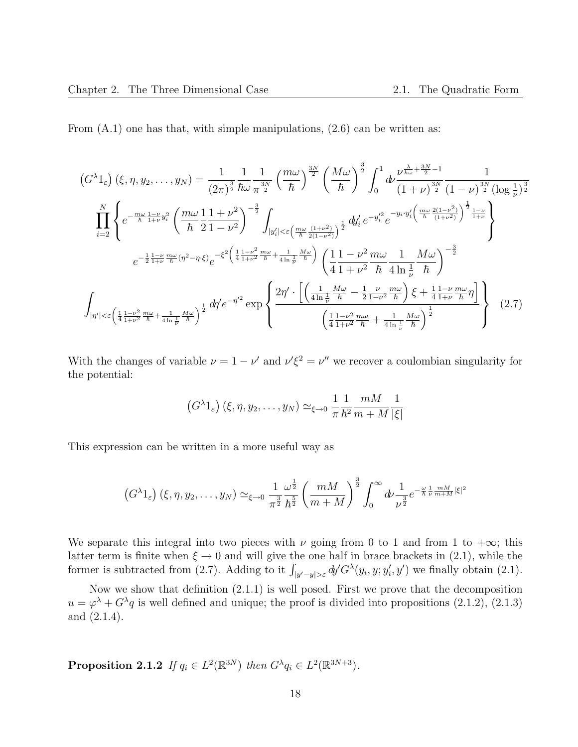From (A.1) one has that, with simple manipulations, (2.6) can be written as:

$$
\begin{aligned}
\left(G^\lambda 1_\varepsilon\right)(\xi,\eta,y_2,\dots,y_N) &= \frac{1}{(2\pi)^{\frac{3}{2}}}\frac{1}{\hbar\omega}\frac{1}{\pi^{\frac{3N}{2}}}\left(\frac{m\omega}{\hbar}\right)^{\frac{3N}{2}}\left(\frac{M\omega}{\hbar}\right)^{\frac{3}{2}}\int_0^1 d\nu \frac{\nu^{\frac{\lambda}{\hbar\omega}+\frac{3N}{2}-1}}{(1+\nu)^{\frac{3N}{2}}}\frac{1}{(1-\nu)^{\frac{3N}{2}}(\log\frac{1}{\nu})^{\frac{3}{2}}}\\
&\prod_{i=2}^N\left\{e^{-\frac{m\omega}{\hbar}\frac{1-\nu}{1+\nu}y_i^2}\left(\frac{m\omega}{\hbar}\frac{1}{2}\frac{1+\nu^2}{1-\nu^2}\right)^{-\frac{3}{2}}\int_{|y_i'|<\varepsilon\left(\frac{m\omega}{\hbar}\frac{(1+\nu^2)}{2(1-\nu^2)}\right)^{\frac{1}{2}}} dy_i'\, e^{-y_i'^2}e^{-y_i\cdot y_i'\left(\frac{m\omega}{\hbar}\frac{2(1-\nu^2)}{(1+\nu^2)}\right)^{\frac{1}{2}}\frac{1-\nu}{1+\nu}}\right\}\\
&e^{-\frac{1}{2}\frac{1-\nu}{1+\nu}\frac{m\omega}{\hbar}(\eta^2-\eta\cdot\xi)}e^{-\xi^2\left(\frac{1}{4}\frac{1-\nu^2}{1+\nu^2}\frac{m\omega}{\hbar}+\frac{1}{4\ln\frac{1}{\nu}}\frac{M\omega}{\hbar}\right)}\left(\frac{1}{4}\frac{1-\nu^2}{1+\nu^2}\frac{m\omega}{\hbar}\frac{1}{4\ln\frac{1}{\nu}}\frac{M\omega}{\hbar}\right)^{-\frac{3}{2}}\\
&\int_{|\eta'|<\varepsilon\left(\frac{1}{4}\frac{1-\nu^2}{1+\nu^2}\frac{m\omega}{\hbar}+\frac{1}{4\ln\frac{1}{\nu}}\frac{M\omega}{\hbar}\right)^{\frac{1}{2}}} d\eta' e^{-\eta'^2}\exp\left\{\frac{2\eta'\cdot\left[\left(\frac{1}{4\ln\frac{1}{\nu}}\frac{M\omega}{\hbar}-\frac{1}{2}\frac{\nu}{1-\nu^2}\frac{m\omega}{\hbar}\right)\xi+\frac{1}{4}\frac{1-\nu}{1+\nu}\frac{m\omega}{\hbar}\eta\right]}{\left(\frac{1}{4}\frac{1-\nu^2}{1+\nu^2}\frac{m\omega}{\hbar}+\frac{1}{4\ln\frac{1}{\nu}}\frac{M\omega}{\hbar}\right)^{\frac{1}{2}}}\right\}
\end{aligned}
\tag{2.7}
$$

With the changes of variable $\nu = 1-\nu'$ and $\nu'\xi^2 = \nu''$ we recover a coulombian singularity for the potential:

$$
\left(G^\lambda 1_\varepsilon\right)(\xi,\eta,y_2,\dots,y_N) \simeq_{\xi\to 0} \frac{1}{\pi}\frac{1}{\hbar^2}\frac{mM}{m+M}\frac{1}{|\xi|}
$$

This expression can be written in a more useful way as

$$
\left(G^\lambda 1_\varepsilon\right)(\xi,\eta,y_2,\dots,y_N) \simeq_{\xi\to 0} \frac{1}{\pi^{\frac{3}{2}}}\frac{\omega^{\frac{1}{2}}}{\hbar^{\frac{5}{2}}}\left(\frac{mM}{m+M}\right)^{\frac{3}{2}}\int_0^\infty d\nu \frac{1}{\nu^{\frac{3}{2}}}e^{-\frac{\omega}{\hbar}\frac{1}{\nu}\frac{mM}{m+M}|\xi|^2}
$$

We separate this integral into two pieces with $\nu$ going from 0 to 1 and from 1 to $+\infty$; this latter term is finite when $\xi \to 0$ and will give the one half in brace brackets in (2.1), while the former is subtracted from (2.7). Adding to it $\int_{|y'-y|>\varepsilon} dy' G^\lambda(y_i, y; y_i', y')$ we finally obtain (2.1).

Now we show that definition (2.1.1) is well posed. First we prove that the decomposition $u = \varphi^\lambda + G^\lambda q$ is well defined and unique; the proof is divided into propositions (2.1.2), (2.1.3) and (2.1.4).

**Proposition 2.1.2** *If $q_i \in L^2(\mathbb{R}^{3N})$ then $G^\lambda q_i \in L^2(\mathbb{R}^{3N+3})$.*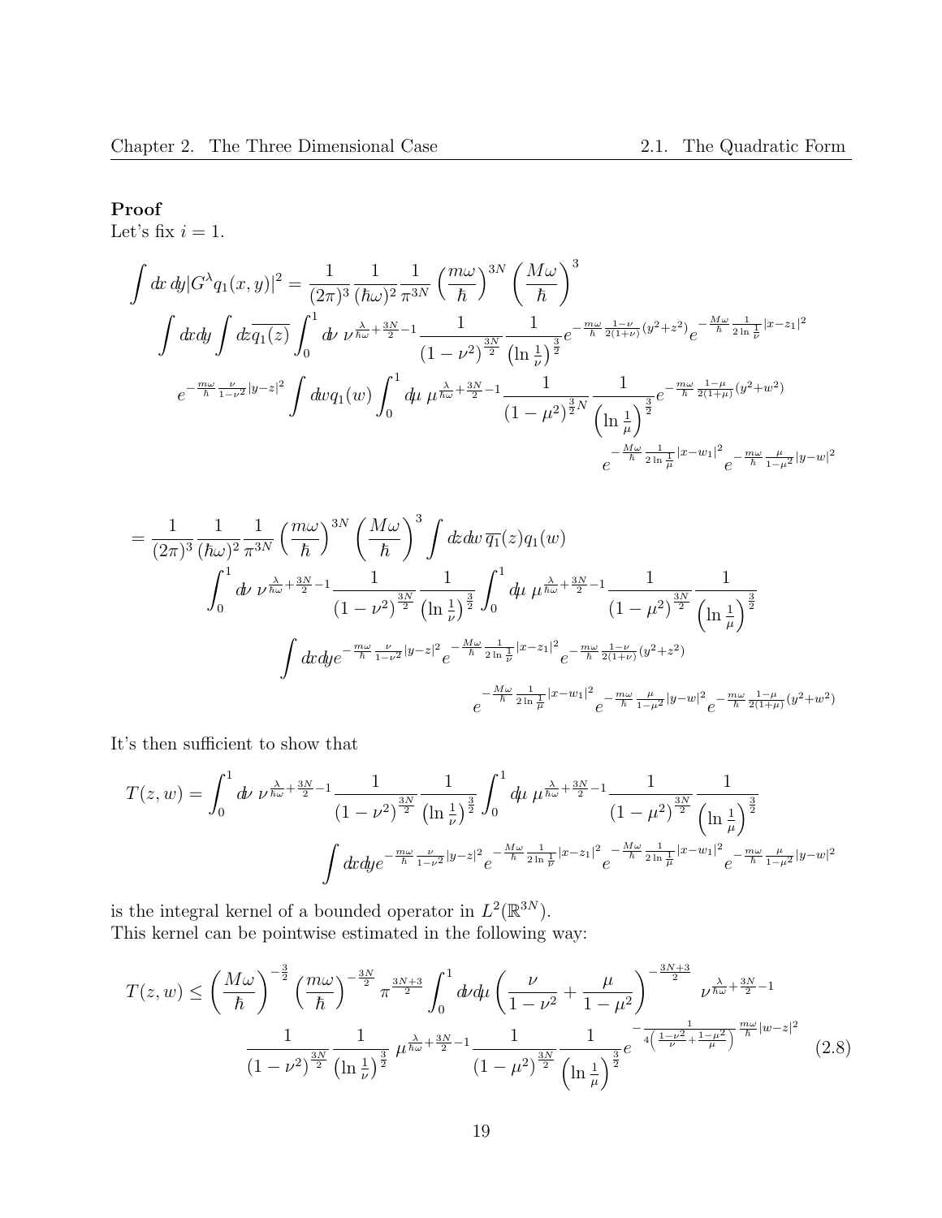**Proof**
Let's fix $i = 1$.

$$
\int dx\, dy |G^\lambda q_1(x,y)|^2 = \frac{1}{(2\pi)^3}\frac{1}{(\hbar\omega)^2}\frac{1}{\pi^{3N}}\left(\frac{m\omega}{\hbar}\right)^{3N}\left(\frac{M\omega}{\hbar}\right)^3
$$

$$
\int dx dy \int dz \overline{q_1(z)} \int_0^1 d\nu\, \nu^{\frac{\lambda}{\hbar\omega}+\frac{3N}{2}-1}\frac{1}{(1-\nu^2)^{\frac{3N}{2}}}\frac{1}{\left(\ln\frac{1}{\nu}\right)^{\frac{3}{2}}} e^{-\frac{m\omega}{\hbar}\frac{1-\nu}{2(1+\nu)}(y^2+z^2)} e^{-\frac{M\omega}{\hbar}\frac{1}{2\ln\frac{1}{\nu}}|x-z_1|^2}
$$

$$
e^{-\frac{m\omega}{\hbar}\frac{\nu}{1-\nu^2}|y-z|^2}\int dw q_1(w)\int_0^1 d\mu\, \mu^{\frac{\lambda}{\hbar\omega}+\frac{3}{2}-1}\frac{1}{(1-\mu^2)^{\frac{3}{2}N}}\frac{1}{\left(\ln\frac{1}{\mu}\right)^{\frac{3}{2}}} e^{-\frac{m\omega}{\hbar}\frac{1-\mu}{2(1+\mu)}(y^2+w^2)}
$$

$$
e^{-\frac{M\omega}{\hbar}\frac{1}{2\ln\frac{1}{\mu}}|x-w_1|^2} e^{-\frac{m\omega}{\hbar}\frac{\mu}{1-\mu^2}|y-w|^2}
$$

$$
= \frac{1}{(2\pi)^3}\frac{1}{(\hbar\omega)^2}\frac{1}{\pi^{3N}}\left(\frac{m\omega}{\hbar}\right)^{3N}\left(\frac{M\omega}{\hbar}\right)^3\int dz dw\, \overline{q_1}(z) q_1(w)
$$

$$
\int_0^1 d\nu\, \nu^{\frac{\lambda}{\hbar\omega}+\frac{3N}{2}-1}\frac{1}{(1-\nu^2)^{\frac{3N}{2}}}\frac{1}{\left(\ln\frac{1}{\nu}\right)^{\frac{3}{2}}}\int_0^1 d\mu\, \mu^{\frac{\lambda}{\hbar\omega}+\frac{3N}{2}-1}\frac{1}{(1-\mu^2)^{\frac{3N}{2}}}\frac{1}{\left(\ln\frac{1}{\mu}\right)^{\frac{3}{2}}}
$$

$$
\int dx dy e^{-\frac{m\omega}{\hbar}\frac{\nu}{1-\nu^2}|y-z|^2} e^{-\frac{M\omega}{\hbar}\frac{1}{2\ln\frac{1}{\nu}}|x-z_1|^2} e^{-\frac{m\omega}{\hbar}\frac{1-\nu}{2(1+\nu)}(y^2+z^2)}
$$

$$
e^{-\frac{M\omega}{\hbar}\frac{1}{2\ln\frac{1}{\mu}}|x-w_1|^2} e^{-\frac{m\omega}{\hbar}\frac{\mu}{1-\mu^2}|y-w|^2} e^{-\frac{m\omega}{\hbar}\frac{1-\mu}{2(1+\mu)}(y^2+w^2)}
$$

It's then sufficient to show that

$$
T(z,w) = \int_0^1 d\nu\, \nu^{\frac{\lambda}{\hbar\omega}+\frac{3N}{2}-1}\frac{1}{(1-\nu^2)^{\frac{3N}{2}}}\frac{1}{\left(\ln\frac{1}{\nu}\right)^{\frac{3}{2}}}\int_0^1 d\mu\, \mu^{\frac{\lambda}{\hbar\omega}+\frac{3N}{2}-1}\frac{1}{(1-\mu^2)^{\frac{3N}{2}}}\frac{1}{\left(\ln\frac{1}{\mu}\right)^{\frac{3}{2}}}
$$

$$
\int dx dy e^{-\frac{m\omega}{\hbar}\frac{\nu}{1-\nu^2}|y-z|^2} e^{-\frac{M\omega}{\hbar}\frac{1}{2\ln\frac{1}{\nu}}|x-z_1|^2} e^{-\frac{M\omega}{\hbar}\frac{1}{2\ln\frac{1}{\mu}}|x-w_1|^2} e^{-\frac{m\omega}{\hbar}\frac{\mu}{1-\mu^2}|y-w|^2}
$$

is the integral kernel of a bounded operator in $L^2(\mathbb{R}^{3N})$.
This kernel can be pointwise estimated in the following way:

$$
T(z,w) \leq \left(\frac{M\omega}{\hbar}\right)^{-\frac{3}{2}}\left(\frac{m\omega}{\hbar}\right)^{-\frac{3N}{2}}\pi^{\frac{3N+3}{2}}\int_0^1 d\nu d\mu \left(\frac{\nu}{1-\nu^2}+\frac{\mu}{1-\mu^2}\right)^{-\frac{3N+3}{2}} \nu^{\frac{\lambda}{\hbar\omega}+\frac{3N}{2}-1}
$$

$$
\frac{1}{(1-\nu^2)^{\frac{3N}{2}}}\frac{1}{\left(\ln\frac{1}{\nu}\right)^{\frac{3}{2}}}\mu^{\frac{\lambda}{\hbar\omega}+\frac{3N}{2}-1}\frac{1}{(1-\mu^2)^{\frac{3N}{2}}}\frac{1}{\left(\ln\frac{1}{\mu}\right)^{\frac{3}{2}}} e^{-\frac{1}{4\left(\frac{1-\nu^2}{\nu}+\frac{1-\mu^2}{\mu}\right)}\frac{m\omega}{\hbar}|w-z|^2} \tag{2.8}
$$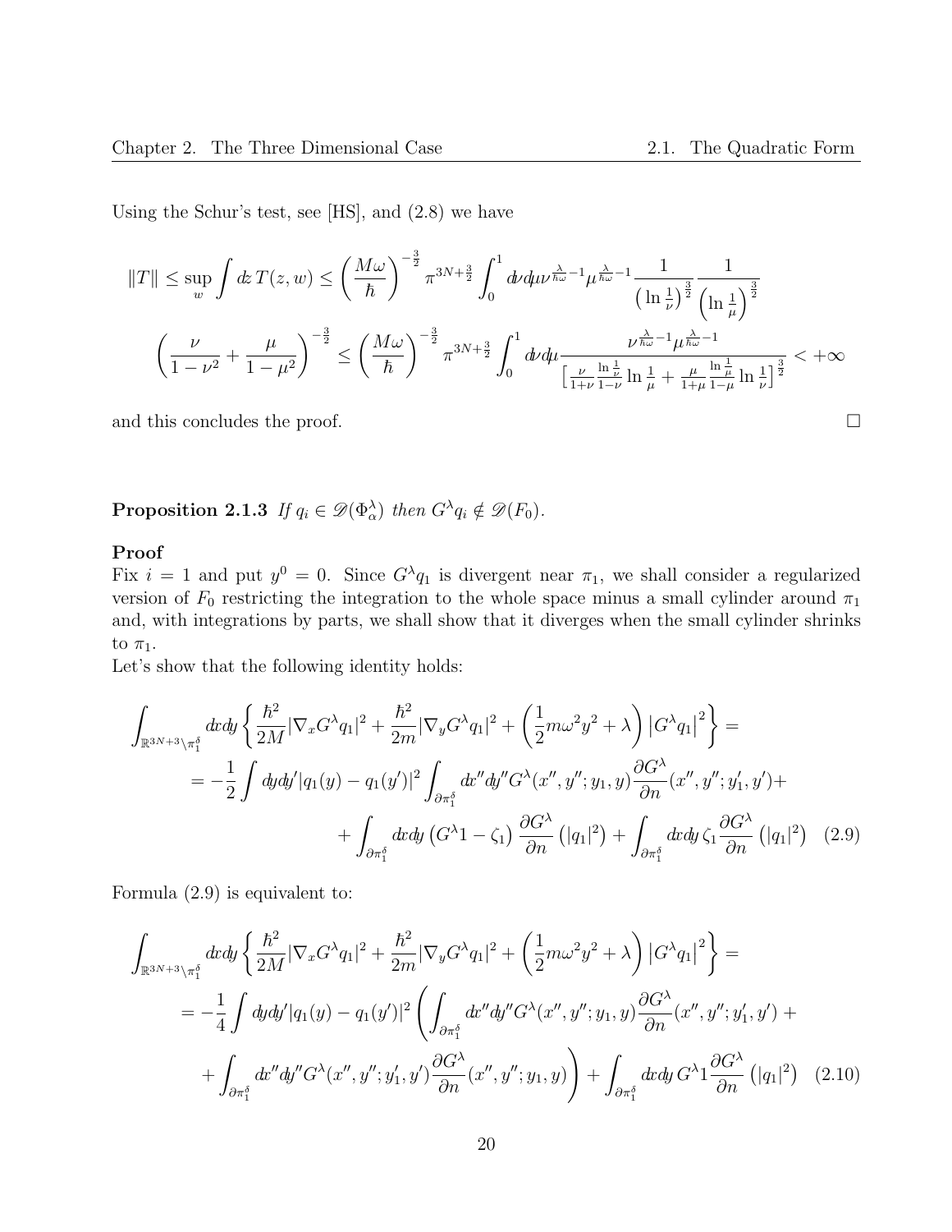Using the Schur's test, see [HS], and (2.8) we have

$$
\|T\| \leq \sup_w \int dz\, T(z,w) \leq \left(\frac{M\omega}{\hbar}\right)^{-\frac{3}{2}} \pi^{3N+\frac{3}{2}} \int_0^1 d\nu d\mu \nu^{\frac{\lambda}{\hbar\omega}-1} \mu^{\frac{\lambda}{\hbar\omega}-1} \frac{1}{\left(\ln\frac{1}{\nu}\right)^{\frac{3}{2}}} \frac{1}{\left(\ln\frac{1}{\mu}\right)^{\frac{3}{2}}}
$$

$$
\left(\frac{\nu}{1-\nu^2}+\frac{\mu}{1-\mu^2}\right)^{-\frac{3}{2}} \leq \left(\frac{M\omega}{\hbar}\right)^{-\frac{3}{2}} \pi^{3N+\frac{3}{2}} \int_0^1 d\nu d\mu \frac{\nu^{\frac{\lambda}{\hbar\omega}-1}\mu^{\frac{\lambda}{\hbar\omega}-1}}{\left[\frac{\nu}{1+\nu}\frac{\ln\frac{1}{\nu}}{1-\nu}\ln\frac{1}{\mu}+\frac{\mu}{1+\mu}\frac{\ln\frac{1}{\mu}}{1-\mu}\ln\frac{1}{\nu}\right]^{\frac{3}{2}}} < +\infty
$$

and this concludes the proof. □

**Proposition 2.1.3** *If $q_i \in \mathscr{D}(\Phi_\alpha^\lambda)$ then $G^\lambda q_i \notin \mathscr{D}(F_0)$.*

**Proof**

Fix $i=1$ and put $y^0=0$. Since $G^\lambda q_1$ is divergent near $\pi_1$, we shall consider a regularized version of $F_0$ restricting the integration to the whole space minus a small cylinder around $\pi_1$ and, with integrations by parts, we shall show that it diverges when the small cylinder shrinks to $\pi_1$.

Let's show that the following identity holds:

$$
\begin{aligned}
&\int_{\mathbb{R}^{3N+3}\setminus\pi_1^\delta} dx dy \left\{ \frac{\hbar^2}{2M}|\nabla_x G^\lambda q_1|^2 + \frac{\hbar^2}{2m}|\nabla_y G^\lambda q_1|^2 + \left(\frac{1}{2}m\omega^2 y^2+\lambda\right)\left|G^\lambda q_1\right|^2 \right\} = \\
&= -\frac{1}{2}\int dy dy' |q_1(y)-q_1(y')|^2 \int_{\partial\pi_1^\delta} dx'' dy'' G^\lambda(x'',y'';y_1,y) \frac{\partial G^\lambda}{\partial n}(x'',y'';y_1',y') + \\
&\quad + \int_{\partial\pi_1^\delta} dx dy \left(G^\lambda 1 - \zeta_1\right) \frac{\partial G^\lambda}{\partial n}\left(|q_1|^2\right) + \int_{\partial\pi_1^\delta} dx dy\, \zeta_1 \frac{\partial G^\lambda}{\partial n}\left(|q_1|^2\right)
\end{aligned} \tag{2.9}
$$

Formula (2.9) is equivalent to:

$$
\begin{aligned}
&\int_{\mathbb{R}^{3N+3}\setminus\pi_1^\delta} dx dy \left\{ \frac{\hbar^2}{2M}|\nabla_x G^\lambda q_1|^2 + \frac{\hbar^2}{2m}|\nabla_y G^\lambda q_1|^2 + \left(\frac{1}{2}m\omega^2 y^2+\lambda\right)\left|G^\lambda q_1\right|^2 \right\} = \\
&= -\frac{1}{4}\int dy dy' |q_1(y)-q_1(y')|^2 \left( \int_{\partial\pi_1^\delta} dx'' dy'' G^\lambda(x'',y'';y_1,y) \frac{\partial G^\lambda}{\partial n}(x'',y'';y_1',y') + \right. \\
&\quad \left. + \int_{\partial\pi_1^\delta} dx'' dy'' G^\lambda(x'',y'';y_1',y') \frac{\partial G^\lambda}{\partial n}(x'',y'';y_1,y) \right) + \int_{\partial\pi_1^\delta} dx dy\, G^\lambda 1 \frac{\partial G^\lambda}{\partial n}\left(|q_1|^2\right)
\end{aligned} \tag{2.10}
$$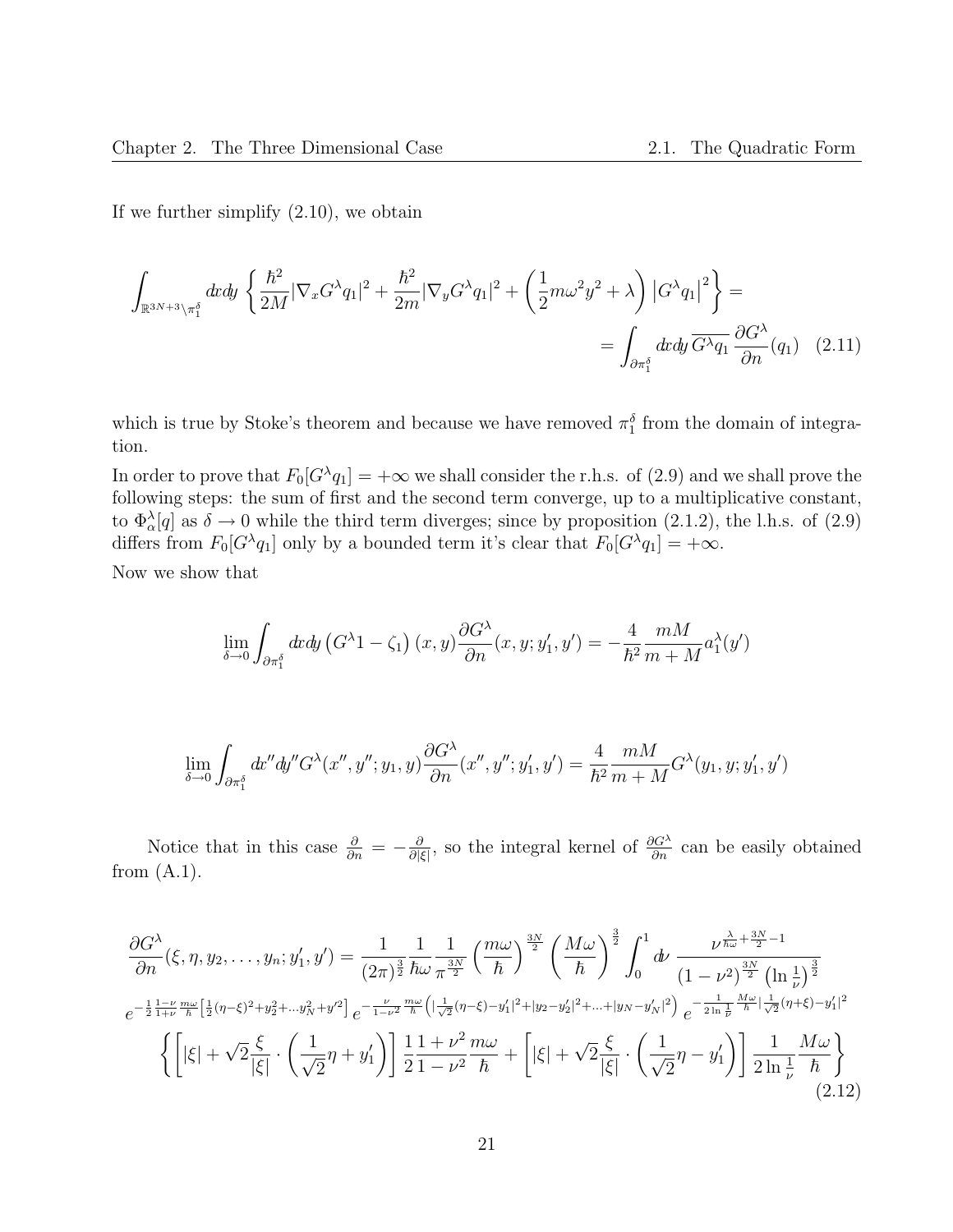If we further simplify (2.10), we obtain

$$\int_{\mathbb{R}^{3N+3}\setminus\pi_1^\delta} dxdy \left\{ \frac{\hbar^2}{2M}|\nabla_x G^\lambda q_1|^2 + \frac{\hbar^2}{2m}|\nabla_y G^\lambda q_1|^2 + \left(\frac{1}{2}m\omega^2 y^2 + \lambda\right)\left|G^\lambda q_1\right|^2 \right\} = \\ = \int_{\partial\pi_1^\delta} dxdy\, \overline{G^\lambda q_1}\, \frac{\partial G^\lambda}{\partial n}(q_1) \quad (2.11)$$

which is true by Stoke's theorem and because we have removed $\pi_1^\delta$ from the domain of integration.

In order to prove that $F_0[G^\lambda q_1] = +\infty$ we shall consider the r.h.s. of (2.9) and we shall prove the following steps: the sum of first and the second term converge, up to a multiplicative constant, to $\Phi_\alpha^\lambda[q]$ as $\delta \to 0$ while the third term diverges; since by proposition (2.1.2), the l.h.s. of (2.9) differs from $F_0[G^\lambda q_1]$ only by a bounded term it's clear that $F_0[G^\lambda q_1] = +\infty$.

Now we show that

$$\lim_{\delta\to 0}\int_{\partial\pi_1^\delta} dxdy \left(G^\lambda 1 - \zeta_1\right)(x,y)\frac{\partial G^\lambda}{\partial n}(x,y;y_1',y') = -\frac{4}{\hbar^2}\frac{mM}{m+M}a_1^\lambda(y')$$

$$\lim_{\delta\to 0}\int_{\partial\pi_1^\delta} dx''dy'' G^\lambda(x'',y'';y_1,y)\frac{\partial G^\lambda}{\partial n}(x'',y'';y_1',y') = \frac{4}{\hbar^2}\frac{mM}{m+M}G^\lambda(y_1,y;y_1',y')$$

Notice that in this case $\frac{\partial}{\partial n} = -\frac{\partial}{\partial|\xi|}$, so the integral kernel of $\frac{\partial G^\lambda}{\partial n}$ can be easily obtained from (A.1).

$$\frac{\partial G^\lambda}{\partial n}(\xi,\eta,y_2,\ldots,y_n;y_1',y') = \frac{1}{(2\pi)^{\frac{3}{2}}}\frac{1}{\hbar\omega}\frac{1}{\pi^{\frac{3N}{2}}}\left(\frac{m\omega}{\hbar}\right)^{\frac{3N}{2}}\left(\frac{M\omega}{\hbar}\right)^{\frac{3}{2}}\int_0^1 d\nu\, \frac{\nu^{\frac{\lambda}{\hbar\omega}+\frac{3N}{2}-1}}{(1-\nu^2)^{\frac{3N}{2}}\left(\ln\frac{1}{\nu}\right)^{\frac{3}{2}}}$$
$$e^{-\frac{1}{2}\frac{1-\nu}{1+\nu}\frac{m\omega}{\hbar}\left[\frac{1}{2}(\eta-\xi)^2+y_2^2+\ldots y_N^2+y'^2\right]}\, e^{-\frac{\nu}{1-\nu^2}\frac{m\omega}{\hbar}\left(|\frac{1}{\sqrt{2}}(\eta-\xi)-y_1'|^2+|y_2-y_2'|^2+\ldots+|y_N-y_N'|^2\right)}\, e^{-\frac{1}{2\ln\frac{1}{\nu}}\frac{M\omega}{\hbar}|\frac{1}{\sqrt{2}}(\eta+\xi)-y_1'|^2}$$
$$\left\{\left[|\xi|+\sqrt{2}\frac{\xi}{|\xi|}\cdot\left(\frac{1}{\sqrt{2}}\eta+y_1'\right)\right]\frac{1}{2}\frac{1+\nu^2}{1-\nu^2}\frac{m\omega}{\hbar}+\left[|\xi|+\sqrt{2}\frac{\xi}{|\xi|}\cdot\left(\frac{1}{\sqrt{2}}\eta-y_1'\right)\right]\frac{1}{2\ln\frac{1}{\nu}}\frac{M\omega}{\hbar}\right\} \quad (2.12)$$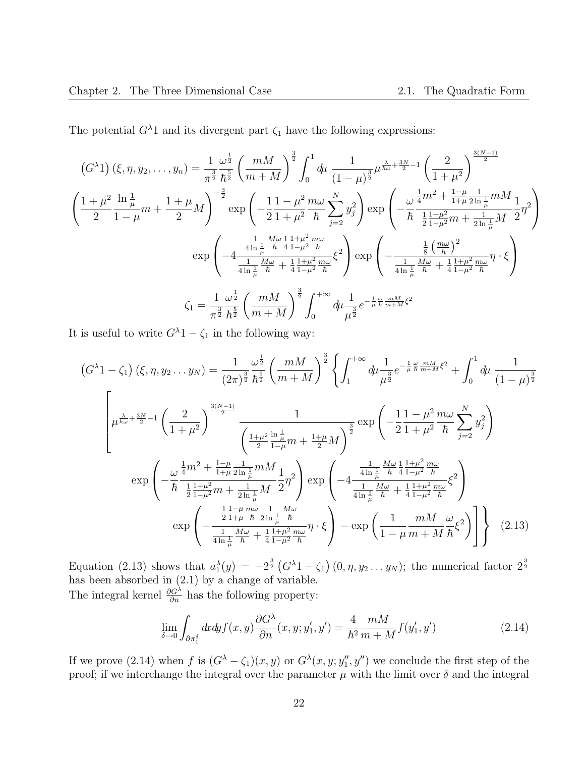The potential $G^\lambda 1$ and its divergent part $\zeta_1$ have the following expressions:

$$
\left(G^\lambda 1\right)(\xi,\eta,y_2,\dots,y_n) = \frac{1}{\pi^{\frac{3}{2}}}\frac{\omega^{\frac{1}{2}}}{\hbar^{\frac{5}{2}}}\left(\frac{mM}{m+M}\right)^{\frac{3}{2}}\int_0^1 d\mu\, \frac{1}{(1-\mu)^{\frac{3}{2}}}\mu^{\frac{\lambda}{\hbar\omega}+\frac{3N}{2}-1}\left(\frac{2}{1+\mu^2}\right)^{\frac{3(N-1)}{2}}
$$

$$
\left(\frac{1+\mu^2}{2}\frac{\ln\frac{1}{\mu}}{1-\mu}m+\frac{1+\mu}{2}M\right)^{-\frac{3}{2}}\exp\left(-\frac{1}{2}\frac{1-\mu^2}{1+\mu^2}\frac{m\omega}{\hbar}\sum_{j=2}^N y_j^2\right)\exp\left(-\frac{\omega}{\hbar}\frac{\frac{1}{4}m^2+\frac{1-\mu}{1+\mu}\frac{1}{2\ln\frac{1}{\mu}}mM}{\frac{1}{2}\frac{1+\mu^2}{1-\mu^2}m+\frac{1}{2\ln\frac{1}{\mu}}M}\frac{1}{2}\eta^2\right)
$$

$$
\exp\left(-4\frac{\frac{1}{4\ln\frac{1}{\mu}}\frac{M\omega}{\hbar}\frac{1}{4}\frac{1+\mu^2}{1-\mu^2}\frac{m\omega}{\hbar}}{\frac{1}{4\ln\frac{1}{\mu}}\frac{M\omega}{\hbar}+\frac{1}{4}\frac{1+\mu^2}{1-\mu^2}\frac{m\omega}{\hbar}}\xi^2\right)\exp\left(-\frac{\frac{1}{8}\left(\frac{m\omega}{\hbar}\right)^2}{\frac{1}{4\ln\frac{1}{\mu}}\frac{M\omega}{\hbar}+\frac{1}{4}\frac{1+\mu^2}{1-\mu^2}\frac{m\omega}{\hbar}}\eta\cdot\xi\right)
$$

$$
\zeta_1 = \frac{1}{\pi^{\frac{3}{2}}}\frac{\omega^{\frac{1}{2}}}{\hbar^{\frac{5}{2}}}\left(\frac{mM}{m+M}\right)^{\frac{3}{2}}\int_0^{+\infty} d\mu \frac{1}{\mu^{\frac{3}{2}}}e^{-\frac{1}{\mu}\frac{\omega}{\hbar}\frac{mM}{m+M}\xi^2}
$$

It is useful to write $G^\lambda 1-\zeta_1$ in the following way:

$$
\left(G^\lambda 1-\zeta_1\right)(\xi,\eta,y_2\dots y_N) = \frac{1}{(2\pi)^{\frac{3}{2}}}\frac{\omega^{\frac{1}{2}}}{\hbar^{\frac{5}{2}}}\left(\frac{mM}{m+M}\right)^{\frac{3}{2}}\left\{\int_1^{+\infty} d\mu \frac{1}{\mu^{\frac{3}{2}}}e^{-\frac{1}{\mu}\frac{\omega}{\hbar}\frac{mM}{m+M}\xi^2}+\int_0^1 d\mu\, \frac{1}{(1-\mu)^{\frac{3}{2}}}\right.
$$

$$
\left[\mu^{\frac{\lambda}{\hbar\omega}+\frac{3N}{2}-1}\left(\frac{2}{1+\mu^2}\right)^{\frac{3(N-1)}{2}}\frac{1}{\left(\frac{1+\mu^2}{2}\frac{\ln\frac{1}{\mu}}{1-\mu}m+\frac{1+\mu}{2}M\right)^{\frac{3}{2}}}\exp\left(-\frac{1}{2}\frac{1-\mu^2}{1+\mu^2}\frac{m\omega}{\hbar}\sum_{j=2}^N y_j^2\right)\right.
$$

$$
\exp\left(-\frac{\omega}{\hbar}\frac{\frac{1}{4}m^2+\frac{1-\mu}{1+\mu}\frac{1}{2\ln\frac{1}{\mu}}mM}{\frac{1}{2}\frac{1+\mu^2}{1-\mu^2}m+\frac{1}{2\ln\frac{1}{\mu}}M}\frac{1}{2}\eta^2\right)\exp\left(-4\frac{\frac{1}{4\ln\frac{1}{\mu}}\frac{M\omega}{\hbar}\frac{1}{4}\frac{1+\mu^2}{1-\mu^2}\frac{m\omega}{\hbar}}{\frac{1}{4\ln\frac{1}{\mu}}\frac{M\omega}{\hbar}+\frac{1}{4}\frac{1+\mu^2}{1-\mu^2}\frac{m\omega}{\hbar}}\xi^2\right)
$$

$$
\left.\left.\exp\left(-\frac{\frac{1}{2}\frac{1-\mu}{1+\mu}\frac{m\omega}{\hbar}\frac{1}{2\ln\frac{1}{\mu}}\frac{M\omega}{\hbar}}{\frac{1}{4\ln\frac{1}{\mu}}\frac{M\omega}{\hbar}+\frac{1}{4}\frac{1+\mu^2}{1-\mu^2}\frac{m\omega}{\hbar}}\eta\cdot\xi\right)-\exp\left(\frac{1}{1-\mu}\frac{mM}{m+M}\frac{\omega}{\hbar}\xi^2\right)\right]\right\} \tag{2.13}
$$

Equation (2.13) shows that $a_1^\lambda(y) = -2^{\frac{3}{2}}\left(G^\lambda 1-\zeta_1\right)(0,\eta,y_2\dots y_N)$; the numerical factor $2^{\frac{3}{2}}$ has been absorbed in (2.1) by a change of variable.
The integral kernel $\frac{\partial G^\lambda}{\partial n}$ has the following property:

$$
\lim_{\delta\to 0}\int_{\partial\pi_1^\delta} dxdy f(x,y)\frac{\partial G^\lambda}{\partial n}(x,y;y_1',y') = \frac{4}{\hbar^2}\frac{mM}{m+M}f(y_1',y') \tag{2.14}
$$

If we prove (2.14) when $f$ is $(G^\lambda-\zeta_1)(x,y)$ or $G^\lambda(x,y;y_1'',y'')$ we conclude the first step of the proof; if we interchange the integral over the parameter $\mu$ with the limit over $\delta$ and the integral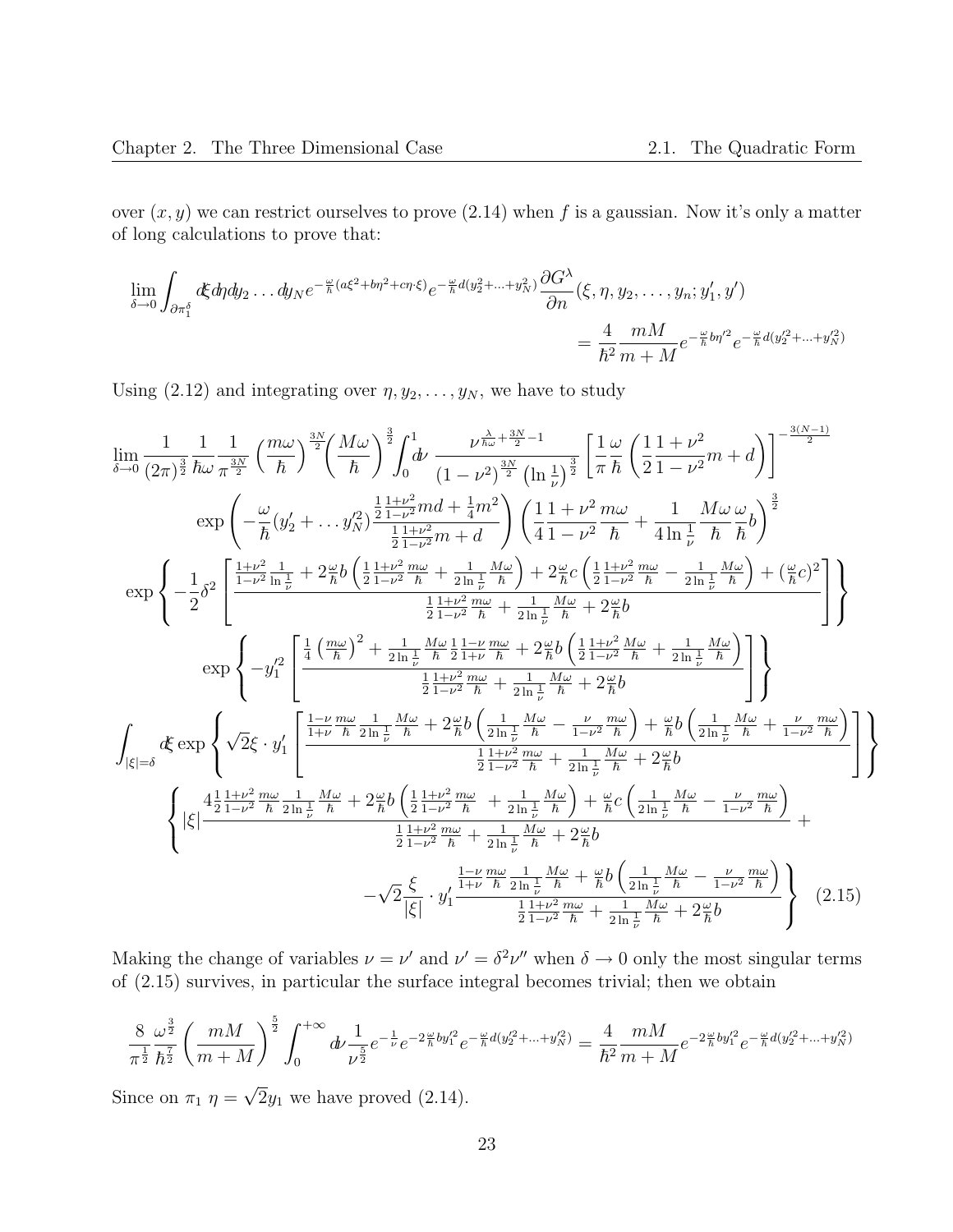over $(x, y)$ we can restrict ourselves to prove (2.14) when $f$ is a gaussian. Now it's only a matter of long calculations to prove that:

$$\lim_{\delta\to 0}\int_{\partial\pi_1^\delta} d\xi d\eta dy_2\dots dy_N e^{-\frac{\omega}{\hbar}(a\xi^2+b\eta^2+c\eta\cdot\xi)}e^{-\frac{\omega}{\hbar}d(y_2^2+\ldots+y_N^2)}\frac{\partial G^\lambda}{\partial n}(\xi,\eta,y_2,\ldots,y_n;y_1',y') = \frac{4}{\hbar^2}\frac{mM}{m+M}e^{-\frac{\omega}{\hbar}b\eta'^2}e^{-\frac{\omega}{\hbar}d(y_2'^2+\ldots+y_N'^2)}$$

Using (2.12) and integrating over $\eta, y_2, \ldots, y_N$, we have to study

$$\begin{aligned}
&\lim_{\delta\to 0}\frac{1}{(2\pi)^{\frac{3}{2}}}\frac{1}{\hbar\omega}\frac{1}{\pi^{\frac{3N}{2}}}\left(\frac{m\omega}{\hbar}\right)^{\frac{3N}{2}}\left(\frac{M\omega}{\hbar}\right)^{\frac{3}{2}}\int_0^1 d\nu\,\frac{\nu^{\frac{\lambda}{\hbar\omega}+\frac{3N}{2}-1}}{(1-\nu^2)^{\frac{3N}{2}}\left(\ln\frac{1}{\nu}\right)^{\frac{3}{2}}}\left[\frac{1}{\pi}\frac{\omega}{\hbar}\left(\frac{1}{2}\frac{1+\nu^2}{1-\nu^2}m+d\right)\right]^{-\frac{3(N-1)}{2}} \\
&\exp\left(-\frac{\omega}{\hbar}(y_2'+\ldots y_N'^2)\frac{\frac{1}{2}\frac{1+\nu^2}{1-\nu^2}md+\frac{1}{4}m^2}{\frac{1}{2}\frac{1+\nu^2}{1-\nu^2}m+d}\right)\left(\frac{1}{4}\frac{1+\nu^2}{1-\nu^2}\frac{m\omega}{\hbar}+\frac{1}{4\ln\frac{1}{\nu}}\frac{M\omega}{\hbar}\frac{\omega}{\hbar}b\right)^{\frac{3}{2}} \\
&\exp\left\{-\frac{1}{2}\delta^2\left[\frac{\frac{1+\nu^2}{1-\nu^2}\frac{1}{\ln\frac{1}{\nu}}+2\frac{\omega}{\hbar}b\left(\frac{1}{2}\frac{1+\nu^2}{1-\nu^2}\frac{m\omega}{\hbar}+\frac{1}{2\ln\frac{1}{\nu}}\frac{M\omega}{\hbar}\right)+2\frac{\omega}{\hbar}c\left(\frac{1}{2}\frac{1+\nu^2}{1-\nu^2}\frac{m\omega}{\hbar}-\frac{1}{2\ln\frac{1}{\nu}}\frac{M\omega}{\hbar}\right)+\left(\frac{\omega}{\hbar}c\right)^2}{\frac{1}{2}\frac{1+\nu^2}{1-\nu^2}\frac{m\omega}{\hbar}+\frac{1}{2\ln\frac{1}{\nu}}\frac{M\omega}{\hbar}+2\frac{\omega}{\hbar}b}\right]\right\} \\
&\exp\left\{-y_1'^2\left[\frac{\frac{1}{4}\left(\frac{m\omega}{\hbar}\right)^2+\frac{1}{2\ln\frac{1}{\nu}}\frac{M\omega}{\hbar}\frac{1}{2}\frac{1-\nu}{1+\nu}\frac{m\omega}{\hbar}+2\frac{\omega}{\hbar}b\left(\frac{1}{2}\frac{1+\nu^2}{1-\nu^2}\frac{M\omega}{\hbar}+\frac{1}{2\ln\frac{1}{\nu}}\frac{M\omega}{\hbar}\right)}{\frac{1}{2}\frac{1+\nu^2}{1-\nu^2}\frac{m\omega}{\hbar}+\frac{1}{2\ln\frac{1}{\nu}}\frac{M\omega}{\hbar}+2\frac{\omega}{\hbar}b}\right]\right\} \\
&\int_{|\xi|=\delta}d\xi\exp\left\{\sqrt{2}\xi\cdot y_1'\left[\frac{\frac{1-\nu}{1+\nu}\frac{m\omega}{\hbar}\frac{1}{2\ln\frac{1}{\nu}}\frac{M\omega}{\hbar}+2\frac{\omega}{\hbar}b\left(\frac{1}{2\ln\frac{1}{\nu}}\frac{M\omega}{\hbar}-\frac{\nu}{1-\nu^2}\frac{m\omega}{\hbar}\right)+\frac{\omega}{\hbar}b\left(\frac{1}{2\ln\frac{1}{\nu}}\frac{M\omega}{\hbar}+\frac{\nu}{1-\nu^2}\frac{m\omega}{\hbar}\right)}{\frac{1}{2}\frac{1+\nu^2}{1-\nu^2}\frac{m\omega}{\hbar}+\frac{1}{2\ln\frac{1}{\nu}}\frac{M\omega}{\hbar}+2\frac{\omega}{\hbar}b}\right]\right\} \\
&\left\{|\xi|\frac{4\frac{1}{2}\frac{1+\nu^2}{1-\nu^2}\frac{m\omega}{\hbar}\frac{1}{2\ln\frac{1}{\nu}}\frac{M\omega}{\hbar}+2\frac{\omega}{\hbar}b\left(\frac{1}{2}\frac{1+\nu^2}{1-\nu^2}\frac{m\omega}{\hbar}+\frac{1}{2\ln\frac{1}{\nu}}\frac{M\omega}{\hbar}\right)+\frac{\omega}{\hbar}c\left(\frac{1}{2\ln\frac{1}{\nu}}\frac{M\omega}{\hbar}-\frac{\nu}{1-\nu^2}\frac{m\omega}{\hbar}\right)}{\frac{1}{2}\frac{1+\nu^2}{1-\nu^2}\frac{m\omega}{\hbar}+\frac{1}{2\ln\frac{1}{\nu}}\frac{M\omega}{\hbar}+2\frac{\omega}{\hbar}b}+\right. \\
&\left.-\sqrt{2}\frac{\xi}{|\xi|}\cdot y_1'\frac{\frac{1-\nu}{1+\nu}\frac{m\omega}{\hbar}\frac{1}{2\ln\frac{1}{\nu}}\frac{M\omega}{\hbar}+\frac{\omega}{\hbar}b\left(\frac{1}{2\ln\frac{1}{\nu}}\frac{M\omega}{\hbar}-\frac{\nu}{1-\nu^2}\frac{m\omega}{\hbar}\right)}{\frac{1}{2}\frac{1+\nu^2}{1-\nu^2}\frac{m\omega}{\hbar}+\frac{1}{2\ln\frac{1}{\nu}}\frac{M\omega}{\hbar}+2\frac{\omega}{\hbar}b}\right\} \qquad (2.15)
\end{aligned}$$

Making the change of variables $\nu = \nu'$ and $\nu' = \delta^2\nu''$ when $\delta \to 0$ only the most singular terms of (2.15) survives, in particular the surface integral becomes trivial; then we obtain

$$\frac{8}{\pi^{\frac{1}{2}}}\frac{\omega^{\frac{3}{2}}}{\hbar^{\frac{7}{2}}}\left(\frac{mM}{m+M}\right)^{\frac{5}{2}}\int_0^{+\infty}d\nu\frac{1}{\nu^{\frac{5}{2}}}e^{-\frac{1}{\nu}}e^{-2\frac{\omega}{\hbar}by_1'^2}e^{-\frac{\omega}{\hbar}d(y_2'^2+\ldots+y_N'^2)} = \frac{4}{\hbar^2}\frac{mM}{m+M}e^{-2\frac{\omega}{\hbar}by_1'^2}e^{-\frac{\omega}{\hbar}d(y_2'^2+\ldots+y_N'^2)}$$

Since on $\pi_1$ $\eta = \sqrt{2}y_1$ we have proved (2.14).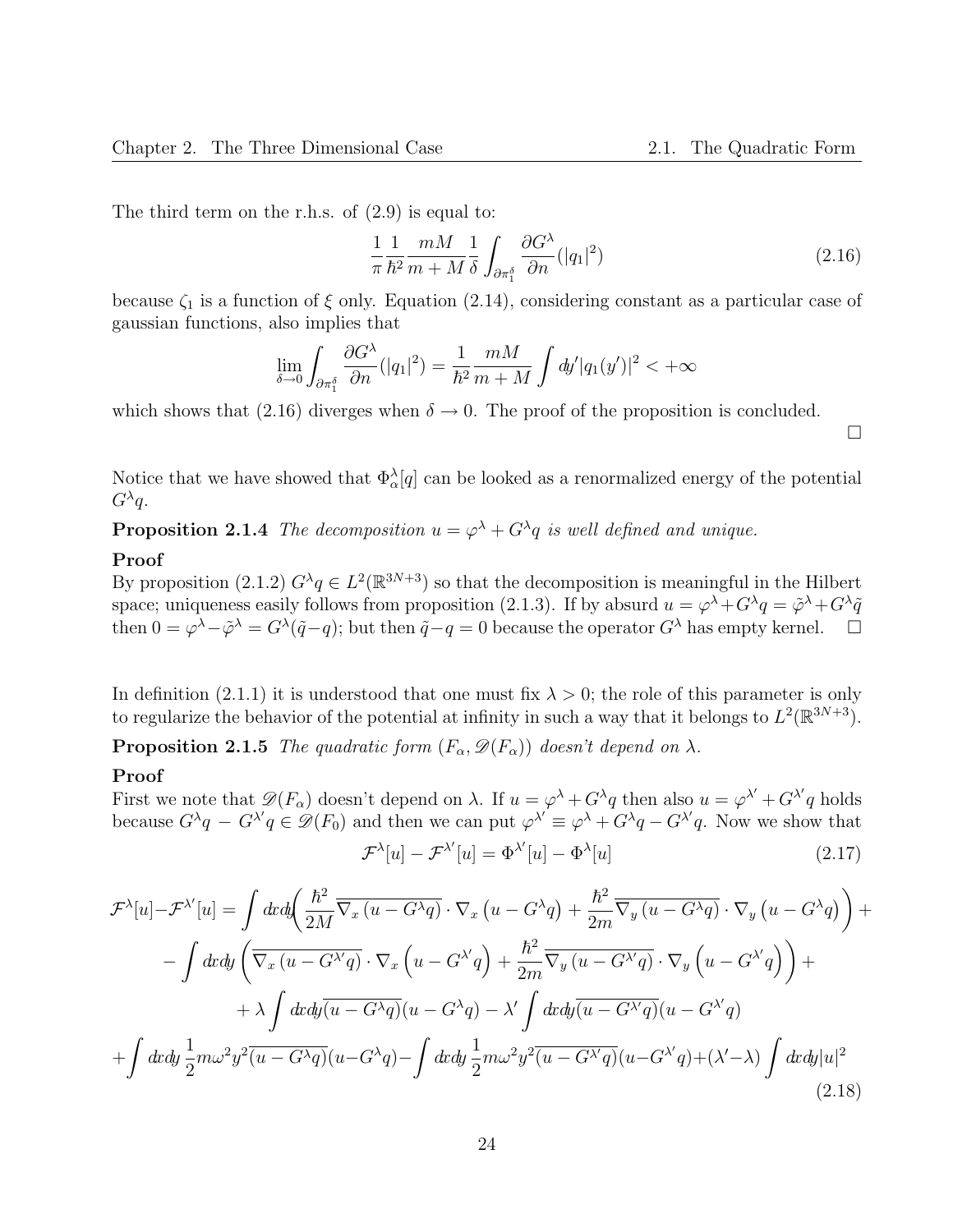The third term on the r.h.s. of (2.9) is equal to:

$$\frac{1}{\pi}\frac{1}{\hbar^2}\frac{mM}{m+M}\frac{1}{\delta}\int_{\partial\pi_1^\delta}\frac{\partial G^\lambda}{\partial n}(|q_1|^2) \tag{2.16}$$

because $\zeta_1$ is a function of $\xi$ only. Equation (2.14), considering constant as a particular case of gaussian functions, also implies that

$$\lim_{\delta\to 0}\int_{\partial\pi_1^\delta}\frac{\partial G^\lambda}{\partial n}(|q_1|^2) = \frac{1}{\hbar^2}\frac{mM}{m+M}\int dy'|q_1(y')|^2 < +\infty$$

which shows that (2.16) diverges when $\delta \to 0$. The proof of the proposition is concluded.

□

Notice that we have showed that $\Phi_\alpha^\lambda[q]$ can be looked as a renormalized energy of the potential $G^\lambda q$.

**Proposition 2.1.4** *The decomposition $u = \varphi^\lambda + G^\lambda q$ is well defined and unique.*

**Proof**
By proposition (2.1.2) $G^\lambda q \in L^2(\mathbb{R}^{3N+3})$ so that the decomposition is meaningful in the Hilbert space; uniqueness easily follows from proposition (2.1.3). If by absurd $u = \varphi^\lambda + G^\lambda q = \tilde{\varphi}^\lambda + G^\lambda \tilde{q}$ then $0 = \varphi^\lambda - \tilde{\varphi}^\lambda = G^\lambda(\tilde{q} - q)$; but then $\tilde{q} - q = 0$ because the operator $G^\lambda$ has empty kernel. □

In definition (2.1.1) it is understood that one must fix $\lambda > 0$; the role of this parameter is only to regularize the behavior of the potential at infinity in such a way that it belongs to $L^2(\mathbb{R}^{3N+3})$.

**Proposition 2.1.5** *The quadratic form $(F_\alpha, \mathscr{D}(F_\alpha))$ doesn't depend on $\lambda$.*

**Proof**
First we note that $\mathscr{D}(F_\alpha)$ doesn't depend on $\lambda$. If $u = \varphi^\lambda + G^\lambda q$ then also $u = \varphi^{\lambda'} + G^{\lambda'} q$ holds because $G^\lambda q - G^{\lambda'} q \in \mathscr{D}(F_0)$ and then we can put $\varphi^{\lambda'} \equiv \varphi^\lambda + G^\lambda q - G^{\lambda'} q$. Now we show that

$$\mathcal{F}^\lambda[u] - \mathcal{F}^{\lambda'}[u] = \Phi^{\lambda'}[u] - \Phi^\lambda[u] \tag{2.17}$$

$$\begin{aligned}
\mathcal{F}^\lambda[u] - \mathcal{F}^{\lambda'}[u] &= \int dxdy \left( \frac{\hbar^2}{2M}\overline{\nabla_x\left(u - G^\lambda q\right)} \cdot \nabla_x\left(u - G^\lambda q\right) + \frac{\hbar^2}{2m}\overline{\nabla_y\left(u - G^\lambda q\right)} \cdot \nabla_y\left(u - G^\lambda q\right) \right) + \\
&- \int dxdy \left( \overline{\nabla_x\left(u - G^{\lambda'} q\right)} \cdot \nabla_x\left(u - G^{\lambda'} q\right) + \frac{\hbar^2}{2m}\overline{\nabla_y\left(u - G^{\lambda'} q\right)} \cdot \nabla_y\left(u - G^{\lambda'} q\right) \right) + \\
&+ \lambda \int dxdy \overline{(u - G^\lambda q)}(u - G^\lambda q) - \lambda' \int dxdy \overline{(u - G^{\lambda'} q)}(u - G^{\lambda'} q) \\
&+ \int dxdy\, \frac{1}{2}m\omega^2 y^2 \overline{(u - G^\lambda q)}(u - G^\lambda q) - \int dxdy\, \frac{1}{2}m\omega^2 y^2 \overline{(u - G^{\lambda'} q)}(u - G^{\lambda'} q) + (\lambda' - \lambda)\int dxdy |u|^2
\end{aligned} \tag{2.18}$$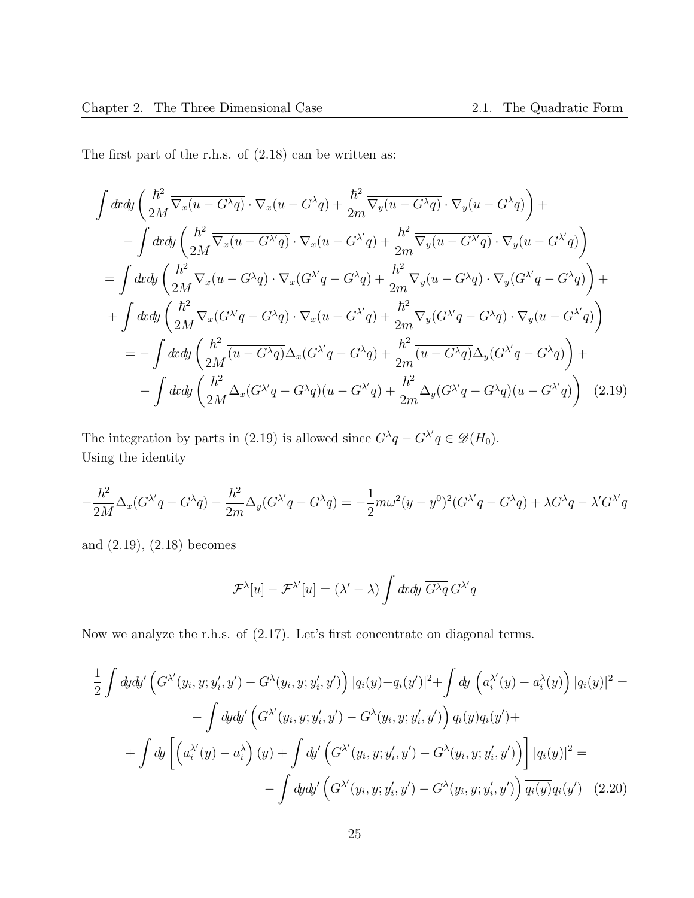The first part of the r.h.s. of (2.18) can be written as:

$$
\begin{aligned}
&\int dxdy \left( \frac{\hbar^2}{2M} \overline{\nabla_x (u - G^\lambda q)} \cdot \nabla_x (u - G^\lambda q) + \frac{\hbar^2}{2m} \overline{\nabla_y (u - G^\lambda q)} \cdot \nabla_y (u - G^\lambda q) \right) + \\
&\quad - \int dxdy \left( \frac{\hbar^2}{2M} \overline{\nabla_x (u - G^{\lambda'} q)} \cdot \nabla_x (u - G^{\lambda'} q) + \frac{\hbar^2}{2m} \overline{\nabla_y (u - G^{\lambda'} q)} \cdot \nabla_y (u - G^{\lambda'} q) \right) \\
&= \int dxdy \left( \frac{\hbar^2}{2M} \overline{\nabla_x (u - G^\lambda q)} \cdot \nabla_x (G^{\lambda'} q - G^\lambda q) + \frac{\hbar^2}{2m} \overline{\nabla_y (u - G^\lambda q)} \cdot \nabla_y (G^{\lambda'} q - G^\lambda q) \right) + \\
&\quad + \int dxdy \left( \frac{\hbar^2}{2M} \overline{\nabla_x (G^{\lambda'} q - G^\lambda q)} \cdot \nabla_x (u - G^{\lambda'} q) + \frac{\hbar^2}{2m} \overline{\nabla_y (G^{\lambda'} q - G^\lambda q)} \cdot \nabla_y (u - G^{\lambda'} q) \right) \\
&\quad = - \int dxdy \left( \frac{\hbar^2}{2M} \overline{(u - G^\lambda q)} \Delta_x (G^{\lambda'} q - G^\lambda q) + \frac{\hbar^2}{2m} \overline{(u - G^\lambda q)} \Delta_y (G^{\lambda'} q - G^\lambda q) \right) + \\
&\quad - \int dxdy \left( \frac{\hbar^2}{2M} \overline{\Delta_x (G^{\lambda'} q - G^\lambda q)} (u - G^{\lambda'} q) + \frac{\hbar^2}{2m} \overline{\Delta_y (G^{\lambda'} q - G^\lambda q)} (u - G^{\lambda'} q) \right) \quad (2.19)
\end{aligned}
$$

The integration by parts in (2.19) is allowed since $G^\lambda q - G^{\lambda'} q \in \mathscr{D}(H_0)$.
Using the identity

$$
-\frac{\hbar^2}{2M} \Delta_x (G^{\lambda'} q - G^\lambda q) - \frac{\hbar^2}{2m} \Delta_y (G^{\lambda'} q - G^\lambda q) = -\frac{1}{2} m \omega^2 (y - y^0)^2 (G^{\lambda'} q - G^\lambda q) + \lambda G^\lambda q - \lambda' G^{\lambda'} q
$$

and (2.19), (2.18) becomes

$$
\mathcal{F}^\lambda [u] - \mathcal{F}^{\lambda'} [u] = (\lambda' - \lambda) \int dxdy \, \overline{G^\lambda q} \, G^{\lambda'} q
$$

Now we analyze the r.h.s. of (2.17). Let's first concentrate on diagonal terms.

$$
\begin{aligned}
\frac{1}{2} \int dydy' \left( G^{\lambda'}(y_i, y; y_i', y') - G^\lambda (y_i, y; y_i', y') \right) |q_i(y) - q_i(y')|^2 + \int dy \, \left( a_i^{\lambda'}(y) - a_i^\lambda (y) \right) |q_i(y)|^2 = \\
- \int dydy' \left( G^{\lambda'}(y_i, y; y_i', y') - G^\lambda (y_i, y; y_i', y') \right) \overline{q_i(y)} q_i(y') + \\
+ \int dy \left[ \left( a_i^{\lambda'}(y) - a_i^\lambda \right)(y) + \int dy' \left( G^{\lambda'}(y_i, y; y_i', y') - G^\lambda (y_i, y; y_i', y') \right) \right] |q_i(y)|^2 = \\
- \int dydy' \left( G^{\lambda'}(y_i, y; y_i', y') - G^\lambda (y_i, y; y_i', y') \right) \overline{q_i(y)} q_i(y') \quad (2.20)
\end{aligned}
$$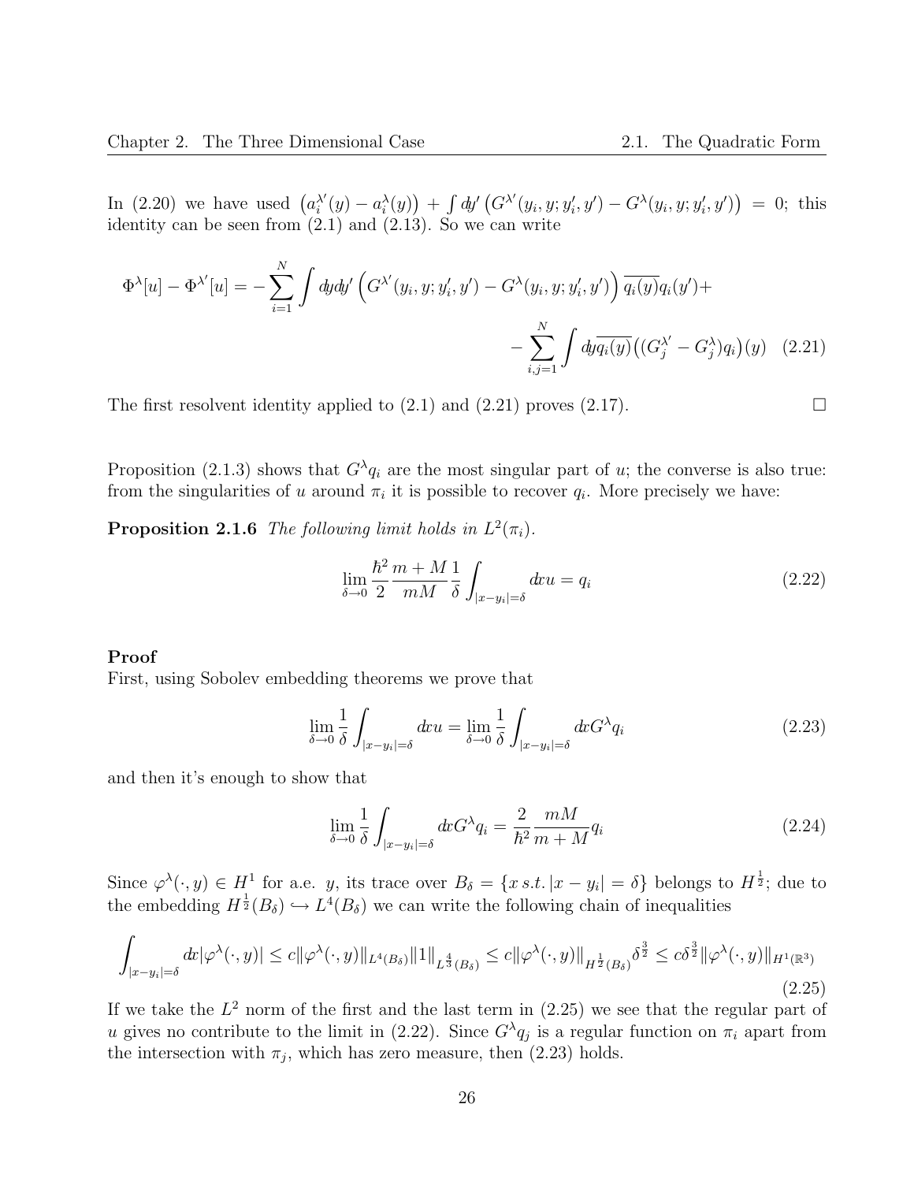In (2.20) we have used $\left(a_i^{\lambda'}(y) - a_i^{\lambda}(y)\right) + \int dy' \left(G^{\lambda'}(y_i, y; y_i', y') - G^{\lambda}(y_i, y; y_i', y')\right) = 0$; this identity can be seen from (2.1) and (2.13). So we can write

$$\Phi^{\lambda}[u] - \Phi^{\lambda'}[u] = -\sum_{i=1}^{N} \int dy dy' \left(G^{\lambda'}(y_i, y; y_i', y') - G^{\lambda}(y_i, y; y_i', y')\right) \overline{q_i(y)} q_i(y') + \\ - \sum_{i,j=1}^{N} \int dy \overline{q_i(y)} \big((G_j^{\lambda'} - G_j^{\lambda}) q_i\big)(y) \quad (2.21)$$

The first resolvent identity applied to (2.1) and (2.21) proves (2.17). $\square$

Proposition (2.1.3) shows that $G^{\lambda} q_i$ are the most singular part of $u$; the converse is also true: from the singularities of $u$ around $\pi_i$ it is possible to recover $q_i$. More precisely we have:

**Proposition 2.1.6** *The following limit holds in $L^2(\pi_i)$.*

$$\lim_{\delta \to 0} \frac{\hbar^2}{2} \frac{m+M}{mM} \frac{1}{\delta} \int_{|x-y_i|=\delta} dx u = q_i \quad (2.22)$$

**Proof**
First, using Sobolev embedding theorems we prove that

$$\lim_{\delta \to 0} \frac{1}{\delta} \int_{|x-y_i|=\delta} dx u = \lim_{\delta \to 0} \frac{1}{\delta} \int_{|x-y_i|=\delta} dx G^{\lambda} q_i \quad (2.23)$$

and then it's enough to show that

$$\lim_{\delta \to 0} \frac{1}{\delta} \int_{|x-y_i|=\delta} dx G^{\lambda} q_i = \frac{2}{\hbar^2} \frac{mM}{m+M} q_i \quad (2.24)$$

Since $\varphi^{\lambda}(\cdot, y) \in H^1$ for a.e. $y$, its trace over $B_\delta = \{x \, s.t. \, |x - y_i| = \delta\}$ belongs to $H^{\frac{1}{2}}$; due to the embedding $H^{\frac{1}{2}}(B_\delta) \hookrightarrow L^4(B_\delta)$ we can write the following chain of inequalities

$$\int_{|x-y_i|=\delta} dx |\varphi^{\lambda}(\cdot, y)| \leq c \|\varphi^{\lambda}(\cdot, y)\|_{L^4(B_\delta)} \|1\|_{L^{\frac{4}{3}}(B_\delta)} \leq c \|\varphi^{\lambda}(\cdot, y)\|_{H^{\frac{1}{2}}(B_\delta)} \delta^{\frac{3}{2}} \leq c \delta^{\frac{3}{2}} \|\varphi^{\lambda}(\cdot, y)\|_{H^1(\mathbb{R}^3)} \quad (2.25)$$

If we take the $L^2$ norm of the first and the last term in (2.25) we see that the regular part of $u$ gives no contribute to the limit in (2.22). Since $G^{\lambda} q_j$ is a regular function on $\pi_i$ apart from the intersection with $\pi_j$, which has zero measure, then (2.23) holds.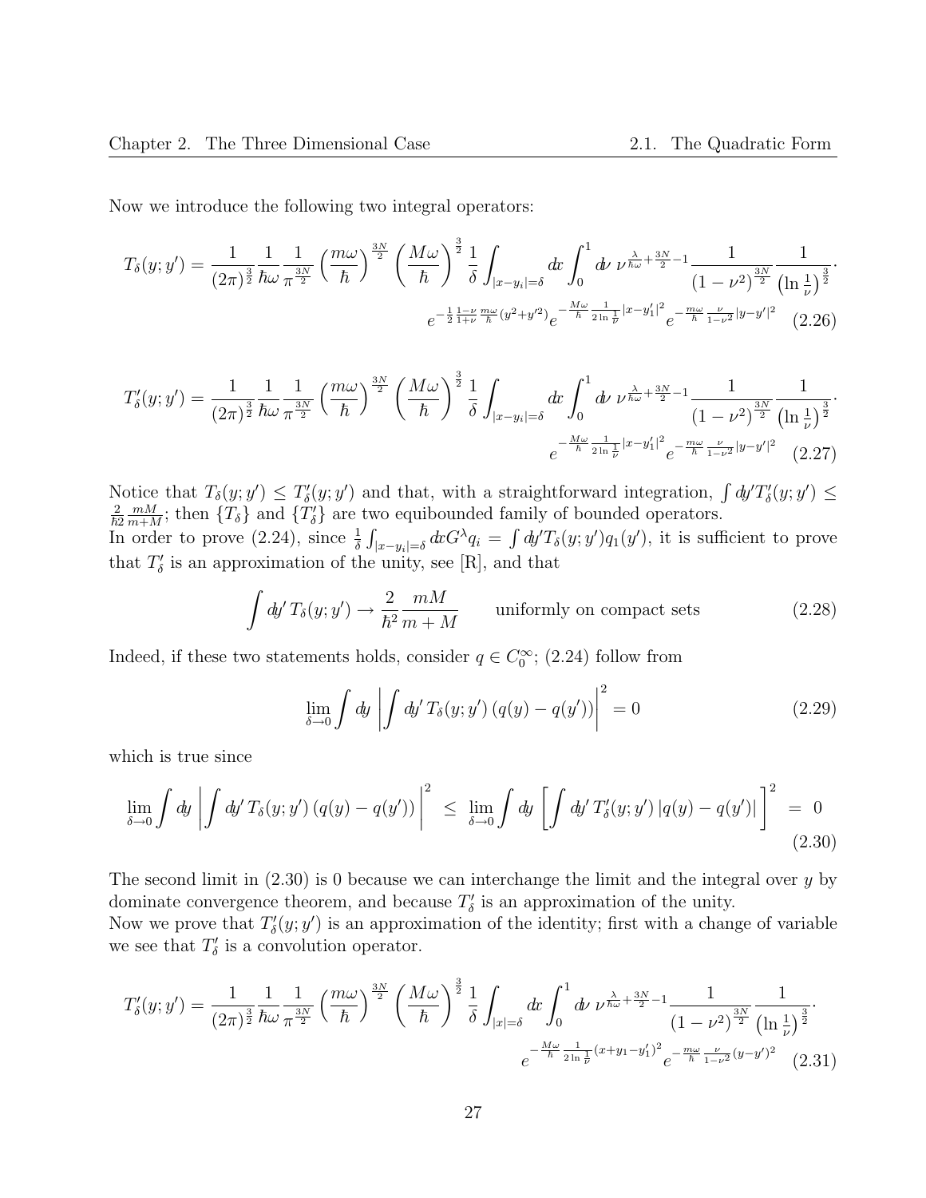Now we introduce the following two integral operators:

$$T_\delta(y;y') = \frac{1}{(2\pi)^{\frac{3}{2}}}\frac{1}{\hbar\omega}\frac{1}{\pi^{\frac{3N}{2}}}\left(\frac{m\omega}{\hbar}\right)^{\frac{3N}{2}}\left(\frac{M\omega}{\hbar}\right)^{\frac{3}{2}}\frac{1}{\delta}\int_{|x-y_i|=\delta}dx\int_0^1 d\nu\; \nu^{\frac{\lambda}{\hbar\omega}+\frac{3N}{2}-1}\frac{1}{(1-\nu^2)^{\frac{3N}{2}}}\frac{1}{\left(\ln\frac{1}{\nu}\right)^{\frac{3}{2}}}\cdot$$
$$e^{-\frac{1}{2}\frac{1-\nu}{1+\nu}\frac{m\omega}{\hbar}(y^2+y'^2)}e^{-\frac{M\omega}{\hbar}\frac{1}{2\ln\frac{1}{\nu}}|x-y_1'|^2}e^{-\frac{m\omega}{\hbar}\frac{\nu}{1-\nu^2}|y-y'|^2} \tag{2.26}$$

$$T'_\delta(y;y') = \frac{1}{(2\pi)^{\frac{3}{2}}}\frac{1}{\hbar\omega}\frac{1}{\pi^{\frac{3N}{2}}}\left(\frac{m\omega}{\hbar}\right)^{\frac{3N}{2}}\left(\frac{M\omega}{\hbar}\right)^{\frac{3}{2}}\frac{1}{\delta}\int_{|x-y_i|=\delta}dx\int_0^1 d\nu\; \nu^{\frac{\lambda}{\hbar\omega}+\frac{3N}{2}-1}\frac{1}{(1-\nu^2)^{\frac{3N}{2}}}\frac{1}{\left(\ln\frac{1}{\nu}\right)^{\frac{3}{2}}}\cdot$$
$$e^{-\frac{M\omega}{\hbar}\frac{1}{2\ln\frac{1}{\nu}}|x-y_1'|^2}e^{-\frac{m\omega}{\hbar}\frac{\nu}{1-\nu^2}|y-y'|^2} \tag{2.27}$$

Notice that $T_\delta(y;y') \le T'_\delta(y;y')$ and that, with a straightforward integration, $\int dy' T'_\delta(y;y') \le \frac{2}{\hbar 2}\frac{mM}{m+M}$; then $\{T_\delta\}$ and $\{T'_\delta\}$ are two equibounded family of bounded operators.
In order to prove (2.24), since $\frac{1}{\delta}\int_{|x-y_i|=\delta} dx G^\lambda q_i = \int dy' T_\delta(y;y')q_1(y')$, it is sufficient to prove that $T'_\delta$ is an approximation of the unity, see [R], and that

$$\int dy'\, T_\delta(y;y') \to \frac{2}{\hbar^2}\frac{mM}{m+M} \qquad \text{uniformly on compact sets} \tag{2.28}$$

Indeed, if these two statements holds, consider $q \in C_0^\infty$; (2.24) follow from

$$\lim_{\delta\to 0}\int dy\,\left|\int dy'\, T_\delta(y;y')\,(q(y)-q(y'))\right|^2 = 0 \tag{2.29}$$

which is true since

$$\lim_{\delta\to 0}\int dy\,\left|\int dy'\, T_\delta(y;y')\,(q(y)-q(y'))\right|^2 \;\le\; \lim_{\delta\to 0}\int dy\,\left[\int dy'\, T'_\delta(y;y')\,|q(y)-q(y')|\right]^2 \;=\; 0 \tag{2.30}$$

The second limit in (2.30) is 0 because we can interchange the limit and the integral over $y$ by dominate convergence theorem, and because $T'_\delta$ is an approximation of the unity.
Now we prove that $T'_\delta(y;y')$ is an approximation of the identity; first with a change of variable we see that $T'_\delta$ is a convolution operator.

$$T'_\delta(y;y') = \frac{1}{(2\pi)^{\frac{3}{2}}}\frac{1}{\hbar\omega}\frac{1}{\pi^{\frac{3N}{2}}}\left(\frac{m\omega}{\hbar}\right)^{\frac{3N}{2}}\left(\frac{M\omega}{\hbar}\right)^{\frac{3}{2}}\frac{1}{\delta}\int_{|x|=\delta}dx\int_0^1 d\nu\; \nu^{\frac{\lambda}{\hbar\omega}+\frac{3N}{2}-1}\frac{1}{(1-\nu^2)^{\frac{3N}{2}}}\frac{1}{\left(\ln\frac{1}{\nu}\right)^{\frac{3}{2}}}\cdot$$
$$e^{-\frac{M\omega}{\hbar}\frac{1}{2\ln\frac{1}{\nu}}(x+y_1-y_1')^2}e^{-\frac{m\omega}{\hbar}\frac{\nu}{1-\nu^2}(y-y')^2} \tag{2.31}$$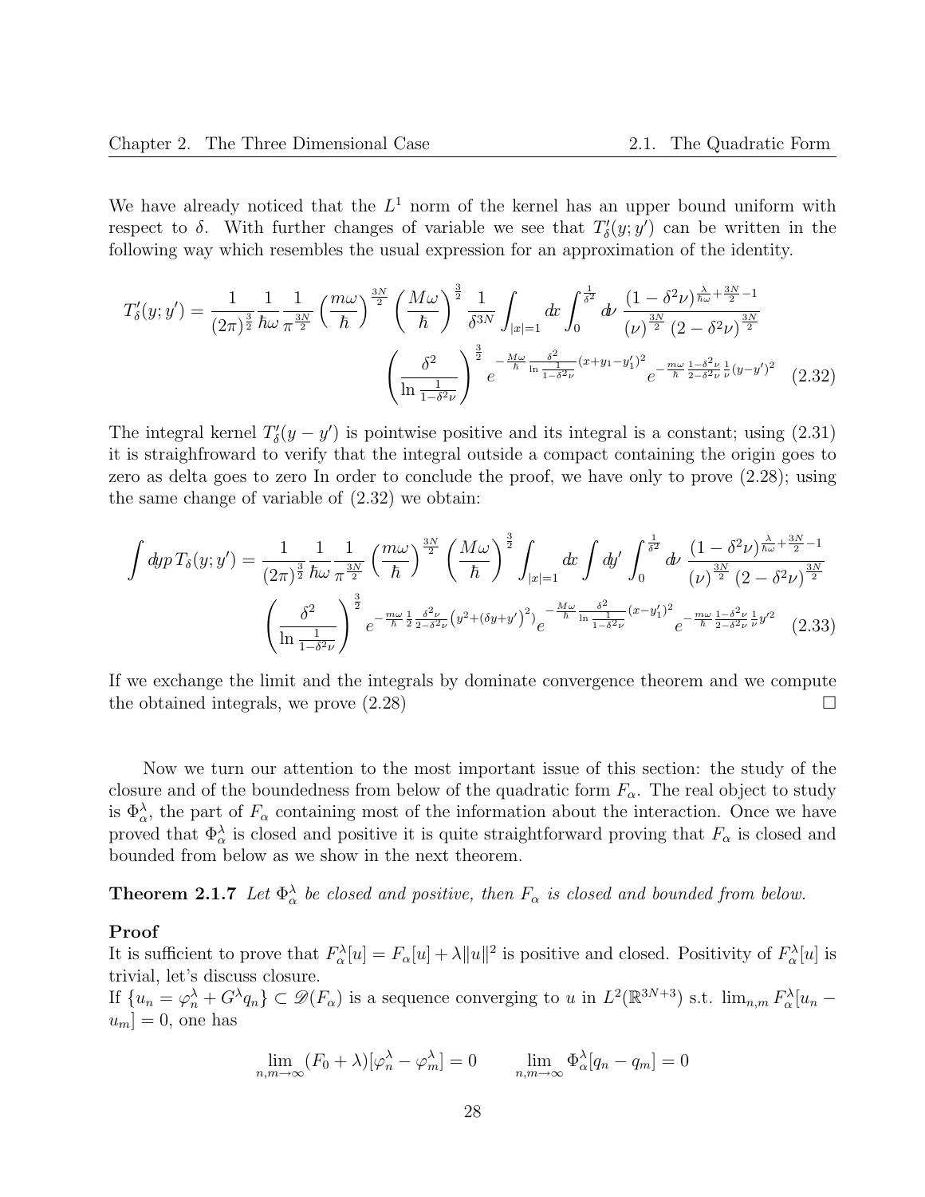We have already noticed that the $L^1$ norm of the kernel has an upper bound uniform with respect to $\delta$. With further changes of variable we see that $T'_\delta(y;y')$ can be written in the following way which resembles the usual expression for an approximation of the identity.

$$T'_\delta(y;y') = \frac{1}{(2\pi)^{\frac{3}{2}}}\frac{1}{\hbar\omega}\frac{1}{\pi^{\frac{3N}{2}}}\left(\frac{m\omega}{\hbar}\right)^{\frac{3N}{2}}\left(\frac{M\omega}{\hbar}\right)^{\frac{3}{2}}\frac{1}{\delta^{3N}}\int_{|x|=1}dx\int_0^{\frac{1}{\delta^2}}d\nu\ \frac{(1-\delta^2\nu)^{\frac{\lambda}{\hbar\omega}+\frac{3N}{2}-1}}{(\nu)^{\frac{3N}{2}}\,(2-\delta^2\nu)^{\frac{3N}{2}}}$$
$$\left(\frac{\delta^2}{\ln\frac{1}{1-\delta^2\nu}}\right)^{\frac{3}{2}} e^{-\frac{M\omega}{\hbar}\frac{\delta^2}{\ln\frac{1}{1-\delta^2\nu}}(x+y_1-y'_1)^2}\, e^{-\frac{m\omega}{\hbar}\frac{1-\delta^2\nu}{2-\delta^2\nu}\frac{1}{\nu}(y-y')^2} \tag{2.32}$$

The integral kernel $T'_\delta(y-y')$ is pointwise positive and its integral is a constant; using (2.31) it is straighfroward to verify that the integral outside a compact containing the origin goes to zero as delta goes to zero In order to conclude the proof, we have only to prove (2.28); using the same change of variable of (2.32) we obtain:

$$\int dyp\, T_\delta(y;y') = \frac{1}{(2\pi)^{\frac{3}{2}}}\frac{1}{\hbar\omega}\frac{1}{\pi^{\frac{3N}{2}}}\left(\frac{m\omega}{\hbar}\right)^{\frac{3N}{2}}\left(\frac{M\omega}{\hbar}\right)^{\frac{3}{2}}\int_{|x|=1}dx\int dy'\int_0^{\frac{1}{\delta^2}}d\nu\ \frac{(1-\delta^2\nu)^{\frac{\lambda}{\hbar\omega}+\frac{3N}{2}-1}}{(\nu)^{\frac{3N}{2}}\,(2-\delta^2\nu)^{\frac{3N}{2}}}$$
$$\left(\frac{\delta^2}{\ln\frac{1}{1-\delta^2\nu}}\right)^{\frac{3}{2}} e^{-\frac{m\omega}{\hbar}\frac{1}{2}\frac{\delta^2\nu}{2-\delta^2\nu}\left(y^2+(\delta y+y')^2\right)} e^{-\frac{M\omega}{\hbar}\frac{\delta^2}{\ln\frac{1}{1-\delta^2\nu}}(x-y'_1)^2}\, e^{-\frac{m\omega}{\hbar}\frac{1-\delta^2\nu}{2-\delta^2\nu}\frac{1}{\nu}y'^2} \tag{2.33}$$

If we exchange the limit and the integrals by dominate convergence theorem and we compute the obtained integrals, we prove (2.28) □

Now we turn our attention to the most important issue of this section: the study of the closure and of the boundedness from below of the quadratic form $F_\alpha$. The real object to study is $\Phi^\lambda_\alpha$, the part of $F_\alpha$ containing most of the information about the interaction. Once we have proved that $\Phi^\lambda_\alpha$ is closed and positive it is quite straightforward proving that $F_\alpha$ is closed and bounded from below as we show in the next theorem.

**Theorem 2.1.7** *Let $\Phi^\lambda_\alpha$ be closed and positive, then $F_\alpha$ is closed and bounded from below.*

**Proof**
It is sufficient to prove that $F^\lambda_\alpha[u] = F_\alpha[u] + \lambda\|u\|^2$ is positive and closed. Positivity of $F^\lambda_\alpha[u]$ is trivial, let's discuss closure.
If $\{u_n = \varphi^\lambda_n + G^\lambda q_n\} \subset \mathscr{D}(F_\alpha)$ is a sequence converging to $u$ in $L^2(\mathbb{R}^{3N+3})$ s.t. $\lim_{n,m} F^\lambda_\alpha[u_n - u_m] = 0$, one has

$$\lim_{n,m\to\infty}(F_0+\lambda)[\varphi^\lambda_n - \varphi^\lambda_m] = 0 \qquad \lim_{n,m\to\infty}\Phi^\lambda_\alpha[q_n - q_m] = 0$$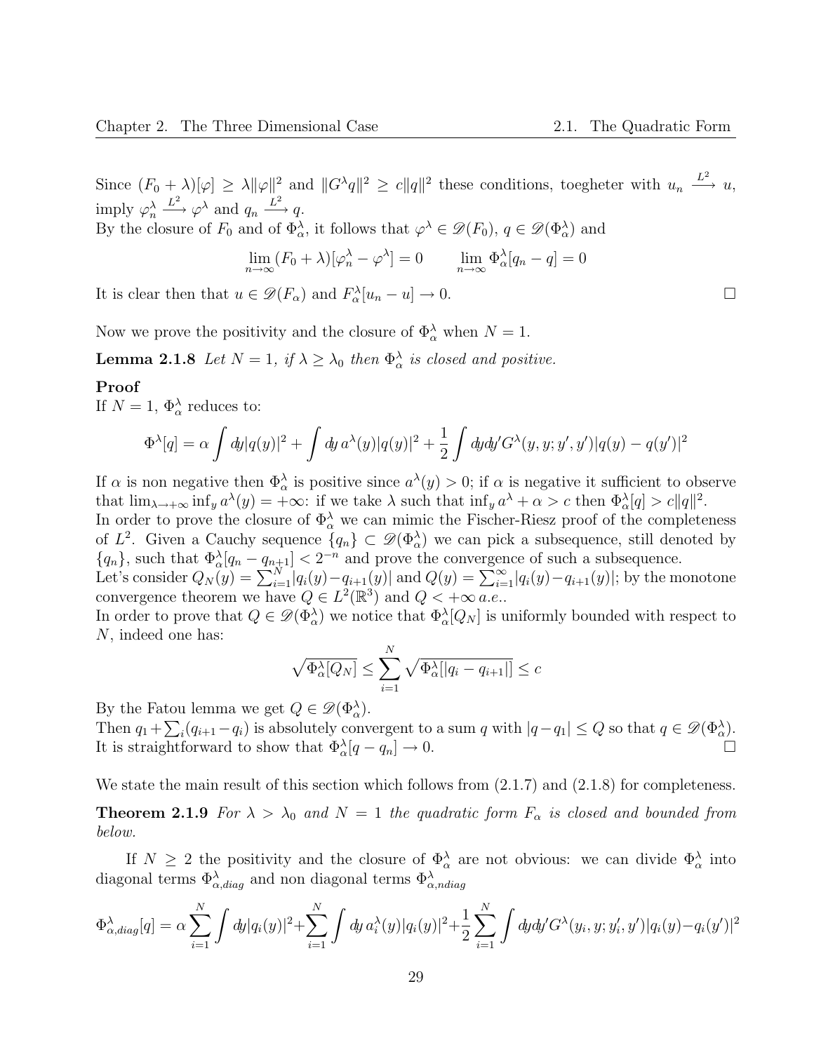Since $(F_0+\lambda)[\varphi] \geq \lambda\|\varphi\|^2$ and $\|G^\lambda q\|^2 \geq c\|q\|^2$ these conditions, toegheter with $u_n \xrightarrow{L^2} u$, imply $\varphi_n^\lambda \xrightarrow{L^2} \varphi^\lambda$ and $q_n \xrightarrow{L^2} q$.
By the closure of $F_0$ and of $\Phi_\alpha^\lambda$, it follows that $\varphi^\lambda \in \mathscr{D}(F_0)$, $q \in \mathscr{D}(\Phi_\alpha^\lambda)$ and

$$\lim_{n\to\infty}(F_0+\lambda)[\varphi_n^\lambda - \varphi^\lambda] = 0 \qquad \lim_{n\to\infty}\Phi_\alpha^\lambda[q_n - q] = 0$$

It is clear then that $u \in \mathscr{D}(F_\alpha)$ and $F_\alpha^\lambda[u_n - u] \to 0$. $\square$

Now we prove the positivity and the closure of $\Phi_\alpha^\lambda$ when $N=1$.

**Lemma 2.1.8** *Let $N=1$, if $\lambda \geq \lambda_0$ then $\Phi_\alpha^\lambda$ is closed and positive.*

**Proof**
If $N=1$, $\Phi_\alpha^\lambda$ reduces to:

$$\Phi^\lambda[q] = \alpha\int dy|q(y)|^2 + \int dy\, a^\lambda(y)|q(y)|^2 + \frac{1}{2}\int dydy' G^\lambda(y,y;y',y')|q(y)-q(y')|^2$$

If $\alpha$ is non negative then $\Phi_\alpha^\lambda$ is positive since $a^\lambda(y) > 0$; if $\alpha$ is negative it sufficient to observe that $\lim_{\lambda\to+\infty}\inf_y a^\lambda(y) = +\infty$: if we take $\lambda$ such that $\inf_y a^\lambda + \alpha > c$ then $\Phi_\alpha^\lambda[q] > c\|q\|^2$.
In order to prove the closure of $\Phi_\alpha^\lambda$ we can mimic the Fischer-Riesz proof of the completeness of $L^2$. Given a Cauchy sequence $\{q_n\} \subset \mathscr{D}(\Phi_\alpha^\lambda)$ we can pick a subsequence, still denoted by $\{q_n\}$, such that $\Phi_\alpha^\lambda[q_n - q_{n+1}] < 2^{-n}$ and prove the convergence of such a subsequence.
Let's consider $Q_N(y) = \sum_{i=1}^N |q_i(y) - q_{i+1}(y)|$ and $Q(y) = \sum_{i=1}^\infty |q_i(y) - q_{i+1}(y)|$; by the monotone convergence theorem we have $Q \in L^2(\mathbb{R}^3)$ and $Q < +\infty$ *a.e.*.
In order to prove that $Q \in \mathscr{D}(\Phi_\alpha^\lambda)$ we notice that $\Phi_\alpha^\lambda[Q_N]$ is uniformly bounded with respect to $N$, indeed one has:

$$\sqrt{\Phi_\alpha^\lambda[Q_N]} \leq \sum_{i=1}^N \sqrt{\Phi_\alpha^\lambda[|q_i - q_{i+1}|]} \leq c$$

By the Fatou lemma we get $Q \in \mathscr{D}(\Phi_\alpha^\lambda)$.
Then $q_1 + \sum_i (q_{i+1} - q_i)$ is absolutely convergent to a sum $q$ with $|q - q_1| \leq Q$ so that $q \in \mathscr{D}(\Phi_\alpha^\lambda)$. It is straightforward to show that $\Phi_\alpha^\lambda[q - q_n] \to 0$. $\square$

We state the main result of this section which follows from (2.1.7) and (2.1.8) for completeness.

**Theorem 2.1.9** *For $\lambda > \lambda_0$ and $N=1$ the quadratic form $F_\alpha$ is closed and bounded from below.*

If $N \geq 2$ the positivity and the closure of $\Phi_\alpha^\lambda$ are not obvious: we can divide $\Phi_\alpha^\lambda$ into diagonal terms $\Phi_{\alpha,diag}^\lambda$ and non diagonal terms $\Phi_{\alpha,ndiag}^\lambda$

$$\Phi_{\alpha,diag}^\lambda[q] = \alpha\sum_{i=1}^N\int dy|q_i(y)|^2 + \sum_{i=1}^N\int dy\, a_i^\lambda(y)|q_i(y)|^2 + \frac{1}{2}\sum_{i=1}^N\int dydy' G^\lambda(y_i,y;y_i',y')|q_i(y)-q_i(y')|^2$$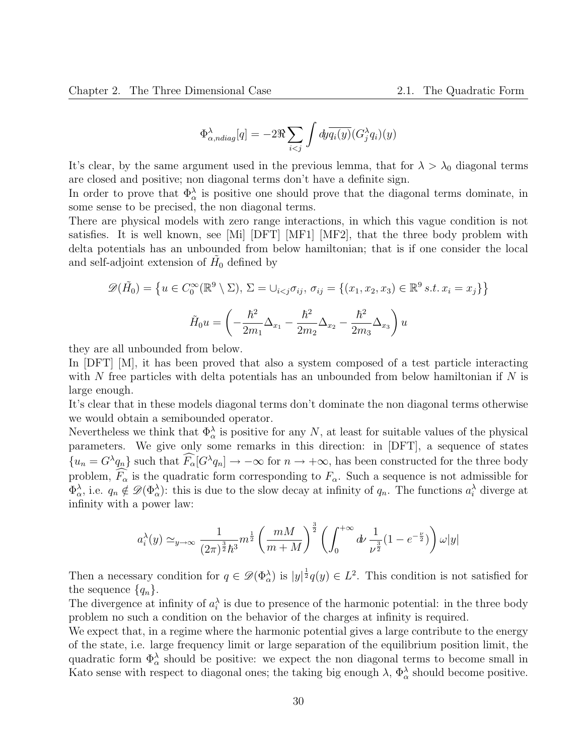$$\Phi^\lambda_{\alpha,ndiag}[q] = -2\Re \sum_{i<j} \int dy \overline{q_i(y)} (G^\lambda_j q_i)(y)$$

It's clear, by the same argument used in the previous lemma, that for $\lambda > \lambda_0$ diagonal terms are closed and positive; non diagonal terms don't have a definite sign.
In order to prove that $\Phi^\lambda_\alpha$ is positive one should prove that the diagonal terms dominate, in some sense to be precised, the non diagonal terms.
There are physical models with zero range interactions, in which this vague condition is not satisfies. It is well known, see [Mi] [DFT] [MF1] [MF2], that the three body problem with delta potentials has an unbounded from below hamiltonian; that is if one consider the local and self-adjoint extension of $\tilde{H}_0$ defined by

$$\mathscr{D}(\tilde{H}_0) = \left\{ u \in C^\infty_0(\mathbb{R}^9 \setminus \Sigma),\, \Sigma = \cup_{i<j}\sigma_{ij},\, \sigma_{ij} = \{(x_1, x_2, x_3) \in \mathbb{R}^9 \; s.t. \; x_i = x_j\} \right\}$$

$$\tilde{H}_0 u = \left( -\frac{\hbar^2}{2m_1}\Delta_{x_1} - \frac{\hbar^2}{2m_2}\Delta_{x_2} - \frac{\hbar^2}{2m_3}\Delta_{x_3} \right) u$$

they are all unbounded from below.
In [DFT] [M], it has been proved that also a system composed of a test particle interacting with $N$ free particles with delta potentials has an unbounded from below hamiltonian if $N$ is large enough.
It's clear that in these models diagonal terms don't dominate the non diagonal terms otherwise we would obtain a semibounded operator.
Nevertheless we think that $\Phi^\lambda_\alpha$ is positive for any $N$, at least for suitable values of the physical parameters. We give only some remarks in this direction: in [DFT], a sequence of states $\{u_n = G^\lambda q_n\}$ such that $\widehat{F_\alpha}[G^\lambda q_n] \to -\infty$ for $n \to +\infty$, has been constructed for the three body problem, $\widehat{F_\alpha}$ is the quadratic form corresponding to $F_\alpha$. Such a sequence is not admissible for $\Phi^\lambda_\alpha$, i.e. $q_n \notin \mathscr{D}(\Phi^\lambda_\alpha)$: this is due to the slow decay at infinity of $q_n$. The functions $a^\lambda_i$ diverge at infinity with a power law:

$$a^\lambda_i(y) \simeq_{y\to\infty} \frac{1}{(2\pi)^{\frac{3}{2}}\hbar^3} m^{\frac{1}{2}} \left(\frac{mM}{m+M}\right)^{\frac{3}{2}} \left( \int_0^{+\infty} d\nu \, \frac{1}{\nu^{\frac{3}{2}}}(1 - e^{-\frac{\nu}{2}}) \right) \omega |y|$$

Then a necessary condition for $q \in \mathscr{D}(\Phi^\lambda_\alpha)$ is $|y|^{\frac{1}{2}} q(y) \in L^2$. This condition is not satisfied for the sequence $\{q_n\}$.
The divergence at infinity of $a^\lambda_i$ is due to presence of the harmonic potential: in the three body problem no such a condition on the behavior of the charges at infinity is required.
We expect that, in a regime where the harmonic potential gives a large contribute to the energy of the state, i.e. large frequency limit or large separation of the equilibrium position limit, the quadratic form $\Phi^\lambda_\alpha$ should be positive: we expect the non diagonal terms to become small in Kato sense with respect to diagonal ones; the taking big enough $\lambda$, $\Phi^\lambda_\alpha$ should become positive.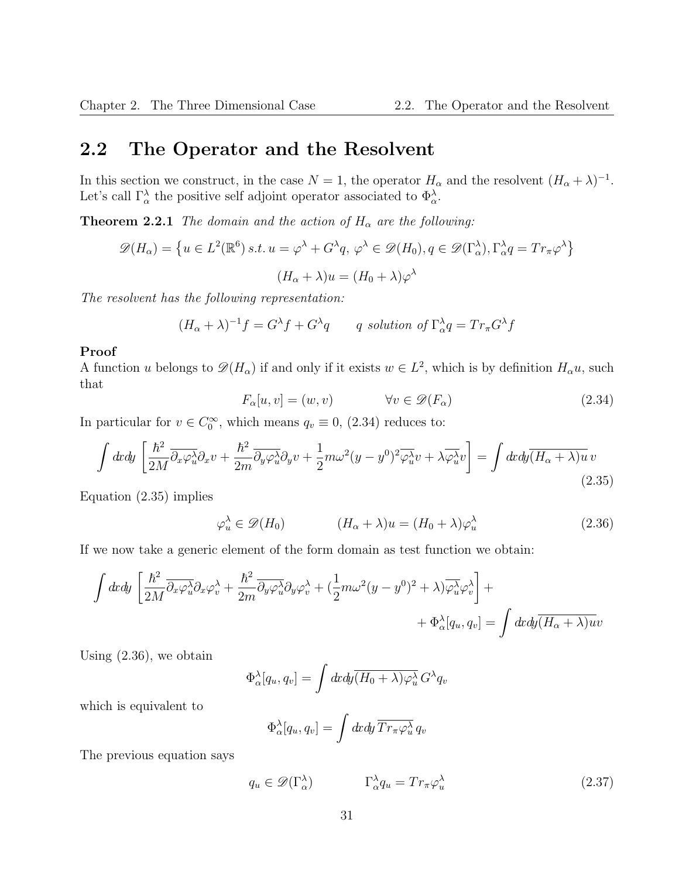## 2.2 The Operator and the Resolvent

In this section we construct, in the case $N = 1$, the operator $H_\alpha$ and the resolvent $(H_\alpha + \lambda)^{-1}$. Let's call $\Gamma_\alpha^\lambda$ the positive self adjoint operator associated to $\Phi_\alpha^\lambda$.

**Theorem 2.2.1** *The domain and the action of $H_\alpha$ are the following:*

$$\mathscr{D}(H_\alpha) = \left\{ u \in L^2(\mathbb{R}^6) \; s.t. \; u = \varphi^\lambda + G^\lambda q, \; \varphi^\lambda \in \mathscr{D}(H_0), q \in \mathscr{D}(\Gamma_\alpha^\lambda), \Gamma_\alpha^\lambda q = Tr_\pi \varphi^\lambda \right\}$$

$$(H_\alpha + \lambda)u = (H_0 + \lambda)\varphi^\lambda$$

*The resolvent has the following representation:*

$$(H_\alpha + \lambda)^{-1} f = G^\lambda f + G^\lambda q \qquad q \text{ solution of } \Gamma_\alpha^\lambda q = Tr_\pi G^\lambda f$$

**Proof**
A function $u$ belongs to $\mathscr{D}(H_\alpha)$ if and only if it exists $w \in L^2$, which is by definition $H_\alpha u$, such that

$$F_\alpha[u, v] = (w, v) \qquad \forall v \in \mathscr{D}(F_\alpha) \tag{2.34}$$

In particular for $v \in C_0^\infty$, which means $q_v \equiv 0$, (2.34) reduces to:

$$\int dx dy \left[ \frac{\hbar^2}{2M} \overline{\partial_x \varphi_u^\lambda} \partial_x v + \frac{\hbar^2}{2m} \overline{\partial_y \varphi_u^\lambda} \partial_y v + \frac{1}{2} m\omega^2 (y - y^0)^2 \overline{\varphi_u^\lambda} v + \lambda \overline{\varphi_u^\lambda} v \right] = \int dx dy \overline{(H_\alpha + \lambda)u} \, v \tag{2.35}$$

Equation (2.35) implies

$$\varphi_u^\lambda \in \mathscr{D}(H_0) \qquad (H_\alpha + \lambda)u = (H_0 + \lambda)\varphi_u^\lambda \tag{2.36}$$

If we now take a generic element of the form domain as test function we obtain:

$$\int dx dy \left[ \frac{\hbar^2}{2M} \overline{\partial_x \varphi_u^\lambda} \partial_x \varphi_v^\lambda + \frac{\hbar^2}{2m} \overline{\partial_y \varphi_u^\lambda} \partial_y \varphi_v^\lambda + (\frac{1}{2} m\omega^2 (y - y^0)^2 + \lambda) \overline{\varphi_u^\lambda} \varphi_v^\lambda \right] + \\ + \Phi_\alpha^\lambda[q_u, q_v] = \int dx dy \overline{(H_\alpha + \lambda)u} v$$

Using (2.36), we obtain

$$\Phi_\alpha^\lambda[q_u, q_v] = \int dx dy \overline{(H_0 + \lambda)\varphi_u^\lambda} \, G^\lambda q_v$$

which is equivalent to

$$\Phi_\alpha^\lambda[q_u, q_v] = \int dx dy \, \overline{Tr_\pi \varphi_u^\lambda} \, q_v$$

The previous equation says

$$q_u \in \mathscr{D}(\Gamma_\alpha^\lambda) \qquad \Gamma_\alpha^\lambda q_u = Tr_\pi \varphi_u^\lambda \tag{2.37}$$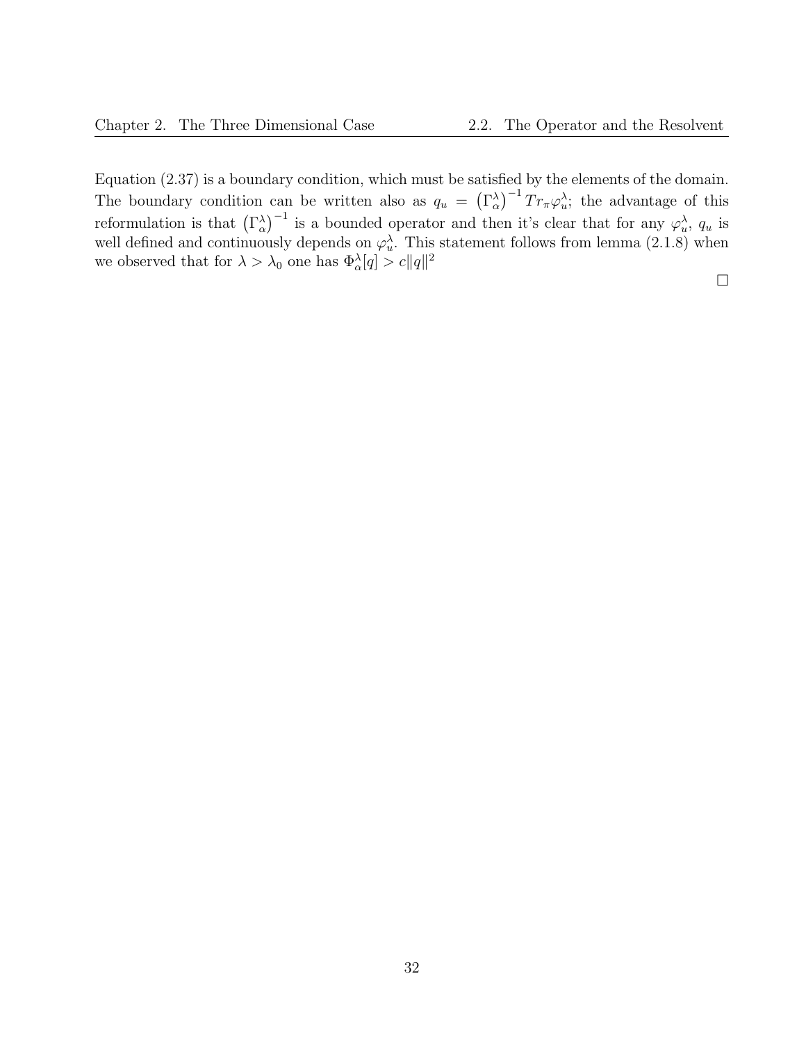Equation (2.37) is a boundary condition, which must be satisfied by the elements of the domain. The boundary condition can be written also as $q_u = \left(\Gamma_\alpha^\lambda\right)^{-1} Tr_\pi \varphi_u^\lambda$; the advantage of this reformulation is that $\left(\Gamma_\alpha^\lambda\right)^{-1}$ is a bounded operator and then it's clear that for any $\varphi_u^\lambda$, $q_u$ is well defined and continuously depends on $\varphi_u^\lambda$. This statement follows from lemma (2.1.8) when we observed that for $\lambda > \lambda_0$ one has $\Phi_\alpha^\lambda[q] > c\|q\|^2$

□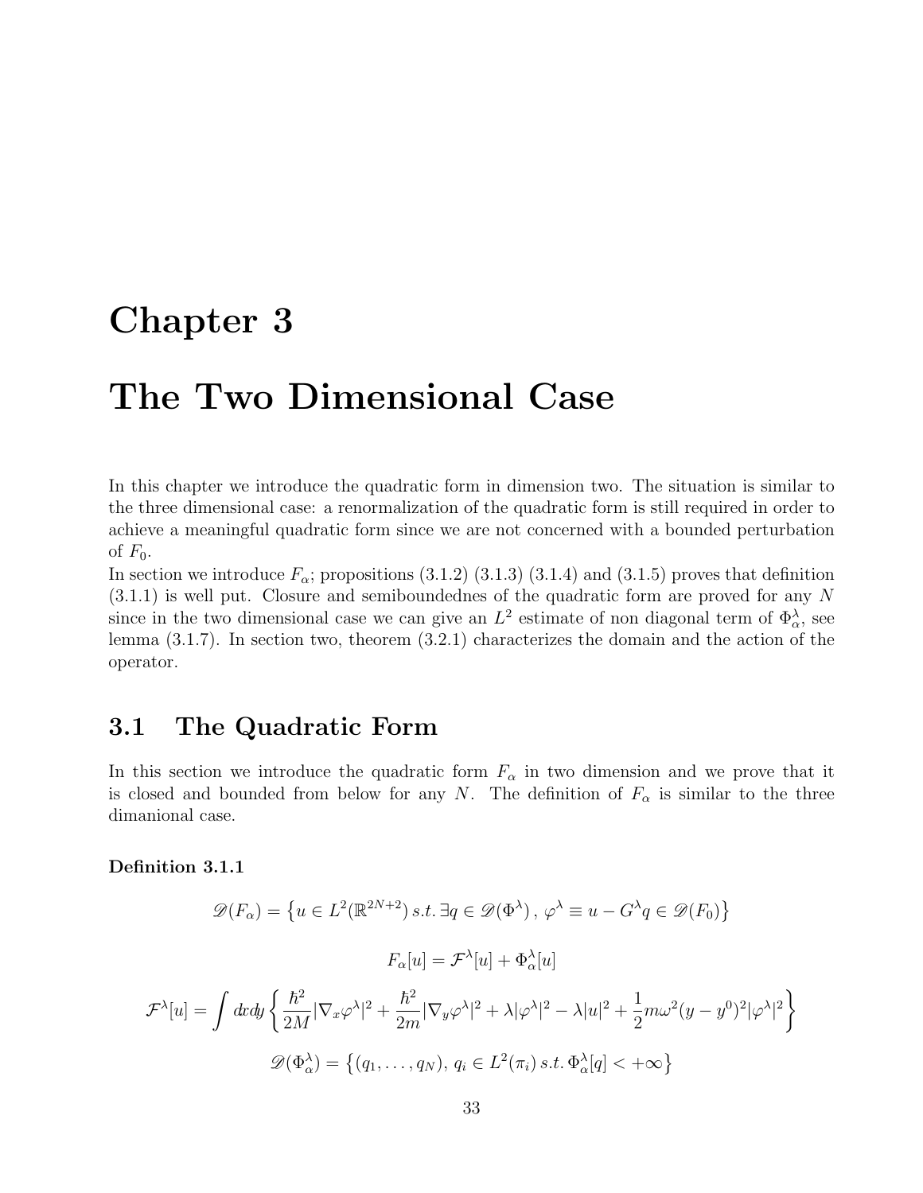# Chapter 3

# The Two Dimensional Case

In this chapter we introduce the quadratic form in dimension two. The situation is similar to the three dimensional case: a renormalization of the quadratic form is still required in order to achieve a meaningful quadratic form since we are not concerned with a bounded perturbation of $F_0$.
In section we introduce $F_\alpha$; propositions (3.1.2) (3.1.3) (3.1.4) and (3.1.5) proves that definition (3.1.1) is well put. Closure and semiboundednes of the quadratic form are proved for any $N$ since in the two dimensional case we can give an $L^2$ estimate of non diagonal term of $\Phi^\lambda_\alpha$, see lemma (3.1.7). In section two, theorem (3.2.1) characterizes the domain and the action of the operator.

## 3.1 The Quadratic Form

In this section we introduce the quadratic form $F_\alpha$ in two dimension and we prove that it is closed and bounded from below for any $N$. The definition of $F_\alpha$ is similar to the three dimanional case.

**Definition 3.1.1**

$$\mathscr{D}(F_\alpha) = \left\{ u \in L^2(\mathbb{R}^{2N+2}) \, s.t. \, \exists q \in \mathscr{D}(\Phi^\lambda) \, , \, \varphi^\lambda \equiv u - G^\lambda q \in \mathscr{D}(F_0) \right\}$$

$$F_\alpha[u] = \mathcal{F}^\lambda[u] + \Phi^\lambda_\alpha[u]$$

$$\mathcal{F}^\lambda[u] = \int dxdy \left\{ \frac{\hbar^2}{2M} |\nabla_x \varphi^\lambda|^2 + \frac{\hbar^2}{2m} |\nabla_y \varphi^\lambda|^2 + \lambda |\varphi^\lambda|^2 - \lambda |u|^2 + \frac{1}{2} m\omega^2 (y - y^0)^2 |\varphi^\lambda|^2 \right\}$$

$$\mathscr{D}(\Phi^\lambda_\alpha) = \left\{ (q_1, \ldots, q_N), \, q_i \in L^2(\pi_i) \, s.t. \, \Phi^\lambda_\alpha[q] < +\infty \right\}$$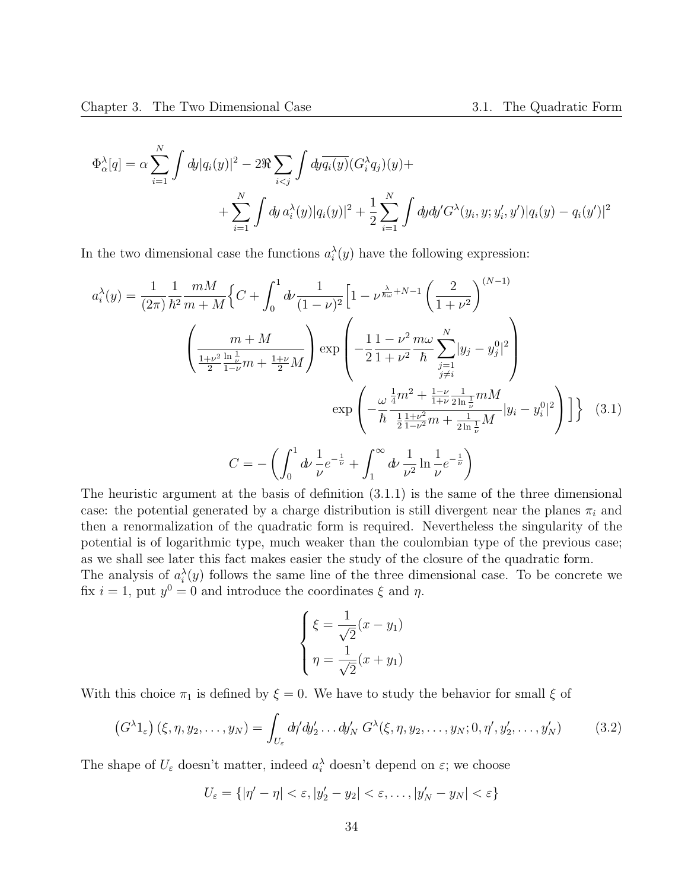$$
\Phi_\alpha^\lambda[q] = \alpha \sum_{i=1}^N \int dy |q_i(y)|^2 - 2\Re \sum_{i<j} \int dy \overline{q_i(y)} (G_i^\lambda q_j)(y) + \\
+ \sum_{i=1}^N \int dy\, a_i^\lambda(y) |q_i(y)|^2 + \frac{1}{2} \sum_{i=1}^N \int dy dy' G^\lambda(y_i, y; y_i', y') |q_i(y) - q_i(y')|^2
$$

In the two dimensional case the functions $a_i^\lambda(y)$ have the following expression:

$$
a_i^\lambda(y) = \frac{1}{(2\pi)} \frac{1}{\hbar^2} \frac{mM}{m+M} \Big\{ C + \int_0^1 d\nu \frac{1}{(1-\nu)^2} \Big[ 1 - \nu^{\frac{\lambda}{\hbar\omega}+N-1} \left( \frac{2}{1+\nu^2} \right)^{(N-1)} \\
\left( \frac{m+M}{\frac{1+\nu^2}{2} \frac{\ln\frac{1}{\nu}}{1-\nu} m + \frac{1+\nu}{2} M} \right) \exp\left( -\frac{1}{2} \frac{1-\nu^2}{1+\nu^2} \frac{m\omega}{\hbar} \sum_{\substack{j=1 \\ j\neq i}}^N |y_j - y_j^0|^2 \right) \\
\exp\left( -\frac{\omega}{\hbar} \frac{\frac{1}{4}m^2 + \frac{1-\nu}{1+\nu} \frac{1}{2\ln\frac{1}{\nu}} mM}{\frac{1}{2}\frac{1+\nu^2}{1-\nu^2} m + \frac{1}{2\ln\frac{1}{\nu}} M} |y_i - y_i^0|^2 \right) \Big] \Big\} \quad (3.1)
$$

$$
C = -\left( \int_0^1 d\nu \frac{1}{\nu} e^{-\frac{1}{\nu}} + \int_1^\infty d\nu \frac{1}{\nu^2} \ln\frac{1}{\nu} e^{-\frac{1}{\nu}} \right)
$$

The heuristic argument at the basis of definition (3.1.1) is the same of the three dimensional case: the potential generated by a charge distribution is still divergent near the planes $\pi_i$ and then a renormalization of the quadratic form is required. Nevertheless the singularity of the potential is of logarithmic type, much weaker than the coulombian type of the previous case; as we shall see later this fact makes easier the study of the closure of the quadratic form.
The analysis of $a_i^\lambda(y)$ follows the same line of the three dimensional case. To be concrete we fix $i = 1$, put $y^0 = 0$ and introduce the coordinates $\xi$ and $\eta$.

$$
\begin{cases}
\xi = \dfrac{1}{\sqrt{2}}(x - y_1) \\[2mm]
\eta = \dfrac{1}{\sqrt{2}}(x + y_1)
\end{cases}
$$

With this choice $\pi_1$ is defined by $\xi = 0$. We have to study the behavior for small $\xi$ of

$$
\left(G^\lambda 1_\varepsilon\right)(\xi, \eta, y_2, \ldots, y_N) = \int_{U_\varepsilon} d\eta' dy_2' \ldots dy_N'\; G^\lambda(\xi, \eta, y_2, \ldots, y_N; 0, \eta', y_2', \ldots, y_N') \quad (3.2)
$$

The shape of $U_\varepsilon$ doesn't matter, indeed $a_i^\lambda$ doesn't depend on $\varepsilon$; we choose

$$
U_\varepsilon = \{|\eta' - \eta| < \varepsilon, |y_2' - y_2| < \varepsilon, \ldots, |y_N' - y_N| < \varepsilon\}
$$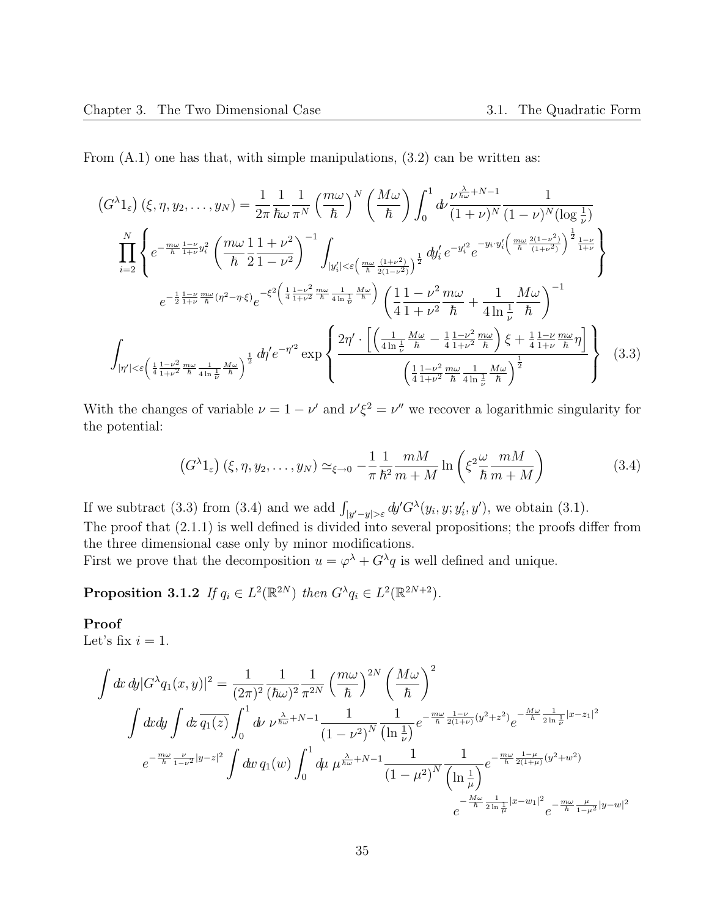From (A.1) one has that, with simple manipulations, (3.2) can be written as:

$$
\begin{aligned}
\left(G^{\lambda}1_{\varepsilon}\right)(\xi,\eta,y_2,\dots,y_N) &= \frac{1}{2\pi}\frac{1}{\hbar\omega}\frac{1}{\pi^N}\left(\frac{m\omega}{\hbar}\right)^N\left(\frac{M\omega}{\hbar}\right)\int_0^1 d\nu \frac{\nu^{\frac{\lambda}{\hbar\omega}+N-1}}{(1+\nu)^N}\frac{1}{(1-\nu)^N(\log\frac{1}{\nu})} \\
&\prod_{i=2}^{N}\left\{ e^{-\frac{m\omega}{\hbar}\frac{1-\nu}{1+\nu}y_i^2}\left(\frac{m\omega}{\hbar}\frac{1}{2}\frac{1+\nu^2}{1-\nu^2}\right)^{-1}\int_{|y_i'|<\varepsilon\left(\frac{m\omega}{\hbar}\frac{(1+\nu^2)}{2(1-\nu^2)}\right)^{\frac{1}{2}}} dy_i'\, e^{-y_i'^2} e^{-y_i\cdot y_i'\left(\frac{m\omega}{\hbar}\frac{2(1-\nu^2)}{(1+\nu^2)}\right)^{\frac{1}{2}}\frac{1-\nu}{1+\nu}}\right\} \\
&e^{-\frac{1}{2}\frac{1-\nu}{1+\nu}\frac{m\omega}{\hbar}(\eta^2-\eta\cdot\xi)} e^{-\xi^2\left(\frac{1}{4}\frac{1-\nu^2}{1+\nu^2}\frac{m\omega}{\hbar}\frac{1}{4\ln\frac{1}{\nu}}\frac{M\omega}{\hbar}\right)}\left(\frac{1}{4}\frac{1-\nu^2}{1+\nu^2}\frac{m\omega}{\hbar}+\frac{1}{4\ln\frac{1}{\nu}}\frac{M\omega}{\hbar}\right)^{-1} \\
&\int_{|\eta'|<\varepsilon\left(\frac{1}{4}\frac{1-\nu^2}{1+\nu^2}\frac{m\omega}{\hbar}\frac{1}{4\ln\frac{1}{\nu}}\frac{M\omega}{\hbar}\right)^{\frac{1}{2}}} d\eta' e^{-\eta'^2}\exp\left\{\frac{2\eta'\cdot\left[\left(\frac{1}{4\ln\frac{1}{\nu}}\frac{M\omega}{\hbar}-\frac{1}{4}\frac{1-\nu^2}{1+\nu^2}\frac{m\omega}{\hbar}\right)\xi+\frac{1}{4}\frac{1-\nu}{1+\nu}\frac{m\omega}{\hbar}\eta\right]}{\left(\frac{1}{4}\frac{1-\nu^2}{1+\nu^2}\frac{m\omega}{\hbar}\frac{1}{4\ln\frac{1}{\nu}}\frac{M\omega}{\hbar}\right)^{\frac{1}{2}}}\right\} \quad (3.3)
\end{aligned}
$$

With the changes of variable $\nu = 1-\nu'$ and $\nu'\xi^2 = \nu''$ we recover a logarithmic singularity for the potential:

$$
\left(G^{\lambda}1_{\varepsilon}\right)(\xi,\eta,y_2,\dots,y_N) \simeq_{\xi\to 0} -\frac{1}{\pi}\frac{1}{\hbar^2}\frac{mM}{m+M}\ln\left(\xi^2\frac{\omega}{\hbar}\frac{mM}{m+M}\right) \quad (3.4)
$$

If we subtract (3.3) from (3.4) and we add $\int_{|y'-y|>\varepsilon} dy' G^{\lambda}(y_i,y;y_i',y')$, we obtain (3.1).
The proof that (2.1.1) is well defined is divided into several propositions; the proofs differ from the three dimensional case only by minor modifications.
First we prove that the decomposition $u = \varphi^{\lambda} + G^{\lambda}q$ is well defined and unique.

**Proposition 3.1.2** *If $q_i \in L^2(\mathbb{R}^{2N})$ then $G^{\lambda}q_i \in L^2(\mathbb{R}^{2N+2})$.*

**Proof**
Let's fix $i=1$.

$$
\begin{aligned}
\int dx\,dy |G^{\lambda}q_1(x,y)|^2 &= \frac{1}{(2\pi)^2}\frac{1}{(\hbar\omega)^2}\frac{1}{\pi^{2N}}\left(\frac{m\omega}{\hbar}\right)^{2N}\left(\frac{M\omega}{\hbar}\right)^2 \\
&\int dxdy \int dz\, \overline{q_1(z)}\int_0^1 d\nu\, \nu^{\frac{\lambda}{\hbar\omega}+N-1}\frac{1}{(1-\nu^2)^N}\frac{1}{\left(\ln\frac{1}{\nu}\right)} e^{-\frac{m\omega}{\hbar}\frac{1-\nu}{2(1+\nu)}(y^2+z^2)} e^{-\frac{M\omega}{\hbar}\frac{1}{2\ln\frac{1}{\nu}}|x-z_1|^2} \\
&e^{-\frac{m\omega}{\hbar}\frac{\nu}{1-\nu^2}|y-z|^2}\int dw\, q_1(w)\int_0^1 d\mu\, \mu^{\frac{\lambda}{\hbar\omega}+N-1}\frac{1}{(1-\mu^2)^N}\frac{1}{\left(\ln\frac{1}{\mu}\right)} e^{-\frac{m\omega}{\hbar}\frac{1-\mu}{2(1+\mu)}(y^2+w^2)} \\
&e^{-\frac{M\omega}{\hbar}\frac{1}{2\ln\frac{1}{\mu}}|x-w_1|^2} e^{-\frac{m\omega}{\hbar}\frac{\mu}{1-\mu^2}|y-w|^2}
\end{aligned}
$$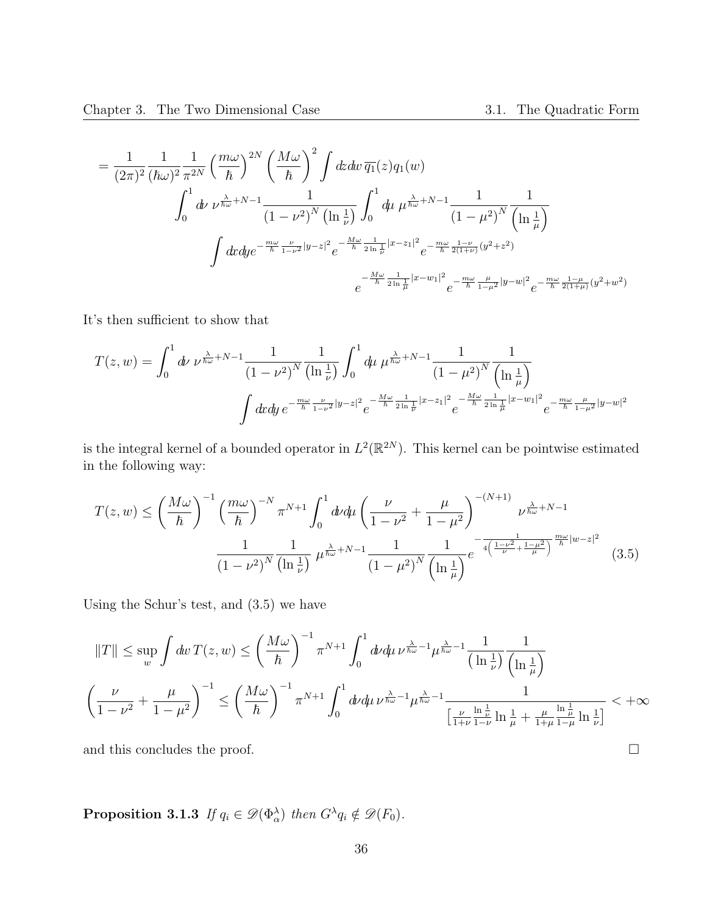$$
\begin{aligned}
&= \frac{1}{(2\pi)^2}\frac{1}{(\hbar\omega)^2}\frac{1}{\pi^{2N}}\left(\frac{m\omega}{\hbar}\right)^{2N}\left(\frac{M\omega}{\hbar}\right)^2 \int dz dw\, \overline{q_1}(z) q_1(w) \\
&\quad \int_0^1 d\nu\, \nu^{\frac{\lambda}{\hbar\omega}+N-1}\frac{1}{\left(1-\nu^2\right)^N\left(\ln\frac{1}{\nu}\right)}\int_0^1 d\mu\, \mu^{\frac{\lambda}{\hbar\omega}+N-1}\frac{1}{\left(1-\mu^2\right)^N}\frac{1}{\left(\ln\frac{1}{\mu}\right)} \\
&\quad \int dx dy e^{-\frac{m\omega}{\hbar}\frac{\nu}{1-\nu^2}|y-z|^2} e^{-\frac{M\omega}{\hbar}\frac{1}{2\ln\frac{1}{\nu}}|x-z_1|^2} e^{-\frac{m\omega}{\hbar}\frac{1-\nu}{2(1+\nu)}(y^2+z^2)} \\
&\quad e^{-\frac{M\omega}{\hbar}\frac{1}{2\ln\frac{1}{\mu}}|x-w_1|^2} e^{-\frac{m\omega}{\hbar}\frac{\mu}{1-\mu^2}|y-w|^2} e^{-\frac{m\omega}{\hbar}\frac{1-\mu}{2(1+\mu)}(y^2+w^2)}
\end{aligned}
$$

It's then sufficient to show that

$$
\begin{aligned}
T(z,w) &= \int_0^1 d\nu\, \nu^{\frac{\lambda}{\hbar\omega}+N-1}\frac{1}{\left(1-\nu^2\right)^N}\frac{1}{\left(\ln\frac{1}{\nu}\right)}\int_0^1 d\mu\, \mu^{\frac{\lambda}{\hbar\omega}+N-1}\frac{1}{\left(1-\mu^2\right)^N}\frac{1}{\left(\ln\frac{1}{\mu}\right)} \\
&\quad \int dx dy\, e^{-\frac{m\omega}{\hbar}\frac{\nu}{1-\nu^2}|y-z|^2} e^{-\frac{M\omega}{\hbar}\frac{1}{2\ln\frac{1}{\nu}}|x-z_1|^2} e^{-\frac{M\omega}{\hbar}\frac{1}{2\ln\frac{1}{\mu}}|x-w_1|^2} e^{-\frac{m\omega}{\hbar}\frac{\mu}{1-\mu^2}|y-w|^2}
\end{aligned}
$$

is the integral kernel of a bounded operator in $L^2(\mathbb{R}^{2N})$. This kernel can be pointwise estimated in the following way:

$$
\begin{aligned}
T(z,w) &\leq \left(\frac{M\omega}{\hbar}\right)^{-1}\left(\frac{m\omega}{\hbar}\right)^{-N}\pi^{N+1}\int_0^1 d\nu d\mu \left(\frac{\nu}{1-\nu^2}+\frac{\mu}{1-\mu^2}\right)^{-(N+1)} \nu^{\frac{\lambda}{\hbar\omega}+N-1} \\
&\quad \frac{1}{\left(1-\nu^2\right)^N}\frac{1}{\left(\ln\frac{1}{\nu}\right)}\mu^{\frac{\lambda}{\hbar\omega}+N-1}\frac{1}{\left(1-\mu^2\right)^N}\frac{1}{\left(\ln\frac{1}{\mu}\right)} e^{-\frac{1}{4\left(\frac{1-\nu^2}{\nu}+\frac{1-\mu^2}{\mu}\right)}\frac{m\omega}{\hbar}|w-z|^2} \qquad (3.5)
\end{aligned}
$$

Using the Schur's test, and (3.5) we have

$$
\begin{aligned}
\|T\| &\leq \sup_w \int dw\, T(z,w) \leq \left(\frac{M\omega}{\hbar}\right)^{-1}\pi^{N+1}\int_0^1 d\nu d\mu\, \nu^{\frac{\lambda}{\hbar\omega}-1}\mu^{\frac{\lambda}{\hbar\omega}-1}\frac{1}{\left(\ln\frac{1}{\nu}\right)}\frac{1}{\left(\ln\frac{1}{\mu}\right)} \\
&\left(\frac{\nu}{1-\nu^2}+\frac{\mu}{1-\mu^2}\right)^{-1} \leq \left(\frac{M\omega}{\hbar}\right)^{-1}\pi^{N+1}\int_0^1 d\nu d\mu\, \nu^{\frac{\lambda}{\hbar\omega}-1}\mu^{\frac{\lambda}{\hbar\omega}-1}\frac{1}{\left[\frac{\nu}{1+\nu}\frac{\ln\frac{1}{\nu}}{1-\nu}\ln\frac{1}{\mu}+\frac{\mu}{1+\mu}\frac{\ln\frac{1}{\mu}}{1-\mu}\ln\frac{1}{\nu}\right]} < +\infty
\end{aligned}
$$

and this concludes the proof. $\square$

**Proposition 3.1.3** *If $q_i \in \mathscr{D}(\Phi_\alpha^\lambda)$ then $G^\lambda q_i \notin \mathscr{D}(F_0)$.*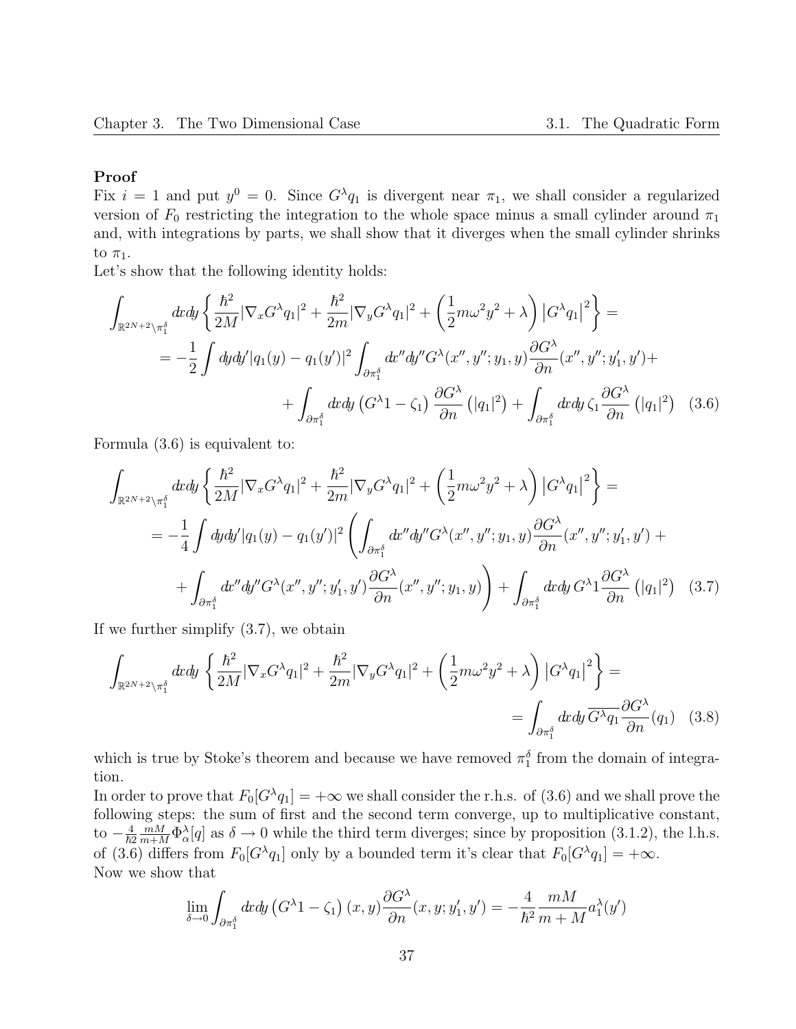**Proof**

Fix $i = 1$ and put $y^0 = 0$. Since $G^\lambda q_1$ is divergent near $\pi_1$, we shall consider a regularized version of $F_0$ restricting the integration to the whole space minus a small cylinder around $\pi_1$ and, with integrations by parts, we shall show that it diverges when the small cylinder shrinks to $\pi_1$.

Let's show that the following identity holds:

$$\int_{\mathbb{R}^{2N+2}\setminus\pi_1^\delta} dxdy \left\{ \frac{\hbar^2}{2M}|\nabla_x G^\lambda q_1|^2 + \frac{\hbar^2}{2m}|\nabla_y G^\lambda q_1|^2 + \left(\frac{1}{2}m\omega^2 y^2 + \lambda\right)\left|G^\lambda q_1\right|^2 \right\} =$$
$$= -\frac{1}{2}\int dydy'|q_1(y) - q_1(y')|^2 \int_{\partial\pi_1^\delta} dx''dy'' G^\lambda(x'', y''; y_1, y)\frac{\partial G^\lambda}{\partial n}(x'', y''; y_1', y') +$$
$$+ \int_{\partial\pi_1^\delta} dxdy \left(G^\lambda 1 - \zeta_1\right) \frac{\partial G^\lambda}{\partial n}\left(|q_1|^2\right) + \int_{\partial\pi_1^\delta} dxdy\, \zeta_1 \frac{\partial G^\lambda}{\partial n}\left(|q_1|^2\right) \quad (3.6)$$

Formula (3.6) is equivalent to:

$$\int_{\mathbb{R}^{2N+2}\setminus\pi_1^\delta} dxdy \left\{ \frac{\hbar^2}{2M}|\nabla_x G^\lambda q_1|^2 + \frac{\hbar^2}{2m}|\nabla_y G^\lambda q_1|^2 + \left(\frac{1}{2}m\omega^2 y^2 + \lambda\right)\left|G^\lambda q_1\right|^2 \right\} =$$
$$= -\frac{1}{4}\int dydy'|q_1(y) - q_1(y')|^2 \left( \int_{\partial\pi_1^\delta} dx''dy'' G^\lambda(x'', y''; y_1, y)\frac{\partial G^\lambda}{\partial n}(x'', y''; y_1', y') + \right.$$
$$\left. + \int_{\partial\pi_1^\delta} dx''dy'' G^\lambda(x'', y''; y_1', y')\frac{\partial G^\lambda}{\partial n}(x'', y''; y_1, y) \right) + \int_{\partial\pi_1^\delta} dxdy\, G^\lambda 1 \frac{\partial G^\lambda}{\partial n}\left(|q_1|^2\right) \quad (3.7)$$

If we further simplify (3.7), we obtain

$$\int_{\mathbb{R}^{2N+2}\setminus\pi_1^\delta} dxdy \, \left\{ \frac{\hbar^2}{2M}|\nabla_x G^\lambda q_1|^2 + \frac{\hbar^2}{2m}|\nabla_y G^\lambda q_1|^2 + \left(\frac{1}{2}m\omega^2 y^2 + \lambda\right)\left|G^\lambda q_1\right|^2 \right\} =$$
$$= \int_{\partial\pi_1^\delta} dxdy\, \overline{G^\lambda q_1}\frac{\partial G^\lambda}{\partial n}(q_1) \quad (3.8)$$

which is true by Stoke's theorem and because we have removed $\pi_1^\delta$ from the domain of integration.

In order to prove that $F_0[G^\lambda q_1] = +\infty$ we shall consider the r.h.s. of (3.6) and we shall prove the following steps: the sum of first and the second term converge, up to multiplicative constant, to $-\frac{4}{\hbar 2}\frac{mM}{m+M}\Phi_\alpha^\lambda[q]$ as $\delta \to 0$ while the third term diverges; since by proposition (3.1.2), the l.h.s. of (3.6) differs from $F_0[G^\lambda q_1]$ only by a bounded term it's clear that $F_0[G^\lambda q_1] = +\infty$.

Now we show that

$$\lim_{\delta\to 0}\int_{\partial\pi_1^\delta} dxdy \left(G^\lambda 1 - \zeta_1\right)(x, y)\frac{\partial G^\lambda}{\partial n}(x, y; y_1', y') = -\frac{4}{\hbar^2}\frac{mM}{m+M}a_1^\lambda(y')$$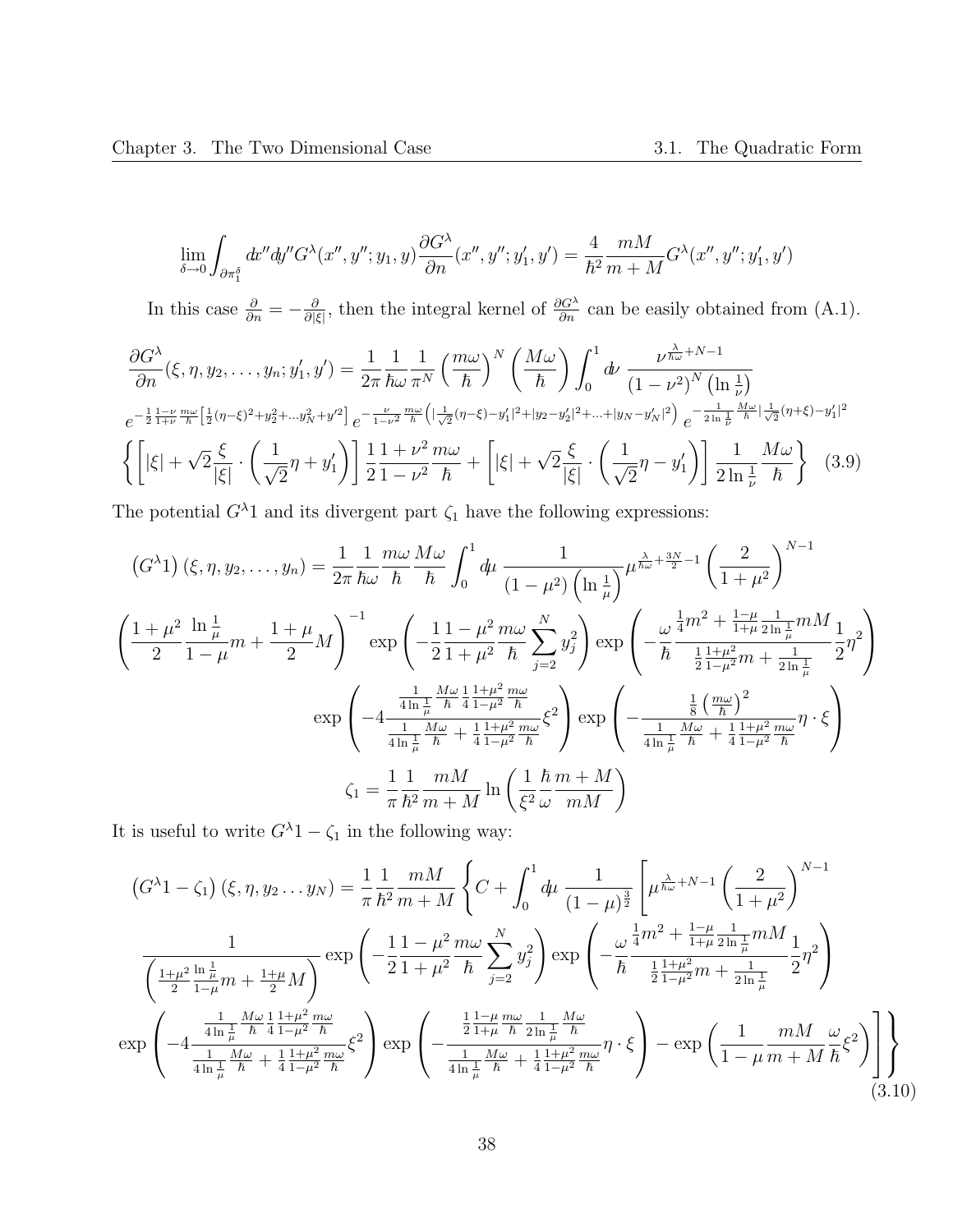$$\lim_{\delta\to 0}\int_{\partial\pi_1^\delta} dx''dy'' G^\lambda(x'',y'';y_1,y)\frac{\partial G^\lambda}{\partial n}(x'',y'';y_1',y') = \frac{4}{\hbar^2}\frac{mM}{m+M}G^\lambda(x'',y'';y_1',y')$$

In this case $\frac{\partial}{\partial n} = -\frac{\partial}{\partial|\xi|}$, then the integral kernel of $\frac{\partial G^\lambda}{\partial n}$ can be easily obtained from (A.1).

$$\frac{\partial G^\lambda}{\partial n}(\xi,\eta,y_2,\ldots,y_n;y_1',y') = \frac{1}{2\pi}\frac{1}{\hbar\omega}\frac{1}{\pi^N}\left(\frac{m\omega}{\hbar}\right)^N\left(\frac{M\omega}{\hbar}\right)\int_0^1 d\nu\,\frac{\nu^{\frac{\lambda}{\hbar\omega}+N-1}}{\left(1-\nu^2\right)^N\left(\ln\frac{1}{\nu}\right)}$$
$$e^{-\frac{1}{2}\frac{1-\nu}{1+\nu}\frac{m\omega}{\hbar}\left[\frac{1}{2}(\eta-\xi)^2+y_2^2+\ldots y_N^2+y'^2\right]}\,e^{-\frac{\nu}{1-\nu^2}\frac{m\omega}{\hbar}\left(|\frac{1}{\sqrt{2}}(\eta-\xi)-y_1'|^2+|y_2-y_2'|^2+\ldots+|y_N-y_N'|^2\right)}\,e^{-\frac{1}{2\ln\frac{1}{\nu}}\frac{M\omega}{\hbar}|\frac{1}{\sqrt{2}}(\eta+\xi)-y_1'|^2}$$
$$\left\{\left[|\xi|+\sqrt{2}\frac{\xi}{|\xi|}\cdot\left(\frac{1}{\sqrt{2}}\eta+y_1'\right)\right]\frac{1}{2}\frac{1+\nu^2}{1-\nu^2}\frac{m\omega}{\hbar}+\left[|\xi|+\sqrt{2}\frac{\xi}{|\xi|}\cdot\left(\frac{1}{\sqrt{2}}\eta-y_1'\right)\right]\frac{1}{2\ln\frac{1}{\nu}}\frac{M\omega}{\hbar}\right\} \quad (3.9)$$

The potential $G^\lambda 1$ and its divergent part $\zeta_1$ have the following expressions:

$$\left(G^\lambda 1\right)(\xi,\eta,y_2,\ldots,y_n) = \frac{1}{2\pi}\frac{1}{\hbar\omega}\frac{m\omega}{\hbar}\frac{M\omega}{\hbar}\int_0^1 d\mu\,\frac{1}{\left(1-\mu^2\right)\left(\ln\frac{1}{\mu}\right)}\mu^{\frac{\lambda}{\hbar\omega}+\frac{3N}{2}-1}\left(\frac{2}{1+\mu^2}\right)^{N-1}$$
$$\left(\frac{1+\mu^2}{2}\frac{\ln\frac{1}{\mu}}{1-\mu}m+\frac{1+\mu}{2}M\right)^{-1}\exp\left(-\frac{1}{2}\frac{1-\mu^2}{1+\mu^2}\frac{m\omega}{\hbar}\sum_{j=2}^N y_j^2\right)\exp\left(-\frac{\omega}{\hbar}\frac{\frac{1}{4}m^2+\frac{1-\mu}{1+\mu}\frac{1}{2\ln\frac{1}{\mu}}mM}{\frac{1}{2}\frac{1+\mu^2}{1-\mu^2}m+\frac{1}{2\ln\frac{1}{\mu}}}\frac{1}{2}\eta^2\right)$$
$$\exp\left(-4\frac{\frac{1}{4\ln\frac{1}{\mu}}\frac{M\omega}{\hbar}\frac{1}{4}\frac{1+\mu^2}{1-\mu^2}\frac{m\omega}{\hbar}}{\frac{1}{4\ln\frac{1}{\mu}}\frac{M\omega}{\hbar}+\frac{1}{4}\frac{1+\mu^2}{1-\mu^2}\frac{m\omega}{\hbar}}\xi^2\right)\exp\left(-\frac{\frac{1}{8}\left(\frac{m\omega}{\hbar}\right)^2}{\frac{1}{4\ln\frac{1}{\mu}}\frac{M\omega}{\hbar}+\frac{1}{4}\frac{1+\mu^2}{1-\mu^2}\frac{m\omega}{\hbar}}\eta\cdot\xi\right)$$
$$\zeta_1 = \frac{1}{\pi}\frac{1}{\hbar^2}\frac{mM}{m+M}\ln\left(\frac{1}{\xi^2}\frac{\hbar}{\omega}\frac{m+M}{mM}\right)$$

It is useful to write $G^\lambda 1-\zeta_1$ in the following way:

$$\left(G^\lambda 1-\zeta_1\right)(\xi,\eta,y_2\ldots y_N) = \frac{1}{\pi}\frac{1}{\hbar^2}\frac{mM}{m+M}\left\{C+\int_0^1 d\mu\,\frac{1}{(1-\mu)^{\frac{3}{2}}}\left[\mu^{\frac{\lambda}{\hbar\omega}+N-1}\left(\frac{2}{1+\mu^2}\right)^{N-1}\right.\right.$$
$$\frac{1}{\left(\frac{1+\mu^2}{2}\frac{\ln\frac{1}{\mu}}{1-\mu}m+\frac{1+\mu}{2}M\right)}\exp\left(-\frac{1}{2}\frac{1-\mu^2}{1+\mu^2}\frac{m\omega}{\hbar}\sum_{j=2}^N y_j^2\right)\exp\left(-\frac{\omega}{\hbar}\frac{\frac{1}{4}m^2+\frac{1-\mu}{1+\mu}\frac{1}{2\ln\frac{1}{\mu}}mM}{\frac{1}{2}\frac{1+\mu^2}{1-\mu^2}m+\frac{1}{2\ln\frac{1}{\mu}}}\frac{1}{2}\eta^2\right)$$
$$\left.\left.\exp\left(-4\frac{\frac{1}{4\ln\frac{1}{\mu}}\frac{M\omega}{\hbar}\frac{1}{4}\frac{1+\mu^2}{1-\mu^2}\frac{m\omega}{\hbar}}{\frac{1}{4\ln\frac{1}{\mu}}\frac{M\omega}{\hbar}+\frac{1}{4}\frac{1+\mu^2}{1-\mu^2}\frac{m\omega}{\hbar}}\xi^2\right)\exp\left(-\frac{\frac{1}{2}\frac{1-\mu}{1+\mu}\frac{m\omega}{\hbar}\frac{1}{2\ln\frac{1}{\mu}}\frac{M\omega}{\hbar}}{\frac{1}{4\ln\frac{1}{\mu}}\frac{M\omega}{\hbar}+\frac{1}{4}\frac{1+\mu^2}{1-\mu^2}\frac{m\omega}{\hbar}}\eta\cdot\xi\right)-\exp\left(\frac{1}{1-\mu}\frac{mM}{m+M}\frac{\omega}{\hbar}\xi^2\right)\right]\right\}$$
$$(3.10)$$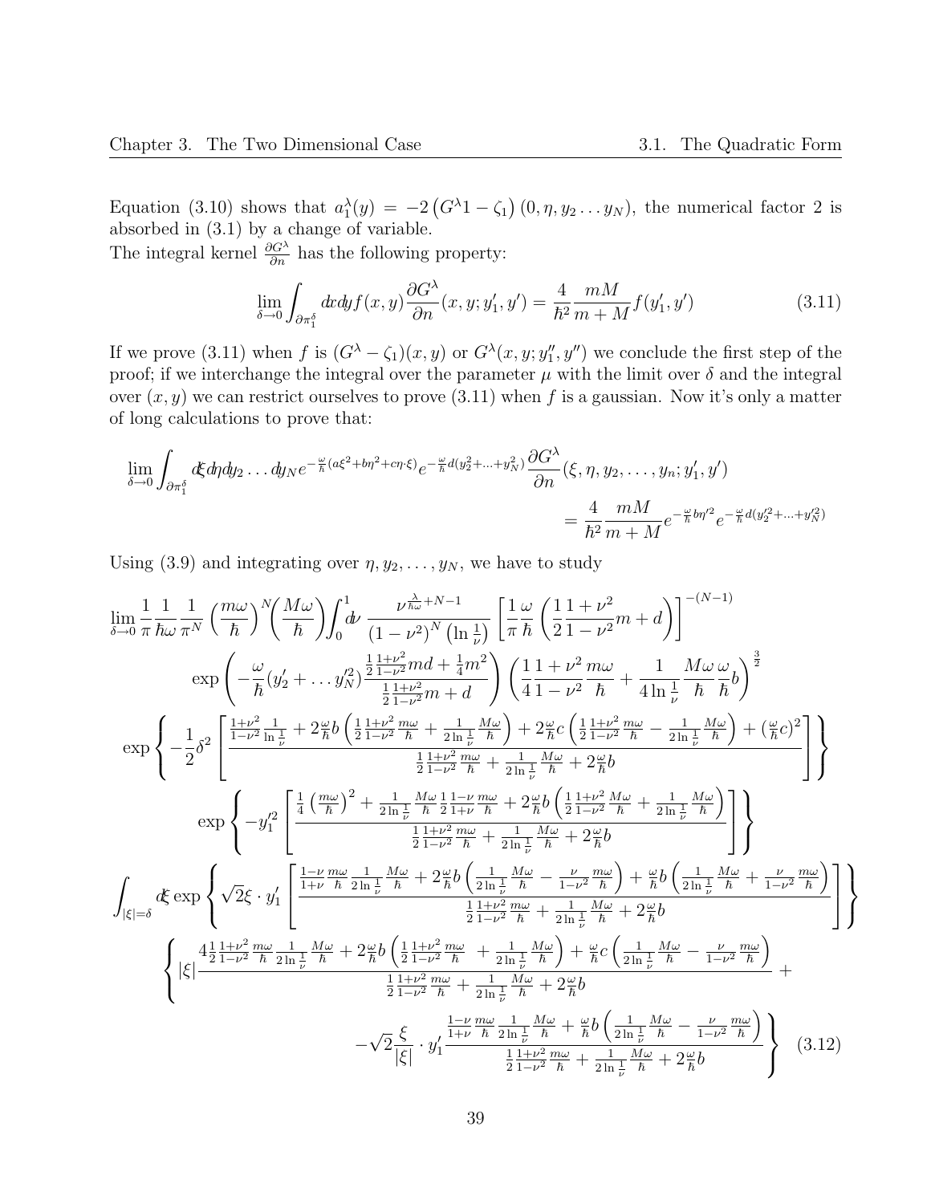Equation (3.10) shows that $a_1^\lambda(y) = -2\left(G^\lambda 1 - \zeta_1\right)(0, \eta, y_2 \dots y_N)$, the numerical factor 2 is absorbed in (3.1) by a change of variable.
The integral kernel $\frac{\partial G^\lambda}{\partial n}$ has the following property:

$$\lim_{\delta\to 0}\int_{\partial\pi_1^\delta} dx dy f(x,y)\frac{\partial G^\lambda}{\partial n}(x,y;y_1',y') = \frac{4}{\hbar^2}\frac{mM}{m+M}f(y_1',y') \tag{3.11}$$

If we prove (3.11) when $f$ is $(G^\lambda - \zeta_1)(x,y)$ or $G^\lambda(x,y;y_1'',y'')$ we conclude the first step of the proof; if we interchange the integral over the parameter $\mu$ with the limit over $\delta$ and the integral over $(x,y)$ we can restrict ourselves to prove (3.11) when $f$ is a gaussian. Now it's only a matter of long calculations to prove that:

$$\lim_{\delta\to 0}\int_{\partial\pi_1^\delta} d\xi d\eta dy_2\dots dy_N e^{-\frac{\omega}{\hbar}(a\xi^2+b\eta^2+c\eta\cdot\xi)}e^{-\frac{\omega}{\hbar}d(y_2^2+\ldots+y_N^2)}\frac{\partial G^\lambda}{\partial n}(\xi,\eta,y_2,\dots,y_n;y_1',y')$$
$$= \frac{4}{\hbar^2}\frac{mM}{m+M}e^{-\frac{\omega}{\hbar}b\eta'^2}e^{-\frac{\omega}{\hbar}d(y_2'^2+\ldots+y_N'^2)}$$

Using (3.9) and integrating over $\eta, y_2, \dots, y_N$, we have to study

$$\begin{aligned}
&\lim_{\delta\to 0}\frac{1}{\pi}\frac{1}{\hbar\omega}\frac{1}{\pi^N}\left(\frac{m\omega}{\hbar}\right)^N\left(\frac{M\omega}{\hbar}\right)\int_0^1 d\nu\,\frac{\nu^{\frac{\lambda}{\hbar\omega}+N-1}}{(1-\nu^2)^N\left(\ln\frac{1}{\nu}\right)}\left[\frac{1}{\pi}\frac{\omega}{\hbar}\left(\frac{1}{2}\frac{1+\nu^2}{1-\nu^2}m+d\right)\right]^{-(N-1)}\\
&\qquad\exp\left(-\frac{\omega}{\hbar}(y_2'+\ldots y_N'^2)\frac{\frac{1}{2}\frac{1+\nu^2}{1-\nu^2}md+\frac{1}{4}m^2}{\frac{1}{2}\frac{1+\nu^2}{1-\nu^2}m+d}\right)\left(\frac{1}{4}\frac{1+\nu^2}{1-\nu^2}\frac{m\omega}{\hbar}+\frac{1}{4\ln\frac{1}{\nu}}\frac{M\omega}{\hbar}\frac{\omega}{\hbar}b\right)^{\frac{3}{2}}\\
&\exp\left\{-\frac{1}{2}\delta^2\left[\frac{\frac{1+\nu^2}{1-\nu^2}\frac{1}{\ln\frac{1}{\nu}}+2\frac{\omega}{\hbar}b\left(\frac{1}{2}\frac{1+\nu^2}{1-\nu^2}\frac{m\omega}{\hbar}+\frac{1}{2\ln\frac{1}{\nu}}\frac{M\omega}{\hbar}\right)+2\frac{\omega}{\hbar}c\left(\frac{1}{2}\frac{1+\nu^2}{1-\nu^2}\frac{m\omega}{\hbar}-\frac{1}{2\ln\frac{1}{\nu}}\frac{M\omega}{\hbar}\right)+\left(\frac{\omega}{\hbar}c\right)^2}{\frac{1}{2}\frac{1+\nu^2}{1-\nu^2}\frac{m\omega}{\hbar}+\frac{1}{2\ln\frac{1}{\nu}}\frac{M\omega}{\hbar}+2\frac{\omega}{\hbar}b}\right]\right\}\\
&\qquad\exp\left\{-y_1'^2\left[\frac{\frac{1}{4}\left(\frac{m\omega}{\hbar}\right)^2+\frac{1}{2\ln\frac{1}{\nu}}\frac{M\omega}{\hbar}\frac{1}{2}\frac{1-\nu}{1+\nu}\frac{m\omega}{\hbar}+2\frac{\omega}{\hbar}b\left(\frac{1}{2}\frac{1+\nu^2}{1-\nu^2}\frac{M\omega}{\hbar}+\frac{1}{2\ln\frac{1}{\nu}}\frac{M\omega}{\hbar}\right)}{\frac{1}{2}\frac{1+\nu^2}{1-\nu^2}\frac{m\omega}{\hbar}+\frac{1}{2\ln\frac{1}{\nu}}\frac{M\omega}{\hbar}+2\frac{\omega}{\hbar}b}\right]\right\}\\
&\int_{|\xi|=\delta}d\xi\exp\left\{\sqrt{2}\xi\cdot y_1'\left[\frac{\frac{1-\nu}{1+\nu}\frac{m\omega}{\hbar}\frac{1}{2\ln\frac{1}{\nu}}\frac{M\omega}{\hbar}+2\frac{\omega}{\hbar}b\left(\frac{1}{2\ln\frac{1}{\nu}}\frac{M\omega}{\hbar}-\frac{\nu}{1-\nu^2}\frac{m\omega}{\hbar}\right)+\frac{\omega}{\hbar}b\left(\frac{1}{2\ln\frac{1}{\nu}}\frac{M\omega}{\hbar}+\frac{\nu}{1-\nu^2}\frac{m\omega}{\hbar}\right)}{\frac{1}{2}\frac{1+\nu^2}{1-\nu^2}\frac{m\omega}{\hbar}+\frac{1}{2\ln\frac{1}{\nu}}\frac{M\omega}{\hbar}+2\frac{\omega}{\hbar}b}\right]\right\}\\
&\quad\left\{|\xi|\frac{4\frac{1}{2}\frac{1+\nu^2}{1-\nu^2}\frac{m\omega}{\hbar}\frac{1}{2\ln\frac{1}{\nu}}\frac{M\omega}{\hbar}+2\frac{\omega}{\hbar}b\left(\frac{1}{2}\frac{1+\nu^2}{1-\nu^2}\frac{m\omega}{\hbar}+\frac{1}{2\ln\frac{1}{\nu}}\frac{M\omega}{\hbar}\right)+\frac{\omega}{\hbar}c\left(\frac{1}{2\ln\frac{1}{\nu}}\frac{M\omega}{\hbar}-\frac{\nu}{1-\nu^2}\frac{m\omega}{\hbar}\right)}{\frac{1}{2}\frac{1+\nu^2}{1-\nu^2}\frac{m\omega}{\hbar}+\frac{1}{2\ln\frac{1}{\nu}}\frac{M\omega}{\hbar}+2\frac{\omega}{\hbar}b}+\right.\\
&\qquad\left.-\sqrt{2}\frac{\xi}{|\xi|}\cdot y_1'\frac{\frac{1-\nu}{1+\nu}\frac{m\omega}{\hbar}\frac{1}{2\ln\frac{1}{\nu}}\frac{M\omega}{\hbar}+\frac{\omega}{\hbar}b\left(\frac{1}{2\ln\frac{1}{\nu}}\frac{M\omega}{\hbar}-\frac{\nu}{1-\nu^2}\frac{m\omega}{\hbar}\right)}{\frac{1}{2}\frac{1+\nu^2}{1-\nu^2}\frac{m\omega}{\hbar}+\frac{1}{2\ln\frac{1}{\nu}}\frac{M\omega}{\hbar}+2\frac{\omega}{\hbar}b}\right\}
\end{aligned} \tag{3.12}$$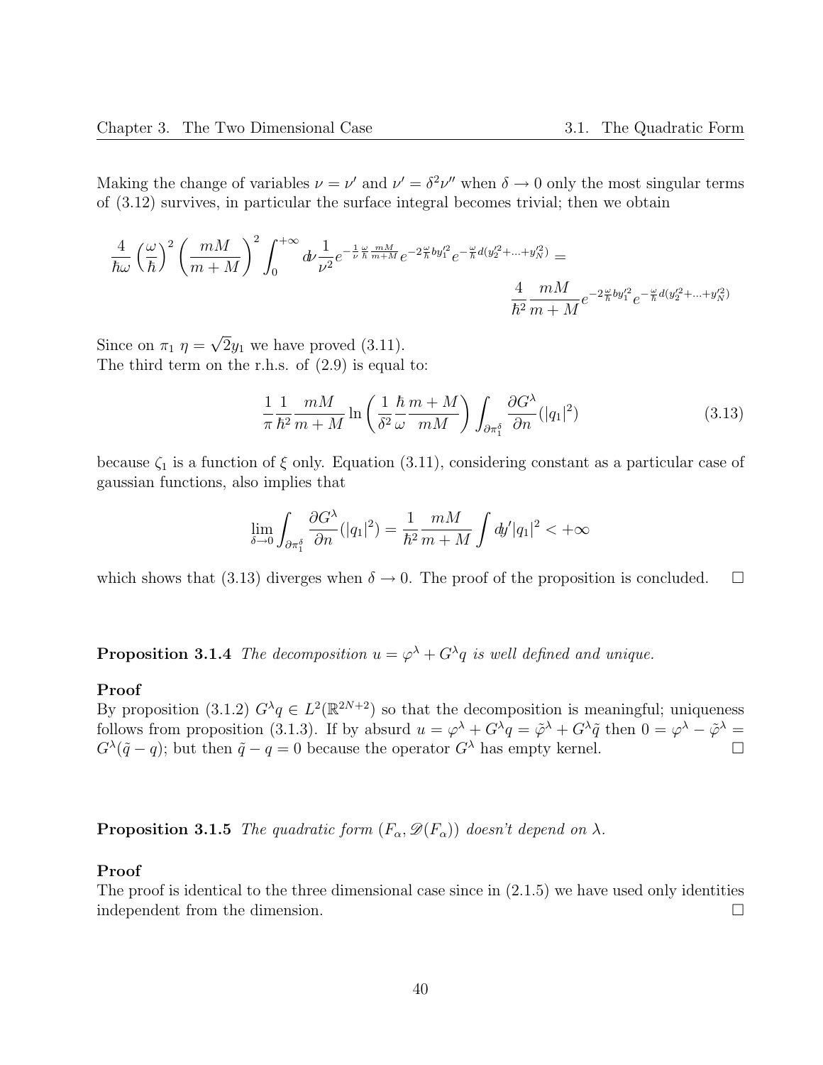Making the change of variables $\nu = \nu'$ and $\nu' = \delta^2 \nu''$ when $\delta \to 0$ only the most singular terms of (3.12) survives, in particular the surface integral becomes trivial; then we obtain

$$\frac{4}{\hbar\omega}\left(\frac{\omega}{\hbar}\right)^2 \left(\frac{mM}{m+M}\right)^2 \int_0^{+\infty} d\nu \frac{1}{\nu^2} e^{-\frac{1}{\nu}\frac{\omega}{\hbar}\frac{mM}{m+M}} e^{-2\frac{\omega}{\hbar} b y_1'^2} e^{-\frac{\omega}{\hbar} d(y_2'^2 + \ldots + y_N'^2)} = \frac{4}{\hbar^2}\frac{mM}{m+M} e^{-2\frac{\omega}{\hbar} b y_1'^2} e^{-\frac{\omega}{\hbar} d(y_2'^2 + \ldots + y_N'^2)}$$

Since on $\pi_1$ $\eta = \sqrt{2} y_1$ we have proved (3.11).
The third term on the r.h.s. of (2.9) is equal to:

$$\frac{1}{\pi}\frac{1}{\hbar^2}\frac{mM}{m+M} \ln\left(\frac{1}{\delta^2}\frac{\hbar}{\omega}\frac{m+M}{mM}\right) \int_{\partial \pi_1^\delta} \frac{\partial G^\lambda}{\partial n}(|q_1|^2) \tag{3.13}$$

because $\zeta_1$ is a function of $\xi$ only. Equation (3.11), considering constant as a particular case of gaussian functions, also implies that

$$\lim_{\delta \to 0} \int_{\partial \pi_1^\delta} \frac{\partial G^\lambda}{\partial n}(|q_1|^2) = \frac{1}{\hbar^2}\frac{mM}{m+M} \int dy' |q_1|^2 < +\infty$$

which shows that (3.13) diverges when $\delta \to 0$. The proof of the proposition is concluded. □

**Proposition 3.1.4** *The decomposition $u = \varphi^\lambda + G^\lambda q$ is well defined and unique.*

**Proof**
By proposition (3.1.2) $G^\lambda q \in L^2(\mathbb{R}^{2N+2})$ so that the decomposition is meaningful; uniqueness follows from proposition (3.1.3). If by absurd $u = \varphi^\lambda + G^\lambda q = \tilde{\varphi}^\lambda + G^\lambda \tilde{q}$ then $0 = \varphi^\lambda - \tilde{\varphi}^\lambda = G^\lambda(\tilde{q} - q)$; but then $\tilde{q} - q = 0$ because the operator $G^\lambda$ has empty kernel. □

**Proposition 3.1.5** *The quadratic form $(F_\alpha, \mathscr{D}(F_\alpha))$ doesn't depend on $\lambda$.*

**Proof**
The proof is identical to the three dimensional case since in (2.1.5) we have used only identities independent from the dimension. □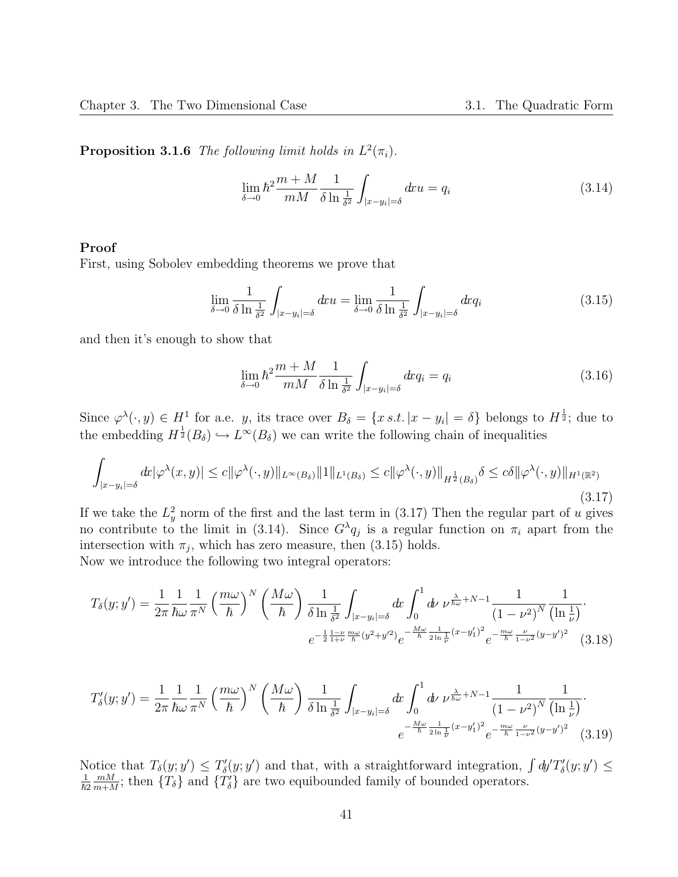**Proposition 3.1.6** *The following limit holds in $L^2(\pi_i)$.*

$$\lim_{\delta\to 0}\hbar^2\frac{m+M}{mM}\frac{1}{\delta\ln\frac{1}{\delta^2}}\int_{|x-y_i|=\delta}dxu = q_i \tag{3.14}$$

**Proof**
First, using Sobolev embedding theorems we prove that

$$\lim_{\delta\to 0}\frac{1}{\delta\ln\frac{1}{\delta^2}}\int_{|x-y_i|=\delta}dxu = \lim_{\delta\to 0}\frac{1}{\delta\ln\frac{1}{\delta^2}}\int_{|x-y_i|=\delta}dxq_i \tag{3.15}$$

and then it's enough to show that

$$\lim_{\delta\to 0}\hbar^2\frac{m+M}{mM}\frac{1}{\delta\ln\frac{1}{\delta^2}}\int_{|x-y_i|=\delta}dxq_i = q_i \tag{3.16}$$

Since $\varphi^\lambda(\cdot,y)\in H^1$ for a.e. $y$, its trace over $B_\delta=\{x\, s.t.\, |x-y_i|=\delta\}$ belongs to $H^{\frac{1}{2}}$; due to the embedding $H^{\frac{1}{2}}(B_\delta)\hookrightarrow L^\infty(B_\delta)$ we can write the following chain of inequalities

$$\int_{|x-y_i|=\delta}dx|\varphi^\lambda(x,y)|\le c\|\varphi^\lambda(\cdot,y)\|_{L^\infty(B_\delta)}\|1\|_{L^1(B_\delta)}\le c\|\varphi^\lambda(\cdot,y)\|_{H^{\frac{1}{2}}(B_\delta)}\delta\le c\delta\|\varphi^\lambda(\cdot,y)\|_{H^1(\mathbb{R}^2)} \tag{3.17}$$

If we take the $L^2_y$ norm of the first and the last term in (3.17) Then the regular part of $u$ gives no contribute to the limit in (3.14). Since $G^\lambda q_j$ is a regular function on $\pi_i$ apart from the intersection with $\pi_j$, which has zero measure, then (3.15) holds.
Now we introduce the following two integral operators:

$$T_\delta(y;y')=\frac{1}{2\pi}\frac{1}{\hbar\omega}\frac{1}{\pi^N}\left(\frac{m\omega}{\hbar}\right)^N\left(\frac{M\omega}{\hbar}\right)\frac{1}{\delta\ln\frac{1}{\delta^2}}\int_{|x-y_i|=\delta}dx\int_0^1 d\nu\;\nu^{\frac{\lambda}{\hbar\omega}+N-1}\frac{1}{\left(1-\nu^2\right)^N}\frac{1}{\left(\ln\frac{1}{\nu}\right)}\cdot$$
$$e^{-\frac{1}{2}\frac{1-\nu}{1+\nu}\frac{m\omega}{\hbar}(y^2+y'^2)}e^{-\frac{M\omega}{\hbar}\frac{1}{2\ln\frac{1}{\nu}}(x-y_1')^2}e^{-\frac{m\omega}{\hbar}\frac{\nu}{1-\nu^2}(y-y')^2} \tag{3.18}$$

$$T'_\delta(y;y')=\frac{1}{2\pi}\frac{1}{\hbar\omega}\frac{1}{\pi^N}\left(\frac{m\omega}{\hbar}\right)^N\left(\frac{M\omega}{\hbar}\right)\frac{1}{\delta\ln\frac{1}{\delta^2}}\int_{|x-y_i|=\delta}dx\int_0^1 d\nu\;\nu^{\frac{\lambda}{\hbar\omega}+N-1}\frac{1}{\left(1-\nu^2\right)^N}\frac{1}{\left(\ln\frac{1}{\nu}\right)}\cdot$$
$$e^{-\frac{M\omega}{\hbar}\frac{1}{2\ln\frac{1}{\nu}}(x-y_1')^2}e^{-\frac{m\omega}{\hbar}\frac{\nu}{1-\nu^2}(y-y')^2} \tag{3.19}$$

Notice that $T_\delta(y;y')\le T'_\delta(y;y')$ and that, with a straightforward integration, $\int dy' T'_\delta(y;y')\le \frac{1}{\hbar 2}\frac{mM}{m+M}$; then $\{T_\delta\}$ and $\{T'_\delta\}$ are two equibounded family of bounded operators.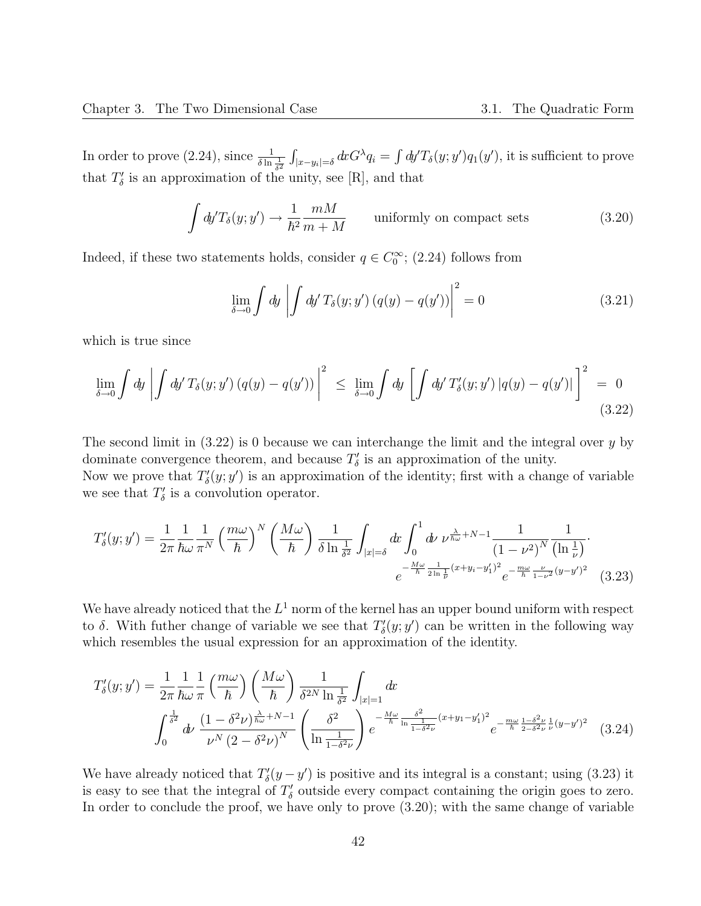In order to prove (2.24), since $\frac{1}{\delta \ln \frac{1}{\delta^2}} \int_{|x-y_i|=\delta} dx G^\lambda q_i = \int dy' T_\delta(y;y') q_1(y')$, it is sufficient to prove that $T'_\delta$ is an approximation of the unity, see [R], and that

$$\int dy' T_\delta(y;y') \to \frac{1}{\hbar^2} \frac{mM}{m+M} \qquad \text{uniformly on compact sets} \tag{3.20}$$

Indeed, if these two statements holds, consider $q \in C_0^\infty$; (2.24) follows from

$$\lim_{\delta \to 0} \int dy \left| \int dy'\, T_\delta(y;y') \left(q(y) - q(y')\right) \right|^2 = 0 \tag{3.21}$$

which is true since

$$\lim_{\delta \to 0} \int dy \left| \int dy'\, T_\delta(y;y') \left(q(y) - q(y')\right) \right|^2 \;\le\; \lim_{\delta \to 0} \int dy \left[ \int dy'\, T'_\delta(y;y') \left|q(y) - q(y')\right| \right]^2 \;=\; 0 \tag{3.22}$$

The second limit in (3.22) is 0 because we can interchange the limit and the integral over $y$ by dominate convergence theorem, and because $T'_\delta$ is an approximation of the unity.
Now we prove that $T'_\delta(y;y')$ is an approximation of the identity; first with a change of variable we see that $T'_\delta$ is a convolution operator.

$$T'_\delta(y;y') = \frac{1}{2\pi} \frac{1}{\hbar\omega} \frac{1}{\pi^N} \left(\frac{m\omega}{\hbar}\right)^N \left(\frac{M\omega}{\hbar}\right) \frac{1}{\delta \ln \frac{1}{\delta^2}} \int_{|x|=\delta} dx \int_0^1 d\nu\, \nu^{\frac{\lambda}{\hbar\omega}+N-1} \frac{1}{(1-\nu^2)^N} \frac{1}{\left(\ln \frac{1}{\nu}\right)} \cdot e^{-\frac{M\omega}{\hbar} \frac{1}{2\ln\frac{1}{\nu}} (x+y_i-y'_1)^2} e^{-\frac{m\omega}{\hbar} \frac{\nu}{1-\nu^2} (y-y')^2} \tag{3.23}$$

We have already noticed that the $L^1$ norm of the kernel has an upper bound uniform with respect to $\delta$. With futher change of variable we see that $T'_\delta(y;y')$ can be written in the following way which resembles the usual expression for an approximation of the identity.

$$T'_\delta(y;y') = \frac{1}{2\pi} \frac{1}{\hbar\omega} \frac{1}{\pi} \left(\frac{m\omega}{\hbar}\right) \left(\frac{M\omega}{\hbar}\right) \frac{1}{\delta^{2N} \ln \frac{1}{\delta^2}} \int_{|x|=1} dx \int_0^{\frac{1}{\delta^2}} d\nu\, \frac{(1-\delta^2\nu)^{\frac{\lambda}{\hbar\omega}+N-1}}{\nu^N (2-\delta^2\nu)^N} \left(\frac{\delta^2}{\ln\frac{1}{1-\delta^2\nu}}\right) e^{-\frac{M\omega}{\hbar} \frac{\delta^2}{\ln\frac{1}{1-\delta^2\nu}} (x+y_1-y'_1)^2} e^{-\frac{m\omega}{\hbar} \frac{1-\delta^2\nu}{2-\delta^2\nu} \frac{1}{\nu} (y-y')^2} \tag{3.24}$$

We have already noticed that $T'_\delta(y-y')$ is positive and its integral is a constant; using (3.23) it is easy to see that the integral of $T'_\delta$ outside every compact containing the origin goes to zero. In order to conclude the proof, we have only to prove (3.20); with the same change of variable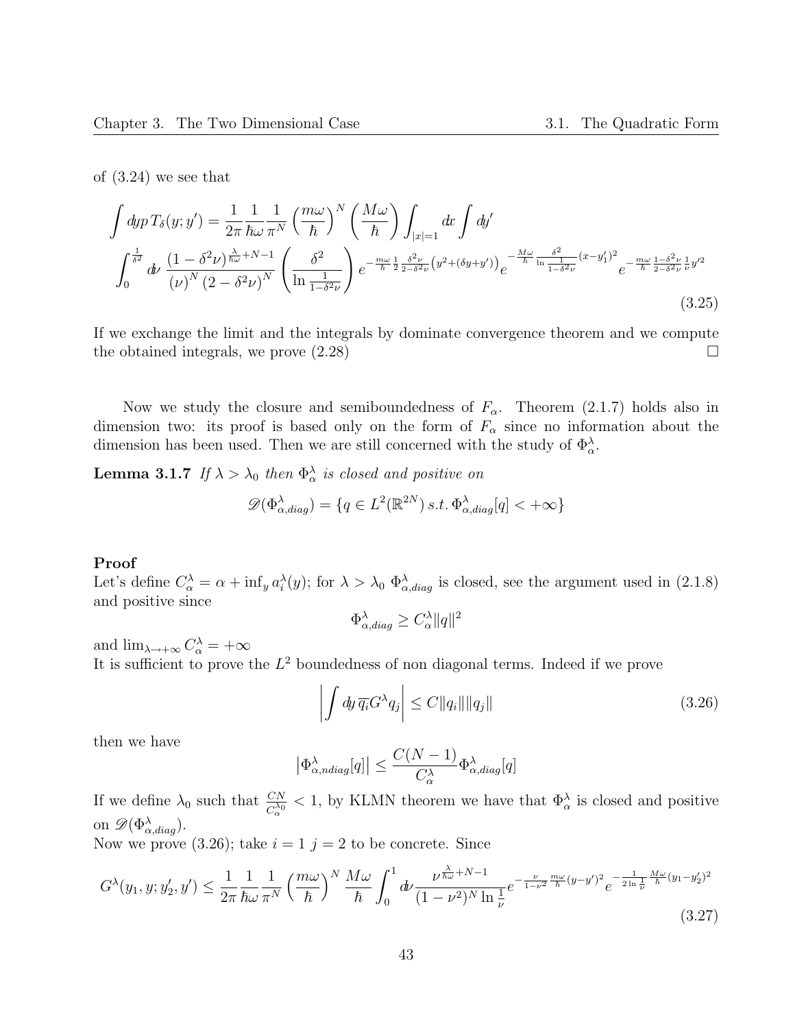of (3.24) we see that

$$\int dyp\, T_\delta(y;y') = \frac{1}{2\pi}\frac{1}{\hbar\omega}\frac{1}{\pi^N}\left(\frac{m\omega}{\hbar}\right)^N\left(\frac{M\omega}{\hbar}\right)\int_{|x|=1} dx \int dy'$$

$$\int_0^{\frac{1}{\delta^2}} d\nu\, \frac{(1-\delta^2\nu)^{\frac{\lambda}{\hbar\omega}+N-1}}{(\nu)^N\left(2-\delta^2\nu\right)^N}\left(\frac{\delta^2}{\ln\frac{1}{1-\delta^2\nu}}\right) e^{-\frac{m\omega}{\hbar}\frac{1}{2}\frac{\delta^2\nu}{2-\delta^2\nu}\left(y^2+(\delta y+y')\right)} e^{-\frac{M\omega}{\hbar}\frac{\delta^2}{\ln\frac{1}{1-\delta^2\nu}}(x-y_1')^2} e^{-\frac{m\omega}{\hbar}\frac{1-\delta^2\nu}{2-\delta^2\nu}\frac{1}{\nu}y'^2} \tag{3.25}$$

If we exchange the limit and the integrals by dominate convergence theorem and we compute the obtained integrals, we prove (2.28) $\square$

Now we study the closure and semiboundedness of $F_\alpha$. Theorem (2.1.7) holds also in dimension two: its proof is based only on the form of $F_\alpha$ since no information about the dimension has been used. Then we are still concerned with the study of $\Phi^\lambda_\alpha$.

**Lemma 3.1.7** *If $\lambda > \lambda_0$ then $\Phi^\lambda_\alpha$ is closed and positive on*

$$\mathscr{D}(\Phi^\lambda_{\alpha,diag}) = \{q \in L^2(\mathbb{R}^{2N})\, s.t.\, \Phi^\lambda_{\alpha,diag}[q] < +\infty\}$$

**Proof**
Let's define $C^\lambda_\alpha = \alpha + \inf_y a^\lambda_i(y)$; for $\lambda > \lambda_0$ $\Phi^\lambda_{\alpha,diag}$ is closed, see the argument used in (2.1.8) and positive since

$$\Phi^\lambda_{\alpha,diag} \geq C^\lambda_\alpha \|q\|^2$$

and $\lim_{\lambda\to+\infty} C^\lambda_\alpha = +\infty$
It is sufficient to prove the $L^2$ boundedness of non diagonal terms. Indeed if we prove

$$\left|\int dy\, \overline{q}_i G^\lambda q_j\right| \leq C\|q_i\|\|q_j\| \tag{3.26}$$

then we have

$$\left|\Phi^\lambda_{\alpha,ndiag}[q]\right| \leq \frac{C(N-1)}{C^\lambda_\alpha}\Phi^\lambda_{\alpha,diag}[q]$$

If we define $\lambda_0$ such that $\frac{CN}{C^{\lambda_0}_\alpha} < 1$, by KLMN theorem we have that $\Phi^\lambda_\alpha$ is closed and positive on $\mathscr{D}(\Phi^\lambda_{\alpha,diag})$.
Now we prove (3.26); take $i=1$ $j=2$ to be concrete. Since

$$G^\lambda(y_1,y;y_2',y') \leq \frac{1}{2\pi}\frac{1}{\hbar\omega}\frac{1}{\pi^N}\left(\frac{m\omega}{\hbar}\right)^N\frac{M\omega}{\hbar}\int_0^1 d\nu \frac{\nu^{\frac{\lambda}{\hbar\omega}+N-1}}{(1-\nu^2)^N\ln\frac{1}{\nu}} e^{-\frac{\nu}{1-\nu^2}\frac{m\omega}{\hbar}(y-y')^2} e^{-\frac{1}{2\ln\frac{1}{\nu}}\frac{M\omega}{\hbar}(y_1-y_2')^2} \tag{3.27}$$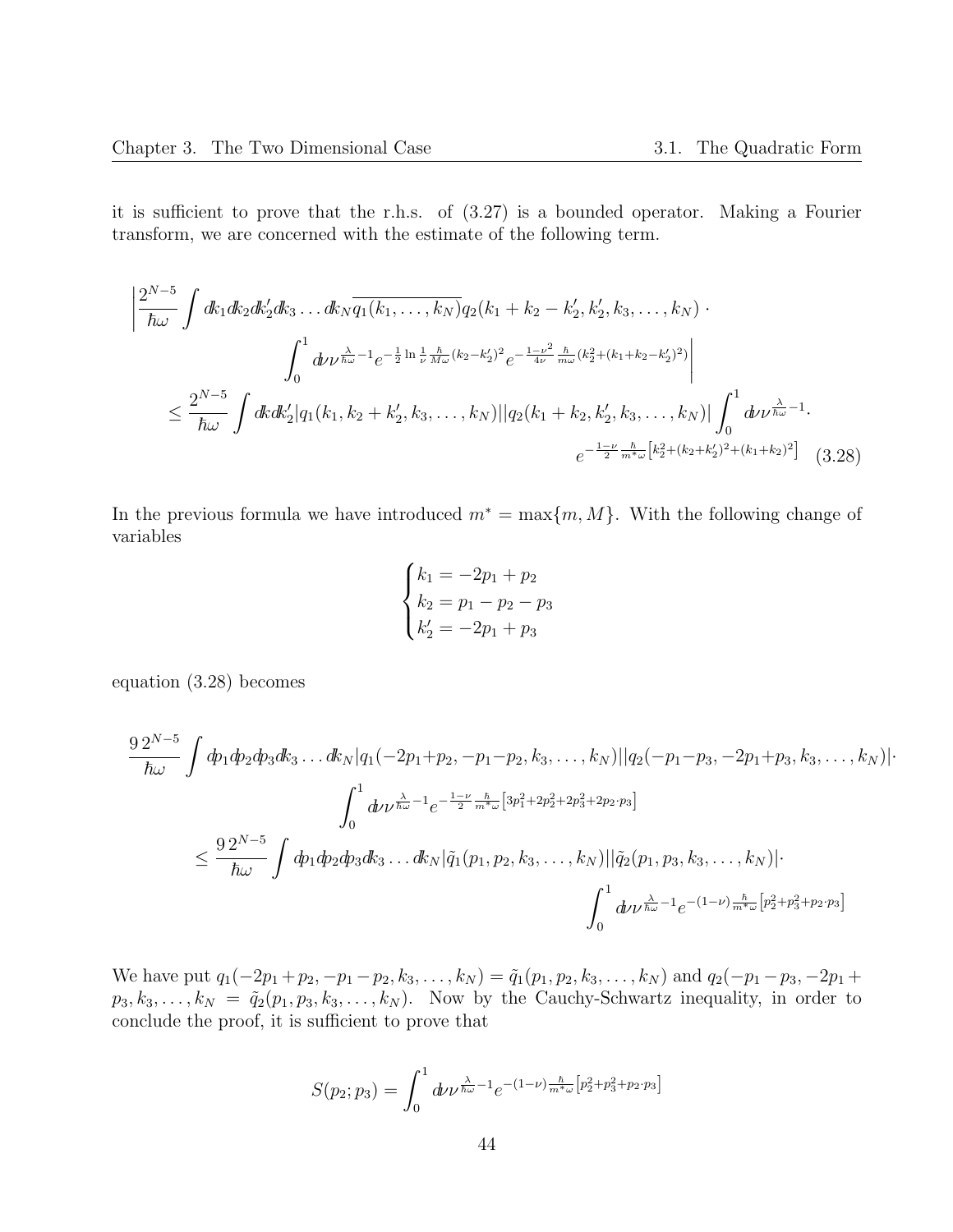it is sufficient to prove that the r.h.s. of (3.27) is a bounded operator. Making a Fourier transform, we are concerned with the estimate of the following term.

$$
\begin{aligned}
&\left| \frac{2^{N-5}}{\hbar\omega} \int dk_1 dk_2 dk_2' dk_3 \dots dk_N \overline{q_1(k_1, \dots, k_N)} q_2(k_1 + k_2 - k_2', k_2', k_3, \dots, k_N) \cdot \right. \\
&\qquad \left. \int_0^1 d\nu \nu^{\frac{\lambda}{\hbar\omega}-1} e^{-\frac{1}{2}\ln\frac{1}{\nu}\frac{\hbar}{M\omega}(k_2-k_2')^2} e^{-\frac{1-\nu^2}{4\nu}\frac{\hbar}{m\omega}(k_2^2+(k_1+k_2-k_2')^2)} \right| \\
&\quad \leq \frac{2^{N-5}}{\hbar\omega} \int dk dk_2' |q_1(k_1, k_2+k_2', k_3, \dots, k_N)||q_2(k_1+k_2, k_2', k_3, \dots, k_N)| \int_0^1 d\nu \nu^{\frac{\lambda}{\hbar\omega}-1} \cdot \\
&\qquad e^{-\frac{1-\nu}{2}\frac{\hbar}{m^*\omega}\left[k_2^2+(k_2+k_2')^2+(k_1+k_2)^2\right]} \qquad (3.28)
\end{aligned}
$$

In the previous formula we have introduced $m^* = \max\{m, M\}$. With the following change of variables

$$
\begin{cases}
k_1 = -2p_1 + p_2 \\
k_2 = p_1 - p_2 - p_3 \\
k_2' = -2p_1 + p_3
\end{cases}
$$

equation (3.28) becomes

$$
\begin{aligned}
&\frac{9\,2^{N-5}}{\hbar\omega} \int dp_1 dp_2 dp_3 dk_3 \dots dk_N |q_1(-2p_1+p_2, -p_1-p_2, k_3, \dots, k_N)||q_2(-p_1-p_3, -2p_1+p_3, k_3, \dots, k_N)| \cdot \\
&\qquad \int_0^1 d\nu \nu^{\frac{\lambda}{\hbar\omega}-1} e^{-\frac{1-\nu}{2}\frac{\hbar}{m^*\omega}\left[3p_1^2+2p_2^2+2p_3^2+2p_2\cdot p_3\right]} \\
&\quad \leq \frac{9\,2^{N-5}}{\hbar\omega} \int dp_1 dp_2 dp_3 dk_3 \dots dk_N |\tilde{q}_1(p_1, p_2, k_3, \dots, k_N)||\tilde{q}_2(p_1, p_3, k_3, \dots, k_N)| \cdot \\
&\qquad \int_0^1 d\nu \nu^{\frac{\lambda}{\hbar\omega}-1} e^{-(1-\nu)\frac{\hbar}{m^*\omega}\left[p_2^2+p_3^2+p_2\cdot p_3\right]}
\end{aligned}
$$

We have put $q_1(-2p_1+p_2, -p_1-p_2, k_3, \dots, k_N) = \tilde{q}_1(p_1, p_2, k_3, \dots, k_N)$ and $q_2(-p_1-p_3, -2p_1+p_3, k_3, \dots, k_N = \tilde{q}_2(p_1, p_3, k_3, \dots, k_N)$. Now by the Cauchy-Schwartz inequality, in order to conclude the proof, it is sufficient to prove that

$$
S(p_2; p_3) = \int_0^1 d\nu \nu^{\frac{\lambda}{\hbar\omega}-1} e^{-(1-\nu)\frac{\hbar}{m^*\omega}\left[p_2^2+p_3^2+p_2\cdot p_3\right]}
$$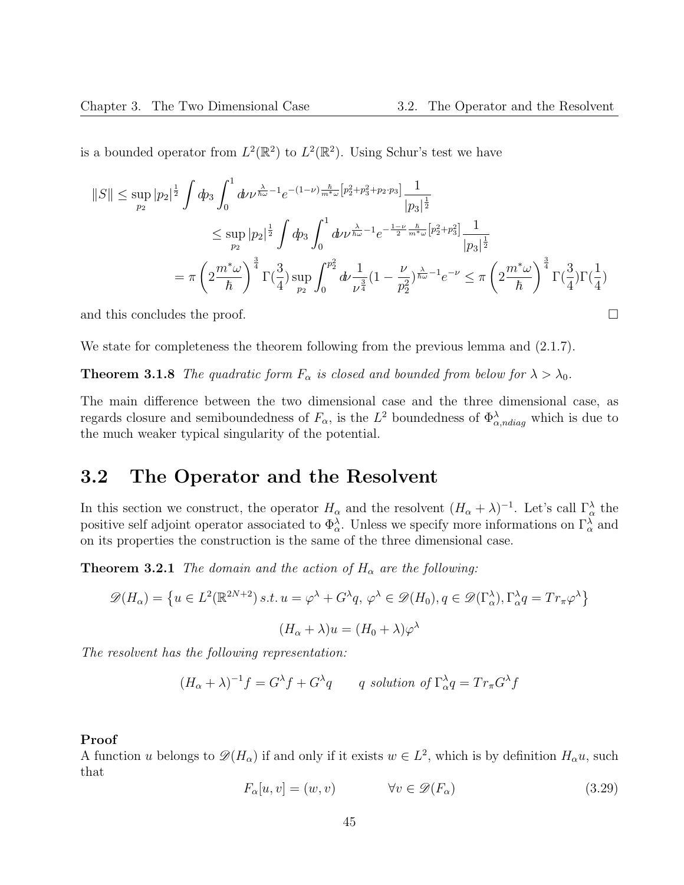is a bounded operator from $L^2(\mathbb{R}^2)$ to $L^2(\mathbb{R}^2)$. Using Schur's test we have

$$
\begin{aligned}
\|S\| &\leq \sup_{p_2} |p_2|^{\frac{1}{2}} \int dp_3 \int_0^1 d\nu \, \nu^{\frac{\lambda}{\hbar\omega}-1} e^{-(1-\nu)\frac{\hbar}{m^*\omega}\left[p_2^2+p_3^2+p_2\cdot p_3\right]} \frac{1}{|p_3|^{\frac{1}{2}}} \\
&\leq \sup_{p_2} |p_2|^{\frac{1}{2}} \int dp_3 \int_0^1 d\nu \, \nu^{\frac{\lambda}{\hbar\omega}-1} e^{-\frac{1-\nu}{2}\frac{\hbar}{m^*\omega}\left[p_2^2+p_3^2\right]} \frac{1}{|p_3|^{\frac{1}{2}}} \\
&= \pi \left(2\frac{m^*\omega}{\hbar}\right)^{\frac{3}{4}} \Gamma(\frac{3}{4}) \sup_{p_2} \int_0^{p_2^2} d\nu \frac{1}{\nu^{\frac{3}{4}}} (1-\frac{\nu}{p_2^2})^{\frac{\lambda}{\hbar\omega}-1} e^{-\nu} \leq \pi \left(2\frac{m^*\omega}{\hbar}\right)^{\frac{3}{4}} \Gamma(\frac{3}{4})\Gamma(\frac{1}{4})
\end{aligned}
$$

and this concludes the proof. □

We state for completeness the theorem following from the previous lemma and (2.1.7).

**Theorem 3.1.8** *The quadratic form $F_\alpha$ is closed and bounded from below for $\lambda > \lambda_0$.*

The main difference between the two dimensional case and the three dimensional case, as regards closure and semiboundedness of $F_\alpha$, is the $L^2$ boundedness of $\Phi^\lambda_{\alpha,ndiag}$ which is due to the much weaker typical singularity of the potential.

## 3.2 The Operator and the Resolvent

In this section we construct, the operator $H_\alpha$ and the resolvent $(H_\alpha + \lambda)^{-1}$. Let's call $\Gamma^\lambda_\alpha$ the positive self adjoint operator associated to $\Phi^\lambda_\alpha$. Unless we specify more informations on $\Gamma^\lambda_\alpha$ and on its properties the construction is the same of the three dimensional case.

**Theorem 3.2.1** *The domain and the action of $H_\alpha$ are the following:*

$$
\mathscr{D}(H_\alpha) = \left\{ u \in L^2(\mathbb{R}^{2N+2}) \; s.t. \; u = \varphi^\lambda + G^\lambda q, \; \varphi^\lambda \in \mathscr{D}(H_0), q \in \mathscr{D}(\Gamma^\lambda_\alpha), \Gamma^\lambda_\alpha q = Tr_\pi \varphi^\lambda \right\}
$$

$$
(H_\alpha + \lambda)u = (H_0 + \lambda)\varphi^\lambda
$$

*The resolvent has the following representation:*

$$
(H_\alpha + \lambda)^{-1} f = G^\lambda f + G^\lambda q \qquad q \text{ solution of } \Gamma^\lambda_\alpha q = Tr_\pi G^\lambda f
$$

**Proof**
A function $u$ belongs to $\mathscr{D}(H_\alpha)$ if and only if it exists $w \in L^2$, which is by definition $H_\alpha u$, such that

$$
F_\alpha[u, v] = (w, v) \qquad \forall v \in \mathscr{D}(F_\alpha) \tag{3.29}
$$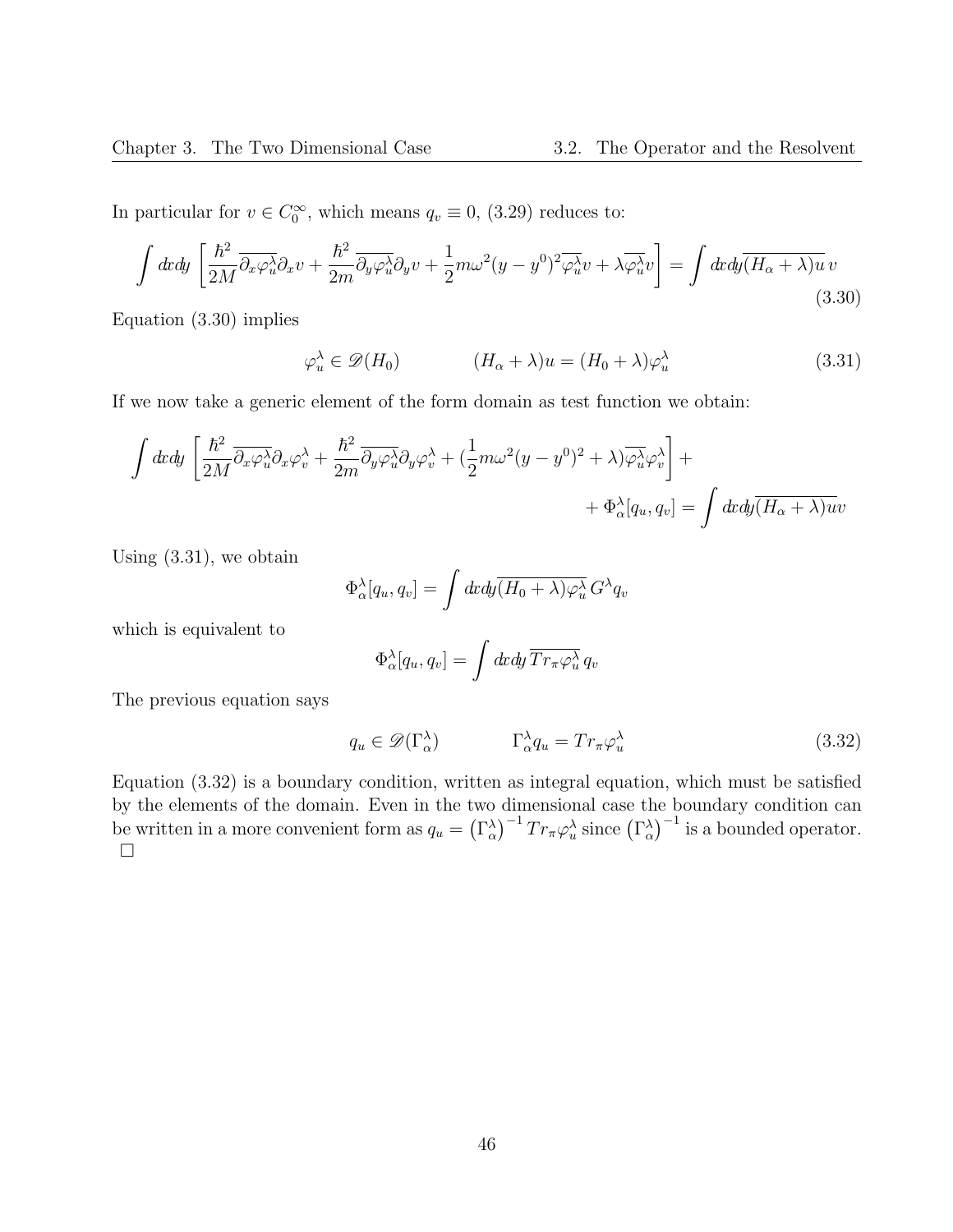In particular for $v \in C_0^\infty$, which means $q_v \equiv 0$, (3.29) reduces to:

$$\int dxdy \left[ \frac{\hbar^2}{2M} \overline{\partial_x \varphi_u^\lambda} \partial_x v + \frac{\hbar^2}{2m} \overline{\partial_y \varphi_u^\lambda} \partial_y v + \frac{1}{2} m\omega^2 (y - y^0)^2 \overline{\varphi_u^\lambda} v + \lambda \overline{\varphi_u^\lambda} v \right] = \int dxdy \overline{(H_\alpha + \lambda) u}\, v \tag{3.30}$$

Equation (3.30) implies

$$\varphi_u^\lambda \in \mathscr{D}(H_0) \qquad\qquad (H_\alpha + \lambda) u = (H_0 + \lambda)\varphi_u^\lambda \tag{3.31}$$

If we now take a generic element of the form domain as test function we obtain:

$$\int dxdy \left[ \frac{\hbar^2}{2M} \overline{\partial_x \varphi_u^\lambda} \partial_x \varphi_v^\lambda + \frac{\hbar^2}{2m} \overline{\partial_y \varphi_u^\lambda} \partial_y \varphi_v^\lambda + (\frac{1}{2} m\omega^2 (y - y^0)^2 + \lambda) \overline{\varphi_u^\lambda} \varphi_v^\lambda \right] +$$
$$+ \Phi_\alpha^\lambda [q_u, q_v] = \int dxdy \overline{(H_\alpha + \lambda) u} v$$

Using (3.31), we obtain

$$\Phi_\alpha^\lambda [q_u, q_v] = \int dxdy \overline{(H_0 + \lambda)\varphi_u^\lambda}\, G^\lambda q_v$$

which is equivalent to

$$\Phi_\alpha^\lambda [q_u, q_v] = \int dxdy\, \overline{Tr_\pi \varphi_u^\lambda}\, q_v$$

The previous equation says

$$q_u \in \mathscr{D}(\Gamma_\alpha^\lambda) \qquad\qquad \Gamma_\alpha^\lambda q_u = Tr_\pi \varphi_u^\lambda \tag{3.32}$$

Equation (3.32) is a boundary condition, written as integral equation, which must be satisfied by the elements of the domain. Even in the two dimensional case the boundary condition can be written in a more convenient form as $q_u = \left(\Gamma_\alpha^\lambda\right)^{-1} Tr_\pi \varphi_u^\lambda$ since $\left(\Gamma_\alpha^\lambda\right)^{-1}$ is a bounded operator. □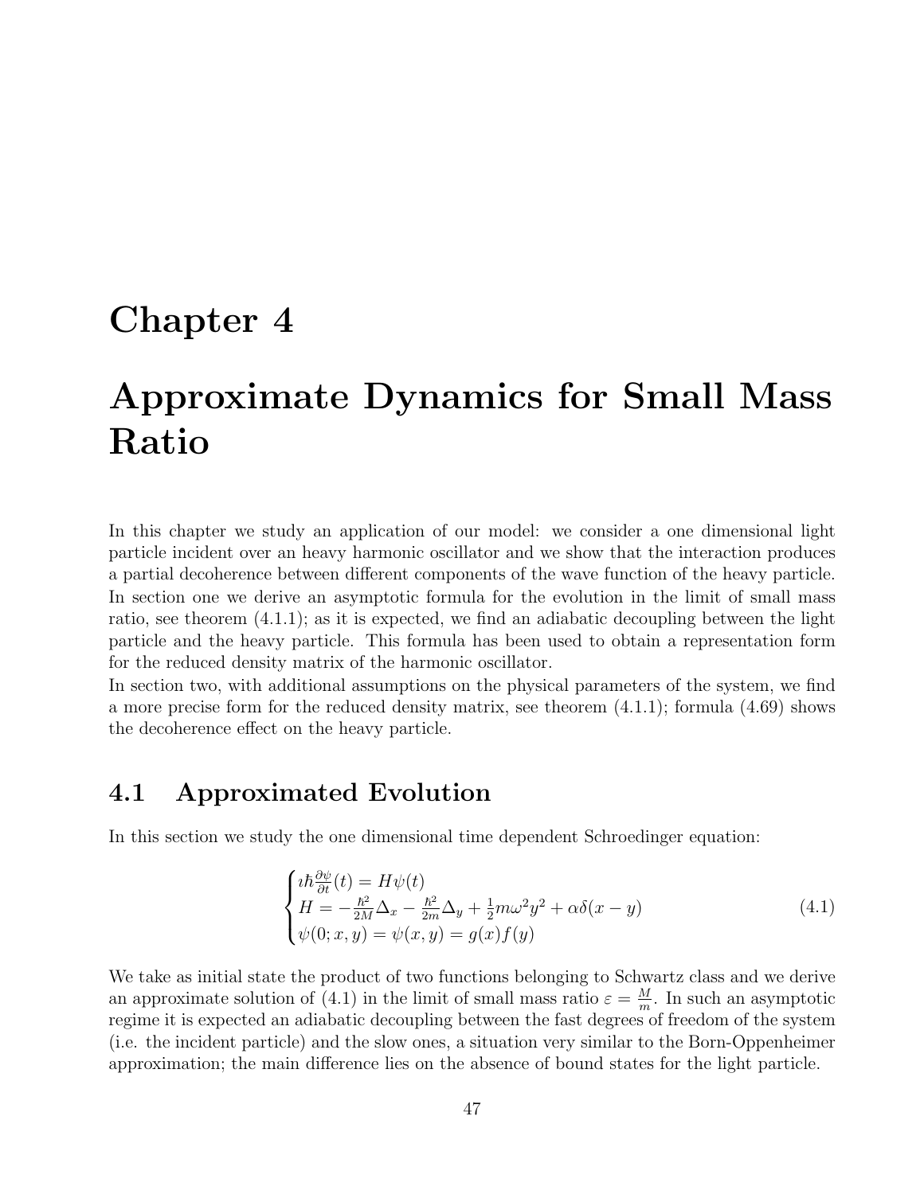# Chapter 4

# Approximate Dynamics for Small Mass Ratio

In this chapter we study an application of our model: we consider a one dimensional light particle incident over an heavy harmonic oscillator and we show that the interaction produces a partial decoherence between different components of the wave function of the heavy particle. In section one we derive an asymptotic formula for the evolution in the limit of small mass ratio, see theorem (4.1.1); as it is expected, we find an adiabatic decoupling between the light particle and the heavy particle. This formula has been used to obtain a representation form for the reduced density matrix of the harmonic oscillator.
In section two, with additional assumptions on the physical parameters of the system, we find a more precise form for the reduced density matrix, see theorem (4.1.1); formula (4.69) shows the decoherence effect on the heavy particle.

## 4.1 Approximated Evolution

In this section we study the one dimensional time dependent Schroedinger equation:

$$\begin{cases} \imath\hbar\frac{\partial\psi}{\partial t}(t) = H\psi(t) \\ H = -\frac{\hbar^2}{2M}\Delta_x - \frac{\hbar^2}{2m}\Delta_y + \frac{1}{2}m\omega^2 y^2 + \alpha\delta(x-y) \\ \psi(0;x,y) = \psi(x,y) = g(x)f(y) \end{cases} \tag{4.1}$$

We take as initial state the product of two functions belonging to Schwartz class and we derive an approximate solution of (4.1) in the limit of small mass ratio $\varepsilon = \frac{M}{m}$. In such an asymptotic regime it is expected an adiabatic decoupling between the fast degrees of freedom of the system (i.e. the incident particle) and the slow ones, a situation very similar to the Born-Oppenheimer approximation; the main difference lies on the absence of bound states for the light particle.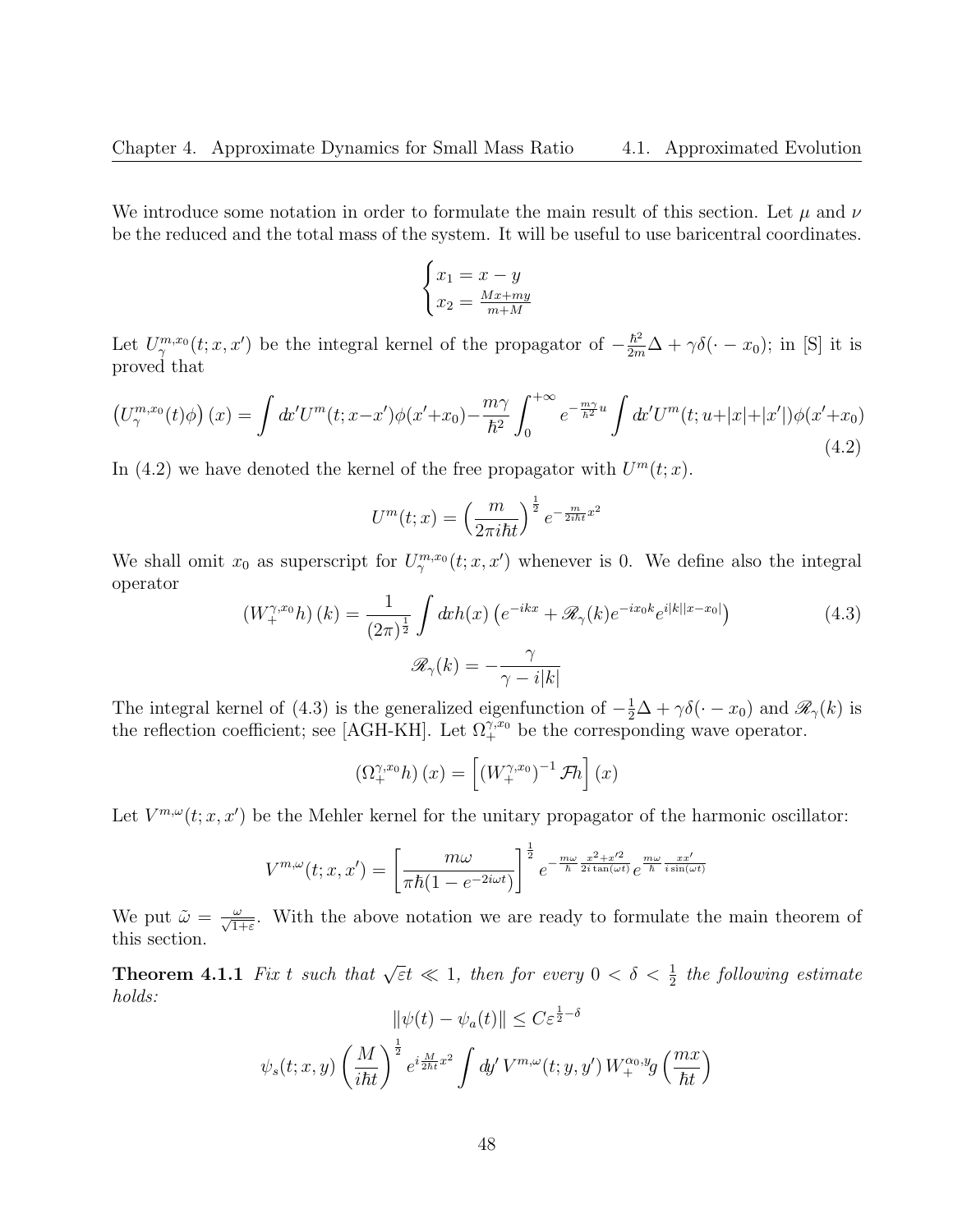We introduce some notation in order to formulate the main result of this section. Let $\mu$ and $\nu$ be the reduced and the total mass of the system. It will be useful to use baricentral coordinates.

$$\begin{cases} x_1 = x - y \\ x_2 = \frac{Mx+my}{m+M} \end{cases}$$

Let $U_\gamma^{m,x_0}(t;x,x')$ be the integral kernel of the propagator of $-\frac{\hbar^2}{2m}\Delta + \gamma\delta(\cdot - x_0)$; in [S] it is proved that

$$\left(U_\gamma^{m,x_0}(t)\phi\right)(x) = \int dx' U^m(t;x-x')\phi(x'+x_0) - \frac{m\gamma}{\hbar^2}\int_0^{+\infty} e^{-\frac{m\gamma}{\hbar^2}u}\int dx' U^m(t;u+|x|+|x'|)\phi(x'+x_0) \tag{4.2}$$

In (4.2) we have denoted the kernel of the free propagator with $U^m(t;x)$.

$$U^m(t;x) = \left(\frac{m}{2\pi i\hbar t}\right)^{\frac{1}{2}} e^{-\frac{m}{2i\hbar t}x^2}$$

We shall omit $x_0$ as superscript for $U_\gamma^{m,x_0}(t;x,x')$ whenever is 0. We define also the integral operator

$$\left(W_+^{\gamma,x_0}h\right)(k) = \frac{1}{(2\pi)^{\frac{1}{2}}}\int dx h(x)\left(e^{-ikx} + \mathscr{R}_\gamma(k)e^{-ix_0k}e^{i|k||x-x_0|}\right) \tag{4.3}$$

$$\mathscr{R}_\gamma(k) = -\frac{\gamma}{\gamma - i|k|}$$

The integral kernel of (4.3) is the generalized eigenfunction of $-\frac{1}{2}\Delta + \gamma\delta(\cdot - x_0)$ and $\mathscr{R}_\gamma(k)$ is the reflection coefficient; see [AGH-KH]. Let $\Omega_+^{\gamma,x_0}$ be the corresponding wave operator.

$$\left(\Omega_+^{\gamma,x_0}h\right)(x) = \left[\left(W_+^{\gamma,x_0}\right)^{-1}\mathcal{F}h\right](x)$$

Let $V^{m,\omega}(t;x,x')$ be the Mehler kernel for the unitary propagator of the harmonic oscillator:

$$V^{m,\omega}(t;x,x') = \left[\frac{m\omega}{\pi\hbar(1-e^{-2i\omega t})}\right]^{\frac{1}{2}} e^{-\frac{m\omega}{\hbar}\frac{x^2+x'^2}{2i\tan(\omega t)}} e^{\frac{m\omega}{\hbar}\frac{xx'}{i\sin(\omega t)}}$$

We put $\tilde{\omega} = \frac{\omega}{\sqrt{1+\varepsilon}}$. With the above notation we are ready to formulate the main theorem of this section.

**Theorem 4.1.1** *Fix $t$ such that $\sqrt{\varepsilon}t \ll 1$, then for every $0 < \delta < \frac{1}{2}$ the following estimate holds:*

$$\|\psi(t) - \psi_a(t)\| \le C\varepsilon^{\frac{1}{2}-\delta}$$

$$\psi_s(t;x,y)\left(\frac{M}{i\hbar t}\right)^{\frac{1}{2}} e^{i\frac{M}{2\hbar t}x^2}\int dy'\, V^{m,\omega}(t;y,y')\, W_+^{\alpha_0,y} g\left(\frac{mx}{\hbar t}\right)$$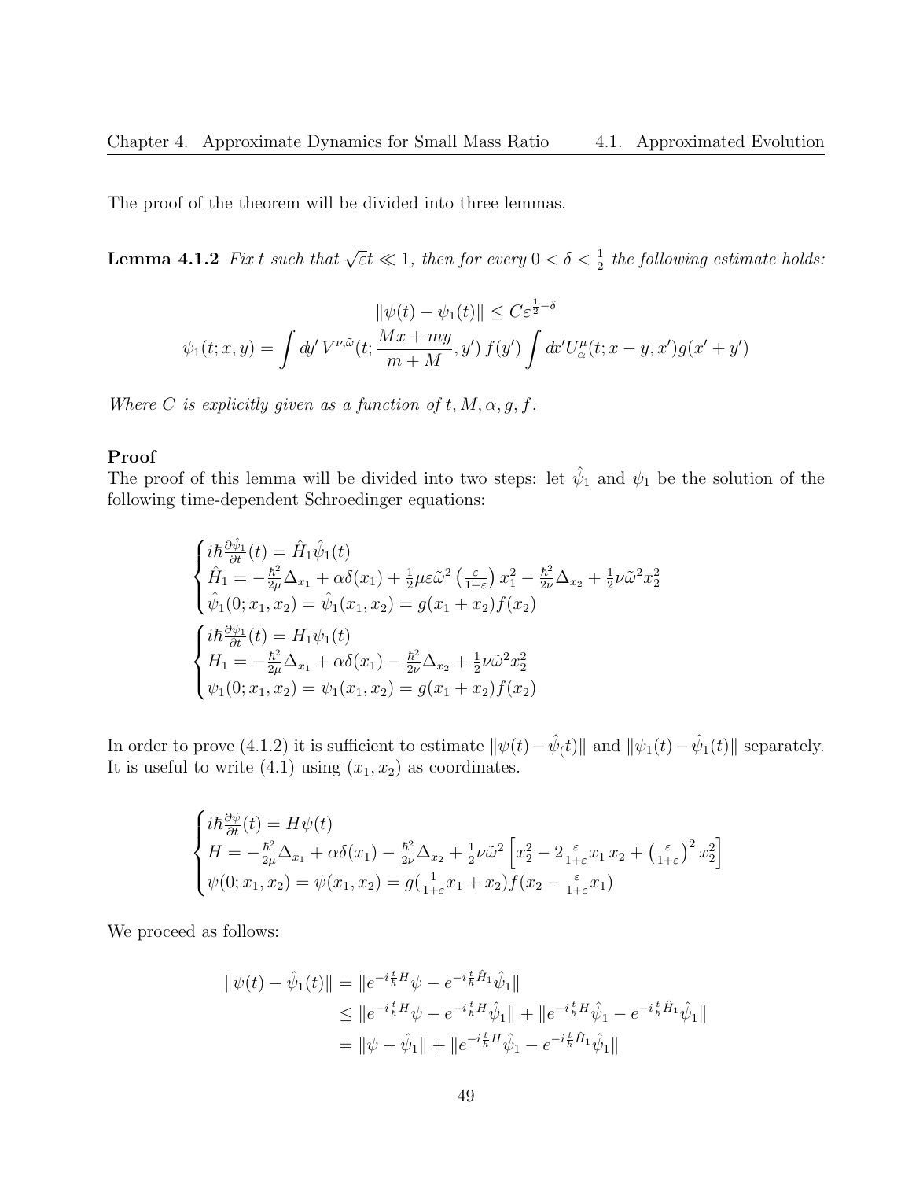The proof of the theorem will be divided into three lemmas.

**Lemma 4.1.2** *Fix $t$ such that $\sqrt{\varepsilon}t \ll 1$, then for every $0 < \delta < \frac{1}{2}$ the following estimate holds:*

$$\|\psi(t) - \psi_1(t)\| \leq C\varepsilon^{\frac{1}{2}-\delta}$$

$$\psi_1(t; x, y) = \int dy'\, V^{\nu,\tilde{\omega}}(t; \frac{Mx + my}{m + M}, y')\, f(y') \int dx' U^{\mu}_{\alpha}(t; x - y, x') g(x' + y')$$

*Where $C$ is explicitly given as a function of $t, M, \alpha, g, f$.*

**Proof**

The proof of this lemma will be divided into two steps: let $\hat{\psi}_1$ and $\psi_1$ be the solution of the following time-dependent Schroedinger equations:

$$\begin{cases} i\hbar\frac{\partial\hat{\psi}_1}{\partial t}(t) = \hat{H}_1\hat{\psi}_1(t) \\ \hat{H}_1 = -\frac{\hbar^2}{2\mu}\Delta_{x_1} + \alpha\delta(x_1) + \frac{1}{2}\mu\varepsilon\tilde{\omega}^2\left(\frac{\varepsilon}{1+\varepsilon}\right)x_1^2 - \frac{\hbar^2}{2\nu}\Delta_{x_2} + \frac{1}{2}\nu\tilde{\omega}^2 x_2^2 \\ \hat{\psi}_1(0; x_1, x_2) = \hat{\psi}_1(x_1, x_2) = g(x_1 + x_2)f(x_2) \end{cases}$$

$$\begin{cases} i\hbar\frac{\partial\psi_1}{\partial t}(t) = H_1\psi_1(t) \\ H_1 = -\frac{\hbar^2}{2\mu}\Delta_{x_1} + \alpha\delta(x_1) - \frac{\hbar^2}{2\nu}\Delta_{x_2} + \frac{1}{2}\nu\tilde{\omega}^2 x_2^2 \\ \psi_1(0; x_1, x_2) = \psi_1(x_1, x_2) = g(x_1 + x_2)f(x_2) \end{cases}$$

In order to prove (4.1.2) it is sufficient to estimate $\|\psi(t) - \hat{\psi}_(t)\|$ and $\|\psi_1(t) - \hat{\psi}_1(t)\|$ separately. It is useful to write (4.1) using $(x_1, x_2)$ as coordinates.

$$\begin{cases} i\hbar\frac{\partial\psi}{\partial t}(t) = H\psi(t) \\ H = -\frac{\hbar^2}{2\mu}\Delta_{x_1} + \alpha\delta(x_1) - \frac{\hbar^2}{2\nu}\Delta_{x_2} + \frac{1}{2}\nu\tilde{\omega}^2\left[x_2^2 - 2\frac{\varepsilon}{1+\varepsilon}x_1\, x_2 + \left(\frac{\varepsilon}{1+\varepsilon}\right)^2 x_2^2\right] \\ \psi(0; x_1, x_2) = \psi(x_1, x_2) = g(\frac{1}{1+\varepsilon}x_1 + x_2)f(x_2 - \frac{\varepsilon}{1+\varepsilon}x_1) \end{cases}$$

We proceed as follows:

$$\begin{aligned} \|\psi(t) - \hat{\psi}_1(t)\| &= \|e^{-i\frac{t}{\hbar}H}\psi - e^{-i\frac{t}{\hbar}\hat{H}_1}\hat{\psi}_1\| \\ &\leq \|e^{-i\frac{t}{\hbar}H}\psi - e^{-i\frac{t}{\hbar}H}\hat{\psi}_1\| + \|e^{-i\frac{t}{\hbar}H}\hat{\psi}_1 - e^{-i\frac{t}{\hbar}\hat{H}_1}\hat{\psi}_1\| \\ &= \|\psi - \hat{\psi}_1\| + \|e^{-i\frac{t}{\hbar}H}\hat{\psi}_1 - e^{-i\frac{t}{\hbar}\hat{H}_1}\hat{\psi}_1\| \end{aligned}$$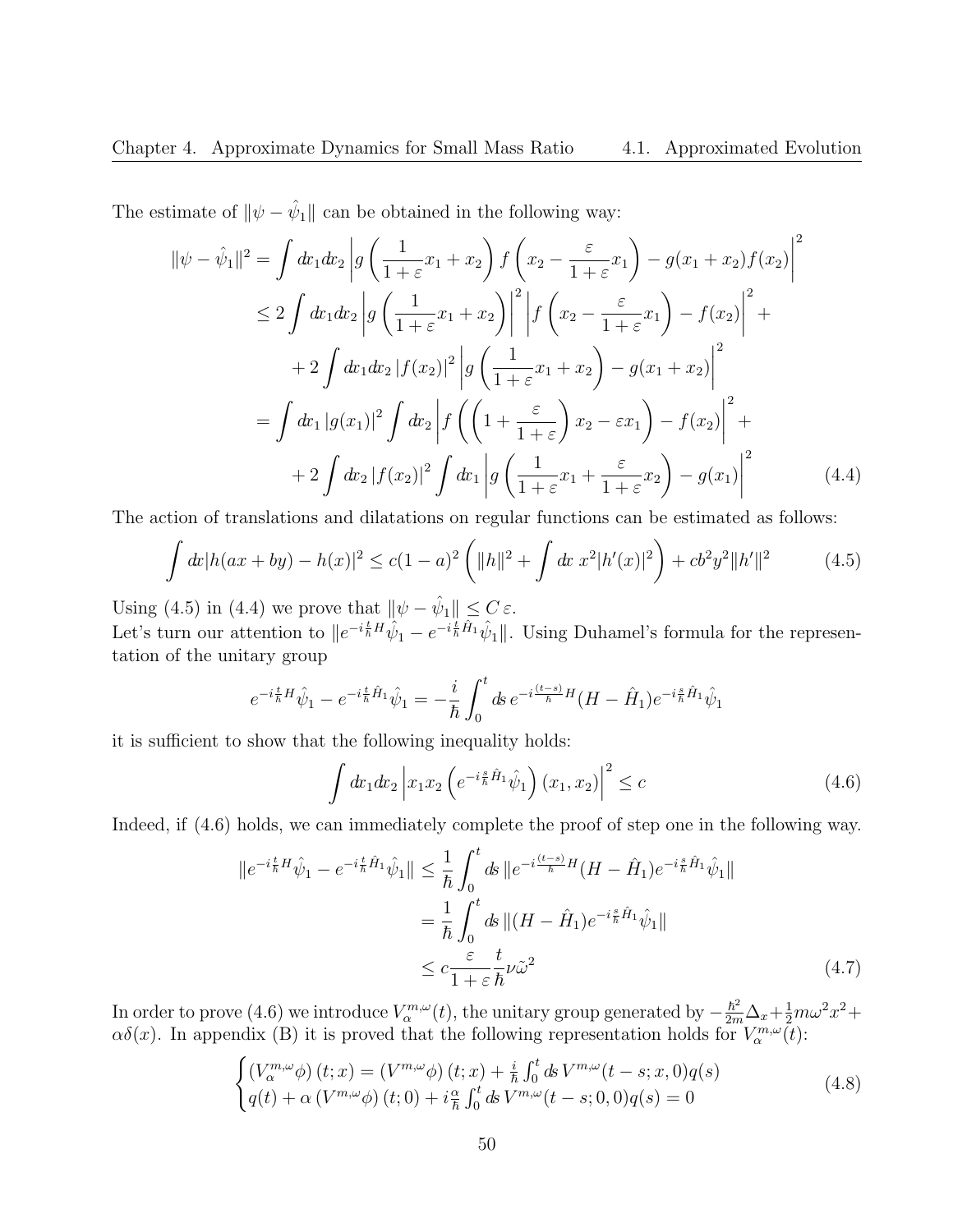The estimate of $\|\psi - \hat{\psi}_1\|$ can be obtained in the following way:

$$
\begin{aligned}
\|\psi - \hat{\psi}_1\|^2 &= \int dx_1 dx_2 \left| g\left(\frac{1}{1+\varepsilon}x_1 + x_2\right) f\left(x_2 - \frac{\varepsilon}{1+\varepsilon}x_1\right) - g(x_1+x_2) f(x_2)\right|^2 \\
&\leq 2\int dx_1 dx_2 \left| g\left(\frac{1}{1+\varepsilon}x_1 + x_2\right)\right|^2 \left| f\left(x_2 - \frac{\varepsilon}{1+\varepsilon}x_1\right) - f(x_2)\right|^2 + \\
&\quad + 2\int dx_1 dx_2 \, |f(x_2)|^2 \left| g\left(\frac{1}{1+\varepsilon}x_1 + x_2\right) - g(x_1+x_2)\right|^2 \\
&= \int dx_1 \, |g(x_1)|^2 \int dx_2 \left| f\left(\left(1+\frac{\varepsilon}{1+\varepsilon}\right)x_2 - \varepsilon x_1\right) - f(x_2)\right|^2 + \\
&\quad + 2\int dx_2 \, |f(x_2)|^2 \int dx_1 \left| g\left(\frac{1}{1+\varepsilon}x_1 + \frac{\varepsilon}{1+\varepsilon}x_2\right) - g(x_1)\right|^2 \qquad (4.4)
\end{aligned}
$$

The action of translations and dilatations on regular functions can be estimated as follows:

$$
\int dx |h(ax+by) - h(x)|^2 \leq c(1-a)^2 \left(\|h\|^2 + \int dx \; x^2 |h'(x)|^2\right) + c b^2 y^2 \|h'\|^2 \qquad (4.5)
$$

Using (4.5) in (4.4) we prove that $\|\psi - \hat{\psi}_1\| \leq C\,\varepsilon$.
Let's turn our attention to $\|e^{-i\frac{t}{\hbar}H}\hat{\psi}_1 - e^{-i\frac{t}{\hbar}\hat{H}_1}\hat{\psi}_1\|$. Using Duhamel's formula for the representation of the unitary group

$$
e^{-i\frac{t}{\hbar}H}\hat{\psi}_1 - e^{-i\frac{t}{\hbar}\hat{H}_1}\hat{\psi}_1 = -\frac{i}{\hbar}\int_0^t ds\, e^{-i\frac{(t-s)}{\hbar}H}(H - \hat{H}_1)e^{-i\frac{s}{\hbar}\hat{H}_1}\hat{\psi}_1
$$

it is sufficient to show that the following inequality holds:

$$
\int dx_1 dx_2 \left| x_1 x_2 \left(e^{-i\frac{s}{\hbar}\hat{H}_1}\hat{\psi}_1\right)(x_1, x_2)\right|^2 \leq c \qquad (4.6)
$$

Indeed, if (4.6) holds, we can immediately complete the proof of step one in the following way.

$$
\begin{aligned}
\|e^{-i\frac{t}{\hbar}H}\hat{\psi}_1 - e^{-i\frac{t}{\hbar}\hat{H}_1}\hat{\psi}_1\| &\leq \frac{1}{\hbar}\int_0^t ds\, \|e^{-i\frac{(t-s)}{\hbar}H}(H - \hat{H}_1)e^{-i\frac{s}{\hbar}\hat{H}_1}\hat{\psi}_1\| \\
&= \frac{1}{\hbar}\int_0^t ds\, \|(H - \hat{H}_1)e^{-i\frac{s}{\hbar}\hat{H}_1}\hat{\psi}_1\| \\
&\leq c\frac{\varepsilon}{1+\varepsilon}\frac{t}{\hbar}\nu\tilde{\omega}^2 \qquad (4.7)
\end{aligned}
$$

In order to prove (4.6) we introduce $V_\alpha^{m,\omega}(t)$, the unitary group generated by $-\frac{\hbar^2}{2m}\Delta_x + \frac{1}{2}m\omega^2 x^2 + \alpha\delta(x)$. In appendix (B) it is proved that the following representation holds for $V_\alpha^{m,\omega}(t)$:

$$
\begin{cases}
\left(V_\alpha^{m,\omega}\phi\right)(t;x) = \left(V^{m,\omega}\phi\right)(t;x) + \frac{i}{\hbar}\int_0^t ds\, V^{m,\omega}(t-s;x,0)q(s) \\
q(t) + \alpha\left(V^{m,\omega}\phi\right)(t;0) + i\frac{\alpha}{\hbar}\int_0^t ds\, V^{m,\omega}(t-s;0,0)q(s) = 0
\end{cases} \qquad (4.8)
$$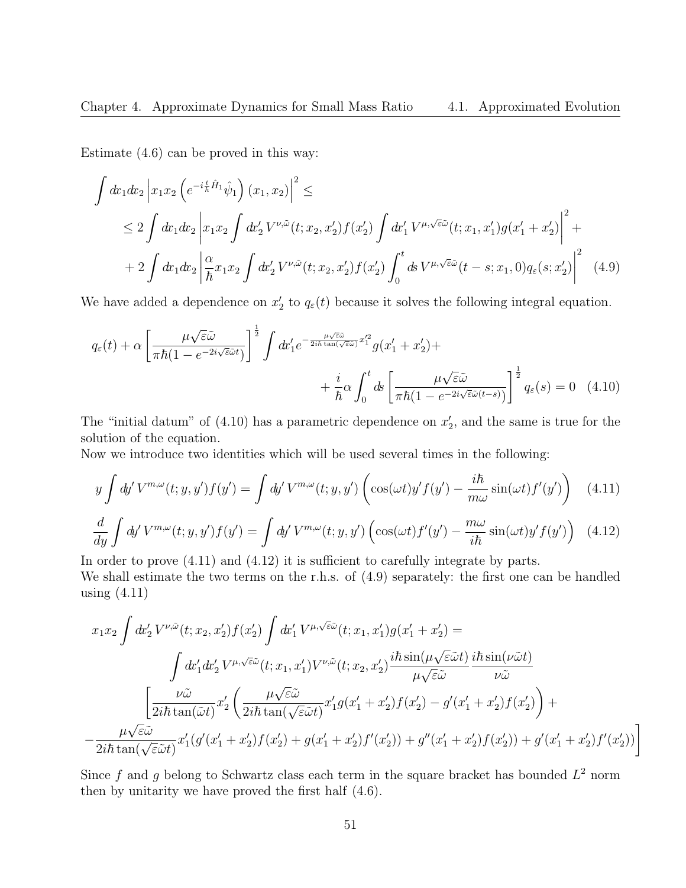Estimate (4.6) can be proved in this way:

$$
\begin{aligned}
\int dx_1 dx_2 \left| x_1 x_2 \left( e^{-i\frac{t}{\hbar}\hat{H}_1}\hat{\psi}_1 \right)(x_1,x_2) \right|^2 \leq \\
\leq 2 \int dx_1 dx_2 \left| x_1 x_2 \int dx_2'\, V^{\nu,\tilde{\omega}}(t;x_2,x_2') f(x_2') \int dx_1'\, V^{\mu,\sqrt{\varepsilon}\tilde{\omega}}(t;x_1,x_1') g(x_1'+x_2') \right|^2 + \\
+ 2 \int dx_1 dx_2 \left| \frac{\alpha}{\hbar} x_1 x_2 \int dx_2'\, V^{\nu,\tilde{\omega}}(t;x_2,x_2') f(x_2') \int_0^t ds\, V^{\mu,\sqrt{\varepsilon}\tilde{\omega}}(t-s;x_1,0) q_\varepsilon(s;x_2') \right|^2 \quad (4.9)
\end{aligned}
$$

We have added a dependence on $x_2'$ to $q_\varepsilon(t)$ because it solves the following integral equation.

$$
\begin{aligned}
q_\varepsilon(t) + \alpha \left[ \frac{\mu\sqrt{\varepsilon}\tilde{\omega}}{\pi\hbar(1-e^{-2i\sqrt{\varepsilon}\tilde{\omega}t})} \right]^{\frac{1}{2}} \int dx_1' e^{-\frac{\mu\sqrt{\varepsilon}\tilde{\omega}}{2i\hbar\tan(\sqrt{\varepsilon}\tilde{\omega})} x_1'^2} g(x_1'+x_2') + \\
+ \frac{i}{\hbar}\alpha \int_0^t ds \left[ \frac{\mu\sqrt{\varepsilon}\tilde{\omega}}{\pi\hbar(1-e^{-2i\sqrt{\varepsilon}\tilde{\omega}(t-s)})} \right]^{\frac{1}{2}} q_\varepsilon(s) = 0 \quad (4.10)
\end{aligned}
$$

The "initial datum" of (4.10) has a parametric dependence on $x_2'$, and the same is true for the solution of the equation.
Now we introduce two identities which will be used several times in the following:

$$
y \int dy'\, V^{m,\omega}(t;y,y') f(y') = \int dy'\, V^{m,\omega}(t;y,y') \left( \cos(\omega t) y' f(y') - \frac{i\hbar}{m\omega}\sin(\omega t) f'(y') \right) \quad (4.11)
$$

$$
\frac{d}{dy} \int dy'\, V^{m,\omega}(t;y,y') f(y') = \int dy'\, V^{m,\omega}(t;y,y') \left( \cos(\omega t) f'(y') - \frac{m\omega}{i\hbar}\sin(\omega t) y' f(y') \right) \quad (4.12)
$$

In order to prove (4.11) and (4.12) it is sufficient to carefully integrate by parts.
We shall estimate the two terms on the r.h.s. of (4.9) separately: the first one can be handled using (4.11)

$$
\begin{aligned}
x_1 x_2 \int dx_2'\, V^{\nu,\tilde{\omega}}(t;x_2,x_2') f(x_2') \int dx_1'\, V^{\mu,\sqrt{\varepsilon}\tilde{\omega}}(t;x_1,x_1') g(x_1'+x_2') = \\
\int dx_1' dx_2'\, V^{\mu,\sqrt{\varepsilon}\tilde{\omega}}(t;x_1,x_1') V^{\nu,\tilde{\omega}}(t;x_2,x_2') \frac{i\hbar\sin(\mu\sqrt{\varepsilon}\tilde{\omega}t)}{\mu\sqrt{\varepsilon}\tilde{\omega}} \frac{i\hbar\sin(\nu\tilde{\omega}t)}{\nu\tilde{\omega}} \\
\left[ \frac{\nu\tilde{\omega}}{2i\hbar\tan(\tilde{\omega}t)} x_2' \left( \frac{\mu\sqrt{\varepsilon}\tilde{\omega}}{2i\hbar\tan(\sqrt{\varepsilon}\tilde{\omega}t)} x_1' g(x_1'+x_2') f(x_2') - g'(x_1'+x_2') f(x_2') \right) + \right. \\
\left. - \frac{\mu\sqrt{\varepsilon}\tilde{\omega}}{2i\hbar\tan(\sqrt{\varepsilon}\tilde{\omega}t)} x_1' (g'(x_1'+x_2') f(x_2') + g(x_1'+x_2') f'(x_2')) + g''(x_1'+x_2') f(x_2')) + g'(x_1'+x_2') f'(x_2')) \right]
\end{aligned}
$$

Since $f$ and $g$ belong to Schwartz class each term in the square bracket has bounded $L^2$ norm then by unitarity we have proved the first half (4.6).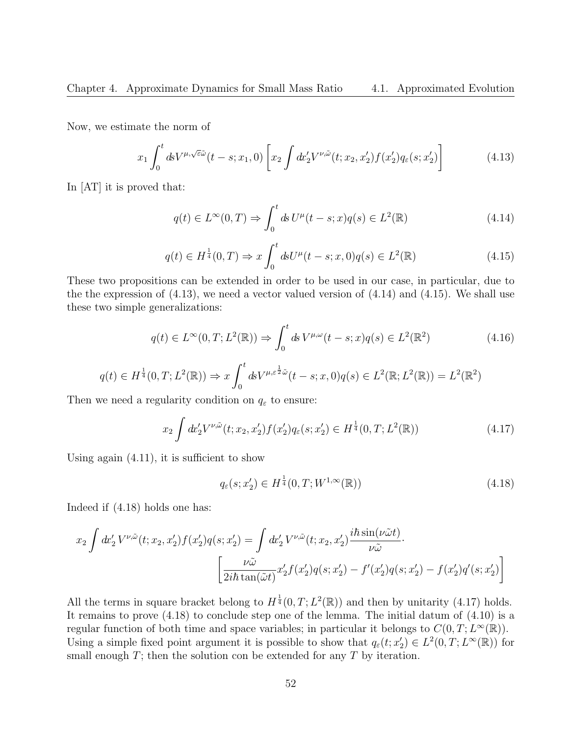Now, we estimate the norm of

$$x_1 \int_0^t ds V^{\mu,\sqrt{\varepsilon}\tilde{\omega}}(t-s;x_1,0) \left[ x_2 \int dx_2' V^{\nu,\tilde{\omega}}(t;x_2,x_2') f(x_2') q_\varepsilon(s;x_2') \right] \tag{4.13}$$

In [AT] it is proved that:

$$q(t) \in L^\infty(0,T) \Rightarrow \int_0^t ds\, U^\mu(t-s;x) q(s) \in L^2(\mathbb{R}) \tag{4.14}$$

$$q(t) \in H^{\frac{1}{4}}(0,T) \Rightarrow x \int_0^t ds U^\mu(t-s;x,0) q(s) \in L^2(\mathbb{R}) \tag{4.15}$$

These two propositions can be extended in order to be used in our case, in particular, due to the the expression of (4.13), we need a vector valued version of (4.14) and (4.15). We shall use these two simple generalizations:

$$q(t) \in L^\infty(0,T;L^2(\mathbb{R})) \Rightarrow \int_0^t ds\, V^{\mu,\omega}(t-s;x) q(s) \in L^2(\mathbb{R}^2) \tag{4.16}$$

$$q(t) \in H^{\frac{1}{4}}(0,T;L^2(\mathbb{R})) \Rightarrow x \int_0^t ds V^{\mu,\varepsilon^{\frac{1}{2}}\tilde{\omega}}(t-s;x,0) q(s) \in L^2(\mathbb{R};L^2(\mathbb{R})) = L^2(\mathbb{R}^2)$$

Then we need a regularity condition on $q_\varepsilon$ to ensure:

$$x_2 \int dx_2' V^{\nu,\tilde{\omega}}(t;x_2,x_2') f(x_2') q_\varepsilon(s;x_2') \in H^{\frac{1}{4}}(0,T;L^2(\mathbb{R})) \tag{4.17}$$

Using again (4.11), it is sufficient to show

$$q_\varepsilon(s;x_2') \in H^{\frac{1}{4}}(0,T;W^{1,\infty}(\mathbb{R})) \tag{4.18}$$

Indeed if (4.18) holds one has:

$$x_2 \int dx_2'\, V^{\nu,\tilde{\omega}}(t;x_2,x_2') f(x_2') q(s;x_2') = \int dx_2'\, V^{\nu,\tilde{\omega}}(t;x_2,x_2') \frac{i\hbar \sin(\nu\tilde{\omega}t)}{\nu\tilde{\omega}} \cdot \left[ \frac{\nu\tilde{\omega}}{2i\hbar \tan(\tilde{\omega}t)} x_2' f(x_2') q(s;x_2') - f'(x_2') q(s;x_2') - f(x_2') q'(s;x_2') \right]$$

All the terms in square bracket belong to $H^{\frac{1}{4}}(0,T;L^2(\mathbb{R}))$ and then by unitarity (4.17) holds. It remains to prove (4.18) to conclude step one of the lemma. The initial datum of (4.10) is a regular function of both time and space variables; in particular it belongs to $C(0,T;L^\infty(\mathbb{R}))$. Using a simple fixed point argument it is possible to show that $q_\varepsilon(t;x_2') \in L^2(0,T;L^\infty(\mathbb{R}))$ for small enough $T$; then the solution con be extended for any $T$ by iteration.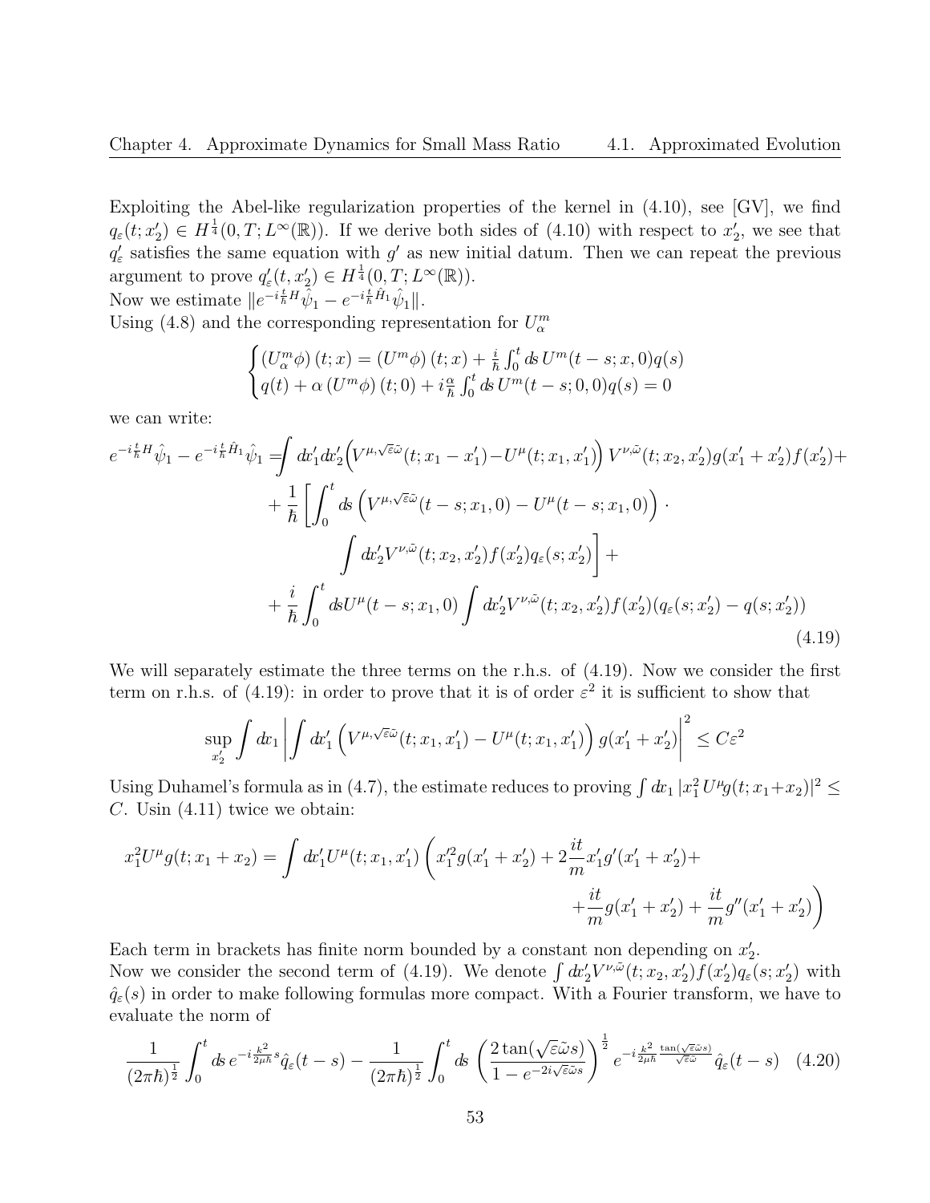Exploiting the Abel-like regularization properties of the kernel in (4.10), see [GV], we find $q_\varepsilon(t;x_2') \in H^{\frac{1}{4}}(0,T;L^\infty(\mathbb{R}))$. If we derive both sides of (4.10) with respect to $x_2'$, we see that $q_\varepsilon'$ satisfies the same equation with $g'$ as new initial datum. Then we can repeat the previous argument to prove $q_\varepsilon'(t,x_2') \in H^{\frac{1}{4}}(0,T;L^\infty(\mathbb{R}))$.
Now we estimate $\|e^{-i\frac{t}{\hbar}H}\hat{\psi}_1 - e^{-i\frac{t}{\hbar}\hat{H}_1}\hat{\psi}_1\|$.
Using (4.8) and the corresponding representation for $U_\alpha^m$

$$
\begin{cases}
\left(U_\alpha^m\phi\right)(t;x) = \left(U^m\phi\right)(t;x) + \frac{i}{\hbar}\int_0^t ds\, U^m(t-s;x,0)q(s) \\
q(t) + \alpha\left(U^m\phi\right)(t;0) + i\frac{\alpha}{\hbar}\int_0^t ds\, U^m(t-s;0,0)q(s) = 0
\end{cases}
$$

we can write:

$$
\begin{aligned}
e^{-i\frac{t}{\hbar}H}\hat{\psi}_1 - e^{-i\frac{t}{\hbar}\hat{H}_1}\hat{\psi}_1 =& \int dx_1' dx_2' \Big(V^{\mu,\sqrt{\varepsilon}\tilde{\omega}}(t;x_1-x_1') - U^\mu(t;x_1,x_1')\Big)\, V^{\nu,\tilde{\omega}}(t;x_2,x_2')g(x_1'+x_2')f(x_2') + \\
&+ \frac{1}{\hbar}\left[\int_0^t ds\left(V^{\mu,\sqrt{\varepsilon}\tilde{\omega}}(t-s;x_1,0) - U^\mu(t-s;x_1,0)\right)\cdot \right.\\
&\left.\int dx_2' V^{\nu,\tilde{\omega}}(t;x_2,x_2')f(x_2')q_\varepsilon(s;x_2')\right] + \\
&+ \frac{i}{\hbar}\int_0^t ds U^\mu(t-s;x_1,0)\int dx_2' V^{\nu,\tilde{\omega}}(t;x_2,x_2')f(x_2')(q_\varepsilon(s;x_2') - q(s;x_2'))
\end{aligned}
\tag{4.19}
$$

We will separately estimate the three terms on the r.h.s. of (4.19). Now we consider the first term on r.h.s. of (4.19): in order to prove that it is of order $\varepsilon^2$ it is sufficient to show that

$$
\sup_{x_2'}\int dx_1 \left|\int dx_1' \left(V^{\mu,\sqrt{\varepsilon}\tilde{\omega}}(t;x_1,x_1') - U^\mu(t;x_1,x_1')\right)g(x_1'+x_2')\right|^2 \le C\varepsilon^2
$$

Using Duhamel's formula as in (4.7), the estimate reduces to proving $\int dx_1\, |x_1^2\, U^\mu g(t;x_1+x_2)|^2 \le C$. Usin (4.11) twice we obtain:

$$
\begin{aligned}
x_1^2 U^\mu g(t;x_1+x_2) = \int dx_1' U^\mu(t;x_1,x_1')\bigg(& x_1'^2 g(x_1'+x_2') + 2\frac{it}{m}x_1' g'(x_1'+x_2') + \\
&+\frac{it}{m}g(x_1'+x_2') + \frac{it}{m}g''(x_1'+x_2')\bigg)
\end{aligned}
$$

Each term in brackets has finite norm bounded by a constant non depending on $x_2'$.
Now we consider the second term of (4.19). We denote $\int dx_2' V^{\nu,\tilde{\omega}}(t;x_2,x_2')f(x_2')q_\varepsilon(s;x_2')$ with $\hat{q}_\varepsilon(s)$ in order to make following formulas more compact. With a Fourier transform, we have to evaluate the norm of

$$
\frac{1}{(2\pi\hbar)^{\frac{1}{2}}}\int_0^t ds\, e^{-i\frac{k^2}{2\mu\hbar}s}\hat{q}_\varepsilon(t-s) - \frac{1}{(2\pi\hbar)^{\frac{1}{2}}}\int_0^t ds\, \left(\frac{2\tan(\sqrt{\varepsilon}\tilde{\omega}s)}{1-e^{-2i\sqrt{\varepsilon}\tilde{\omega}s}}\right)^{\frac{1}{2}} e^{-i\frac{k^2}{2\mu\hbar}\frac{\tan(\sqrt{\varepsilon}\tilde{\omega}s)}{\sqrt{\varepsilon}\tilde{\omega}}}\hat{q}_\varepsilon(t-s) \tag{4.20}
$$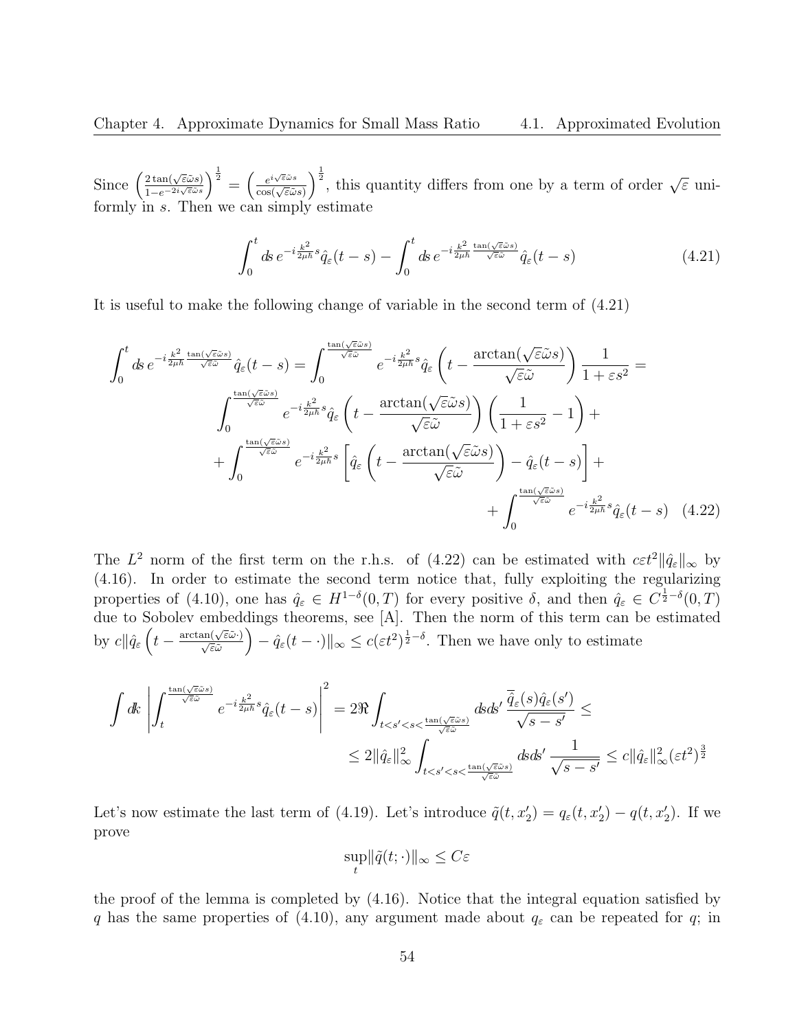Since $\left(\frac{2\tan(\sqrt{\varepsilon}\tilde{\omega}s)}{1-e^{-2i\sqrt{\varepsilon}\tilde{\omega}s}}\right)^{\frac{1}{2}} = \left(\frac{e^{i\sqrt{\varepsilon}\tilde{\omega}s}}{\cos(\sqrt{\varepsilon}\tilde{\omega}s)}\right)^{\frac{1}{2}}$, this quantity differs from one by a term of order $\sqrt{\varepsilon}$ uniformly in $s$. Then we can simply estimate

$$\int_0^t ds\, e^{-i\frac{k^2}{2\mu\hbar}s}\hat{q}_\varepsilon(t-s) - \int_0^t ds\, e^{-i\frac{k^2}{2\mu\hbar}\frac{\tan(\sqrt{\varepsilon}\tilde{\omega}s)}{\sqrt{\varepsilon}\tilde{\omega}}}\hat{q}_\varepsilon(t-s) \tag{4.21}$$

It is useful to make the following change of variable in the second term of (4.21)

$$\begin{aligned}
\int_0^t ds\, e^{-i\frac{k^2}{2\mu\hbar}\frac{\tan(\sqrt{\varepsilon}\tilde{\omega}s)}{\sqrt{\varepsilon}\tilde{\omega}}}\hat{q}_\varepsilon(t-s) &= \int_0^{\frac{\tan(\sqrt{\varepsilon}\tilde{\omega}s)}{\sqrt{\varepsilon}\tilde{\omega}}} e^{-i\frac{k^2}{2\mu\hbar}s}\hat{q}_\varepsilon\left(t - \frac{\arctan(\sqrt{\varepsilon}\tilde{\omega}s)}{\sqrt{\varepsilon}\tilde{\omega}}\right)\frac{1}{1+\varepsilon s^2} = \\
&\int_0^{\frac{\tan(\sqrt{\varepsilon}\tilde{\omega}s)}{\sqrt{\varepsilon}\tilde{\omega}}} e^{-i\frac{k^2}{2\mu\hbar}s}\hat{q}_\varepsilon\left(t - \frac{\arctan(\sqrt{\varepsilon}\tilde{\omega}s)}{\sqrt{\varepsilon}\tilde{\omega}}\right)\left(\frac{1}{1+\varepsilon s^2} - 1\right) + \\
&+ \int_0^{\frac{\tan(\sqrt{\varepsilon}\tilde{\omega}s)}{\sqrt{\varepsilon}\tilde{\omega}}} e^{-i\frac{k^2}{2\mu\hbar}s}\left[\hat{q}_\varepsilon\left(t - \frac{\arctan(\sqrt{\varepsilon}\tilde{\omega}s)}{\sqrt{\varepsilon}\tilde{\omega}}\right) - \hat{q}_\varepsilon(t-s)\right] + \\
&+ \int_0^{\frac{\tan(\sqrt{\varepsilon}\tilde{\omega}s)}{\sqrt{\varepsilon}\tilde{\omega}}} e^{-i\frac{k^2}{2\mu\hbar}s}\hat{q}_\varepsilon(t-s)
\end{aligned} \tag{4.22}$$

The $L^2$ norm of the first term on the r.h.s. of (4.22) can be estimated with $c\varepsilon t^2\|\hat{q}_\varepsilon\|_\infty$ by (4.16). In order to estimate the second term notice that, fully exploiting the regularizing properties of (4.10), one has $\hat{q}_\varepsilon \in H^{1-\delta}(0,T)$ for every positive $\delta$, and then $\hat{q}_\varepsilon \in C^{\frac{1}{2}-\delta}(0,T)$ due to Sobolev embeddings theorems, see [A]. Then the norm of this term can be estimated by $c\|\hat{q}_\varepsilon\left(t - \frac{\arctan(\sqrt{\varepsilon}\tilde{\omega}\cdot)}{\sqrt{\varepsilon}\tilde{\omega}}\right) - \hat{q}_\varepsilon(t-\cdot)\|_\infty \leq c(\varepsilon t^2)^{\frac{1}{2}-\delta}$. Then we have only to estimate

$$\begin{aligned}
\int dk\left|\int_t^{\frac{\tan(\sqrt{\varepsilon}\tilde{\omega}s)}{\sqrt{\varepsilon}\tilde{\omega}}} e^{-i\frac{k^2}{2\mu\hbar}s}\hat{q}_\varepsilon(t-s)\right|^2 &= 2\Re\int_{t<s'<s<\frac{\tan(\sqrt{\varepsilon}\tilde{\omega}s)}{\sqrt{\varepsilon}\tilde{\omega}}} ds ds'\,\frac{\overline{\hat{q}}_\varepsilon(s)\hat{q}_\varepsilon(s')}{\sqrt{s-s'}} \leq \\
&\leq 2\|\hat{q}_\varepsilon\|_\infty^2\int_{t<s'<s<\frac{\tan(\sqrt{\varepsilon}\tilde{\omega}s)}{\sqrt{\varepsilon}\tilde{\omega}}} ds ds'\,\frac{1}{\sqrt{s-s'}} \leq c\|\hat{q}_\varepsilon\|_\infty^2(\varepsilon t^2)^{\frac{3}{2}}
\end{aligned}$$

Let's now estimate the last term of (4.19). Let's introduce $\tilde{q}(t,x_2') = q_\varepsilon(t,x_2') - q(t,x_2')$. If we prove

$$\sup_t\|\tilde{q}(t;\cdot)\|_\infty \leq C\varepsilon$$

the proof of the lemma is completed by (4.16). Notice that the integral equation satisfied by $q$ has the same properties of (4.10), any argument made about $q_\varepsilon$ can be repeated for $q$; in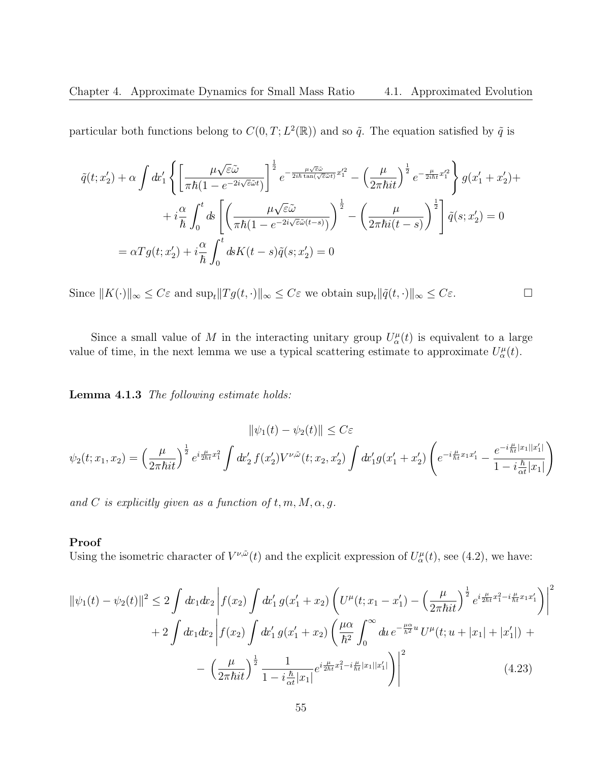particular both functions belong to $C(0,T;L^2(\mathbb{R}))$ and so $\tilde{q}$. The equation satisfied by $\tilde{q}$ is

$$
\begin{aligned}
\tilde{q}(t;x_2') + \alpha \int dx_1' \left\{ \left[ \frac{\mu\sqrt{\varepsilon}\tilde{\omega}}{\pi\hbar(1-e^{-2i\sqrt{\varepsilon}\tilde{\omega}t})} \right]^{\frac{1}{2}} e^{-\frac{\mu\sqrt{\varepsilon}\tilde{\omega}}{2i\hbar\tan(\sqrt{\varepsilon}\tilde{\omega}t)}x_1'^2} - \left(\frac{\mu}{2\pi\hbar i t}\right)^{\frac{1}{2}} e^{-\frac{\mu}{2i\hbar t}x_1'^2} \right\} g(x_1'+x_2') + \\
+ i\frac{\alpha}{\hbar}\int_0^t ds \left[ \left( \frac{\mu\sqrt{\varepsilon}\tilde{\omega}}{\pi\hbar(1-e^{-2i\sqrt{\varepsilon}\tilde{\omega}(t-s)})} \right)^{\frac{1}{2}} - \left( \frac{\mu}{2\pi\hbar i(t-s)} \right)^{\frac{1}{2}} \right] \tilde{q}(s;x_2') = 0 \\
= \alpha T g(t;x_2') + i\frac{\alpha}{\hbar}\int_0^t ds K(t-s)\tilde{q}(s;x_2') = 0
\end{aligned}
$$

Since $\|K(\cdot)\|_\infty \leq C\varepsilon$ and $\sup_t \|Tg(t,\cdot)\|_\infty \leq C\varepsilon$ we obtain $\sup_t \|\tilde{q}(t,\cdot)\|_\infty \leq C\varepsilon$. □

Since a small value of $M$ in the interacting unitary group $U^\mu_\alpha(t)$ is equivalent to a large value of time, in the next lemma we use a typical scattering estimate to approximate $U^\mu_\alpha(t)$.

**Lemma 4.1.3** *The following estimate holds:*

$$
\|\psi_1(t) - \psi_2(t)\| \leq C\varepsilon
$$

$$
\psi_2(t;x_1,x_2) = \left(\frac{\mu}{2\pi\hbar i t}\right)^{\frac{1}{2}} e^{i\frac{\mu}{2\hbar t}x_1^2} \int dx_2'\, f(x_2') V^{\nu,\tilde{\omega}}(t;x_2,x_2') \int dx_1' g(x_1'+x_2') \left( e^{-i\frac{\mu}{\hbar t}x_1 x_1'} - \frac{e^{-i\frac{\mu}{\hbar t}|x_1||x_1'|}}{1-i\frac{\hbar}{\alpha t}|x_1|} \right)
$$

*and $C$ is explicitly given as a function of $t, m, M, \alpha, g$.*

### Proof

Using the isometric character of $V^{\nu,\tilde{\omega}}(t)$ and the explicit expression of $U^\mu_\alpha(t)$, see (4.2), we have:

$$
\begin{aligned}
\|\psi_1(t) - \psi_2(t)\|^2 \leq\; & 2\int dx_1 dx_2 \left| f(x_2) \int dx_1'\, g(x_1'+x_2) \left( U^\mu(t;x_1-x_1') - \left(\frac{\mu}{2\pi\hbar i t}\right)^{\frac{1}{2}} e^{i\frac{\mu}{2\hbar t}x_1^2 - i\frac{\mu}{\hbar t}x_1 x_1'} \right) \right|^2 \\
& + 2\int dx_1 dx_2 \left| f(x_2) \int dx_1'\, g(x_1'+x_2) \left( \frac{\mu\alpha}{\hbar^2} \int_0^\infty du\, e^{-\frac{\mu\alpha}{\hbar^2}u}\, U^\mu(t; u+|x_1|+|x_1'|) \right. \right. + \\
& \left. \left. - \left(\frac{\mu}{2\pi\hbar i t}\right)^{\frac{1}{2}} \frac{1}{1-i\frac{\hbar}{\alpha t}|x_1|} e^{i\frac{\mu}{2\hbar t}x_1^2 - i\frac{\mu}{\hbar t}|x_1||x_1'|} \right) \right|^2
\end{aligned} \tag{4.23}
$$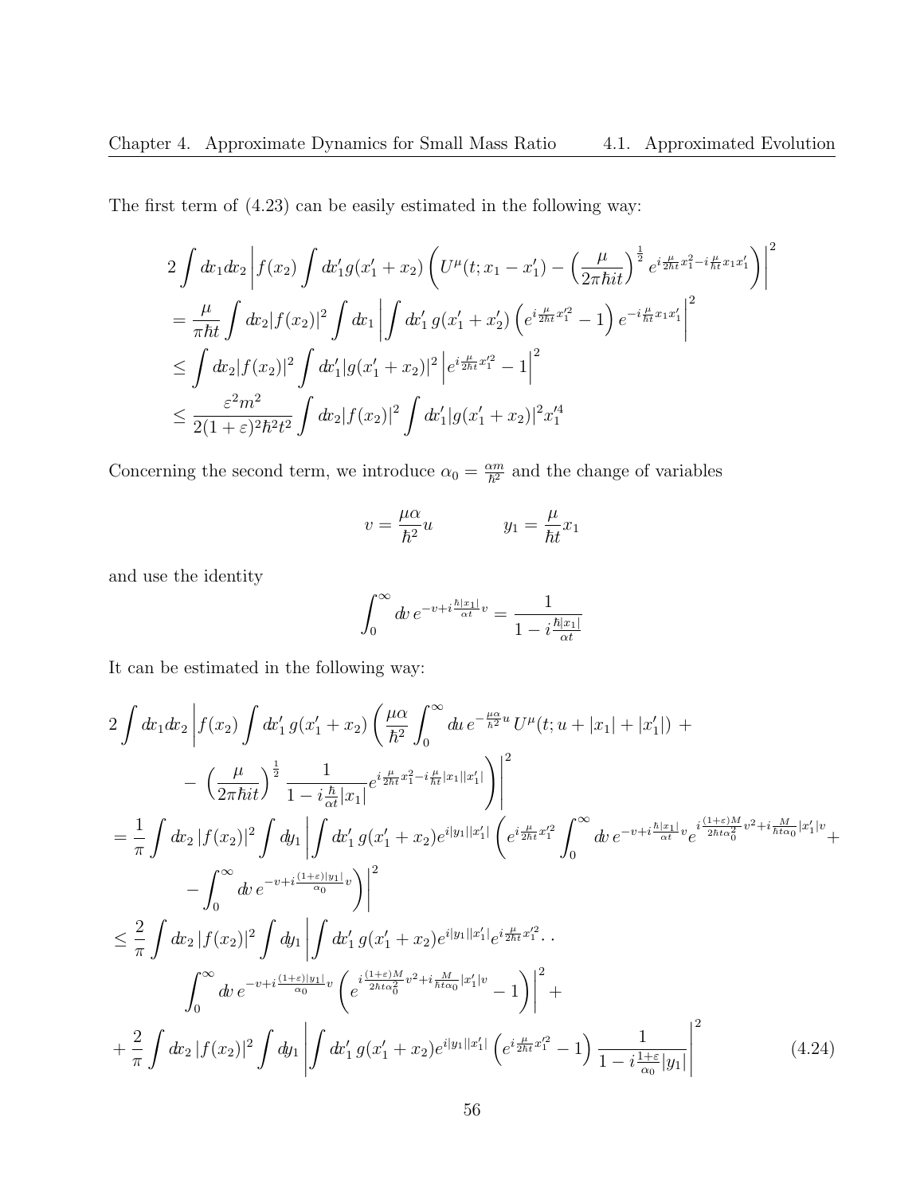The first term of (4.23) can be easily estimated in the following way:

$$
\begin{aligned}
&2\int dx_1 dx_2 \left| f(x_2)\int dx_1' g(x_1'+x_2)\left(U^\mu(t;x_1-x_1') - \left(\frac{\mu}{2\pi\hbar i t}\right)^{\frac{1}{2}} e^{i\frac{\mu}{2\hbar t}x_1^2 - i\frac{\mu}{\hbar t}x_1 x_1'}\right)\right|^2 \\
&= \frac{\mu}{\pi\hbar t}\int dx_2 |f(x_2)|^2 \int dx_1 \left|\int dx_1'\, g(x_1'+x_2')\left(e^{i\frac{\mu}{2\hbar t}x_1'^2}-1\right)e^{-i\frac{\mu}{\hbar t}x_1 x_1'}\right|^2 \\
&\leq \int dx_2 |f(x_2)|^2 \int dx_1' |g(x_1'+x_2)|^2 \left|e^{i\frac{\mu}{2\hbar t}x_1'^2}-1\right|^2 \\
&\leq \frac{\varepsilon^2 m^2}{2(1+\varepsilon)^2\hbar^2 t^2}\int dx_2 |f(x_2)|^2 \int dx_1' |g(x_1'+x_2)|^2 x_1'^4
\end{aligned}
$$

Concerning the second term, we introduce $\alpha_0 = \frac{\alpha m}{\hbar^2}$ and the change of variables

$$
v = \frac{\mu\alpha}{\hbar^2}u \qquad\qquad y_1 = \frac{\mu}{\hbar t}x_1
$$

and use the identity

$$
\int_0^\infty dv\, e^{-v+i\frac{\hbar|x_1|}{\alpha t}v} = \frac{1}{1-i\frac{\hbar|x_1|}{\alpha t}}
$$

It can be estimated in the following way:

$$
\begin{aligned}
&2\int dx_1 dx_2 \left| f(x_2)\int dx_1'\, g(x_1'+x_2)\left(\frac{\mu\alpha}{\hbar^2}\int_0^\infty du\, e^{-\frac{\mu\alpha}{\hbar^2}u}\, U^\mu(t;u+|x_1|+|x_1'|)\; + \right.\right. \\
&\qquad \left.\left. -\left(\frac{\mu}{2\pi\hbar i t}\right)^{\frac{1}{2}} \frac{1}{1-i\frac{\hbar}{\alpha t}|x_1|} e^{i\frac{\mu}{2\hbar t}x_1^2 - i\frac{\mu}{\hbar t}|x_1||x_1'|}\right)\right|^2 \\
&= \frac{1}{\pi}\int dx_2\, |f(x_2)|^2 \int dy_1 \left|\int dx_1'\, g(x_1'+x_2) e^{i|y_1||x_1'|}\left(e^{i\frac{\mu}{2\hbar t}x_1'^2}\int_0^\infty dv\, e^{-v+i\frac{\hbar|x_1|}{\alpha t}v} e^{i\frac{(1+\varepsilon)M}{2\hbar t\alpha_0^2}v^2 + i\frac{M}{\hbar t\alpha_0}|x_1'|v} + \right.\right. \\
&\qquad \left.\left. -\int_0^\infty dv\, e^{-v+i\frac{(1+\varepsilon)|y_1|}{\alpha_0}v}\right)\right|^2 \\
&\leq \frac{2}{\pi}\int dx_2\, |f(x_2)|^2 \int dy_1 \left|\int dx_1'\, g(x_1'+x_2) e^{i|y_1||x_1'|} e^{i\frac{\mu}{2\hbar t}x_1'^2}\cdot\cdot \right. \\
&\qquad \left. \int_0^\infty dv\, e^{-v+i\frac{(1+\varepsilon)|y_1|}{\alpha_0}v}\left(e^{i\frac{(1+\varepsilon)M}{2\hbar t\alpha_0^2}v^2 + i\frac{M}{\hbar t\alpha_0}|x_1'|v} - 1\right)\right|^2 + \\
&+ \frac{2}{\pi}\int dx_2\, |f(x_2)|^2 \int dy_1 \left|\int dx_1'\, g(x_1'+x_2) e^{i|y_1||x_1'|}\left(e^{i\frac{\mu}{2\hbar t}x_1'^2}-1\right)\frac{1}{1-i\frac{1+\varepsilon}{\alpha_0}|y_1|}\right|^2
\end{aligned}
\tag{4.24}
$$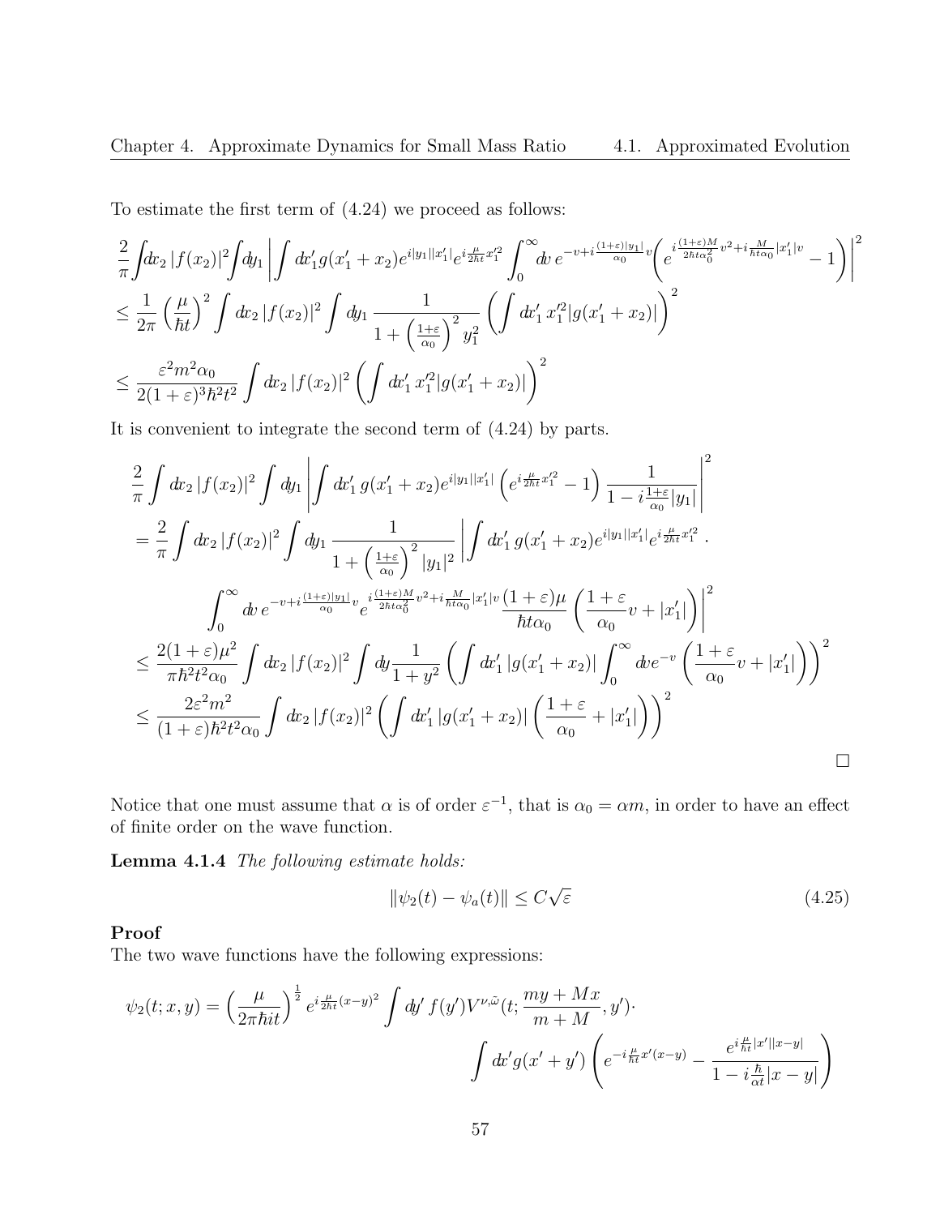To estimate the first term of (4.24) we proceed as follows:

$$
\begin{aligned}
&\frac{2}{\pi}\int dx_2\, |f(x_2)|^2 \int dy_1 \left| \int dx_1' g(x_1'+x_2) e^{i|y_1||x_1'|} e^{i\frac{\mu}{2\hbar t}x_1'^2} \int_0^\infty dv\, e^{-v+i\frac{(1+\varepsilon)|y_1|}{\alpha_0}v} \left( e^{i\frac{(1+\varepsilon)M}{2\hbar t\alpha_0^2}v^2 + i\frac{M}{\hbar t\alpha_0}|x_1'|v} - 1 \right) \right|^2 \\
&\leq \frac{1}{2\pi}\left(\frac{\mu}{\hbar t}\right)^2 \int dx_2\, |f(x_2)|^2 \int dy_1\, \frac{1}{1+\left(\frac{1+\varepsilon}{\alpha_0}\right)^2 y_1^2} \left( \int dx_1'\, x_1'^2 |g(x_1'+x_2)| \right)^2 \\
&\leq \frac{\varepsilon^2 m^2 \alpha_0}{2(1+\varepsilon)^3 \hbar^2 t^2} \int dx_2\, |f(x_2)|^2 \left( \int dx_1'\, x_1'^2 |g(x_1'+x_2)| \right)^2
\end{aligned}
$$

It is convenient to integrate the second term of (4.24) by parts.

$$
\begin{aligned}
&\frac{2}{\pi}\int dx_2\, |f(x_2)|^2 \int dy_1 \left| \int dx_1'\, g(x_1'+x_2) e^{i|y_1||x_1'|} \left( e^{i\frac{\mu}{2\hbar t}x_1'^2} - 1 \right) \frac{1}{1-i\frac{1+\varepsilon}{\alpha_0}|y_1|} \right|^2 \\
&= \frac{2}{\pi}\int dx_2\, |f(x_2)|^2 \int dy_1\, \frac{1}{1+\left(\frac{1+\varepsilon}{\alpha_0}\right)^2 |y_1|^2} \left| \int dx_1'\, g(x_1'+x_2) e^{i|y_1||x_1'|} e^{i\frac{\mu}{2\hbar t}x_1'^2} \cdot \right. \\
&\qquad\qquad \left. \int_0^\infty dv\, e^{-v+i\frac{(1+\varepsilon)|y_1|}{\alpha_0}v} e^{i\frac{(1+\varepsilon)M}{2\hbar t\alpha_0^2}v^2 + i\frac{M}{\hbar t\alpha_0}|x_1'|v} \frac{(1+\varepsilon)\mu}{\hbar t\alpha_0} \left( \frac{1+\varepsilon}{\alpha_0}v + |x_1'| \right) \right|^2 \\
&\leq \frac{2(1+\varepsilon)\mu^2}{\pi\hbar^2 t^2 \alpha_0} \int dx_2\, |f(x_2)|^2 \int dy \frac{1}{1+y^2} \left( \int dx_1'\, |g(x_1'+x_2)| \int_0^\infty dv e^{-v} \left( \frac{1+\varepsilon}{\alpha_0}v + |x_1'| \right) \right)^2 \\
&\leq \frac{2\varepsilon^2 m^2}{(1+\varepsilon)\hbar^2 t^2 \alpha_0} \int dx_2\, |f(x_2)|^2 \left( \int dx_1'\, |g(x_1'+x_2)| \left( \frac{1+\varepsilon}{\alpha_0} + |x_1'| \right) \right)^2
\end{aligned}
$$

□

Notice that one must assume that $\alpha$ is of order $\varepsilon^{-1}$, that is $\alpha_0 = \alpha m$, in order to have an effect of finite order on the wave function.

**Lemma 4.1.4** *The following estimate holds:*

$$
\|\psi_2(t) - \psi_a(t)\| \leq C\sqrt{\varepsilon} \tag{4.25}
$$

**Proof**
The two wave functions have the following expressions:

$$
\begin{aligned}
\psi_2(t;x,y) = \left(\frac{\mu}{2\pi\hbar i t}\right)^{\frac{1}{2}} e^{i\frac{\mu}{2\hbar t}(x-y)^2} \int dy'\, f(y') V^{\nu,\tilde{\omega}}(t; \frac{my+Mx}{m+M}, y') \cdot \\
\int dx' g(x'+y') \left( e^{-i\frac{\mu}{\hbar t}x'(x-y)} - \frac{e^{i\frac{\mu}{\hbar t}|x'||x-y|}}{1-i\frac{\hbar}{\alpha t}|x-y|} \right)
\end{aligned}
$$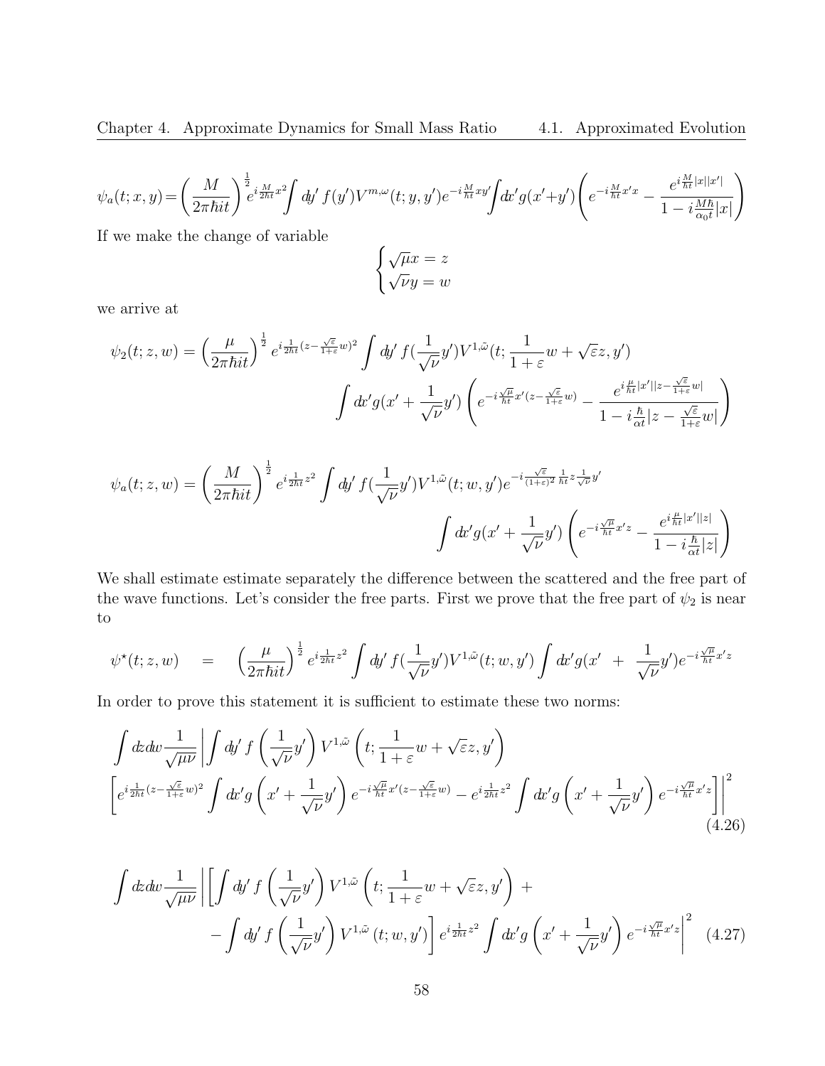$$\psi_a(t;x,y)=\left(\frac{M}{2\pi\hbar it}\right)^{\frac{1}{2}}e^{i\frac{M}{2\hbar t}x^2}\int dy'\,f(y')V^{m,\omega}(t;y,y')e^{-i\frac{M}{\hbar t}xy'}\int dx' g(x'+y')\left(e^{-i\frac{M}{\hbar t}x'x}-\frac{e^{i\frac{M}{\hbar t}|x||x'|}}{1-i\frac{M\hbar}{\alpha_0 t}|x|}\right)$$

If we make the change of variable

$$\begin{cases}\sqrt{\mu}x=z\\ \sqrt{\nu}y=w\end{cases}$$

we arrive at

$$\psi_2(t;z,w)=\left(\frac{\mu}{2\pi\hbar it}\right)^{\frac{1}{2}}e^{i\frac{1}{2\hbar t}(z-\frac{\sqrt{\varepsilon}}{1+\varepsilon}w)^2}\int dy'\,f(\frac{1}{\sqrt{\nu}}y')V^{1,\tilde{\omega}}(t;\frac{1}{1+\varepsilon}w+\sqrt{\varepsilon}z,y')$$
$$\int dx' g(x'+\frac{1}{\sqrt{\nu}}y')\left(e^{-i\frac{\sqrt{\mu}}{\hbar t}x'(z-\frac{\sqrt{\varepsilon}}{1+\varepsilon}w)}-\frac{e^{i\frac{\mu}{\hbar t}|x'||z-\frac{\sqrt{\varepsilon}}{1+\varepsilon}w|}}{1-i\frac{\hbar}{\alpha t}|z-\frac{\sqrt{\varepsilon}}{1+\varepsilon}w|}\right)$$

$$\psi_a(t;z,w)=\left(\frac{M}{2\pi\hbar it}\right)^{\frac{1}{2}}e^{i\frac{1}{2\hbar t}z^2}\int dy'\,f(\frac{1}{\sqrt{\nu}}y')V^{1,\tilde{\omega}}(t;w,y')e^{-i\frac{\sqrt{\varepsilon}}{(1+\varepsilon)^2}\frac{1}{\hbar t}z\frac{1}{\sqrt{\nu}}y'}$$
$$\int dx' g(x'+\frac{1}{\sqrt{\nu}}y')\left(e^{-i\frac{\sqrt{\mu}}{\hbar t}x'z}-\frac{e^{i\frac{\mu}{\hbar t}|x'||z|}}{1-i\frac{\hbar}{\alpha t}|z|}\right)$$

We shall estimate estimate separately the difference between the scattered and the free part of the wave functions. Let's consider the free parts. First we prove that the free part of $\psi_2$ is near to

$$\psi^\star(t;z,w)\quad=\quad\left(\frac{\mu}{2\pi\hbar it}\right)^{\frac{1}{2}}e^{i\frac{1}{2\hbar t}z^2}\int dy'\,f(\frac{1}{\sqrt{\nu}}y')V^{1,\tilde{\omega}}(t;w,y')\int dx' g(x'\;+\;\frac{1}{\sqrt{\nu}}y')e^{-i\frac{\sqrt{\mu}}{\hbar t}x'z}$$

In order to prove this statement it is sufficient to estimate these two norms:

$$\int dz dw\frac{1}{\sqrt{\mu\nu}}\left|\int dy'\,f\left(\frac{1}{\sqrt{\nu}}y'\right)V^{1,\tilde{\omega}}\left(t;\frac{1}{1+\varepsilon}w+\sqrt{\varepsilon}z,y'\right)\right.$$
$$\left.\left[e^{i\frac{1}{2\hbar t}(z-\frac{\sqrt{\varepsilon}}{1+\varepsilon}w)^2}\int dx' g\left(x'+\frac{1}{\sqrt{\nu}}y'\right)e^{-i\frac{\sqrt{\mu}}{\hbar t}x'(z-\frac{\sqrt{\varepsilon}}{1+\varepsilon}w)}-e^{i\frac{1}{2\hbar t}z^2}\int dx' g\left(x'+\frac{1}{\sqrt{\nu}}y'\right)e^{-i\frac{\sqrt{\mu}}{\hbar t}x'z}\right]\right|^2 \tag{4.26}$$

$$\int dz dw\frac{1}{\sqrt{\mu\nu}}\left|\left[\int dy'\,f\left(\frac{1}{\sqrt{\nu}}y'\right)V^{1,\tilde{\omega}}\left(t;\frac{1}{1+\varepsilon}w+\sqrt{\varepsilon}z,y'\right)\;+\right.\right.$$
$$\left.\left.-\int dy'\,f\left(\frac{1}{\sqrt{\nu}}y'\right)V^{1,\tilde{\omega}}\left(t;w,y'\right)\right]e^{i\frac{1}{2\hbar t}z^2}\int dx' g\left(x'+\frac{1}{\sqrt{\nu}}y'\right)e^{-i\frac{\sqrt{\mu}}{\hbar t}x'z}\right|^2 \tag{4.27}$$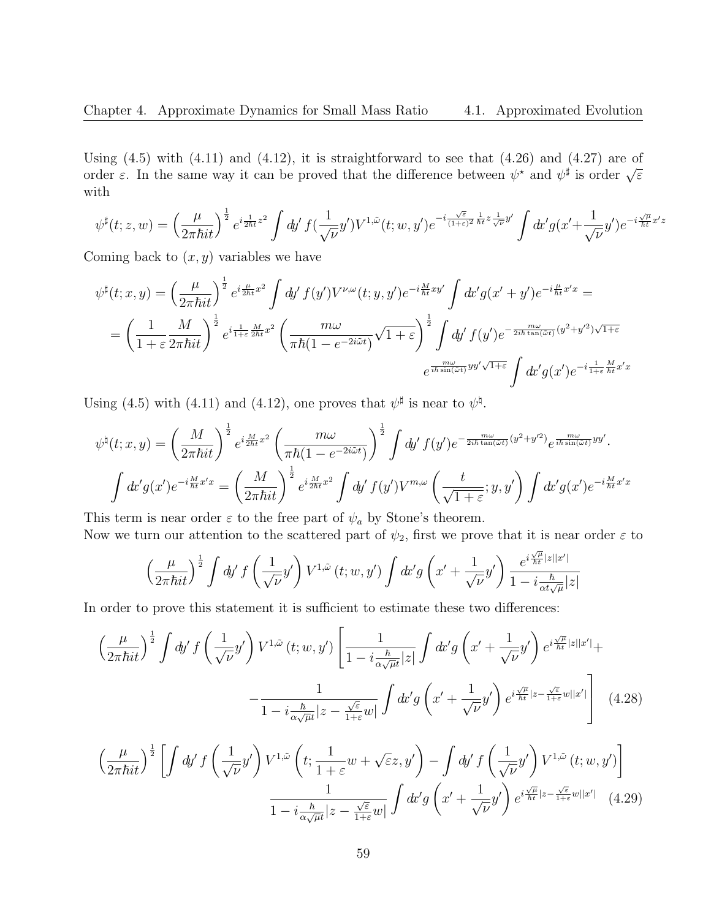Using (4.5) with (4.11) and (4.12), it is straightforward to see that (4.26) and (4.27) are of order $\varepsilon$. In the same way it can be proved that the difference between $\psi^\star$ and $\psi^\sharp$ is order $\sqrt{\varepsilon}$ with

$$\psi^\sharp(t;z,w) = \Big(\frac{\mu}{2\pi\hbar i t}\Big)^{\frac{1}{2}} e^{i\frac{1}{2\hbar t}z^2} \int dy'\, f(\frac{1}{\sqrt{\nu}}y') V^{1,\tilde{\omega}}(t;w,y') e^{-i\frac{\sqrt{\varepsilon}}{(1+\varepsilon)^2}\frac{1}{\hbar t}z\frac{1}{\sqrt{\nu}}y'} \int dx' g(x'+\frac{1}{\sqrt{\nu}}y') e^{-i\frac{\sqrt{\mu}}{\hbar t}x'z}$$

Coming back to $(x,y)$ variables we have

$$\psi^\sharp(t;x,y) = \Big(\frac{\mu}{2\pi\hbar i t}\Big)^{\frac{1}{2}} e^{i\frac{\mu}{2\hbar t}x^2} \int dy'\, f(y') V^{\nu,\omega}(t;y,y') e^{-i\frac{M}{\hbar t}xy'} \int dx' g(x'+y') e^{-i\frac{\mu}{\hbar t}x'x} =$$

$$= \left(\frac{1}{1+\varepsilon}\frac{M}{2\pi\hbar i t}\right)^{\frac{1}{2}} e^{i\frac{1}{1+\varepsilon}\frac{M}{2\hbar t}x^2} \left(\frac{m\omega}{\pi\hbar(1-e^{-2i\tilde{\omega}t})}\sqrt{1+\varepsilon}\right)^{\frac{1}{2}} \int dy'\, f(y') e^{-\frac{m\omega}{2i\hbar\tan(\tilde{\omega}t)}(y^2+y'^2)\sqrt{1+\varepsilon}}$$

$$e^{\frac{m\omega}{i\hbar\sin(\tilde{\omega}t)}yy'\sqrt{1+\varepsilon}} \int dx' g(x') e^{-i\frac{1}{1+\varepsilon}\frac{M}{\hbar t}x'x}$$

Using (4.5) with (4.11) and (4.12), one proves that $\psi^\sharp$ is near to $\psi^\natural$.

$$\psi^\natural(t;x,y) = \left(\frac{M}{2\pi\hbar i t}\right)^{\frac{1}{2}} e^{i\frac{M}{2\hbar t}x^2} \left(\frac{m\omega}{\pi\hbar(1-e^{-2i\tilde{\omega}t})}\right)^{\frac{1}{2}} \int dy'\, f(y') e^{-\frac{m\omega}{2i\hbar\tan(\tilde{\omega}t)}(y^2+y'^2)} e^{\frac{m\omega}{i\hbar\sin(\tilde{\omega}t)}yy'}.$$

$$\int dx' g(x') e^{-i\frac{M}{\hbar t}x'x} = \left(\frac{M}{2\pi\hbar i t}\right)^{\frac{1}{2}} e^{i\frac{M}{2\hbar t}x^2} \int dy'\, f(y') V^{m,\omega}\left(\frac{t}{\sqrt{1+\varepsilon}};y,y'\right) \int dx' g(x') e^{-i\frac{M}{\hbar t}x'x}$$

This term is near order $\varepsilon$ to the free part of $\psi_a$ by Stone's theorem.
Now we turn our attention to the scattered part of $\psi_2$, first we prove that it is near order $\varepsilon$ to

$$\Big(\frac{\mu}{2\pi\hbar i t}\Big)^{\frac{1}{2}} \int dy'\, f\left(\frac{1}{\sqrt{\nu}}y'\right) V^{1,\tilde{\omega}}\left(t;w,y'\right) \int dx' g\left(x'+\frac{1}{\sqrt{\nu}}y'\right) \frac{e^{i\frac{\sqrt{\mu}}{\hbar t}|z||x'|}}{1-i\frac{\hbar}{\alpha t\sqrt{\mu}}|z|}$$

In order to prove this statement it is sufficient to estimate these two differences:

$$\Big(\frac{\mu}{2\pi\hbar i t}\Big)^{\frac{1}{2}} \int dy'\, f\left(\frac{1}{\sqrt{\nu}}y'\right) V^{1,\tilde{\omega}}\left(t;w,y'\right) \left[\frac{1}{1-i\frac{\hbar}{\alpha\sqrt{\mu}t}|z|} \int dx' g\left(x'+\frac{1}{\sqrt{\nu}}y'\right) e^{i\frac{\sqrt{\mu}}{\hbar t}|z||x'|} + \right.$$
$$\left. -\frac{1}{1-i\frac{\hbar}{\alpha\sqrt{\mu}t}|z-\frac{\sqrt{\varepsilon}}{1+\varepsilon}w|} \int dx' g\left(x'+\frac{1}{\sqrt{\nu}}y'\right) e^{i\frac{\sqrt{\mu}}{\hbar t}|z-\frac{\sqrt{\varepsilon}}{1+\varepsilon}w||x'|}\right] \quad (4.28)$$

$$\Big(\frac{\mu}{2\pi\hbar i t}\Big)^{\frac{1}{2}} \left[\int dy'\, f\left(\frac{1}{\sqrt{\nu}}y'\right) V^{1,\tilde{\omega}}\left(t;\frac{1}{1+\varepsilon}w+\sqrt{\varepsilon}z,y'\right) - \int dy'\, f\left(\frac{1}{\sqrt{\nu}}y'\right) V^{1,\tilde{\omega}}\left(t;w,y'\right)\right]$$
$$\frac{1}{1-i\frac{\hbar}{\alpha\sqrt{\mu}t}|z-\frac{\sqrt{\varepsilon}}{1+\varepsilon}w|} \int dx' g\left(x'+\frac{1}{\sqrt{\nu}}y'\right) e^{i\frac{\sqrt{\mu}}{\hbar t}|z-\frac{\sqrt{\varepsilon}}{1+\varepsilon}w||x'|} \quad (4.29)$$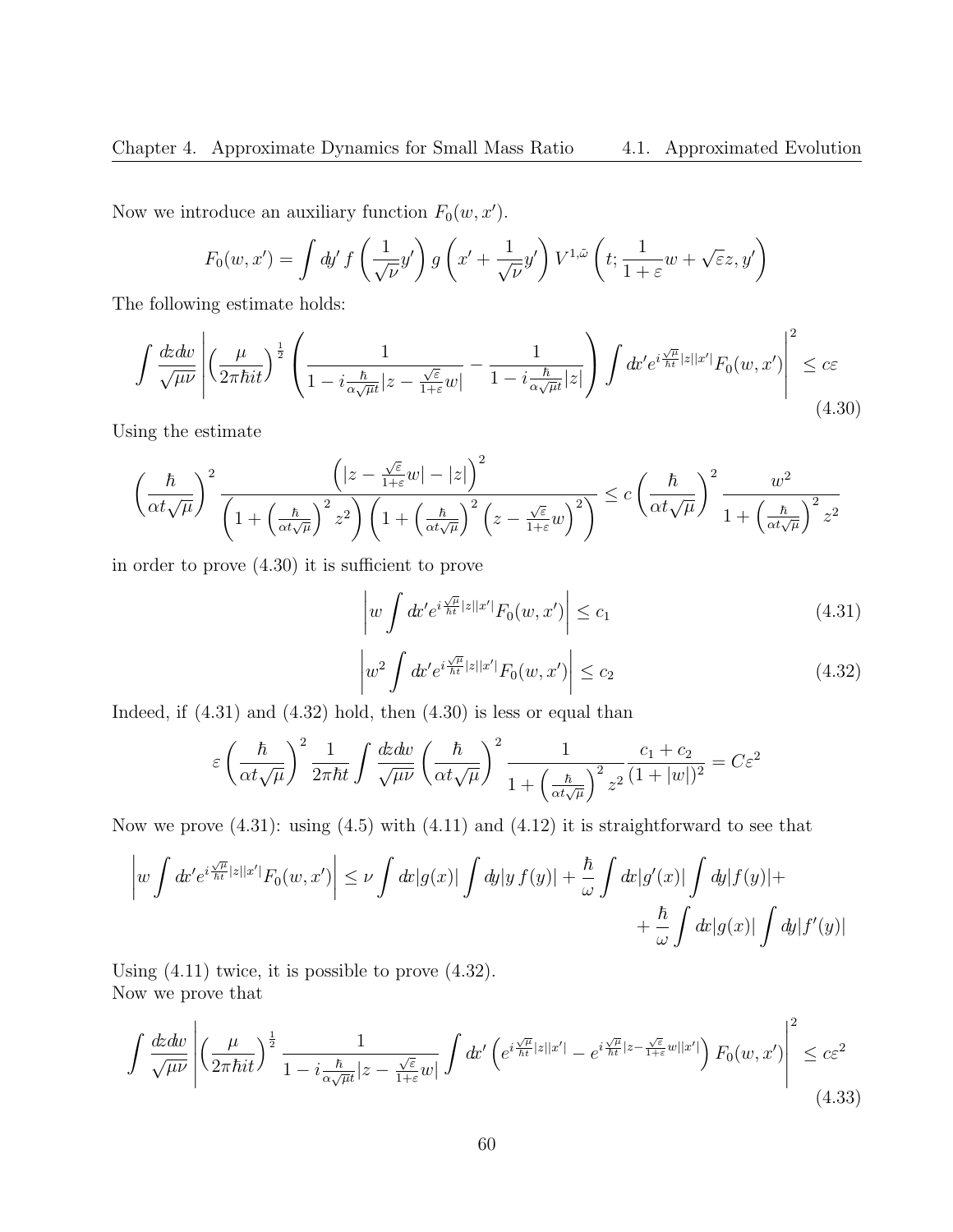Now we introduce an auxiliary function $F_0(w, x')$.

$$F_0(w, x') = \int dy' \, f\left(\frac{1}{\sqrt{\nu}} y'\right) g\left(x' + \frac{1}{\sqrt{\nu}} y'\right) V^{1,\tilde{\omega}}\left(t; \frac{1}{1+\varepsilon} w + \sqrt{\varepsilon} z, y'\right)$$

The following estimate holds:

$$\int \frac{dz dw}{\sqrt{\mu\nu}} \left| \left(\frac{\mu}{2\pi\hbar i t}\right)^{\frac{1}{2}} \left( \frac{1}{1 - i\frac{\hbar}{\alpha\sqrt{\mu}t}|z - \frac{\sqrt{\varepsilon}}{1+\varepsilon} w|} - \frac{1}{1 - i\frac{\hbar}{\alpha\sqrt{\mu}t}|z|} \right) \int dx' e^{i\frac{\sqrt{\mu}}{\hbar t}|z||x'|} F_0(w, x') \right|^2 \leq c\varepsilon \tag{4.30}$$

Using the estimate

$$\left(\frac{\hbar}{\alpha t \sqrt{\mu}}\right)^2 \frac{\left(|z - \frac{\sqrt{\varepsilon}}{1+\varepsilon} w| - |z|\right)^2}{\left(1 + \left(\frac{\hbar}{\alpha t\sqrt{\mu}}\right)^2 z^2\right)\left(1 + \left(\frac{\hbar}{\alpha t\sqrt{\mu}}\right)^2 \left(z - \frac{\sqrt{\varepsilon}}{1+\varepsilon} w\right)^2\right)} \leq c \left(\frac{\hbar}{\alpha t\sqrt{\mu}}\right)^2 \frac{w^2}{1 + \left(\frac{\hbar}{\alpha t\sqrt{\mu}}\right)^2 z^2}$$

in order to prove (4.30) it is sufficient to prove

$$\left| w \int dx' e^{i\frac{\sqrt{\mu}}{\hbar t}|z||x'|} F_0(w, x') \right| \leq c_1 \tag{4.31}$$

$$\left| w^2 \int dx' e^{i\frac{\sqrt{\mu}}{\hbar t}|z||x'|} F_0(w, x') \right| \leq c_2 \tag{4.32}$$

Indeed, if (4.31) and (4.32) hold, then (4.30) is less or equal than

$$\varepsilon \left(\frac{\hbar}{\alpha t\sqrt{\mu}}\right)^2 \frac{1}{2\pi\hbar t} \int \frac{dz dw}{\sqrt{\mu\nu}} \left(\frac{\hbar}{\alpha t\sqrt{\mu}}\right)^2 \frac{1}{1 + \left(\frac{\hbar}{\alpha t\sqrt{\mu}}\right)^2 z^2} \frac{c_1 + c_2}{(1 + |w|)^2} = C\varepsilon^2$$

Now we prove (4.31): using (4.5) with (4.11) and (4.12) it is straightforward to see that

$$\left| w \int dx' e^{i\frac{\sqrt{\mu}}{\hbar t}|z||x'|} F_0(w, x') \right| \leq \nu \int dx |g(x)| \int dy |y\, f(y)| + \frac{\hbar}{\omega} \int dx |g'(x)| \int dy |f(y)| + \\ + \frac{\hbar}{\omega} \int dx |g(x)| \int dy |f'(y)|$$

Using (4.11) twice, it is possible to prove (4.32).
Now we prove that

$$\int \frac{dz dw}{\sqrt{\mu\nu}} \left| \left(\frac{\mu}{2\pi\hbar i t}\right)^{\frac{1}{2}} \frac{1}{1 - i\frac{\hbar}{\alpha\sqrt{\mu}t}|z - \frac{\sqrt{\varepsilon}}{1+\varepsilon} w|} \int dx' \left( e^{i\frac{\sqrt{\mu}}{\hbar t}|z||x'|} - e^{i\frac{\sqrt{\mu}}{\hbar t}|z - \frac{\sqrt{\varepsilon}}{1+\varepsilon} w||x'|} \right) F_0(w, x') \right|^2 \leq c\varepsilon^2 \tag{4.33}$$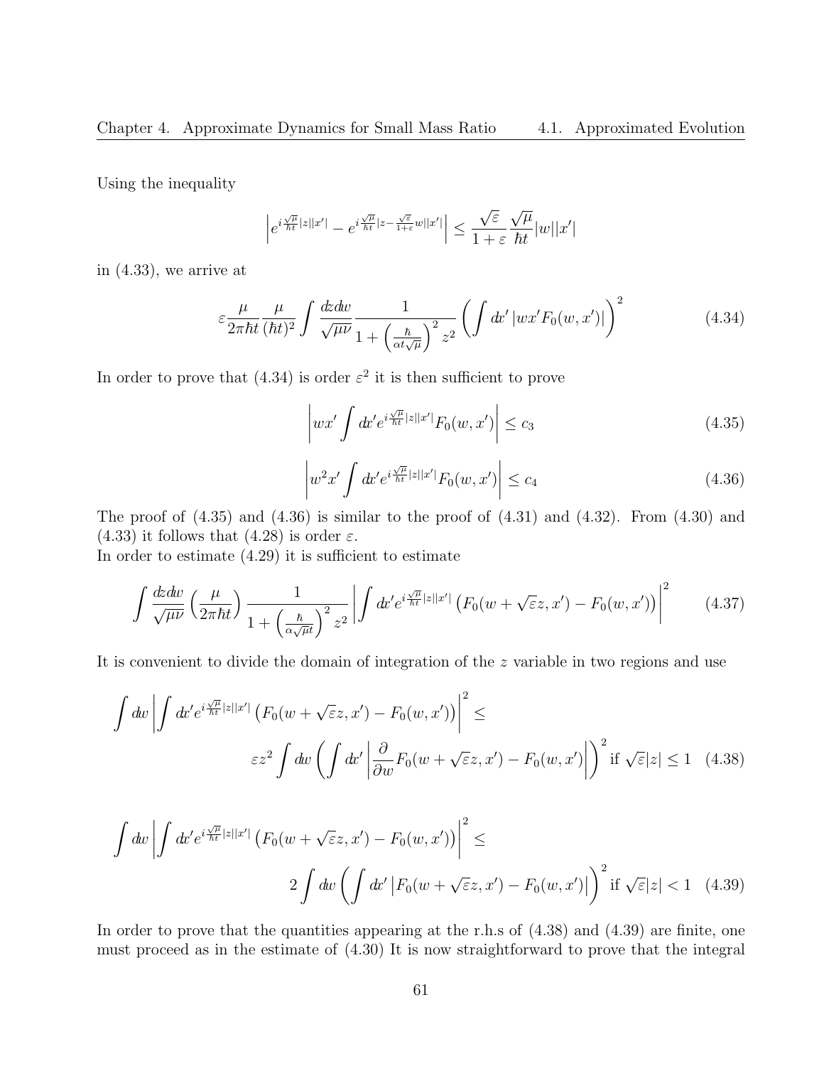Using the inequality

$$\left| e^{i\frac{\sqrt{\mu}}{\hbar t}|z||x'|} - e^{i\frac{\sqrt{\mu}}{\hbar t}|z - \frac{\sqrt{\varepsilon}}{1+\varepsilon}w||x'|} \right| \leq \frac{\sqrt{\varepsilon}}{1+\varepsilon}\frac{\sqrt{\mu}}{\hbar t}|w||x'|$$

in (4.33), we arrive at

$$\varepsilon \frac{\mu}{2\pi\hbar t}\frac{\mu}{(\hbar t)^2}\int \frac{dzdw}{\sqrt{\mu\nu}}\frac{1}{1+\left(\frac{\hbar}{\alpha t\sqrt{\mu}}\right)^2 z^2}\left(\int dx' \, |wx'F_0(w,x')|\right)^2 \tag{4.34}$$

In order to prove that (4.34) is order $\varepsilon^2$ it is then sufficient to prove

$$\left| wx' \int dx' e^{i\frac{\sqrt{\mu}}{\hbar t}|z||x'|} F_0(w,x') \right| \leq c_3 \tag{4.35}$$

$$\left| w^2x' \int dx' e^{i\frac{\sqrt{\mu}}{\hbar t}|z||x'|} F_0(w,x') \right| \leq c_4 \tag{4.36}$$

The proof of (4.35) and (4.36) is similar to the proof of (4.31) and (4.32). From (4.30) and (4.33) it follows that (4.28) is order $\varepsilon$.
In order to estimate (4.29) it is sufficient to estimate

$$\int \frac{dzdw}{\sqrt{\mu\nu}}\left(\frac{\mu}{2\pi\hbar t}\right)\frac{1}{1+\left(\frac{\hbar}{\alpha\sqrt{\mu}t}\right)^2 z^2}\left|\int dx' e^{i\frac{\sqrt{\mu}}{\hbar t}|z||x'|}\left(F_0(w+\sqrt{\varepsilon}z,x') - F_0(w,x')\right)\right|^2 \tag{4.37}$$

It is convenient to divide the domain of integration of the $z$ variable in two regions and use

$$\int dw \left|\int dx' e^{i\frac{\sqrt{\mu}}{\hbar t}|z||x'|}\left(F_0(w+\sqrt{\varepsilon}z,x') - F_0(w,x')\right)\right|^2 \leq \\ \varepsilon z^2 \int dw \left(\int dx' \left|\frac{\partial}{\partial w}F_0(w+\sqrt{\varepsilon}z,x') - F_0(w,x')\right|\right)^2 \text{ if } \sqrt{\varepsilon}|z| \leq 1 \tag{4.38}$$

$$\int dw \left|\int dx' e^{i\frac{\sqrt{\mu}}{\hbar t}|z||x'|}\left(F_0(w+\sqrt{\varepsilon}z,x') - F_0(w,x')\right)\right|^2 \leq \\ 2\int dw \left(\int dx' \left|F_0(w+\sqrt{\varepsilon}z,x') - F_0(w,x')\right|\right)^2 \text{ if } \sqrt{\varepsilon}|z| < 1 \tag{4.39}$$

In order to prove that the quantities appearing at the r.h.s of (4.38) and (4.39) are finite, one must proceed as in the estimate of (4.30) It is now straightforward to prove that the integral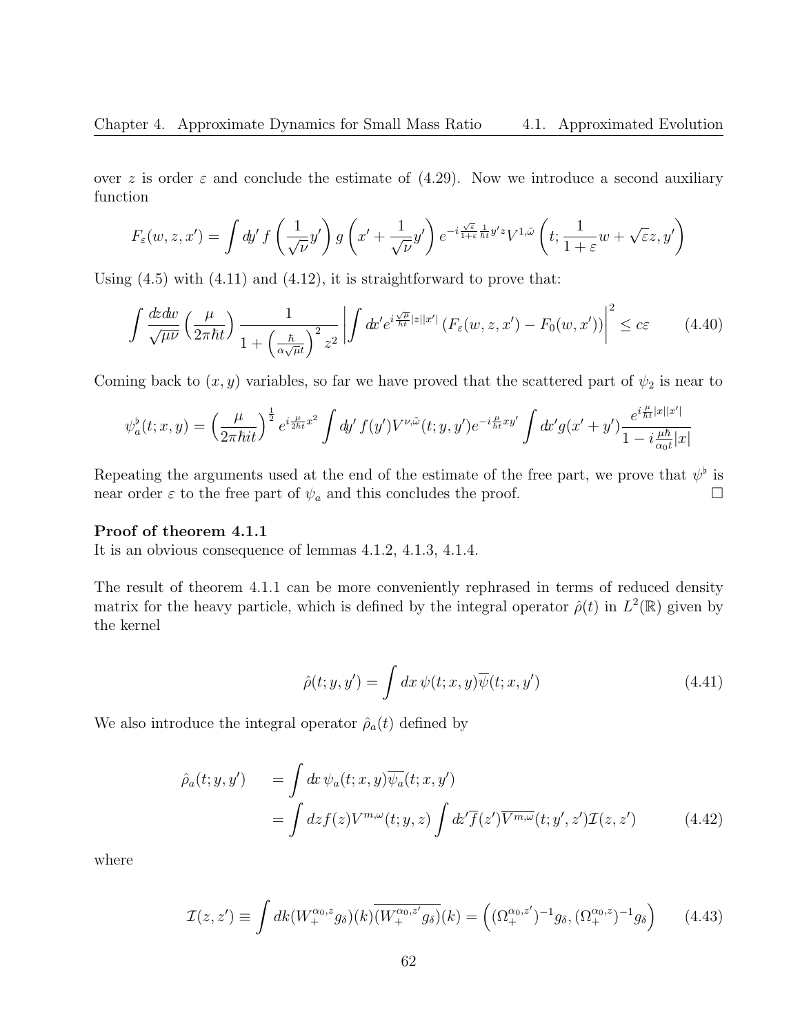over $z$ is order $\varepsilon$ and conclude the estimate of (4.29). Now we introduce a second auxiliary function

$$F_\varepsilon(w,z,x') = \int dy'\, f\left(\frac{1}{\sqrt{\nu}}y'\right) g\left(x' + \frac{1}{\sqrt{\nu}}y'\right) e^{-i\frac{\sqrt{\varepsilon}}{1+\varepsilon}\frac{1}{\hbar t}y'z} V^{1,\tilde{\omega}}\left(t; \frac{1}{1+\varepsilon}w + \sqrt{\varepsilon}z, y'\right)$$

Using (4.5) with (4.11) and (4.12), it is straightforward to prove that:

$$\int \frac{dz dw}{\sqrt{\mu\nu}} \left(\frac{\mu}{2\pi\hbar t}\right) \frac{1}{1+\left(\frac{\hbar}{\alpha\sqrt{\mu}t}\right)^2 z^2} \left|\int dx' e^{i\frac{\sqrt{\mu}}{\hbar t}|z||x'|} \left(F_\varepsilon(w,z,x') - F_0(w,x')\right)\right|^2 \leq c\varepsilon \tag{4.40}$$

Coming back to $(x,y)$ variables, so far we have proved that the scattered part of $\psi_2$ is near to

$$\psi_a^\flat(t;x,y) = \left(\frac{\mu}{2\pi\hbar i t}\right)^{\frac{1}{2}} e^{i\frac{\mu}{2\hbar t}x^2} \int dy'\, f(y') V^{\nu,\tilde{\omega}}(t;y,y') e^{-i\frac{\mu}{\hbar t}xy'} \int dx' g(x'+y') \frac{e^{i\frac{\mu}{\hbar t}|x||x'|}}{1 - i\frac{\mu\hbar}{\alpha_0 t}|x|}$$

Repeating the arguments used at the end of the estimate of the free part, we prove that $\psi^\flat$ is near order $\varepsilon$ to the free part of $\psi_a$ and this concludes the proof. □

**Proof of theorem 4.1.1**
It is an obvious consequence of lemmas 4.1.2, 4.1.3, 4.1.4.

The result of theorem 4.1.1 can be more conveniently rephrased in terms of reduced density matrix for the heavy particle, which is defined by the integral operator $\hat{\rho}(t)$ in $L^2(\mathbb{R})$ given by the kernel

$$\hat{\rho}(t;y,y') = \int dx\, \psi(t;x,y)\overline{\psi}(t;x,y') \tag{4.41}$$

We also introduce the integral operator $\hat{\rho}_a(t)$ defined by

$$\begin{aligned} \hat{\rho}_a(t;y,y') &= \int dx\, \psi_a(t;x,y)\overline{\psi_a}(t;x,y') \\ &= \int dz f(z) V^{m,\omega}(t;y,z) \int dz' \overline{f}(z') \overline{V^{m,\omega}}(t;y',z') \mathcal{I}(z,z') \end{aligned} \tag{4.42}$$

where

$$\mathcal{I}(z,z') \equiv \int dk (W_+^{\alpha_0,z} g_\delta)(k) \overline{(W_+^{\alpha_0,z'} g_\delta)}(k) = \left((\Omega_+^{\alpha_0,z'})^{-1} g_\delta, (\Omega_+^{\alpha_0,z})^{-1} g_\delta\right) \tag{4.43}$$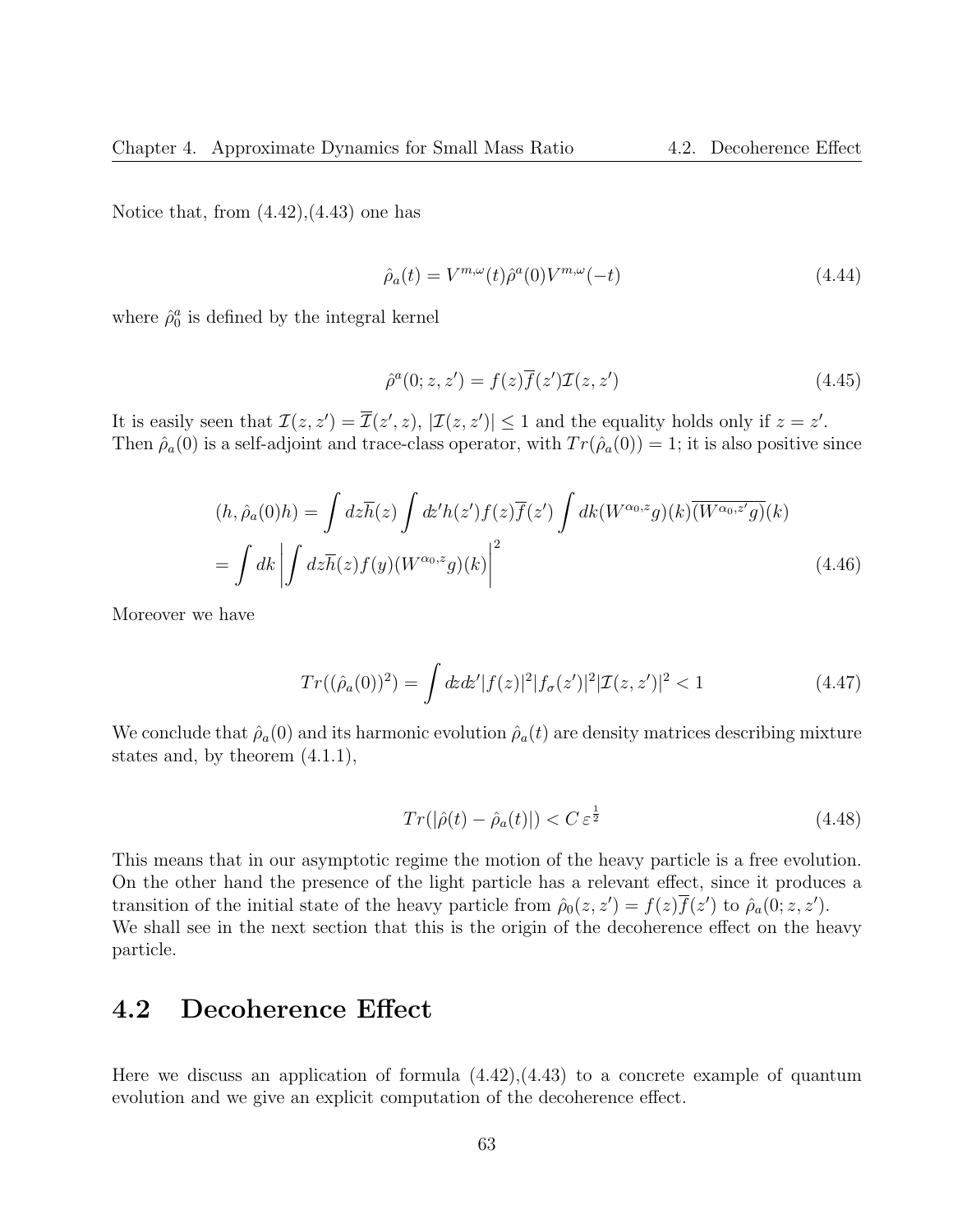Notice that, from (4.42),(4.43) one has

$$\hat{\rho}_a(t) = V^{m,\omega}(t)\hat{\rho}^a(0)V^{m,\omega}(-t) \tag{4.44}$$

where $\hat{\rho}_0^a$ is defined by the integral kernel

$$\hat{\rho}^a(0; z, z') = f(z)\overline{f}(z')\mathcal{I}(z, z') \tag{4.45}$$

It is easily seen that $\mathcal{I}(z, z') = \overline{\mathcal{I}}(z', z)$, $|\mathcal{I}(z, z')| \leq 1$ and the equality holds only if $z = z'$. Then $\hat{\rho}_a(0)$ is a self-adjoint and trace-class operator, with $Tr(\hat{\rho}_a(0)) = 1$; it is also positive since

$$\begin{aligned}
(h, \hat{\rho}_a(0)h) &= \int dz\overline{h}(z) \int dz' h(z')f(z)\overline{f}(z') \int dk (W^{\alpha_0,z}g)(k)\overline{(W^{\alpha_0,z'}g)}(k) \\
&= \int dk \left| \int dz\overline{h}(z)f(y)(W^{\alpha_0,z}g)(k) \right|^2
\end{aligned} \tag{4.46}$$

Moreover we have

$$Tr((\hat{\rho}_a(0))^2) = \int dz dz' |f(z)|^2 |f_\sigma(z')|^2 |\mathcal{I}(z, z')|^2 < 1 \tag{4.47}$$

We conclude that $\hat{\rho}_a(0)$ and its harmonic evolution $\hat{\rho}_a(t)$ are density matrices describing mixture states and, by theorem (4.1.1),

$$Tr(|\hat{\rho}(t) - \hat{\rho}_a(t)|) < C\,\varepsilon^{\frac{1}{2}} \tag{4.48}$$

This means that in our asymptotic regime the motion of the heavy particle is a free evolution. On the other hand the presence of the light particle has a relevant effect, since it produces a transition of the initial state of the heavy particle from $\hat{\rho}_0(z, z') = f(z)\overline{f}(z')$ to $\hat{\rho}_a(0; z, z')$. We shall see in the next section that this is the origin of the decoherence effect on the heavy particle.

## 4.2 Decoherence Effect

Here we discuss an application of formula (4.42),(4.43) to a concrete example of quantum evolution and we give an explicit computation of the decoherence effect.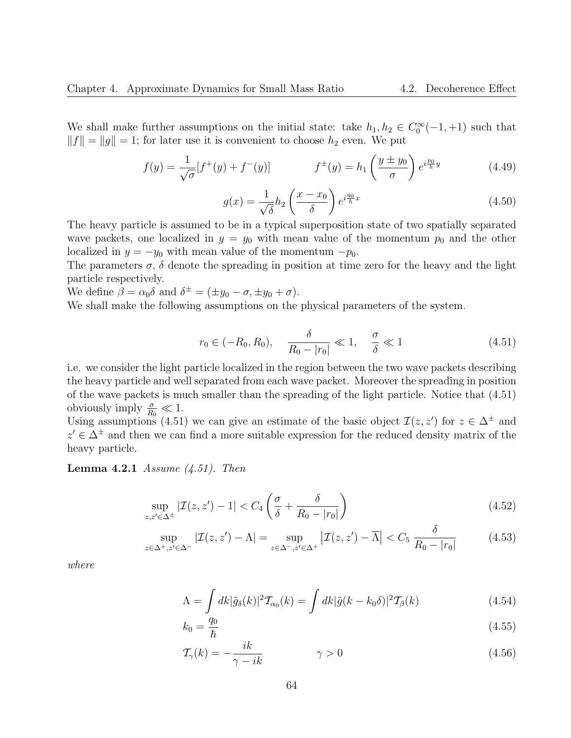We shall make further assumptions on the initial state: take $h_1, h_2 \in C_0^\infty(-1,+1)$ such that $\|f\| = \|g\| = 1$; for later use it is convenient to choose $h_2$ even. We put

$$f(y) = \frac{1}{\sqrt{\sigma}}[f^+(y) + f^-(y)] \qquad\qquad f^\pm(y) = h_1\left(\frac{y \pm y_0}{\sigma}\right) e^{i\frac{p_0}{\hbar}y} \tag{4.49}$$

$$g(x) = \frac{1}{\sqrt{\delta}} h_2\left(\frac{x - x_0}{\delta}\right) e^{i\frac{q_0}{\hbar}x} \tag{4.50}$$

The heavy particle is assumed to be in a typical superposition state of two spatially separated wave packets, one localized in $y = y_0$ with mean value of the momentum $p_0$ and the other localized in $y = -y_0$ with mean value of the momentum $-p_0$.
The parameters $\sigma$, $\delta$ denote the spreading in position at time zero for the heavy and the light particle respectively.
We define $\beta = \alpha_0\delta$ and $\delta^\pm = (\pm y_0 - \sigma, \pm y_0 + \sigma)$.
We shall make the following assumptions on the physical parameters of the system.

$$r_0 \in (-R_0, R_0), \quad \frac{\delta}{R_0 - |r_0|} \ll 1, \quad \frac{\sigma}{\delta} \ll 1 \tag{4.51}$$

i.e. we consider the light particle localized in the region between the two wave packets describing the heavy particle and well separated from each wave packet. Moreover the spreading in position of the wave packets is much smaller than the spreading of the light particle. Notice that (4.51) obviously imply $\frac{\sigma}{R_0} \ll 1$.
Using assumptions (4.51) we can give an estimate of the basic object $\mathcal{I}(z, z')$ for $z \in \Delta^\pm$ and $z' \in \Delta^\pm$ and then we can find a more suitable expression for the reduced density matrix of the heavy particle.

**Lemma 4.2.1** *Assume (4.51). Then*

$$\sup_{z,z' \in \Delta^\pm} |\mathcal{I}(z, z') - 1| < C_4\left(\frac{\sigma}{\delta} + \frac{\delta}{R_0 - |r_0|}\right) \tag{4.52}$$

$$\sup_{z\in\Delta^+, z'\in\Delta^-} |\mathcal{I}(z, z') - \Lambda| = \sup_{z\in\Delta^-, z'\in\Delta^+} \left|\mathcal{I}(z, z') - \overline{\Lambda}\right| < C_5\, \frac{\delta}{R_0 - |r_0|} \tag{4.53}$$

*where*

$$\Lambda = \int dk |\tilde{g}_\delta(k)|^2 \mathcal{T}_{\alpha_0}(k) = \int dk |\tilde{g}(k - k_0\delta)|^2 \mathcal{T}_\beta(k) \tag{4.54}$$

$$k_0 = \frac{q_0}{\hbar} \tag{4.55}$$

$$\mathcal{T}_\gamma(k) = -\frac{ik}{\gamma - ik} \qquad\qquad \gamma > 0 \tag{4.56}$$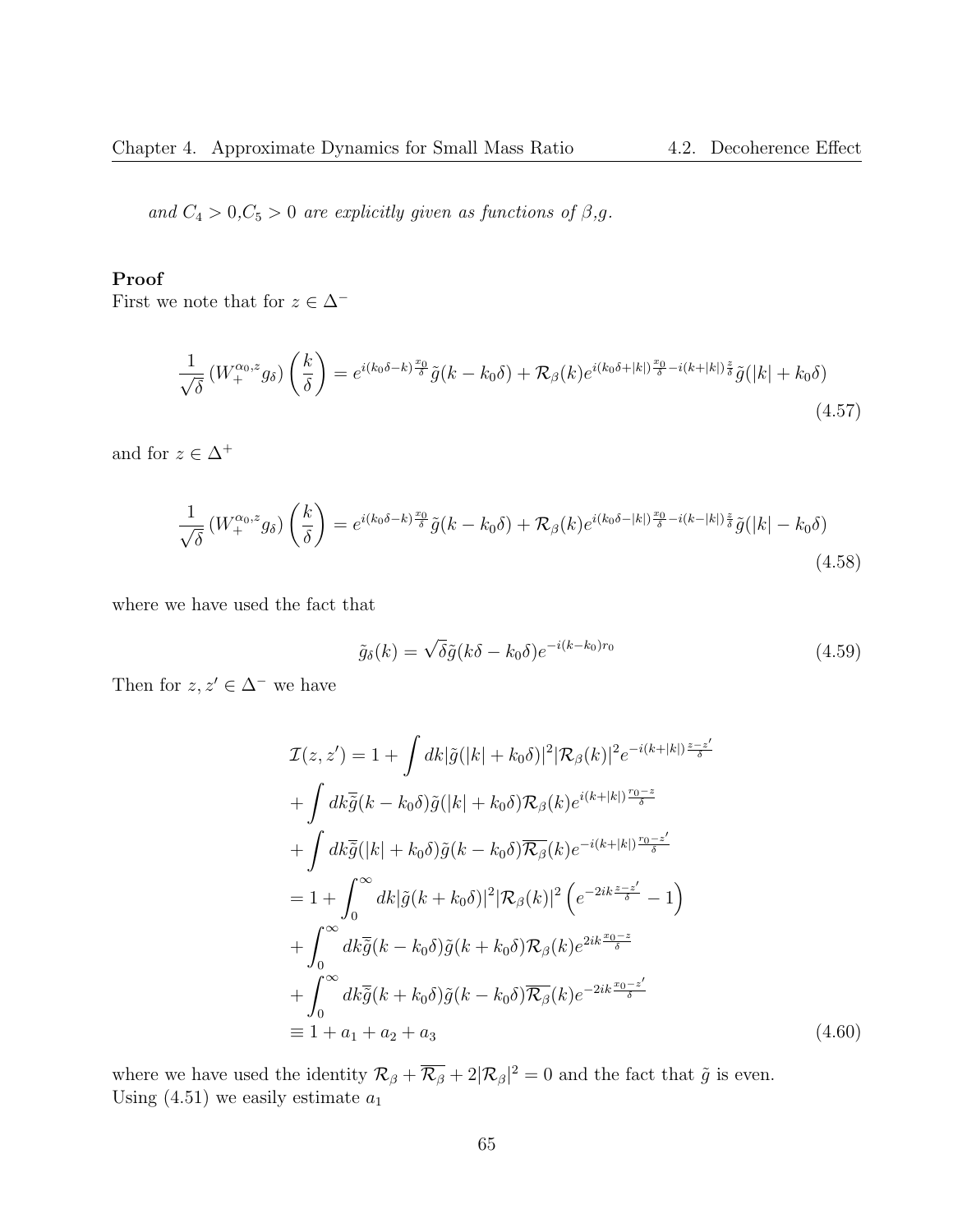*and $C_4 > 0, C_5 > 0$ are explicitly given as functions of $\beta$,$g$.*

**Proof**
First we note that for $z \in \Delta^-$

$$\frac{1}{\sqrt{\delta}} \left(W_+^{\alpha_0,z} g_\delta\right)\left(\frac{k}{\delta}\right) = e^{i(k_0\delta - k)\frac{x_0}{\delta}} \tilde{g}(k - k_0\delta) + \mathcal{R}_\beta(k) e^{i(k_0\delta + |k|)\frac{x_0}{\delta} - i(k+|k|)\frac{z}{\delta}} \tilde{g}(|k| + k_0\delta) \tag{4.57}$$

and for $z \in \Delta^+$

$$\frac{1}{\sqrt{\delta}} \left(W_+^{\alpha_0,z} g_\delta\right)\left(\frac{k}{\delta}\right) = e^{i(k_0\delta - k)\frac{x_0}{\delta}} \tilde{g}(k - k_0\delta) + \mathcal{R}_\beta(k) e^{i(k_0\delta - |k|)\frac{x_0}{\delta} - i(k-|k|)\frac{z}{\delta}} \tilde{g}(|k| - k_0\delta) \tag{4.58}$$

where we have used the fact that

$$\tilde{g}_\delta(k) = \sqrt{\delta}\tilde{g}(k\delta - k_0\delta) e^{-i(k-k_0)r_0} \tag{4.59}$$

Then for $z, z' \in \Delta^-$ we have

$$\begin{aligned}
\mathcal{I}(z, z') &= 1 + \int dk |\tilde{g}(|k| + k_0\delta)|^2 |\mathcal{R}_\beta(k)|^2 e^{-i(k+|k|)\frac{z-z'}{\delta}} \\
&+ \int dk \overline{\tilde{g}}(k - k_0\delta)\tilde{g}(|k| + k_0\delta)\mathcal{R}_\beta(k) e^{i(k+|k|)\frac{r_0 - z}{\delta}} \\
&+ \int dk \overline{\tilde{g}}(|k| + k_0\delta)\tilde{g}(k - k_0\delta)\overline{\mathcal{R}_\beta}(k) e^{-i(k+|k|)\frac{r_0 - z'}{\delta}} \\
&= 1 + \int_0^\infty dk |\tilde{g}(k + k_0\delta)|^2 |\mathcal{R}_\beta(k)|^2 \left(e^{-2ik\frac{z-z'}{\delta}} - 1\right) \\
&+ \int_0^\infty dk \overline{\tilde{g}}(k - k_0\delta)\tilde{g}(k + k_0\delta)\mathcal{R}_\beta(k) e^{2ik\frac{x_0 - z}{\delta}} \\
&+ \int_0^\infty dk \overline{\tilde{g}}(k + k_0\delta)\tilde{g}(k - k_0\delta)\overline{\mathcal{R}_\beta}(k) e^{-2ik\frac{x_0 - z'}{\delta}} \\
&\equiv 1 + a_1 + a_2 + a_3
\end{aligned} \tag{4.60}$$

where we have used the identity $\mathcal{R}_\beta + \overline{\mathcal{R}_\beta} + 2|\mathcal{R}_\beta|^2 = 0$ and the fact that $\tilde{g}$ is even.
Using (4.51) we easily estimate $a_1$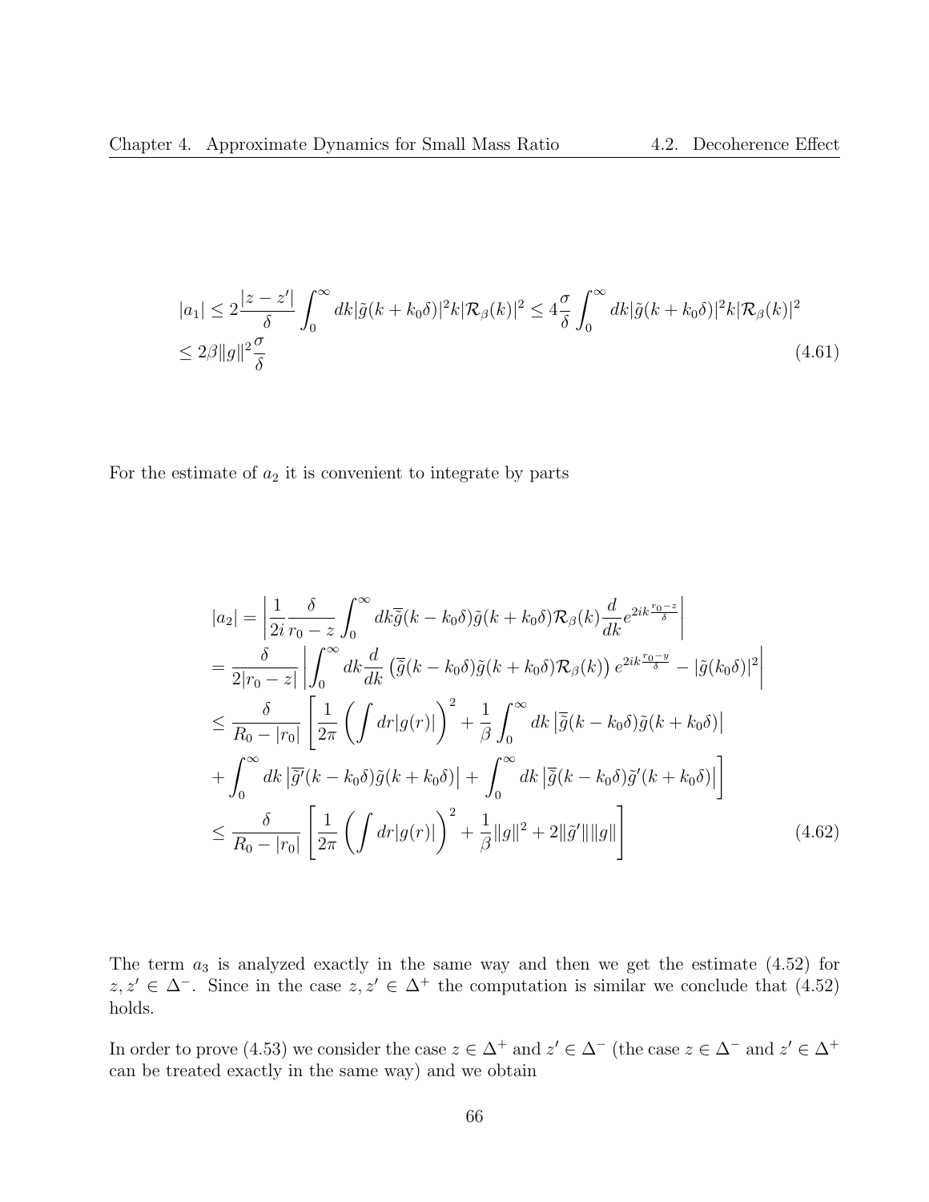$$
\begin{aligned}
|a_1| &\leq 2\frac{|z-z'|}{\delta}\int_0^\infty dk|\tilde{g}(k+k_0\delta)|^2 k|\mathcal{R}_\beta(k)|^2 \leq 4\frac{\sigma}{\delta}\int_0^\infty dk|\tilde{g}(k+k_0\delta)|^2 k|\mathcal{R}_\beta(k)|^2 \\
&\leq 2\beta\|g\|^2\frac{\sigma}{\delta}
\end{aligned}
\tag{4.61}
$$

For the estimate of $a_2$ it is convenient to integrate by parts

$$
\begin{aligned}
|a_2| &= \left|\frac{1}{2i}\frac{\delta}{r_0-z}\int_0^\infty dk\overline{\tilde{g}}(k-k_0\delta)\tilde{g}(k+k_0\delta)\mathcal{R}_\beta(k)\frac{d}{dk}e^{2ik\frac{r_0-z}{\delta}}\right| \\
&= \frac{\delta}{2|r_0-z|}\left|\int_0^\infty dk\frac{d}{dk}\left(\overline{\tilde{g}}(k-k_0\delta)\tilde{g}(k+k_0\delta)\mathcal{R}_\beta(k)\right)e^{2ik\frac{r_0-y}{\delta}} - |\tilde{g}(k_0\delta)|^2\right| \\
&\leq \frac{\delta}{R_0-|r_0|}\left[\frac{1}{2\pi}\left(\int dr|g(r)|\right)^2 + \frac{1}{\beta}\int_0^\infty dk\left|\overline{\tilde{g}}(k-k_0\delta)\tilde{g}(k+k_0\delta)\right|\right. \\
&\left.+\int_0^\infty dk\left|\overline{\tilde{g}'}(k-k_0\delta)\tilde{g}(k+k_0\delta)\right| + \int_0^\infty dk\left|\overline{\tilde{g}}(k-k_0\delta)\tilde{g}'(k+k_0\delta)\right|\right] \\
&\leq \frac{\delta}{R_0-|r_0|}\left[\frac{1}{2\pi}\left(\int dr|g(r)|\right)^2 + \frac{1}{\beta}\|g\|^2 + 2\|\tilde{g}'\|\|g\|\right]
\end{aligned}
\tag{4.62}
$$

The term $a_3$ is analyzed exactly in the same way and then we get the estimate (4.52) for $z, z' \in \Delta^-$. Since in the case $z, z' \in \Delta^+$ the computation is similar we conclude that (4.52) holds.

In order to prove (4.53) we consider the case $z \in \Delta^+$ and $z' \in \Delta^-$ (the case $z \in \Delta^-$ and $z' \in \Delta^+$ can be treated exactly in the same way) and we obtain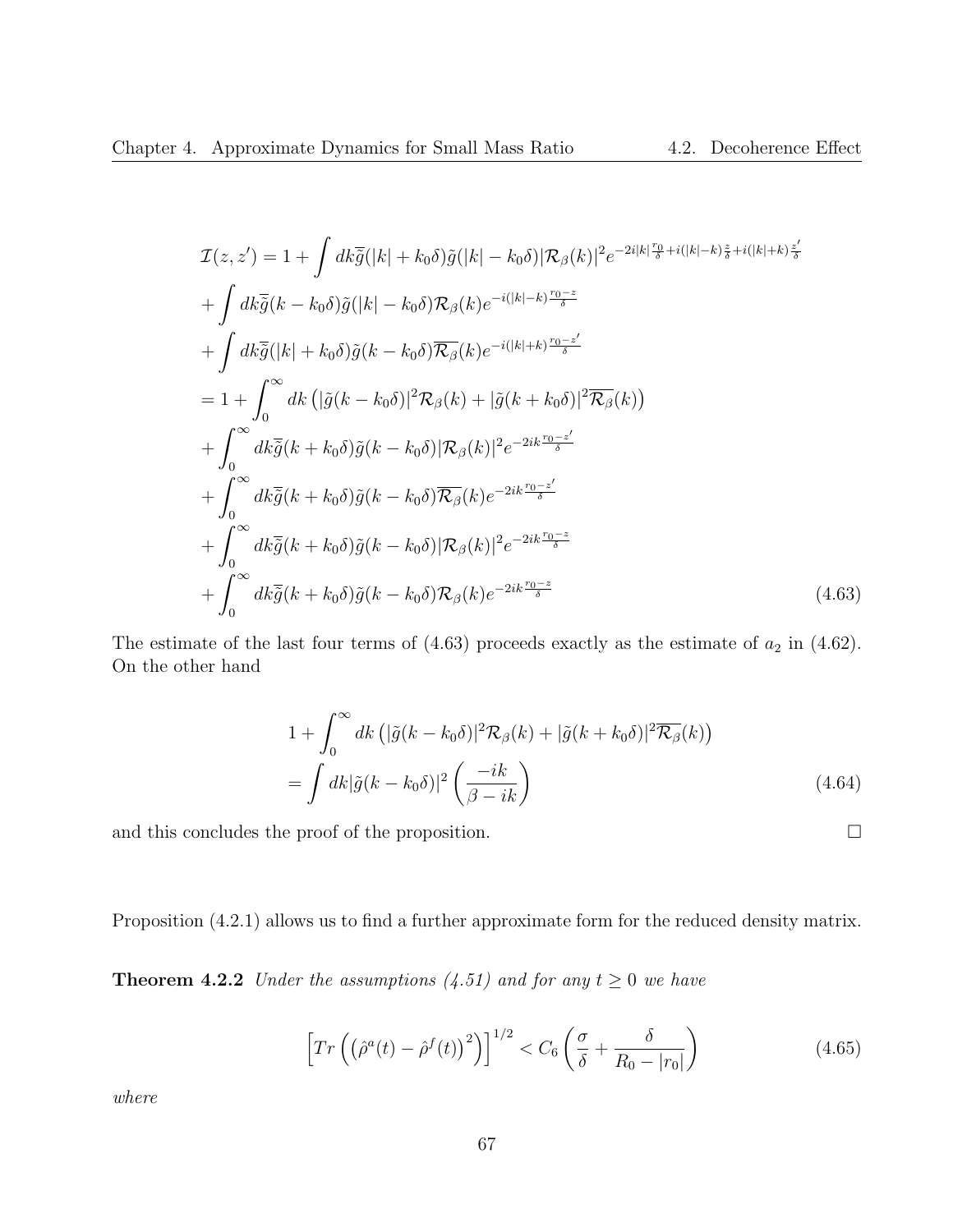$$
\begin{aligned}
\mathcal{I}(z,z') &= 1 + \int dk \overline{\tilde{g}}(|k| + k_0\delta)\tilde{g}(|k| - k_0\delta)|\mathcal{R}_\beta(k)|^2 e^{-2i|k|\frac{r_0}{\delta} + i(|k|-k)\frac{z}{\delta} + i(|k|+k)\frac{z'}{\delta}} \\
&+ \int dk \overline{\tilde{g}}(k - k_0\delta)\tilde{g}(|k| - k_0\delta)\mathcal{R}_\beta(k) e^{-i(|k|-k)\frac{r_0 - z}{\delta}} \\
&+ \int dk \overline{\tilde{g}}(|k| + k_0\delta)\tilde{g}(k - k_0\delta)\overline{\mathcal{R}_\beta}(k) e^{-i(|k|+k)\frac{r_0 - z'}{\delta}} \\
&= 1 + \int_0^\infty dk \left( |\tilde{g}(k - k_0\delta)|^2 \mathcal{R}_\beta(k) + |\tilde{g}(k + k_0\delta)|^2 \overline{\mathcal{R}_\beta}(k) \right) \\
&+ \int_0^\infty dk \overline{\tilde{g}}(k + k_0\delta)\tilde{g}(k - k_0\delta)|\mathcal{R}_\beta(k)|^2 e^{-2ik\frac{r_0 - z'}{\delta}} \\
&+ \int_0^\infty dk \overline{\tilde{g}}(k + k_0\delta)\tilde{g}(k - k_0\delta)\overline{\mathcal{R}_\beta}(k) e^{-2ik\frac{r_0 - z'}{\delta}} \\
&+ \int_0^\infty dk \overline{\tilde{g}}(k + k_0\delta)\tilde{g}(k - k_0\delta)|\mathcal{R}_\beta(k)|^2 e^{-2ik\frac{r_0 - z}{\delta}} \\
&+ \int_0^\infty dk \overline{\tilde{g}}(k + k_0\delta)\tilde{g}(k - k_0\delta)\mathcal{R}_\beta(k) e^{-2ik\frac{r_0 - z}{\delta}}
\end{aligned} \tag{4.63}
$$

The estimate of the last four terms of (4.63) proceeds exactly as the estimate of $a_2$ in (4.62). On the other hand

$$
\begin{aligned}
&1 + \int_0^\infty dk \left( |\tilde{g}(k - k_0\delta)|^2 \mathcal{R}_\beta(k) + |\tilde{g}(k + k_0\delta)|^2 \overline{\mathcal{R}_\beta}(k) \right) \\
&= \int dk |\tilde{g}(k - k_0\delta)|^2 \left( \frac{-ik}{\beta - ik} \right)
\end{aligned} \tag{4.64}
$$

and this concludes the proof of the proposition. □

Proposition (4.2.1) allows us to find a further approximate form for the reduced density matrix.

**Theorem 4.2.2** *Under the assumptions (4.51) and for any $t \geq 0$ we have*

$$
\left[ Tr\left( \left( \hat{\rho}^a(t) - \hat{\rho}^f(t) \right)^2 \right) \right]^{1/2} < C_6 \left( \frac{\sigma}{\delta} + \frac{\delta}{R_0 - |r_0|} \right) \tag{4.65}
$$

*where*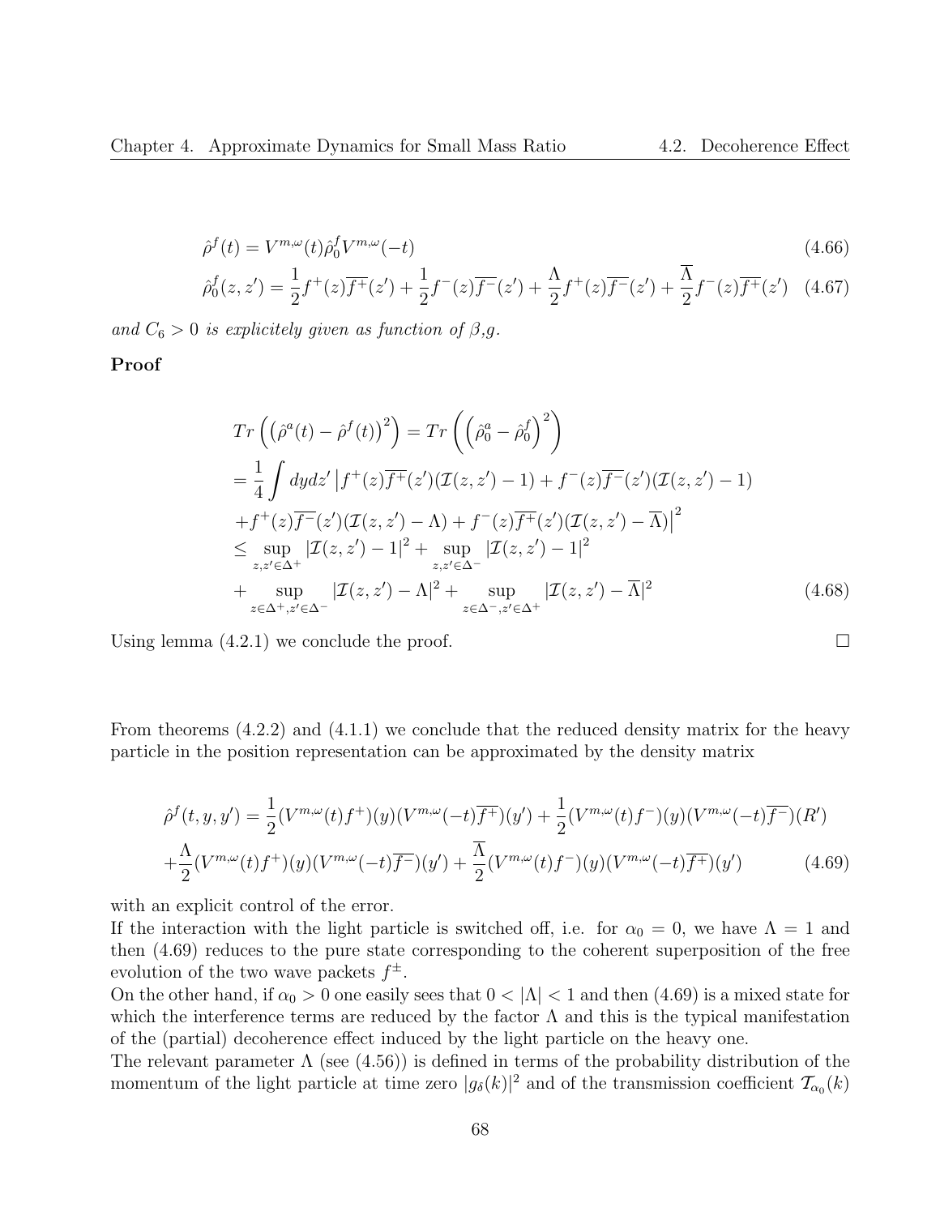$$\hat{\rho}^f(t) = V^{m,\omega}(t)\hat{\rho}^f_0 V^{m,\omega}(-t) \tag{4.66}$$

$$\hat{\rho}^f_0(z,z') = \frac{1}{2}f^+(z)\overline{f^+}(z') + \frac{1}{2}f^-(z)\overline{f^-}(z') + \frac{\Lambda}{2}f^+(z)\overline{f^-}(z') + \frac{\overline{\Lambda}}{2}f^-(z)\overline{f^+}(z') \tag{4.67}$$

*and $C_6 > 0$ is explicitely given as function of $\beta$,$g$.*

**Proof**

$$\begin{aligned}
&Tr\left(\left(\hat{\rho}^a(t) - \hat{\rho}^f(t)\right)^2\right) = Tr\left(\left(\hat{\rho}^a_0 - \hat{\rho}^f_0\right)^2\right) \\
&= \frac{1}{4}\int dydz' \left| f^+(z)\overline{f^+}(z')(\mathcal{I}(z,z') - 1) + f^-(z)\overline{f^-}(z')(\mathcal{I}(z,z') - 1) \right. \\
&\left. + f^+(z)\overline{f^-}(z')(\mathcal{I}(z,z') - \Lambda) + f^-(z)\overline{f^+}(z')(\mathcal{I}(z,z') - \overline{\Lambda})\right|^2 \\
&\leq \sup_{z,z'\in\Delta^+} |\mathcal{I}(z,z') - 1|^2 + \sup_{z,z'\in\Delta^-} |\mathcal{I}(z,z') - 1|^2 \\
&+ \sup_{z\in\Delta^+, z'\in\Delta^-} |\mathcal{I}(z,z') - \Lambda|^2 + \sup_{z\in\Delta^-, z'\in\Delta^+} |\mathcal{I}(z,z') - \overline{\Lambda}|^2
\end{aligned} \tag{4.68}$$

Using lemma (4.2.1) we conclude the proof. $\square$

From theorems (4.2.2) and (4.1.1) we conclude that the reduced density matrix for the heavy particle in the position representation can be approximated by the density matrix

$$\begin{aligned}
\hat{\rho}^f(t,y,y') &= \frac{1}{2}(V^{m,\omega}(t)f^+)(y)(V^{m,\omega}(-t)\overline{f^+})(y') + \frac{1}{2}(V^{m,\omega}(t)f^-)(y)(V^{m,\omega}(-t)\overline{f^-})(R') \\
&+ \frac{\Lambda}{2}(V^{m,\omega}(t)f^+)(y)(V^{m,\omega}(-t)\overline{f^-})(y') + \frac{\overline{\Lambda}}{2}(V^{m,\omega}(t)f^-)(y)(V^{m,\omega}(-t)\overline{f^+})(y')
\end{aligned} \tag{4.69}$$

with an explicit control of the error.

If the interaction with the light particle is switched off, i.e. for $\alpha_0 = 0$, we have $\Lambda = 1$ and then (4.69) reduces to the pure state corresponding to the coherent superposition of the free evolution of the two wave packets $f^{\pm}$.

On the other hand, if $\alpha_0 > 0$ one easily sees that $0 < |\Lambda| < 1$ and then (4.69) is a mixed state for which the interference terms are reduced by the factor $\Lambda$ and this is the typical manifestation of the (partial) decoherence effect induced by the light particle on the heavy one.

The relevant parameter $\Lambda$ (see (4.56)) is defined in terms of the probability distribution of the momentum of the light particle at time zero $|g_\delta(k)|^2$ and of the transmission coefficient $\mathcal{T}_{\alpha_0}(k)$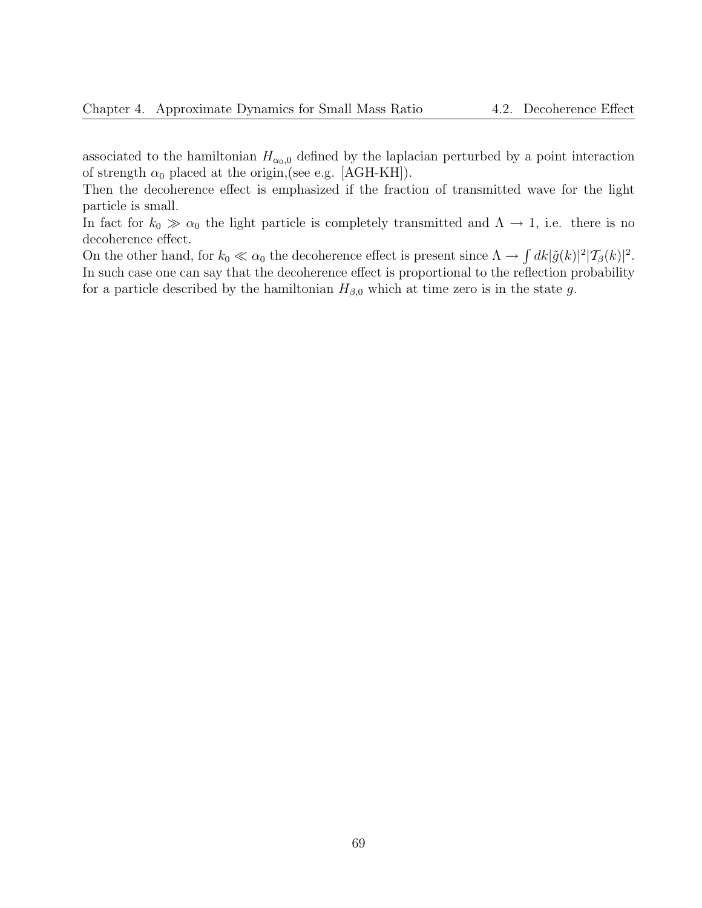associated to the hamiltonian $H_{\alpha_0,0}$ defined by the laplacian perturbed by a point interaction of strength $\alpha_0$ placed at the origin,(see e.g. [AGH-KH]).

Then the decoherence effect is emphasized if the fraction of transmitted wave for the light particle is small.

In fact for $k_0 \gg \alpha_0$ the light particle is completely transmitted and $\Lambda \to 1$, i.e. there is no decoherence effect.

On the other hand, for $k_0 \ll \alpha_0$ the decoherence effect is present since $\Lambda \to \int dk |\tilde{g}(k)|^2 |\mathcal{T}_\beta(k)|^2$.
In such case one can say that the decoherence effect is proportional to the reflection probability for a particle described by the hamiltonian $H_{\beta,0}$ which at time zero is in the state $g$.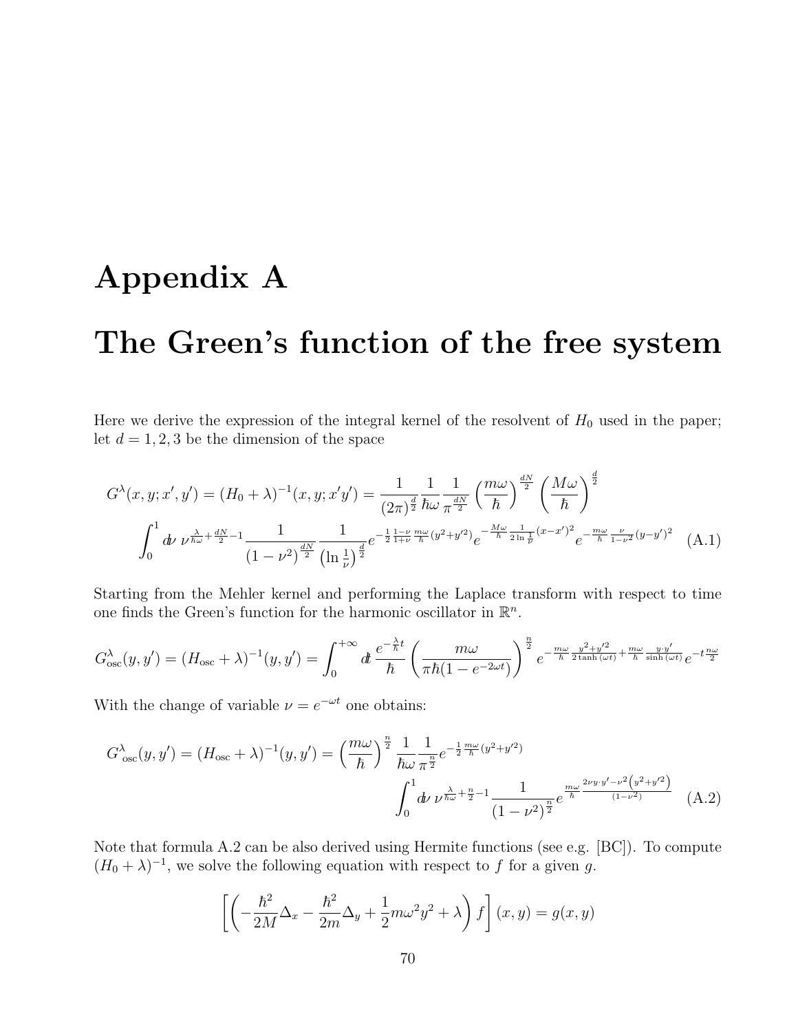# Appendix A

# The Green's function of the free system

Here we derive the expression of the integral kernel of the resolvent of $H_0$ used in the paper; let $d = 1, 2, 3$ be the dimension of the space

$$
G^\lambda(x, y; x', y') = (H_0 + \lambda)^{-1}(x, y; x'y') = \frac{1}{(2\pi)^{\frac{d}{2}}} \frac{1}{\hbar\omega} \frac{1}{\pi^{\frac{dN}{2}}} \left(\frac{m\omega}{\hbar}\right)^{\frac{dN}{2}} \left(\frac{M\omega}{\hbar}\right)^{\frac{d}{2}}
$$

$$
\int_0^1 d\nu \; \nu^{\frac{\lambda}{\hbar\omega} + \frac{dN}{2} - 1} \frac{1}{(1-\nu^2)^{\frac{dN}{2}}} \frac{1}{\left(\ln \frac{1}{\nu}\right)^{\frac{d}{2}}} e^{-\frac{1}{2}\frac{1-\nu}{1+\nu}\frac{m\omega}{\hbar}(y^2 + y'^2)} e^{-\frac{M\omega}{\hbar}\frac{1}{2\ln\frac{1}{\nu}}(x-x')^2} e^{-\frac{m\omega}{\hbar}\frac{\nu}{1-\nu^2}(y-y')^2} \tag{A.1}
$$

Starting from the Mehler kernel and performing the Laplace transform with respect to time one finds the Green's function for the harmonic oscillator in $\mathbb{R}^n$.

$$
G^\lambda_{\text{osc}}(y, y') = (H_{\text{osc}} + \lambda)^{-1}(y, y') = \int_0^{+\infty} dt \, \frac{e^{-\frac{\lambda}{\hbar}t}}{\hbar} \left(\frac{m\omega}{\pi\hbar(1 - e^{-2\omega t})}\right)^{\frac{n}{2}} e^{-\frac{m\omega}{\hbar}\frac{y^2 + y'^2}{2\tanh(\omega t)} + \frac{m\omega}{\hbar}\frac{y \cdot y'}{\sinh(\omega t)}} e^{-t\frac{n\omega}{2}}
$$

With the change of variable $\nu = e^{-\omega t}$ one obtains:

$$
G^\lambda_{\text{osc}}(y, y') = (H_{\text{osc}} + \lambda)^{-1}(y, y') = \left(\frac{m\omega}{\hbar}\right)^{\frac{n}{2}} \frac{1}{\hbar\omega} \frac{1}{\pi^{\frac{n}{2}}} e^{-\frac{1}{2}\frac{m\omega}{\hbar}(y^2 + y'^2)}
$$

$$
\int_0^1 d\nu \; \nu^{\frac{\lambda}{\hbar\omega} + \frac{n}{2} - 1} \frac{1}{(1-\nu^2)^{\frac{n}{2}}} e^{\frac{m\omega}{\hbar}\frac{2\nu y \cdot y' - \nu^2\left(y^2 + y'^2\right)}{(1-\nu^2)}} \tag{A.2}
$$

Note that formula A.2 can be also derived using Hermite functions (see e.g. [BC]). To compute $(H_0 + \lambda)^{-1}$, we solve the following equation with respect to $f$ for a given $g$.

$$
\left[\left(-\frac{\hbar^2}{2M}\Delta_x - \frac{\hbar^2}{2m}\Delta_y + \frac{1}{2}m\omega^2 y^2 + \lambda\right) f\right](x, y) = g(x, y)
$$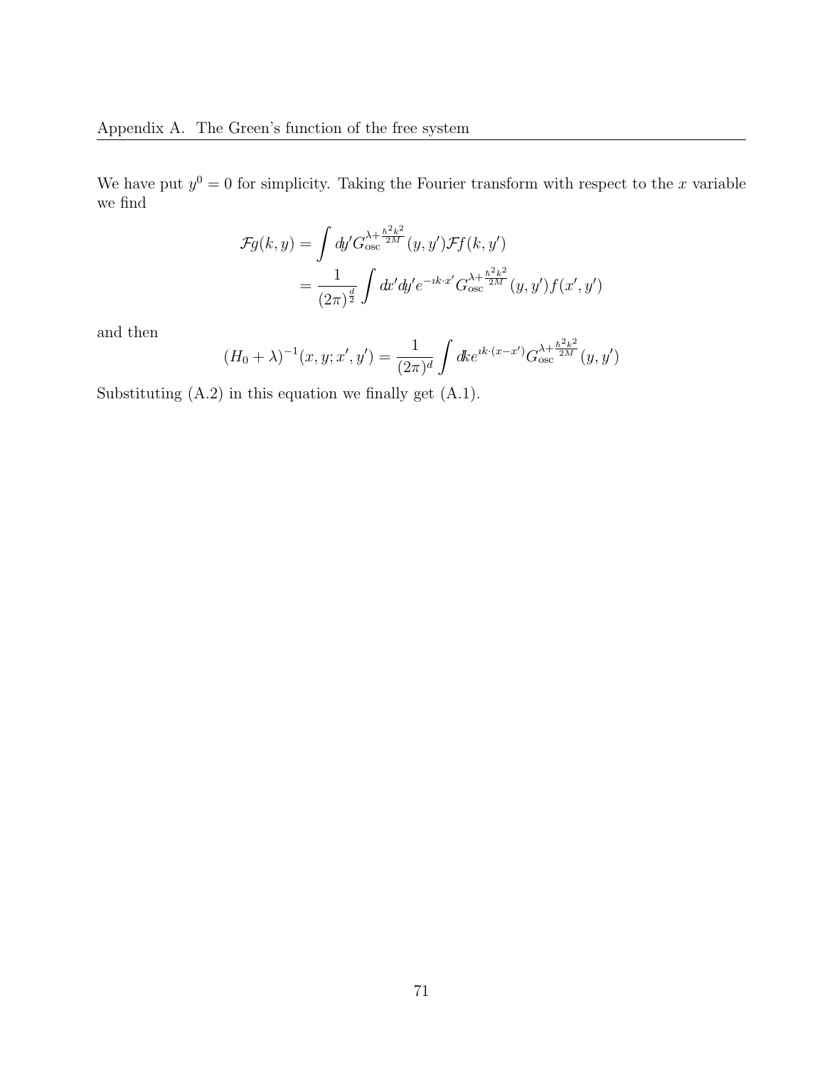We have put $y^0 = 0$ for simplicity. Taking the Fourier transform with respect to the $x$ variable we find

$$
\begin{aligned}
\mathcal{F}g(k,y) &= \int dy' G_{\text{osc}}^{\lambda+\frac{\hbar^2 k^2}{2M}}(y,y')\mathcal{F}f(k,y') \\
&= \frac{1}{(2\pi)^{\frac{d}{2}}} \int dx' dy' e^{-\imath k\cdot x'} G_{\text{osc}}^{\lambda+\frac{\hbar^2 k^2}{2M}}(y,y') f(x',y')
\end{aligned}
$$

and then

$$
(H_0+\lambda)^{-1}(x,y;x',y') = \frac{1}{(2\pi)^d} \int dk e^{\imath k\cdot(x-x')} G_{\text{osc}}^{\lambda+\frac{\hbar^2 k^2}{2M}}(y,y')
$$

Substituting (A.2) in this equation we finally get (A.1).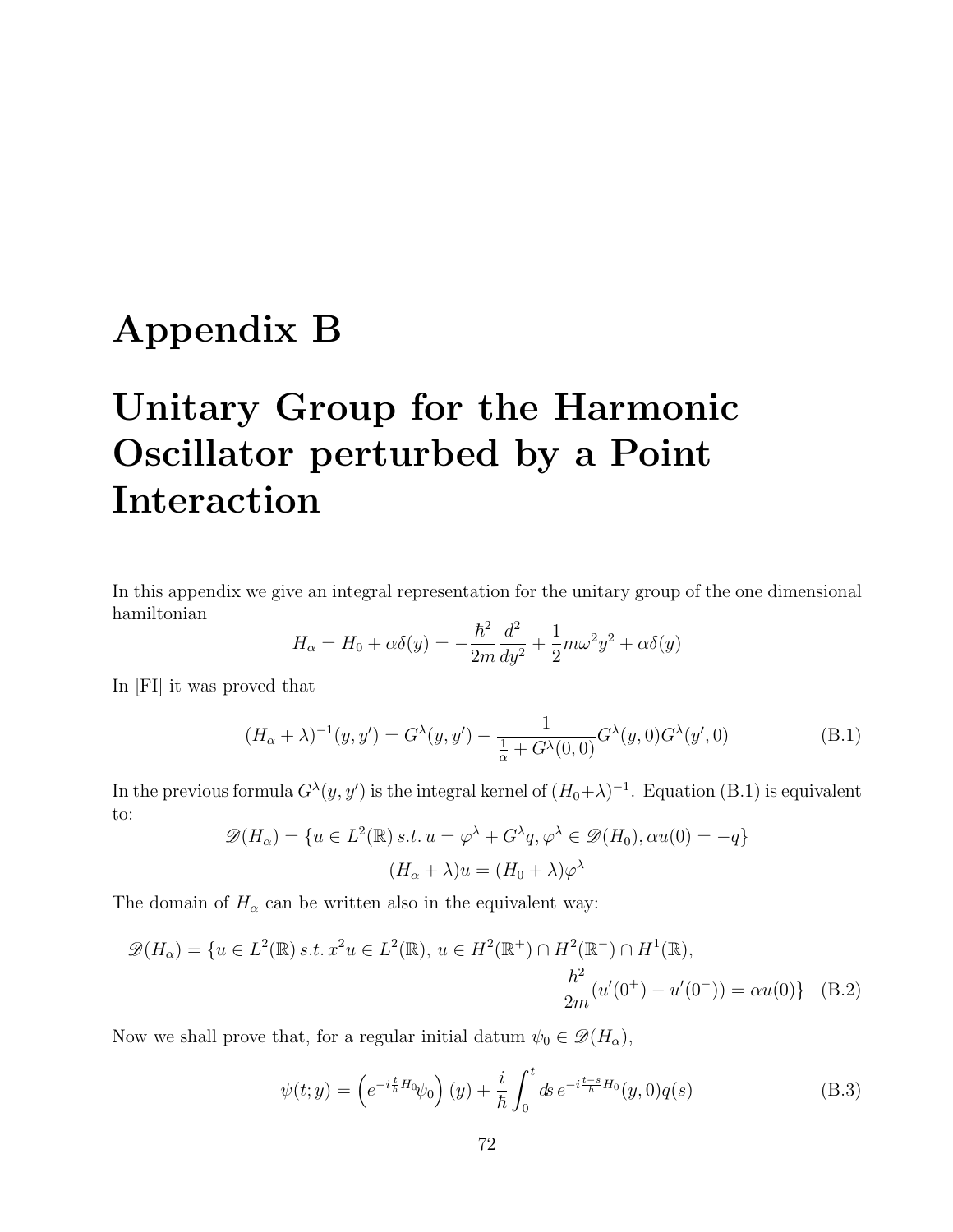# Appendix B

# Unitary Group for the Harmonic Oscillator perturbed by a Point Interaction

In this appendix we give an integral representation for the unitary group of the one dimensional hamiltonian

$$H_\alpha = H_0 + \alpha\delta(y) = -\frac{\hbar^2}{2m}\frac{d^2}{dy^2} + \frac{1}{2}m\omega^2 y^2 + \alpha\delta(y)$$

In [FI] it was proved that

$$(H_\alpha + \lambda)^{-1}(y, y') = G^\lambda(y, y') - \frac{1}{\frac{1}{\alpha} + G^\lambda(0,0)} G^\lambda(y,0)G^\lambda(y',0) \tag{B.1}$$

In the previous formula $G^\lambda(y, y')$ is the integral kernel of $(H_0+\lambda)^{-1}$. Equation (B.1) is equivalent to:

$$\mathscr{D}(H_\alpha) = \{u \in L^2(\mathbb{R})\, s.t.\, u = \varphi^\lambda + G^\lambda q, \varphi^\lambda \in \mathscr{D}(H_0), \alpha u(0) = -q\}$$

$$(H_\alpha + \lambda)u = (H_0 + \lambda)\varphi^\lambda$$

The domain of $H_\alpha$ can be written also in the equivalent way:

$$\mathscr{D}(H_\alpha) = \{u \in L^2(\mathbb{R})\, s.t.\, x^2 u \in L^2(\mathbb{R}),\, u \in H^2(\mathbb{R}^+) \cap H^2(\mathbb{R}^-) \cap H^1(\mathbb{R}),$$
$$\frac{\hbar^2}{2m}(u'(0^+) - u'(0^-)) = \alpha u(0)\} \tag{B.2}$$

Now we shall prove that, for a regular initial datum $\psi_0 \in \mathscr{D}(H_\alpha)$,

$$\psi(t; y) = \left(e^{-i\frac{t}{\hbar}H_0}\psi_0\right)(y) + \frac{i}{\hbar}\int_0^t ds\, e^{-i\frac{t-s}{\hbar}H_0}(y,0)q(s) \tag{B.3}$$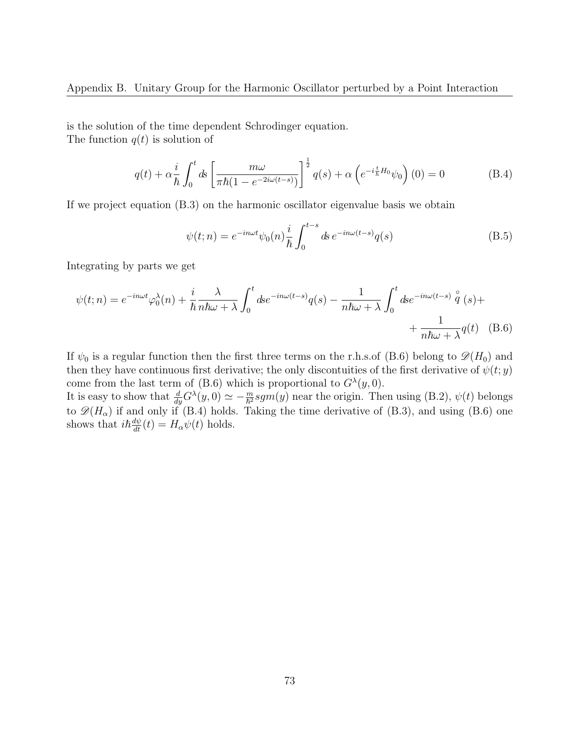is the solution of the time dependent Schrodinger equation.
The function $q(t)$ is solution of

$$q(t) + \alpha \frac{i}{\hbar} \int_0^t ds \left[ \frac{m\omega}{\pi\hbar(1 - e^{-2i\omega(t-s)})} \right]^{\frac{1}{2}} q(s) + \alpha \left( e^{-i\frac{t}{\hbar}H_0}\psi_0 \right)(0) = 0 \tag{B.4}$$

If we project equation (B.3) on the harmonic oscillator eigenvalue basis we obtain

$$\psi(t;n) = e^{-in\omega t}\psi_0(n)\frac{i}{\hbar}\int_0^{t-s} ds\, e^{-in\omega(t-s)}q(s) \tag{B.5}$$

Integrating by parts we get

$$\psi(t;n) = e^{-in\omega t}\varphi_0^\lambda(n) + \frac{i}{\hbar}\frac{\lambda}{n\hbar\omega + \lambda}\int_0^t ds e^{-in\omega(t-s)}q(s) - \frac{1}{n\hbar\omega + \lambda}\int_0^t ds e^{-in\omega(t-s)} \overset{\circ}{q}(s) + \\ + \frac{1}{n\hbar\omega + \lambda}q(t) \tag{B.6}$$

If $\psi_0$ is a regular function then the first three terms on the r.h.s.of (B.6) belong to $\mathscr{D}(H_0)$ and then they have continuous first derivative; the only discontuities of the first derivative of $\psi(t;y)$ come from the last term of (B.6) which is proportional to $G^\lambda(y,0)$.
It is easy to show that $\frac{d}{dy}G^\lambda(y,0) \simeq -\frac{m}{\hbar^2}sgm(y)$ near the origin. Then using (B.2), $\psi(t)$ belongs to $\mathscr{D}(H_\alpha)$ if and only if (B.4) holds. Taking the time derivative of (B.3), and using (B.6) one shows that $i\hbar\frac{d\psi}{dt}(t) = H_\alpha\psi(t)$ holds.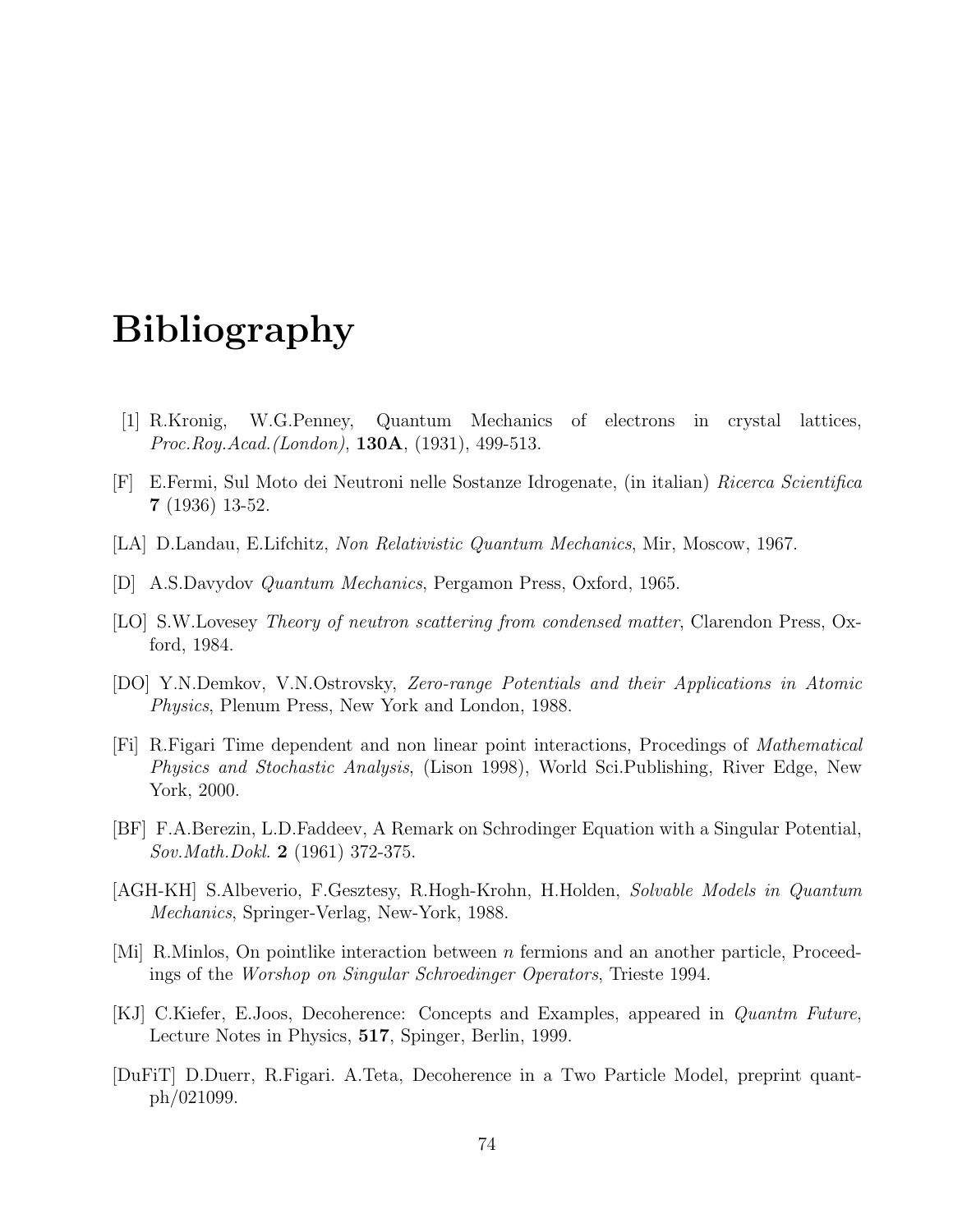# Bibliography

[1] R.Kronig, W.G.Penney, Quantum Mechanics of electrons in crystal lattices, *Proc.Roy.Acad.(London)*, **130A**, (1931), 499-513.

[F] E.Fermi, Sul Moto dei Neutroni nelle Sostanze Idrogenate, (in italian) *Ricerca Scientifica* **7** (1936) 13-52.

[LA] D.Landau, E.Lifchitz, *Non Relativistic Quantum Mechanics*, Mir, Moscow, 1967.

[D] A.S.Davydov *Quantum Mechanics*, Pergamon Press, Oxford, 1965.

[LO] S.W.Lovesey *Theory of neutron scattering from condensed matter*, Clarendon Press, Oxford, 1984.

[DO] Y.N.Demkov, V.N.Ostrovsky, *Zero-range Potentials and their Applications in Atomic Physics*, Plenum Press, New York and London, 1988.

[Fi] R.Figari Time dependent and non linear point interactions, Procedings of *Mathematical Physics and Stochastic Analysis*, (Lison 1998), World Sci.Publishing, River Edge, New York, 2000.

[BF] F.A.Berezin, L.D.Faddeev, A Remark on Schrodinger Equation with a Singular Potential, *Sov.Math.Dokl.* **2** (1961) 372-375.

[AGH-KH] S.Albeverio, F.Gesztesy, R.Hogh-Krohn, H.Holden, *Solvable Models in Quantum Mechanics*, Springer-Verlag, New-York, 1988.

[Mi] R.Minlos, On pointlike interaction between $n$ fermions and an another particle, Proceedings of the *Worshop on Singular Schroedinger Operators*, Trieste 1994.

[KJ] C.Kiefer, E.Joos, Decoherence: Concepts and Examples, appeared in *Quantm Future*, Lecture Notes in Physics, **517**, Spinger, Berlin, 1999.

[DuFiT] D.Duerr, R.Figari. A.Teta, Decoherence in a Two Particle Model, preprint quant-ph/021099.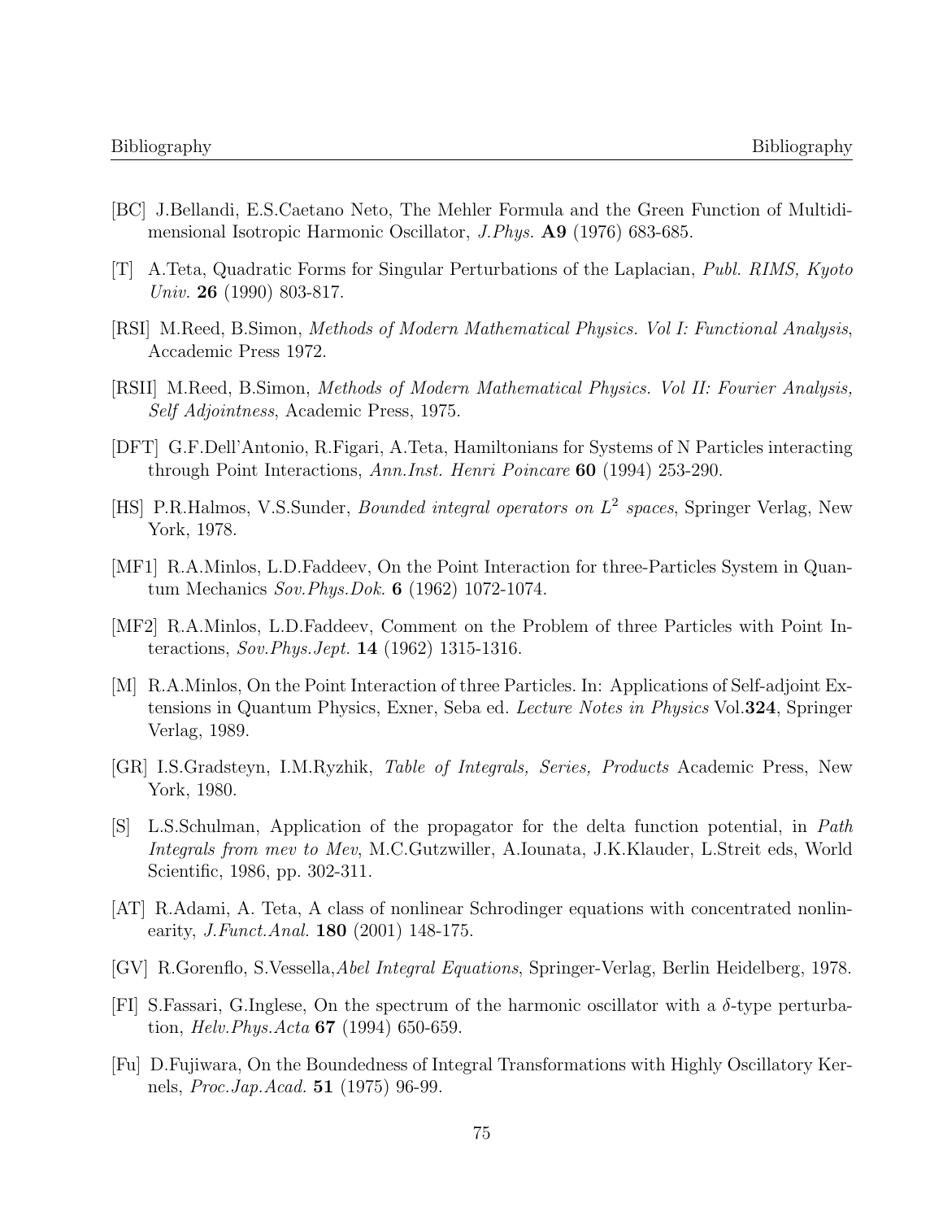[BC] J.Bellandi, E.S.Caetano Neto, The Mehler Formula and the Green Function of Multidimensional Isotropic Harmonic Oscillator, *J.Phys.* **A9** (1976) 683-685.

[T] A.Teta, Quadratic Forms for Singular Perturbations of the Laplacian, *Publ. RIMS, Kyoto Univ.* **26** (1990) 803-817.

[RSI] M.Reed, B.Simon, *Methods of Modern Mathematical Physics. Vol I: Functional Analysis*, Accademic Press 1972.

[RSII] M.Reed, B.Simon, *Methods of Modern Mathematical Physics. Vol II: Fourier Analysis, Self Adjointness*, Academic Press, 1975.

[DFT] G.F.Dell'Antonio, R.Figari, A.Teta, Hamiltonians for Systems of N Particles interacting through Point Interactions, *Ann.Inst. Henri Poincare* **60** (1994) 253-290.

[HS] P.R.Halmos, V.S.Sunder, *Bounded integral operators on $L^2$ spaces*, Springer Verlag, New York, 1978.

[MF1] R.A.Minlos, L.D.Faddeev, On the Point Interaction for three-Particles System in Quantum Mechanics *Sov.Phys.Dok.* **6** (1962) 1072-1074.

[MF2] R.A.Minlos, L.D.Faddeev, Comment on the Problem of three Particles with Point Interactions, *Sov.Phys.Jept.* **14** (1962) 1315-1316.

[M] R.A.Minlos, On the Point Interaction of three Particles. In: Applications of Self-adjoint Extensions in Quantum Physics, Exner, Seba ed. *Lecture Notes in Physics* Vol.**324**, Springer Verlag, 1989.

[GR] I.S.Gradsteyn, I.M.Ryzhik, *Table of Integrals, Series, Products* Academic Press, New York, 1980.

[S] L.S.Schulman, Application of the propagator for the delta function potential, in *Path Integrals from mev to Mev*, M.C.Gutzwiller, A.Iounata, J.K.Klauder, L.Streit eds, World Scientific, 1986, pp. 302-311.

[AT] R.Adami, A. Teta, A class of nonlinear Schrodinger equations with concentrated nonlinearity, *J.Funct.Anal.* **180** (2001) 148-175.

[GV] R.Gorenflo, S.Vessella,*Abel Integral Equations*, Springer-Verlag, Berlin Heidelberg, 1978.

[FI] S.Fassari, G.Inglese, On the spectrum of the harmonic oscillator with a $\delta$-type perturbation, *Helv.Phys.Acta* **67** (1994) 650-659.

[Fu] D.Fujiwara, On the Boundedness of Integral Transformations with Highly Oscillatory Kernels, *Proc.Jap.Acad.* **51** (1975) 96-99.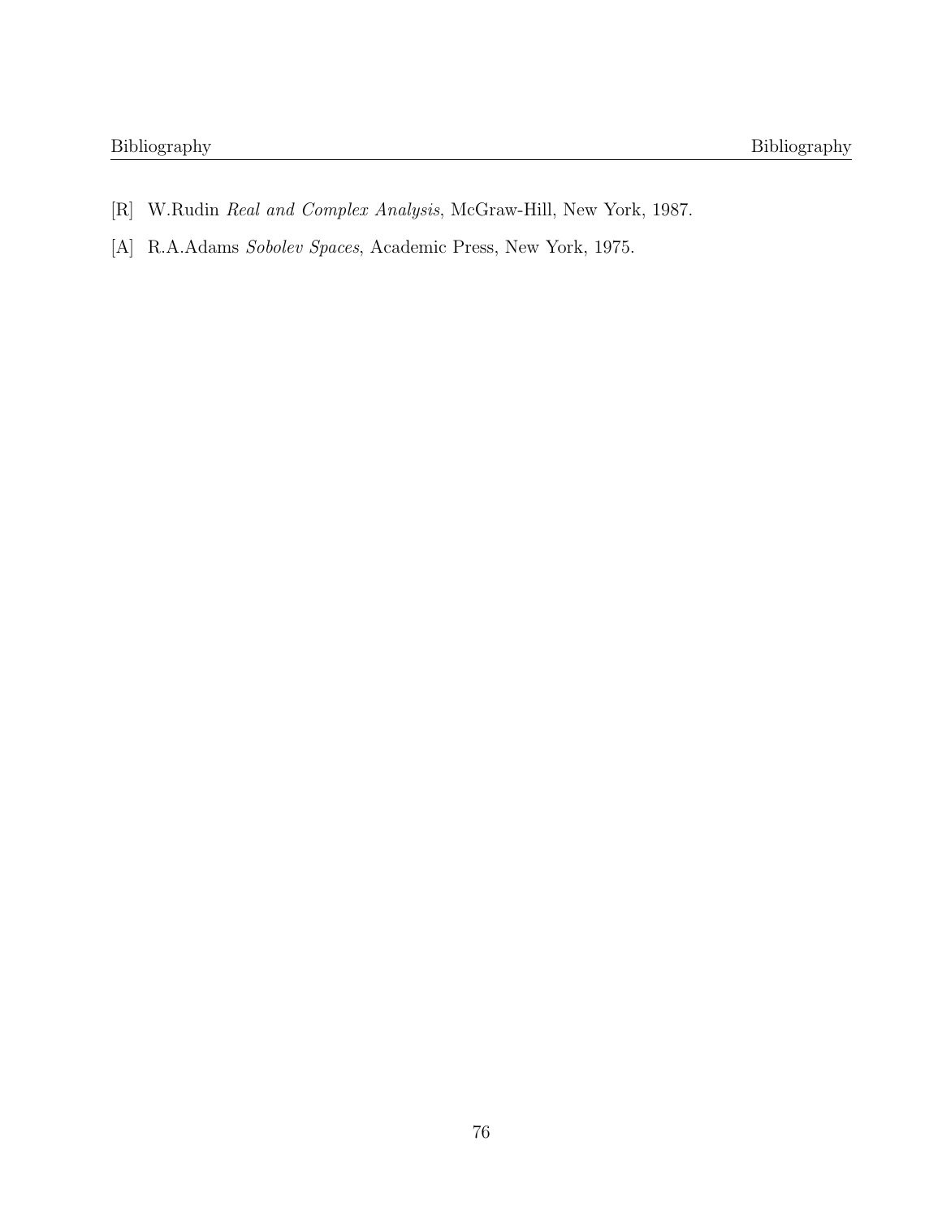[R] W.Rudin *Real and Complex Analysis*, McGraw-Hill, New York, 1987.

[A] R.A.Adams *Sobolev Spaces*, Academic Press, New York, 1975.